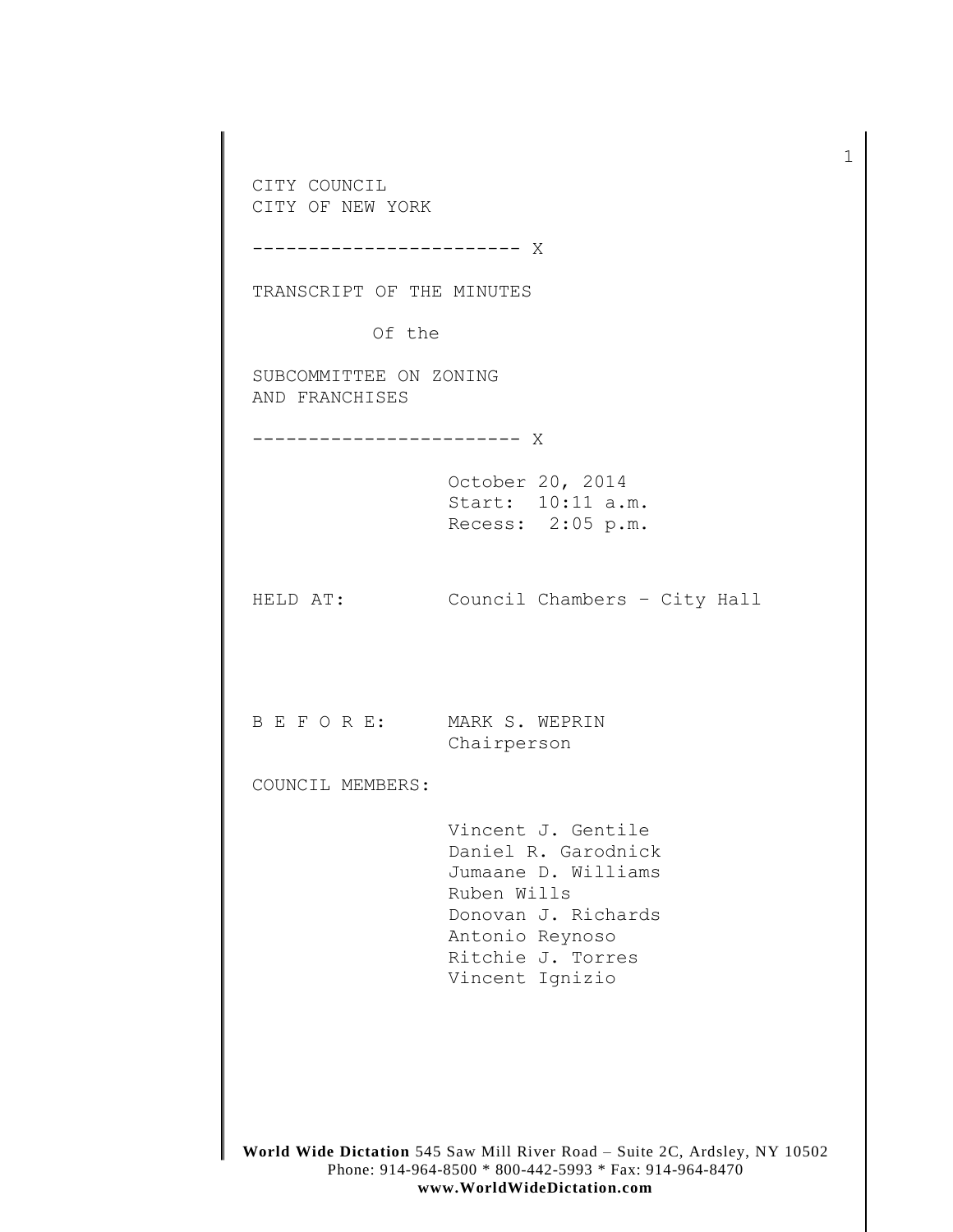CITY COUNCIL
CITY OF NEW YORK

------------------------ X

TRANSCRIPT OF THE MINUTES

Of the

SUBCOMMITTEE ON ZONING
AND FRANCHISES

------------------------ X

October 20, 2014
Start: 10:11 a.m.
Recess: 2:05 p.m.

HELD AT: Council Chambers – City Hall

B E F O R E: MARK S. WEPRIN
Chairperson

COUNCIL MEMBERS:

Vincent J. Gentile
Daniel R. Garodnick
Jumaane D. Williams
Ruben Wills
Donovan J. Richards
Antonio Reynoso
Ritchie J. Torres
Vincent Ignizio

**World Wide Dictation** 545 Saw Mill River Road – Suite 2C, Ardsley, NY 10502
Phone: 914-964-8500 * 800-442-5993 * Fax: 914-964-8470
**www.WorldWideDictation.com**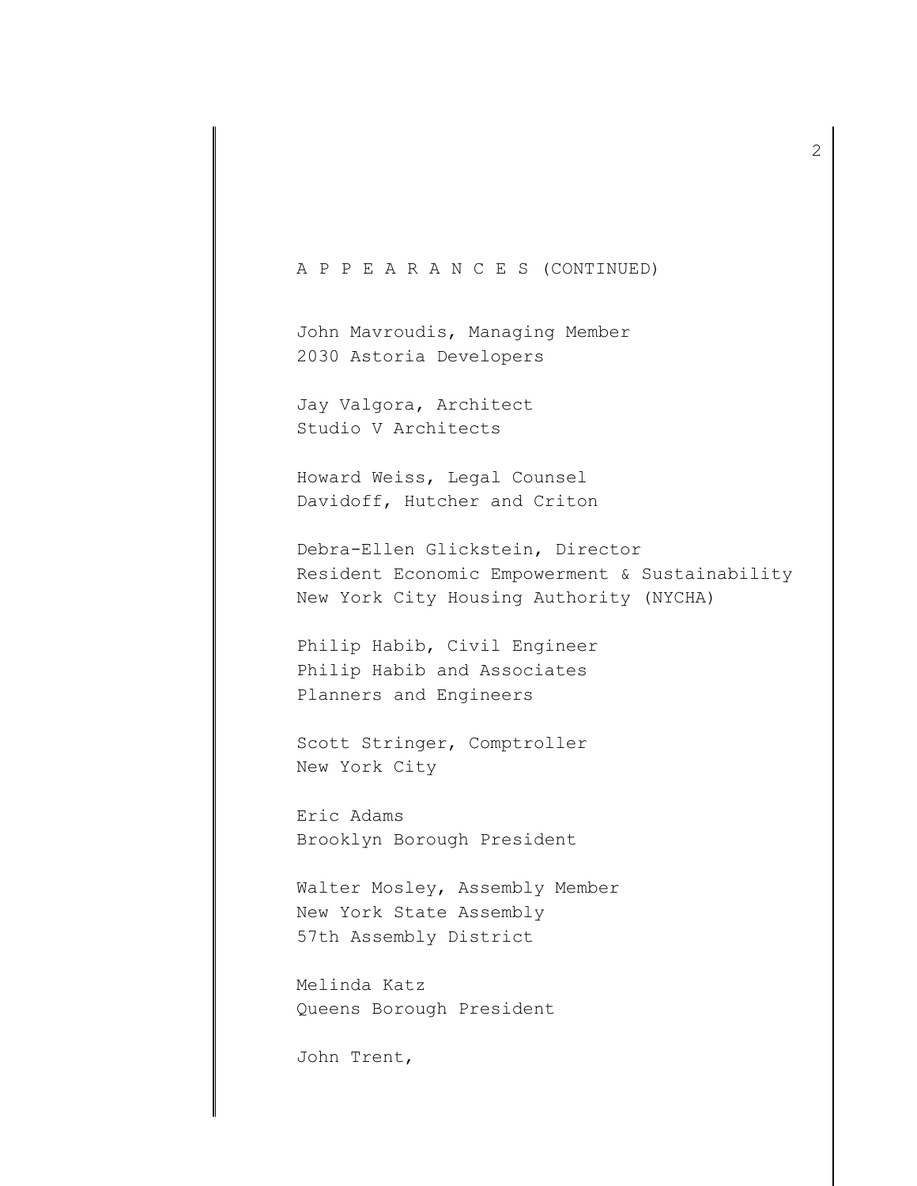A P P E A R A N C E S (CONTINUED)

John Mavroudis, Managing Member
2030 Astoria Developers

Jay Valgora, Architect
Studio V Architects

Howard Weiss, Legal Counsel
Davidoff, Hutcher and Criton

Debra-Ellen Glickstein, Director
Resident Economic Empowerment & Sustainability
New York City Housing Authority (NYCHA)

Philip Habib, Civil Engineer
Philip Habib and Associates
Planners and Engineers

Scott Stringer, Comptroller
New York City

Eric Adams
Brooklyn Borough President

Walter Mosley, Assembly Member
New York State Assembly
57th Assembly District

Melinda Katz
Queens Borough President

John Trent,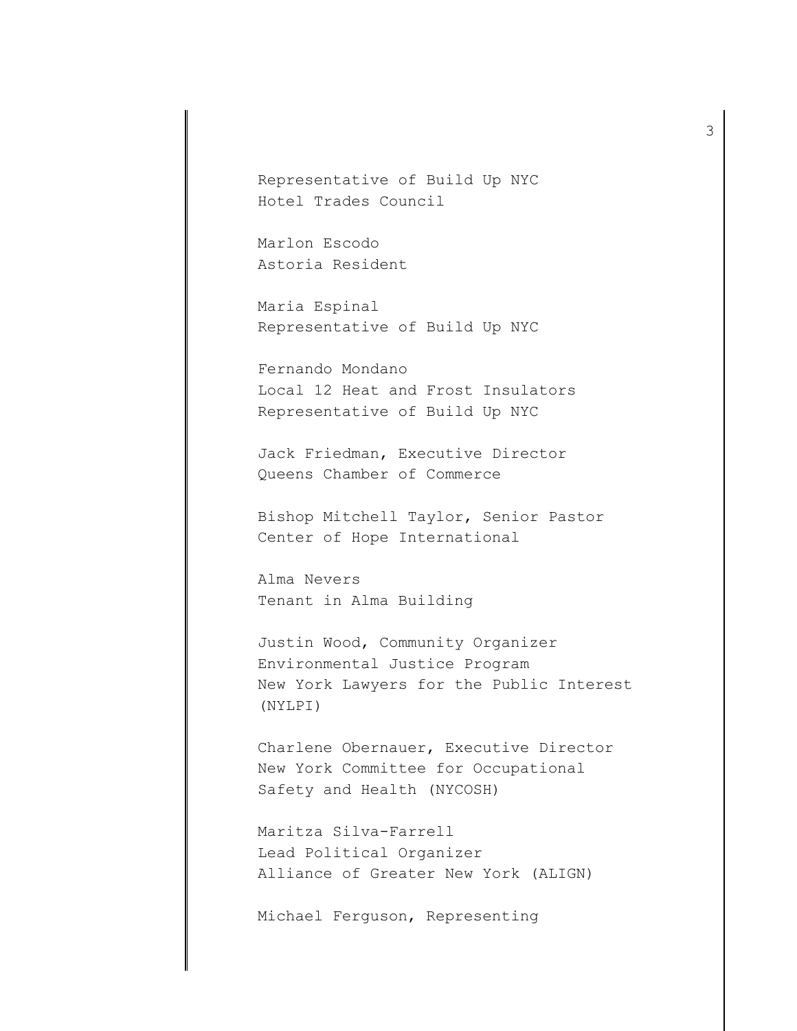Representative of Build Up NYC
Hotel Trades Council

Marlon Escodo
Astoria Resident

Maria Espinal
Representative of Build Up NYC

Fernando Mondano
Local 12 Heat and Frost Insulators
Representative of Build Up NYC

Jack Friedman, Executive Director
Queens Chamber of Commerce

Bishop Mitchell Taylor, Senior Pastor
Center of Hope International

Alma Nevers
Tenant in Alma Building

Justin Wood, Community Organizer
Environmental Justice Program
New York Lawyers for the Public Interest
(NYLPI)

Charlene Obernauer, Executive Director
New York Committee for Occupational
Safety and Health (NYCOSH)

Maritza Silva-Farrell
Lead Political Organizer
Alliance of Greater New York (ALIGN)

Michael Ferguson, Representing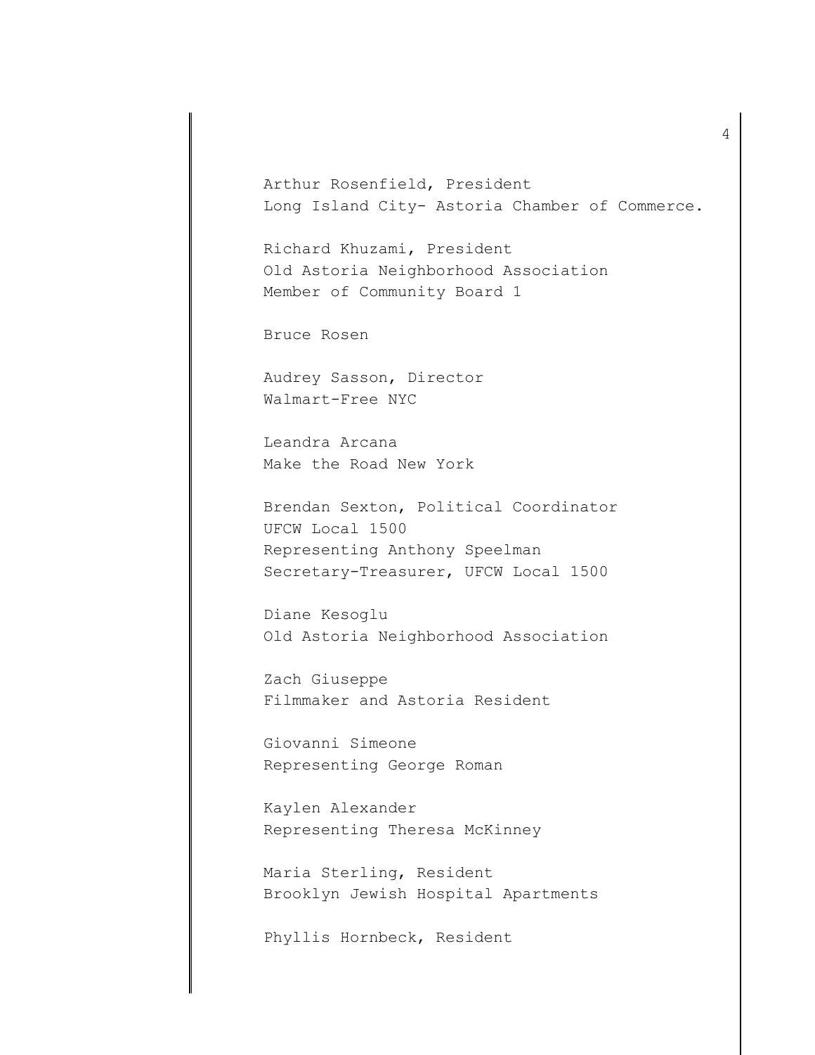Arthur Rosenfield, President
Long Island City- Astoria Chamber of Commerce.

Richard Khuzami, President
Old Astoria Neighborhood Association
Member of Community Board 1

Bruce Rosen

Audrey Sasson, Director
Walmart-Free NYC

Leandra Arcana
Make the Road New York

Brendan Sexton, Political Coordinator
UFCW Local 1500
Representing Anthony Speelman
Secretary-Treasurer, UFCW Local 1500

Diane Kesoglu
Old Astoria Neighborhood Association

Zach Giuseppe
Filmmaker and Astoria Resident

Giovanni Simeone
Representing George Roman

Kaylen Alexander
Representing Theresa McKinney

Maria Sterling, Resident
Brooklyn Jewish Hospital Apartments

Phyllis Hornbeck, Resident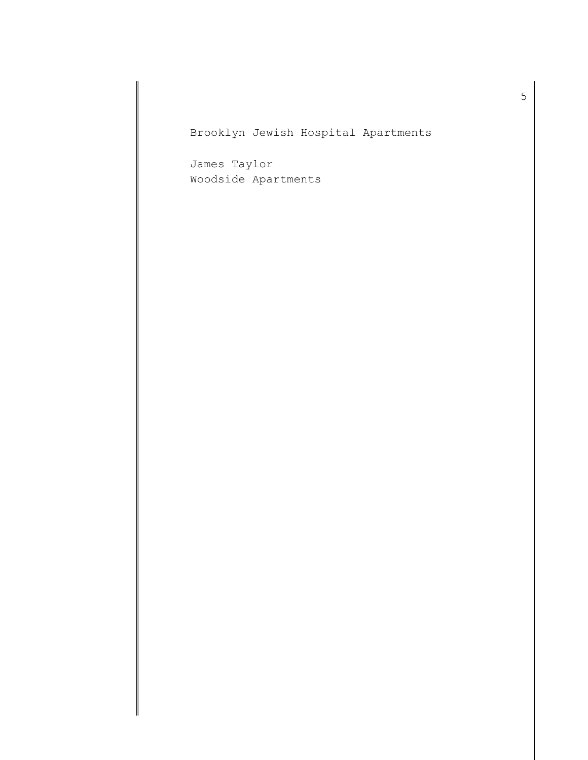Brooklyn Jewish Hospital Apartments

James Taylor
Woodside Apartments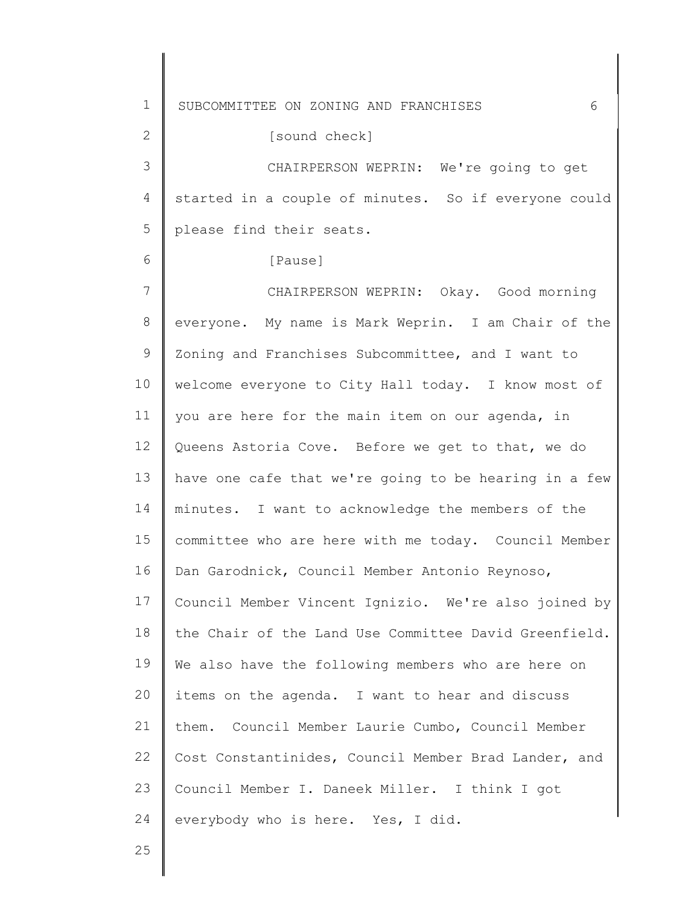[sound check]

CHAIRPERSON WEPRIN: We're going to get started in a couple of minutes. So if everyone could please find their seats.

[Pause]

CHAIRPERSON WEPRIN: Okay. Good morning everyone. My name is Mark Weprin. I am Chair of the Zoning and Franchises Subcommittee, and I want to welcome everyone to City Hall today. I know most of you are here for the main item on our agenda, in Queens Astoria Cove. Before we get to that, we do have one cafe that we're going to be hearing in a few minutes. I want to acknowledge the members of the committee who are here with me today. Council Member Dan Garodnick, Council Member Antonio Reynoso, Council Member Vincent Ignizio. We're also joined by the Chair of the Land Use Committee David Greenfield. We also have the following members who are here on items on the agenda. I want to hear and discuss them. Council Member Laurie Cumbo, Council Member Cost Constantinides, Council Member Brad Lander, and Council Member I. Daneek Miller. I think I got everybody who is here. Yes, I did.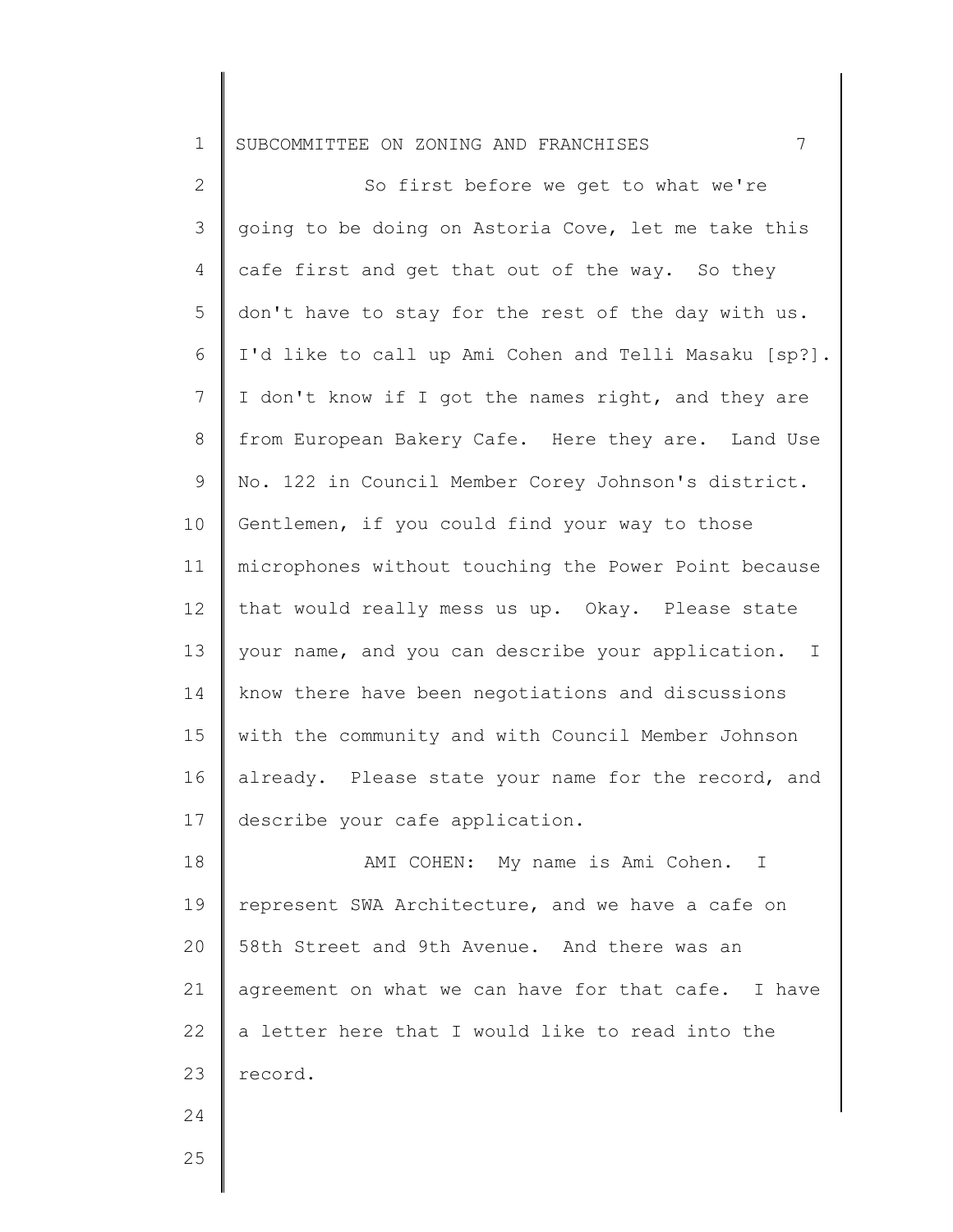So first before we get to what we're going to be doing on Astoria Cove, let me take this cafe first and get that out of the way. So they don't have to stay for the rest of the day with us. I'd like to call up Ami Cohen and Telli Masaku [sp?]. I don't know if I got the names right, and they are from European Bakery Cafe. Here they are. Land Use No. 122 in Council Member Corey Johnson's district. Gentlemen, if you could find your way to those microphones without touching the Power Point because that would really mess us up. Okay. Please state your name, and you can describe your application. I know there have been negotiations and discussions with the community and with Council Member Johnson already. Please state your name for the record, and describe your cafe application.

AMI COHEN: My name is Ami Cohen. I represent SWA Architecture, and we have a cafe on 58th Street and 9th Avenue. And there was an agreement on what we can have for that cafe. I have a letter here that I would like to read into the record.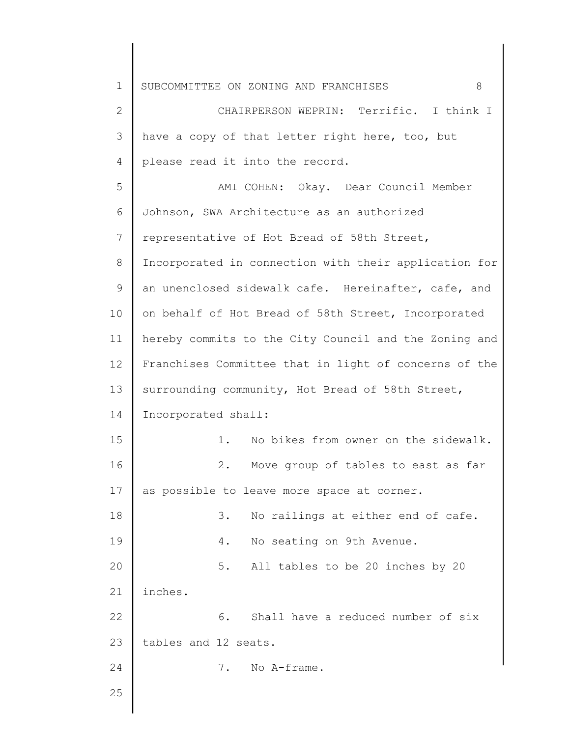CHAIRPERSON WEPRIN: Terrific. I think I have a copy of that letter right here, too, but please read it into the record.

AMI COHEN: Okay. Dear Council Member Johnson, SWA Architecture as an authorized representative of Hot Bread of 58th Street, Incorporated in connection with their application for an unenclosed sidewalk cafe. Hereinafter, cafe, and on behalf of Hot Bread of 58th Street, Incorporated hereby commits to the City Council and the Zoning and Franchises Committee that in light of concerns of the surrounding community, Hot Bread of 58th Street, Incorporated shall:

1. No bikes from owner on the sidewalk.
2. Move group of tables to east as far as possible to leave more space at corner.
3. No railings at either end of cafe.
4. No seating on 9th Avenue.
5. All tables to be 20 inches by 20 inches.
6. Shall have a reduced number of six tables and 12 seats.
7. No A-frame.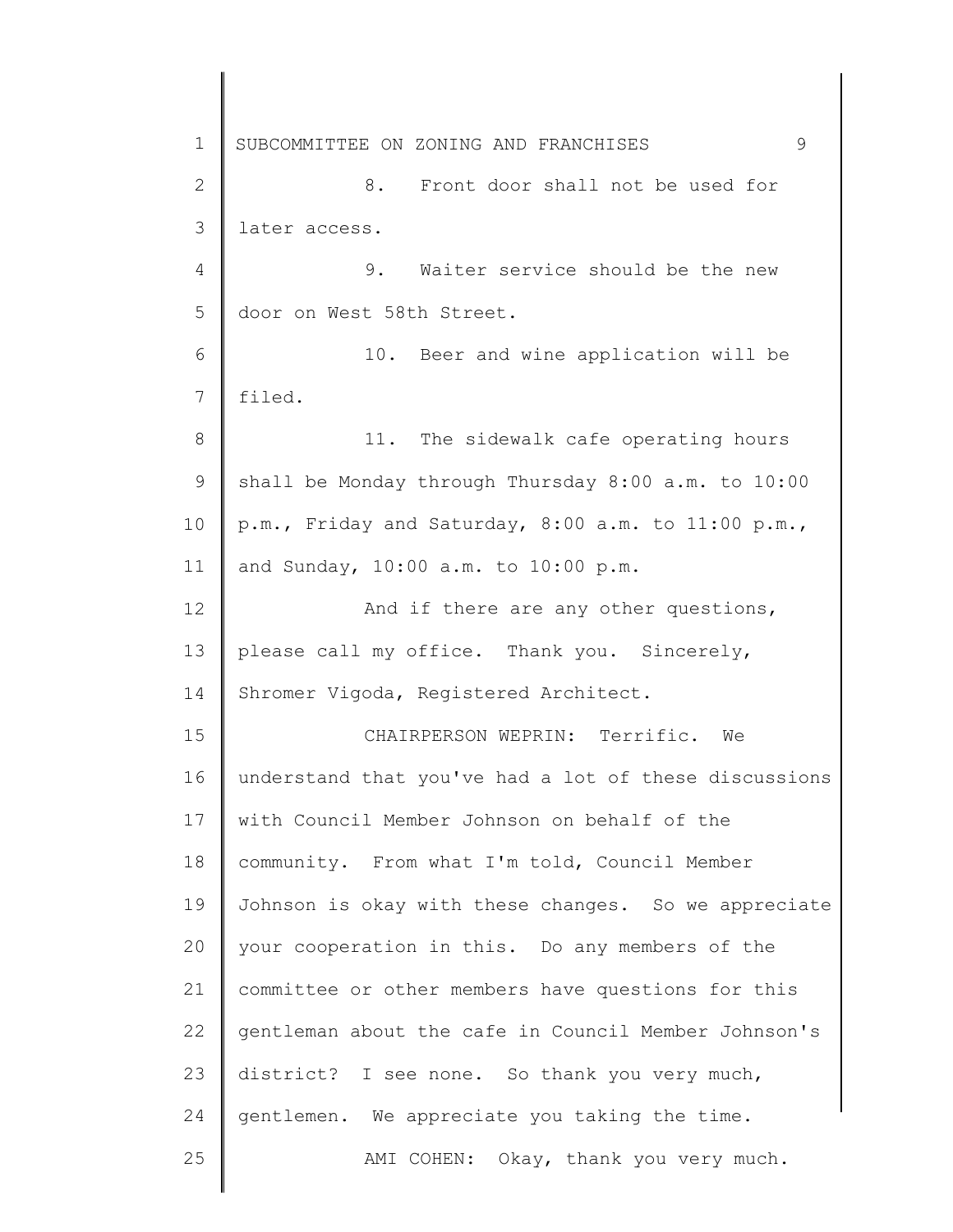8. Front door shall not be used for later access.

9. Waiter service should be the new door on West 58th Street.

10. Beer and wine application will be filed.

11. The sidewalk cafe operating hours shall be Monday through Thursday 8:00 a.m. to 10:00 p.m., Friday and Saturday, 8:00 a.m. to 11:00 p.m., and Sunday, 10:00 a.m. to 10:00 p.m.

And if there are any other questions, please call my office. Thank you. Sincerely, Shromer Vigoda, Registered Architect.

CHAIRPERSON WEPRIN: Terrific. We understand that you've had a lot of these discussions with Council Member Johnson on behalf of the community. From what I'm told, Council Member Johnson is okay with these changes. So we appreciate your cooperation in this. Do any members of the committee or other members have questions for this gentleman about the cafe in Council Member Johnson's district? I see none. So thank you very much, gentlemen. We appreciate you taking the time.

AMI COHEN: Okay, thank you very much.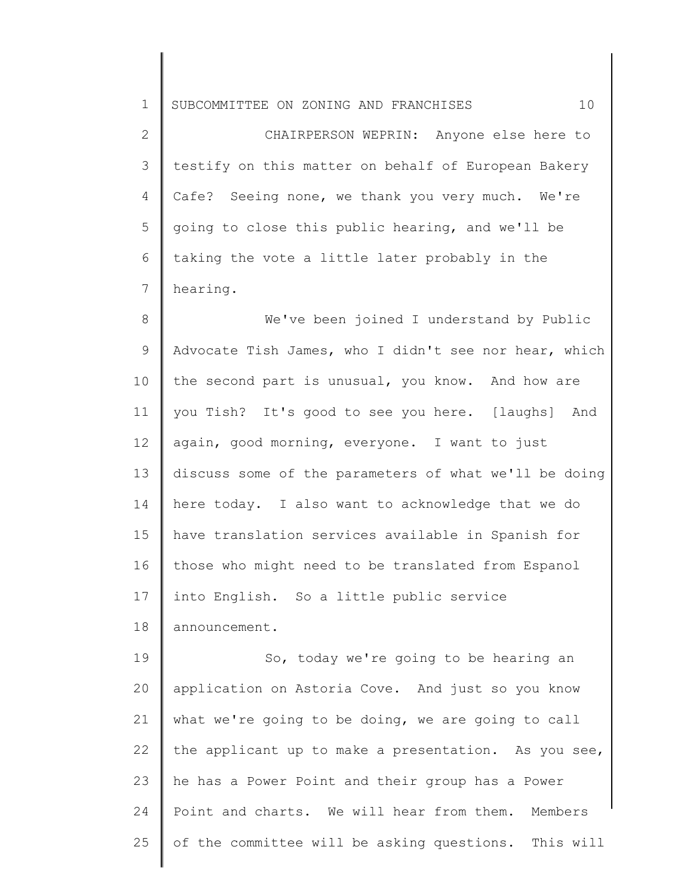CHAIRPERSON WEPRIN: Anyone else here to testify on this matter on behalf of European Bakery Cafe? Seeing none, we thank you very much. We're going to close this public hearing, and we'll be taking the vote a little later probably in the hearing.

We've been joined I understand by Public Advocate Tish James, who I didn't see nor hear, which the second part is unusual, you know. And how are you Tish? It's good to see you here. [laughs] And again, good morning, everyone. I want to just discuss some of the parameters of what we'll be doing here today. I also want to acknowledge that we do have translation services available in Spanish for those who might need to be translated from Espanol into English. So a little public service announcement.

So, today we're going to be hearing an application on Astoria Cove. And just so you know what we're going to be doing, we are going to call the applicant up to make a presentation. As you see, he has a Power Point and their group has a Power Point and charts. We will hear from them. Members of the committee will be asking questions. This will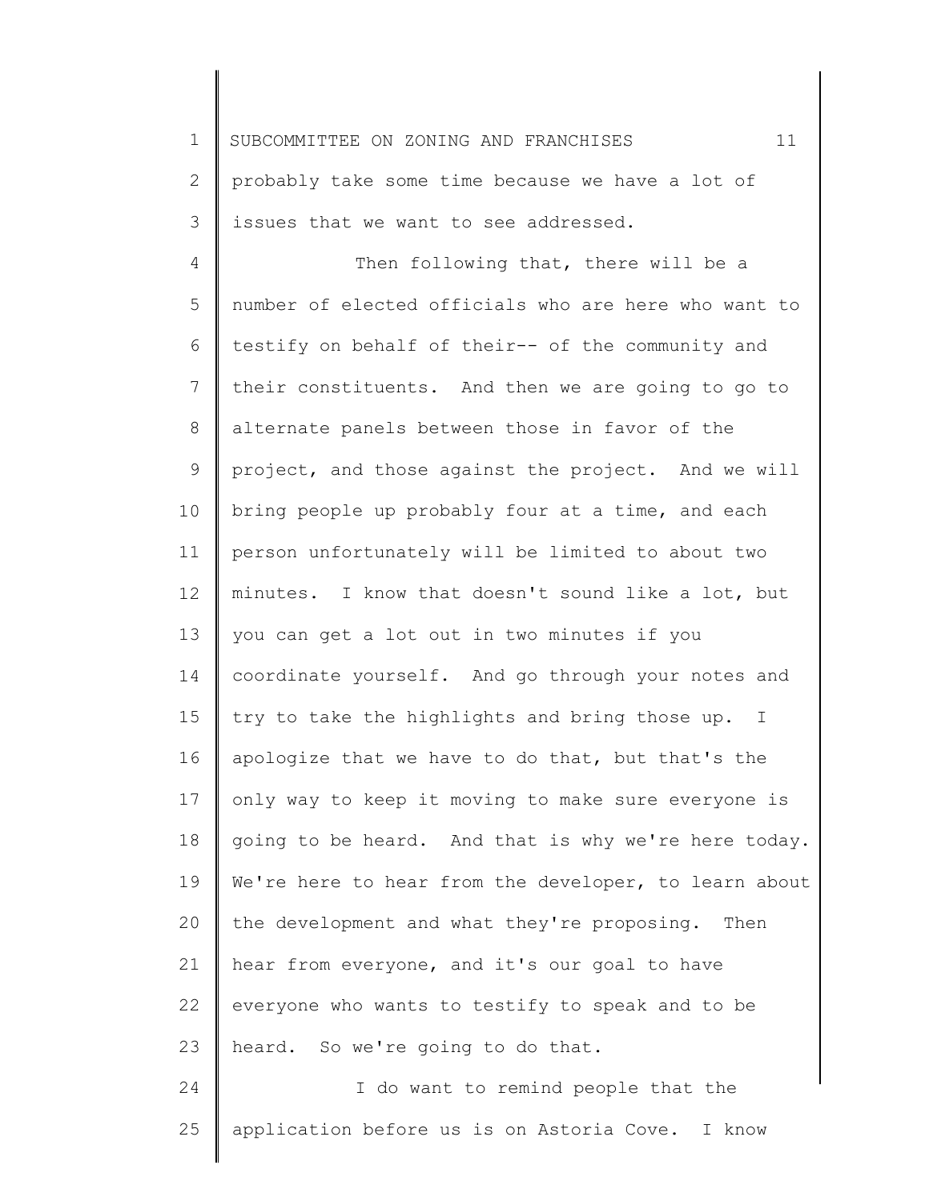probably take some time because we have a lot of issues that we want to see addressed.

Then following that, there will be a number of elected officials who are here who want to testify on behalf of their-- of the community and their constituents. And then we are going to go to alternate panels between those in favor of the project, and those against the project. And we will bring people up probably four at a time, and each person unfortunately will be limited to about two minutes. I know that doesn't sound like a lot, but you can get a lot out in two minutes if you coordinate yourself. And go through your notes and try to take the highlights and bring those up. I apologize that we have to do that, but that's the only way to keep it moving to make sure everyone is going to be heard. And that is why we're here today. We're here to hear from the developer, to learn about the development and what they're proposing. Then hear from everyone, and it's our goal to have everyone who wants to testify to speak and to be heard. So we're going to do that.

I do want to remind people that the application before us is on Astoria Cove. I know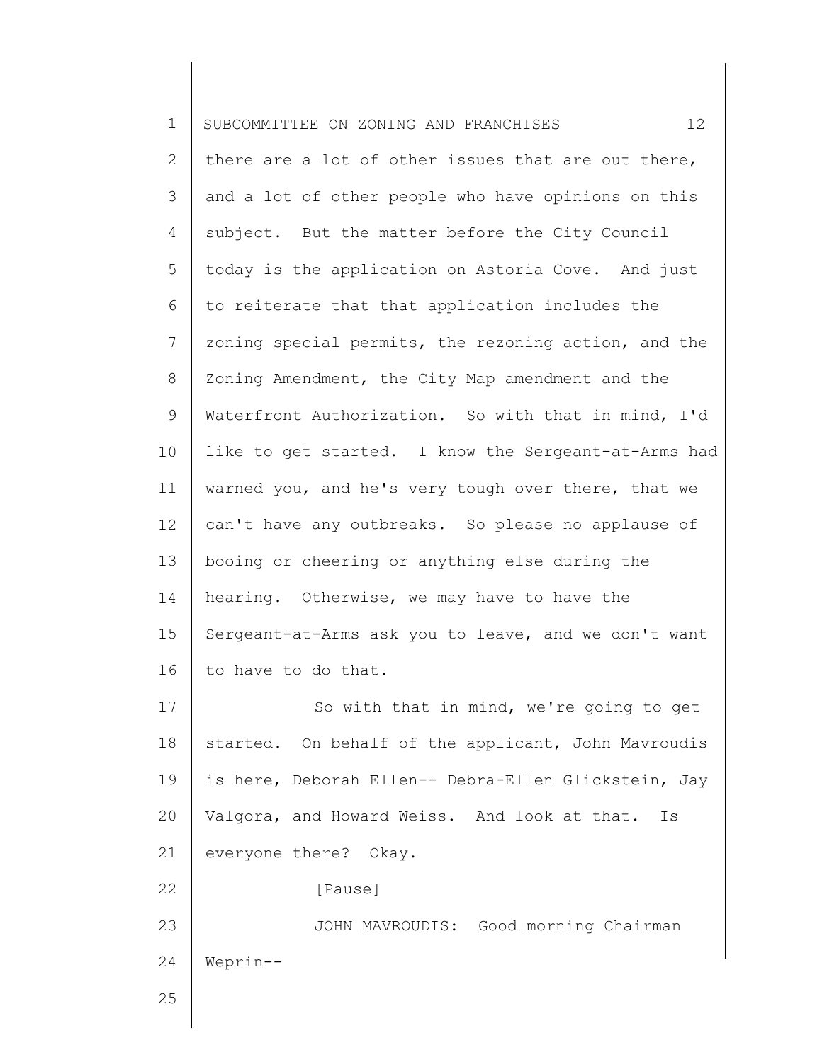there are a lot of other issues that are out there, and a lot of other people who have opinions on this subject. But the matter before the City Council today is the application on Astoria Cove. And just to reiterate that that application includes the zoning special permits, the rezoning action, and the Zoning Amendment, the City Map amendment and the Waterfront Authorization. So with that in mind, I'd like to get started. I know the Sergeant-at-Arms had warned you, and he's very tough over there, that we can't have any outbreaks. So please no applause of booing or cheering or anything else during the hearing. Otherwise, we may have to have the Sergeant-at-Arms ask you to leave, and we don't want to have to do that.

So with that in mind, we're going to get started. On behalf of the applicant, John Mavroudis is here, Deborah Ellen-- Debra-Ellen Glickstein, Jay Valgora, and Howard Weiss. And look at that. Is everyone there? Okay.

[Pause]

JOHN MAVROUDIS: Good morning Chairman Weprin--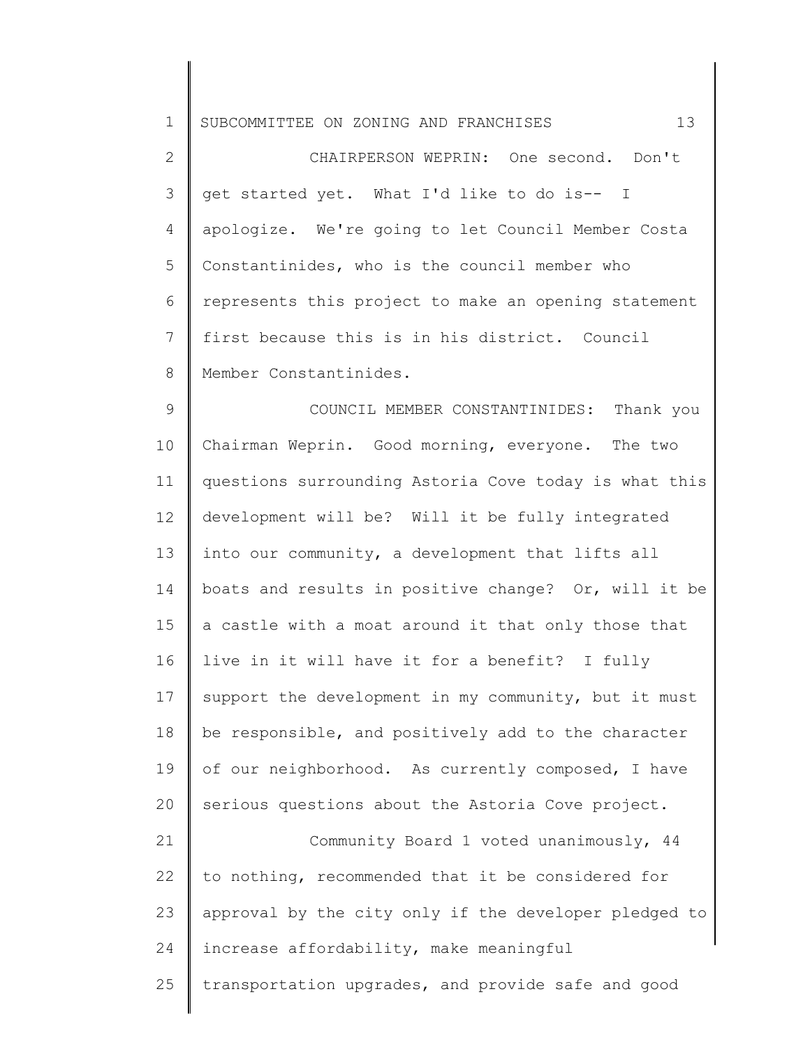CHAIRPERSON WEPRIN: One second. Don't get started yet. What I'd like to do is-- I apologize. We're going to let Council Member Costa Constantinides, who is the council member who represents this project to make an opening statement first because this is in his district. Council Member Constantinides.

COUNCIL MEMBER CONSTANTINIDES: Thank you Chairman Weprin. Good morning, everyone. The two questions surrounding Astoria Cove today is what this development will be? Will it be fully integrated into our community, a development that lifts all boats and results in positive change? Or, will it be a castle with a moat around it that only those that live in it will have it for a benefit? I fully support the development in my community, but it must be responsible, and positively add to the character of our neighborhood. As currently composed, I have serious questions about the Astoria Cove project.

Community Board 1 voted unanimously, 44 to nothing, recommended that it be considered for approval by the city only if the developer pledged to increase affordability, make meaningful transportation upgrades, and provide safe and good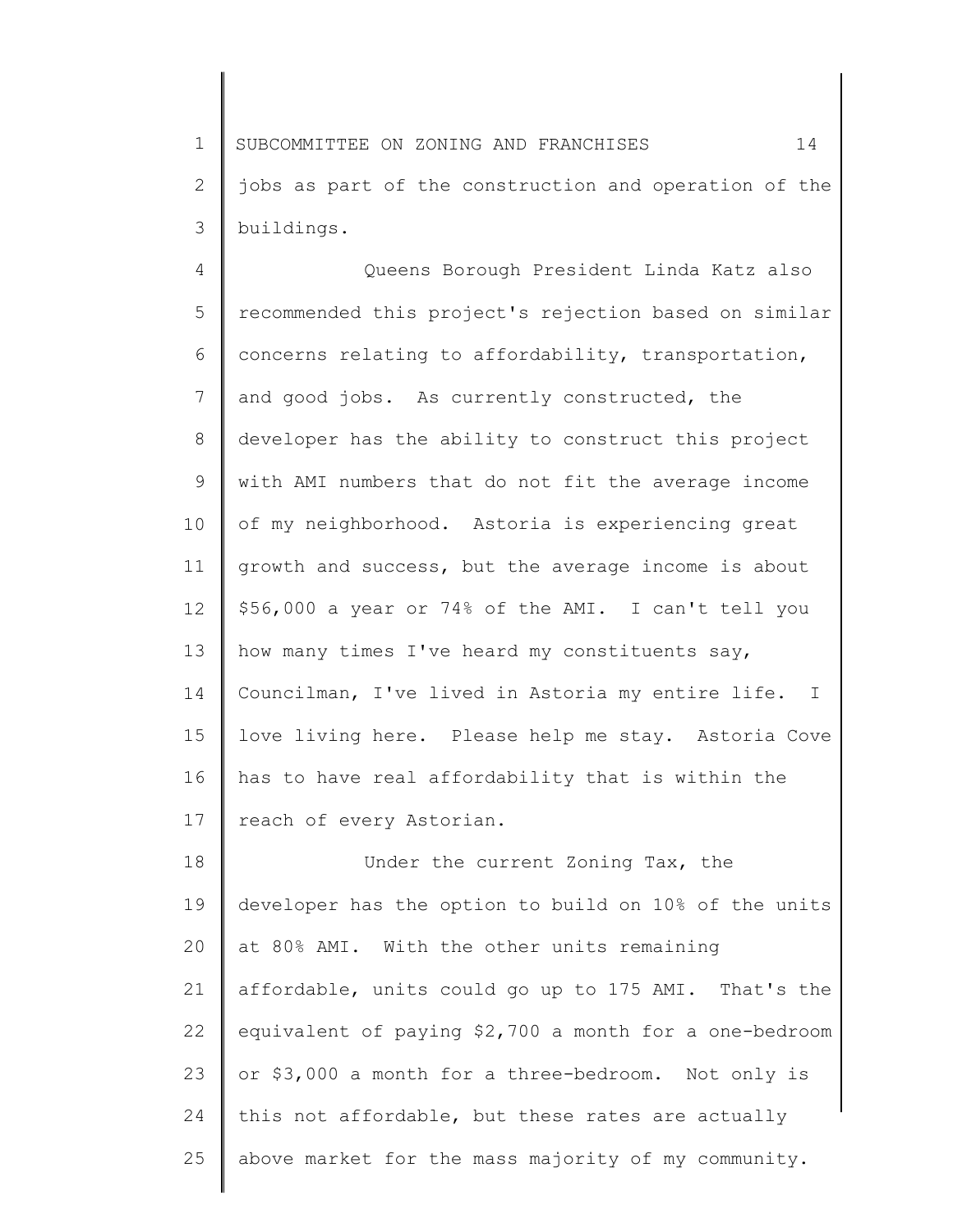jobs as part of the construction and operation of the buildings.

Queens Borough President Linda Katz also recommended this project's rejection based on similar concerns relating to affordability, transportation, and good jobs. As currently constructed, the developer has the ability to construct this project with AMI numbers that do not fit the average income of my neighborhood. Astoria is experiencing great growth and success, but the average income is about $56,000 a year or 74% of the AMI. I can't tell you how many times I've heard my constituents say, Councilman, I've lived in Astoria my entire life. I love living here. Please help me stay. Astoria Cove has to have real affordability that is within the reach of every Astorian.

Under the current Zoning Tax, the developer has the option to build on 10% of the units at 80% AMI. With the other units remaining affordable, units could go up to 175 AMI. That's the equivalent of paying $2,700 a month for a one-bedroom or $3,000 a month for a three-bedroom. Not only is this not affordable, but these rates are actually above market for the mass majority of my community.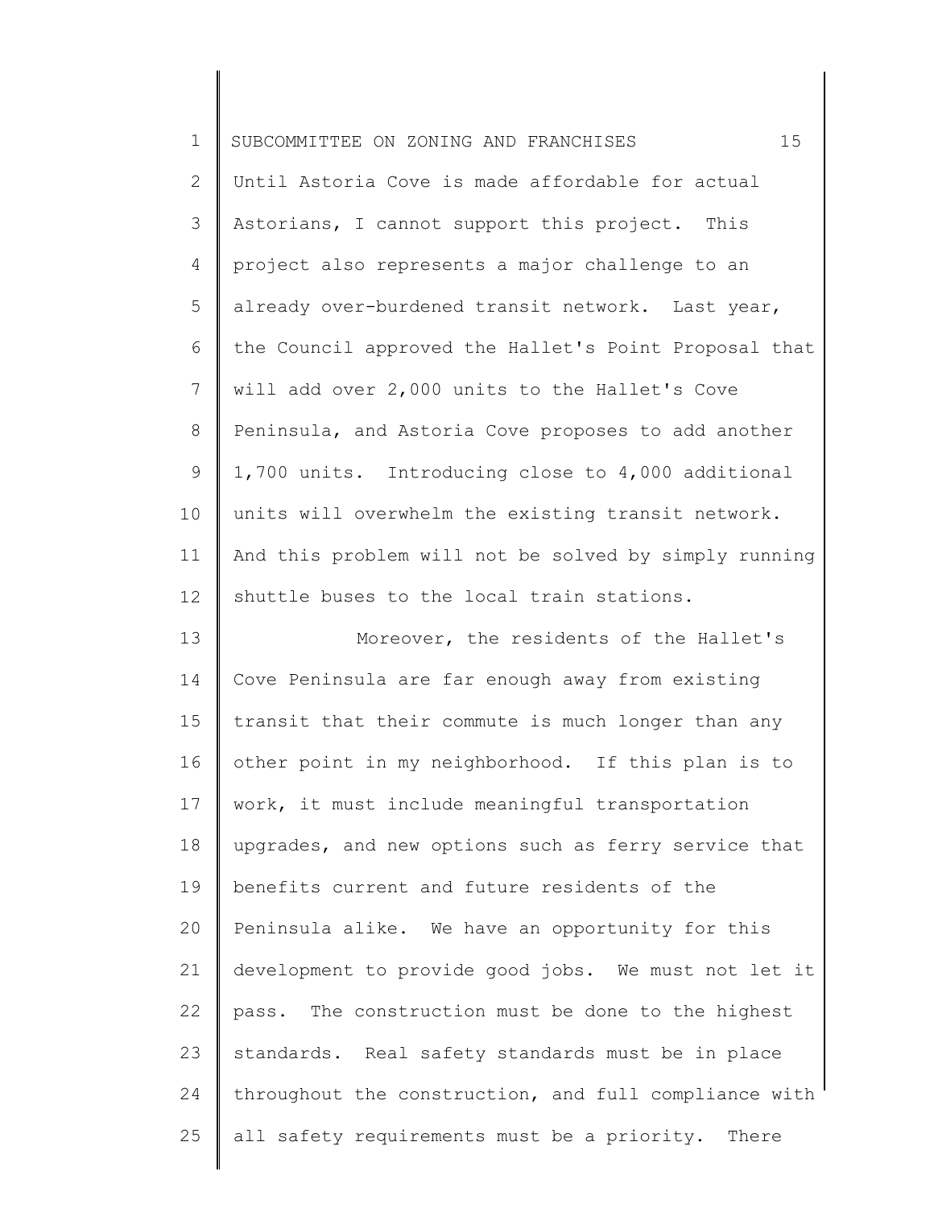Until Astoria Cove is made affordable for actual Astorians, I cannot support this project. This project also represents a major challenge to an already over-burdened transit network. Last year, the Council approved the Hallet's Point Proposal that will add over 2,000 units to the Hallet's Cove Peninsula, and Astoria Cove proposes to add another 1,700 units. Introducing close to 4,000 additional units will overwhelm the existing transit network. And this problem will not be solved by simply running shuttle buses to the local train stations.

Moreover, the residents of the Hallet's Cove Peninsula are far enough away from existing transit that their commute is much longer than any other point in my neighborhood. If this plan is to work, it must include meaningful transportation upgrades, and new options such as ferry service that benefits current and future residents of the Peninsula alike. We have an opportunity for this development to provide good jobs. We must not let it pass. The construction must be done to the highest standards. Real safety standards must be in place throughout the construction, and full compliance with all safety requirements must be a priority. There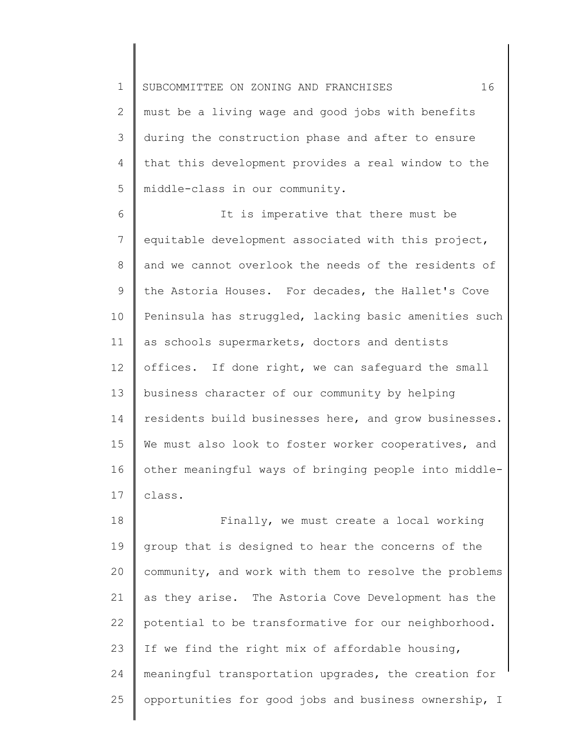must be a living wage and good jobs with benefits during the construction phase and after to ensure that this development provides a real window to the middle-class in our community.

It is imperative that there must be equitable development associated with this project, and we cannot overlook the needs of the residents of the Astoria Houses. For decades, the Hallet's Cove Peninsula has struggled, lacking basic amenities such as schools supermarkets, doctors and dentists offices. If done right, we can safeguard the small business character of our community by helping residents build businesses here, and grow businesses. We must also look to foster worker cooperatives, and other meaningful ways of bringing people into middle-class.

Finally, we must create a local working group that is designed to hear the concerns of the community, and work with them to resolve the problems as they arise. The Astoria Cove Development has the potential to be transformative for our neighborhood. If we find the right mix of affordable housing, meaningful transportation upgrades, the creation for opportunities for good jobs and business ownership, I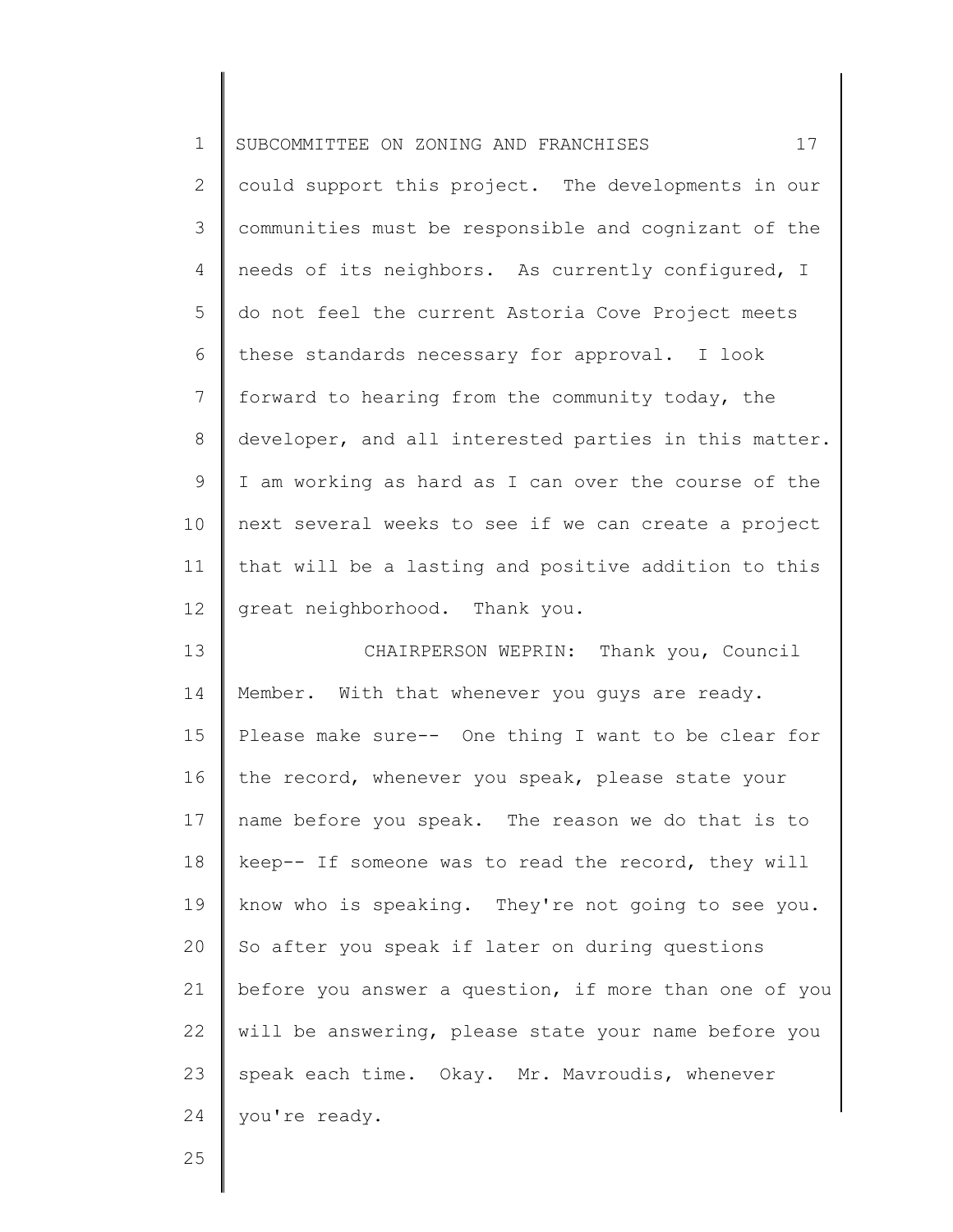could support this project. The developments in our communities must be responsible and cognizant of the needs of its neighbors. As currently configured, I do not feel the current Astoria Cove Project meets these standards necessary for approval. I look forward to hearing from the community today, the developer, and all interested parties in this matter. I am working as hard as I can over the course of the next several weeks to see if we can create a project that will be a lasting and positive addition to this great neighborhood. Thank you.

CHAIRPERSON WEPRIN: Thank you, Council Member. With that whenever you guys are ready. Please make sure-- One thing I want to be clear for the record, whenever you speak, please state your name before you speak. The reason we do that is to keep-- If someone was to read the record, they will know who is speaking. They're not going to see you. So after you speak if later on during questions before you answer a question, if more than one of you will be answering, please state your name before you speak each time. Okay. Mr. Mavroudis, whenever you're ready.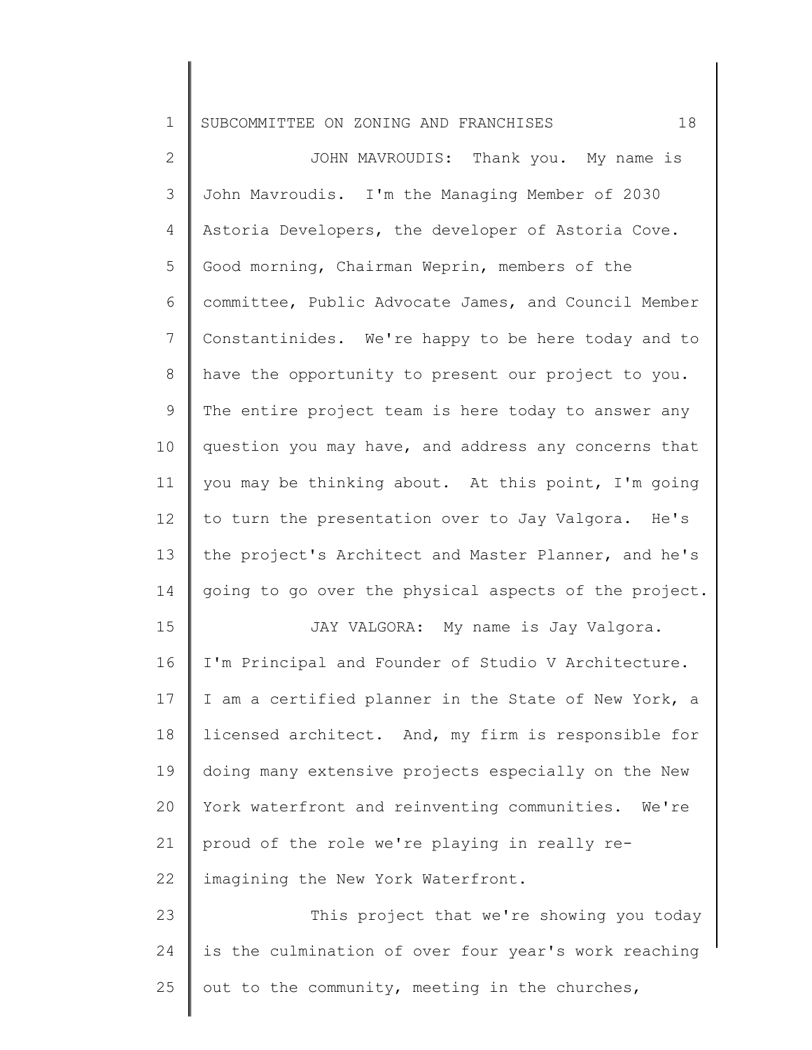JOHN MAVROUDIS: Thank you. My name is John Mavroudis. I'm the Managing Member of 2030 Astoria Developers, the developer of Astoria Cove. Good morning, Chairman Weprin, members of the committee, Public Advocate James, and Council Member Constantinides. We're happy to be here today and to have the opportunity to present our project to you. The entire project team is here today to answer any question you may have, and address any concerns that you may be thinking about. At this point, I'm going to turn the presentation over to Jay Valgora. He's the project's Architect and Master Planner, and he's going to go over the physical aspects of the project.

JAY VALGORA: My name is Jay Valgora. I'm Principal and Founder of Studio V Architecture. I am a certified planner in the State of New York, a licensed architect. And, my firm is responsible for doing many extensive projects especially on the New York waterfront and reinventing communities. We're proud of the role we're playing in really re-imagining the New York Waterfront.

This project that we're showing you today is the culmination of over four year's work reaching out to the community, meeting in the churches,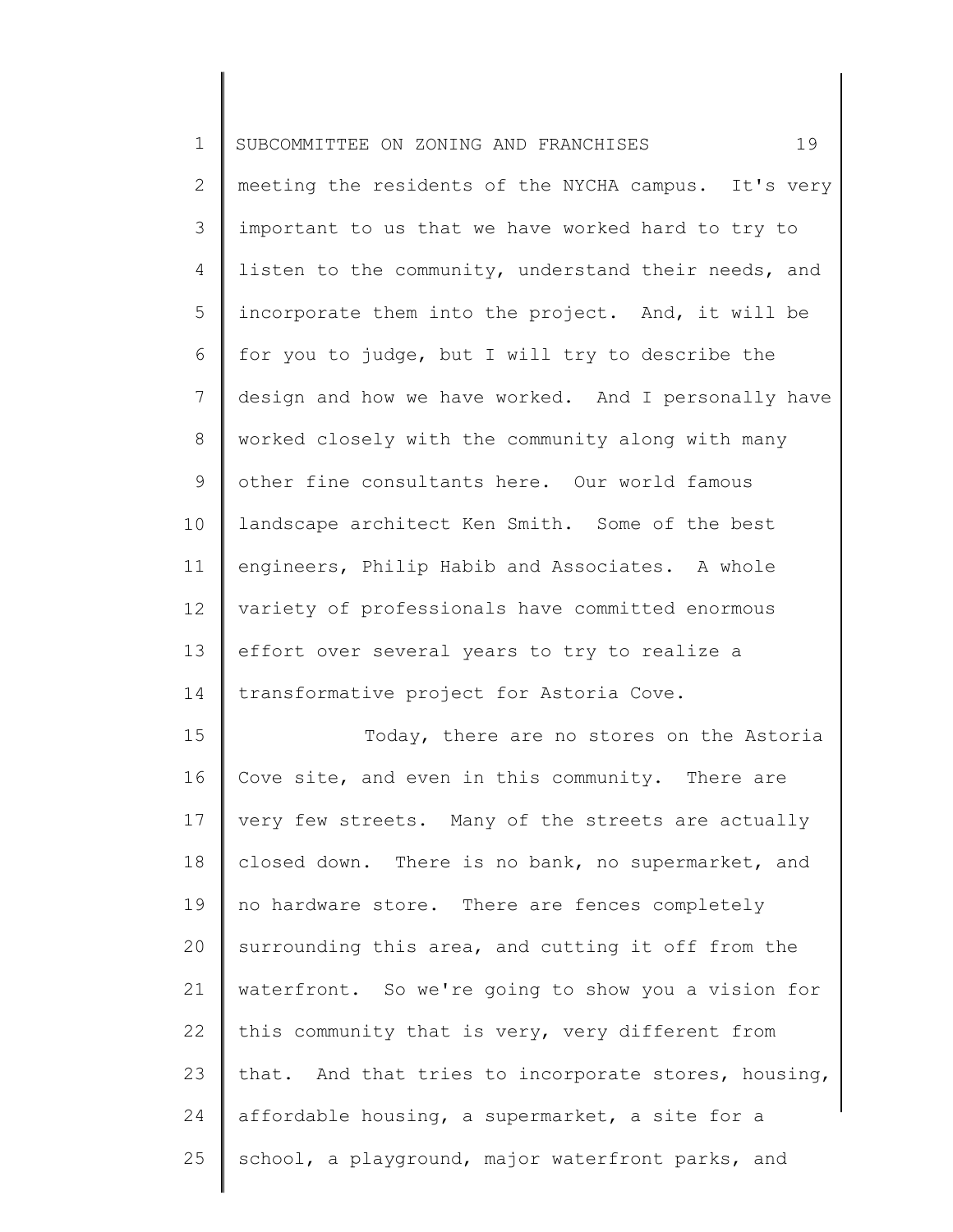meeting the residents of the NYCHA campus. It's very important to us that we have worked hard to try to listen to the community, understand their needs, and incorporate them into the project. And, it will be for you to judge, but I will try to describe the design and how we have worked. And I personally have worked closely with the community along with many other fine consultants here. Our world famous landscape architect Ken Smith. Some of the best engineers, Philip Habib and Associates. A whole variety of professionals have committed enormous effort over several years to try to realize a transformative project for Astoria Cove.

Today, there are no stores on the Astoria Cove site, and even in this community. There are very few streets. Many of the streets are actually closed down. There is no bank, no supermarket, and no hardware store. There are fences completely surrounding this area, and cutting it off from the waterfront. So we're going to show you a vision for this community that is very, very different from that. And that tries to incorporate stores, housing, affordable housing, a supermarket, a site for a school, a playground, major waterfront parks, and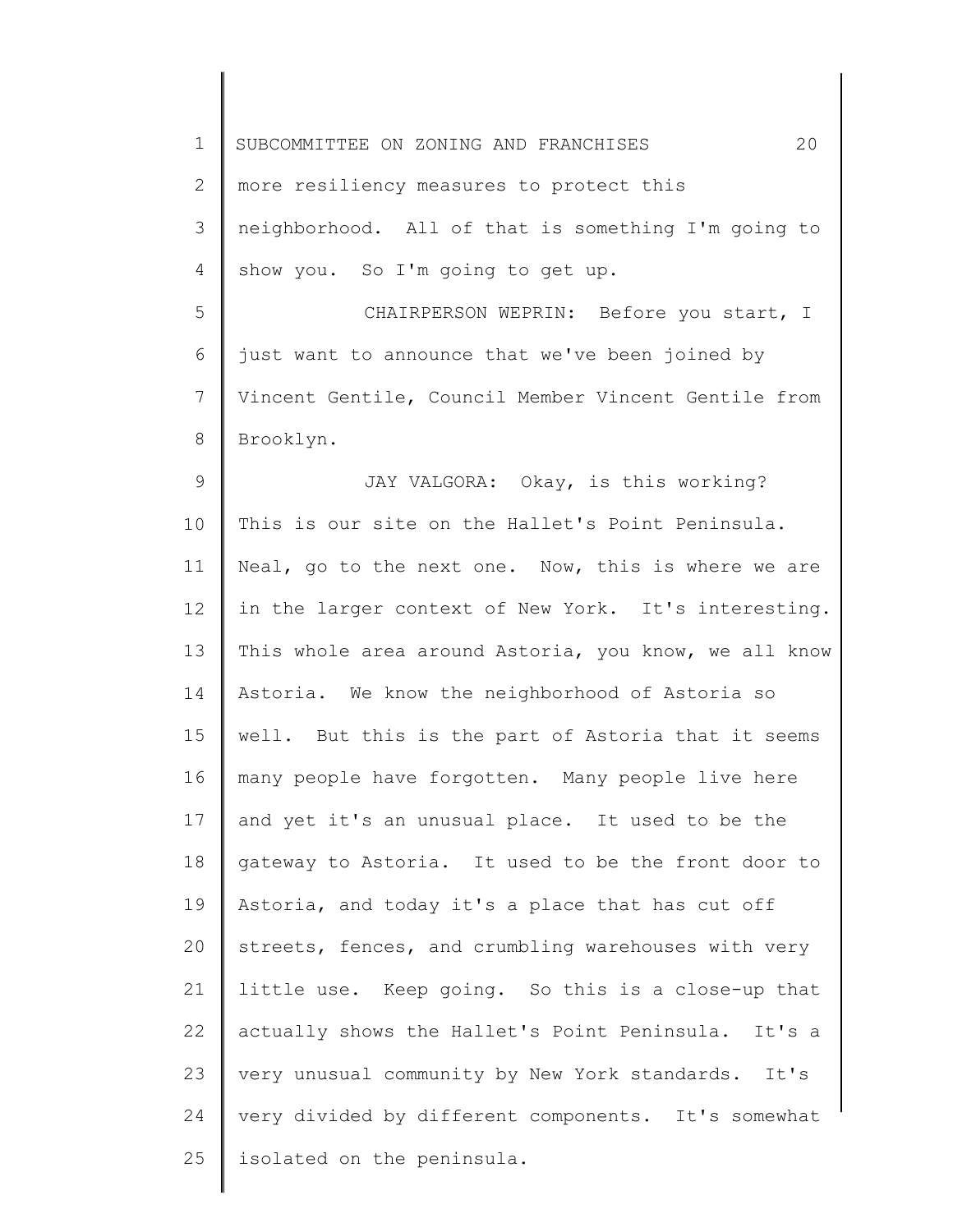more resiliency measures to protect this neighborhood. All of that is something I'm going to show you. So I'm going to get up.

CHAIRPERSON WEPRIN: Before you start, I just want to announce that we've been joined by Vincent Gentile, Council Member Vincent Gentile from Brooklyn.

JAY VALGORA: Okay, is this working? This is our site on the Hallet's Point Peninsula. Neal, go to the next one. Now, this is where we are in the larger context of New York. It's interesting. This whole area around Astoria, you know, we all know Astoria. We know the neighborhood of Astoria so well. But this is the part of Astoria that it seems many people have forgotten. Many people live here and yet it's an unusual place. It used to be the gateway to Astoria. It used to be the front door to Astoria, and today it's a place that has cut off streets, fences, and crumbling warehouses with very little use. Keep going. So this is a close-up that actually shows the Hallet's Point Peninsula. It's a very unusual community by New York standards. It's very divided by different components. It's somewhat isolated on the peninsula.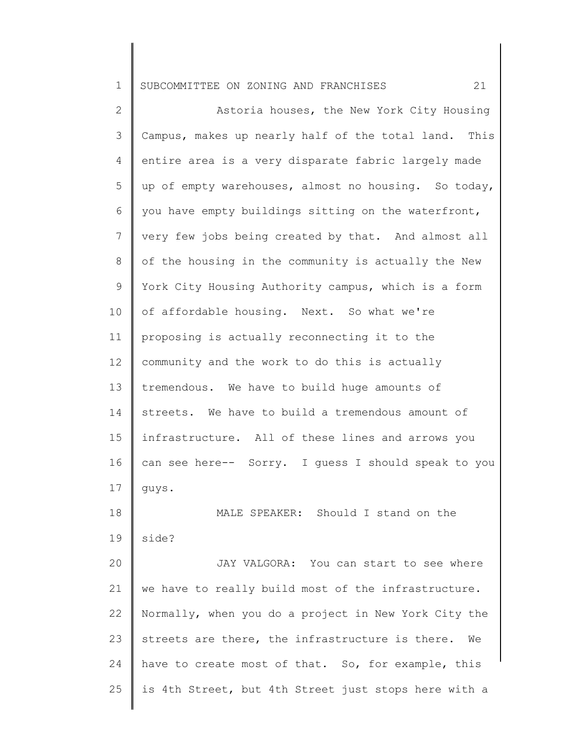Astoria houses, the New York City Housing Campus, makes up nearly half of the total land. This entire area is a very disparate fabric largely made up of empty warehouses, almost no housing. So today, you have empty buildings sitting on the waterfront, very few jobs being created by that. And almost all of the housing in the community is actually the New York City Housing Authority campus, which is a form of affordable housing. Next. So what we're proposing is actually reconnecting it to the community and the work to do this is actually tremendous. We have to build huge amounts of streets. We have to build a tremendous amount of infrastructure. All of these lines and arrows you can see here-- Sorry. I guess I should speak to you guys.

MALE SPEAKER: Should I stand on the side?

JAY VALGORA: You can start to see where we have to really build most of the infrastructure. Normally, when you do a project in New York City the streets are there, the infrastructure is there. We have to create most of that. So, for example, this is 4th Street, but 4th Street just stops here with a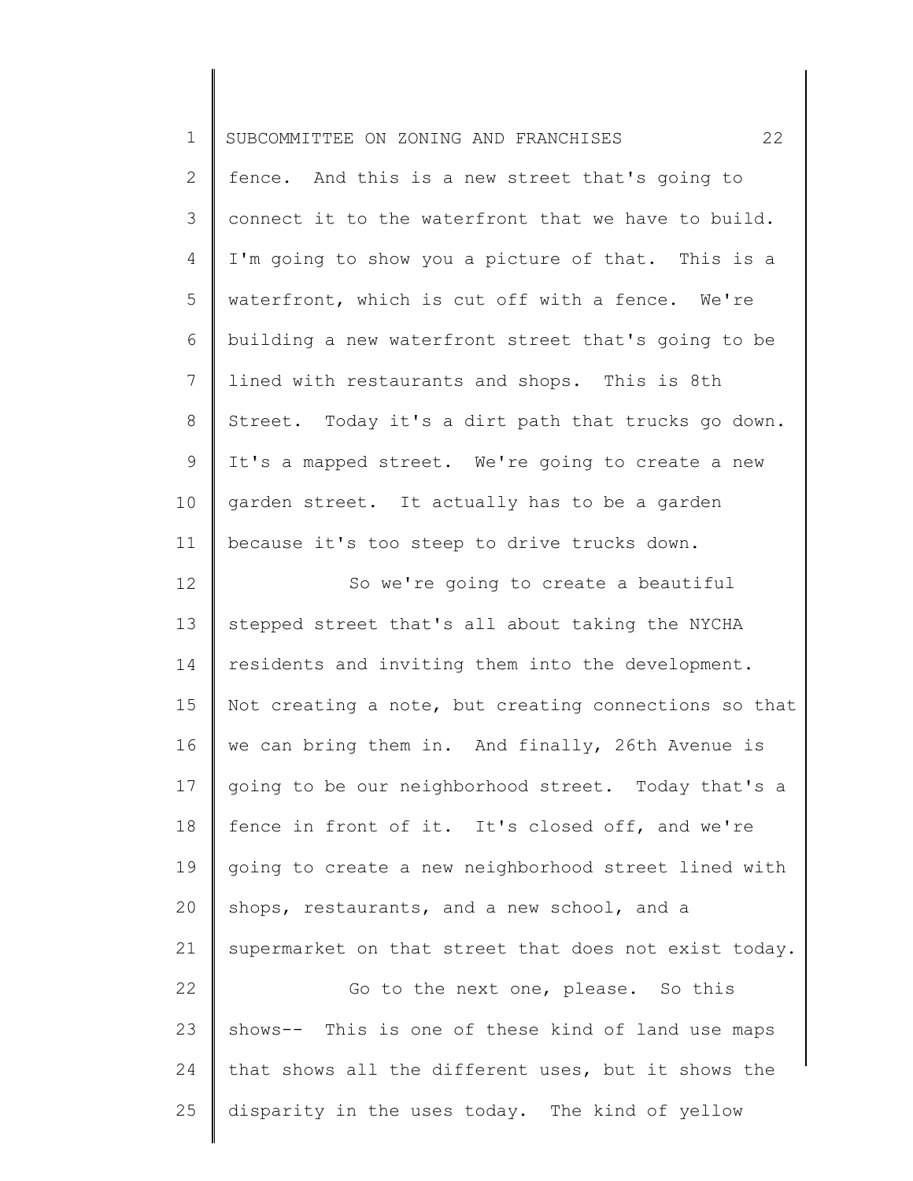fence. And this is a new street that's going to connect it to the waterfront that we have to build. I'm going to show you a picture of that. This is a waterfront, which is cut off with a fence. We're building a new waterfront street that's going to be lined with restaurants and shops. This is 8th Street. Today it's a dirt path that trucks go down. It's a mapped street. We're going to create a new garden street. It actually has to be a garden because it's too steep to drive trucks down.

So we're going to create a beautiful stepped street that's all about taking the NYCHA residents and inviting them into the development. Not creating a note, but creating connections so that we can bring them in. And finally, 26th Avenue is going to be our neighborhood street. Today that's a fence in front of it. It's closed off, and we're going to create a new neighborhood street lined with shops, restaurants, and a new school, and a supermarket on that street that does not exist today.

Go to the next one, please. So this shows-- This is one of these kind of land use maps that shows all the different uses, but it shows the disparity in the uses today. The kind of yellow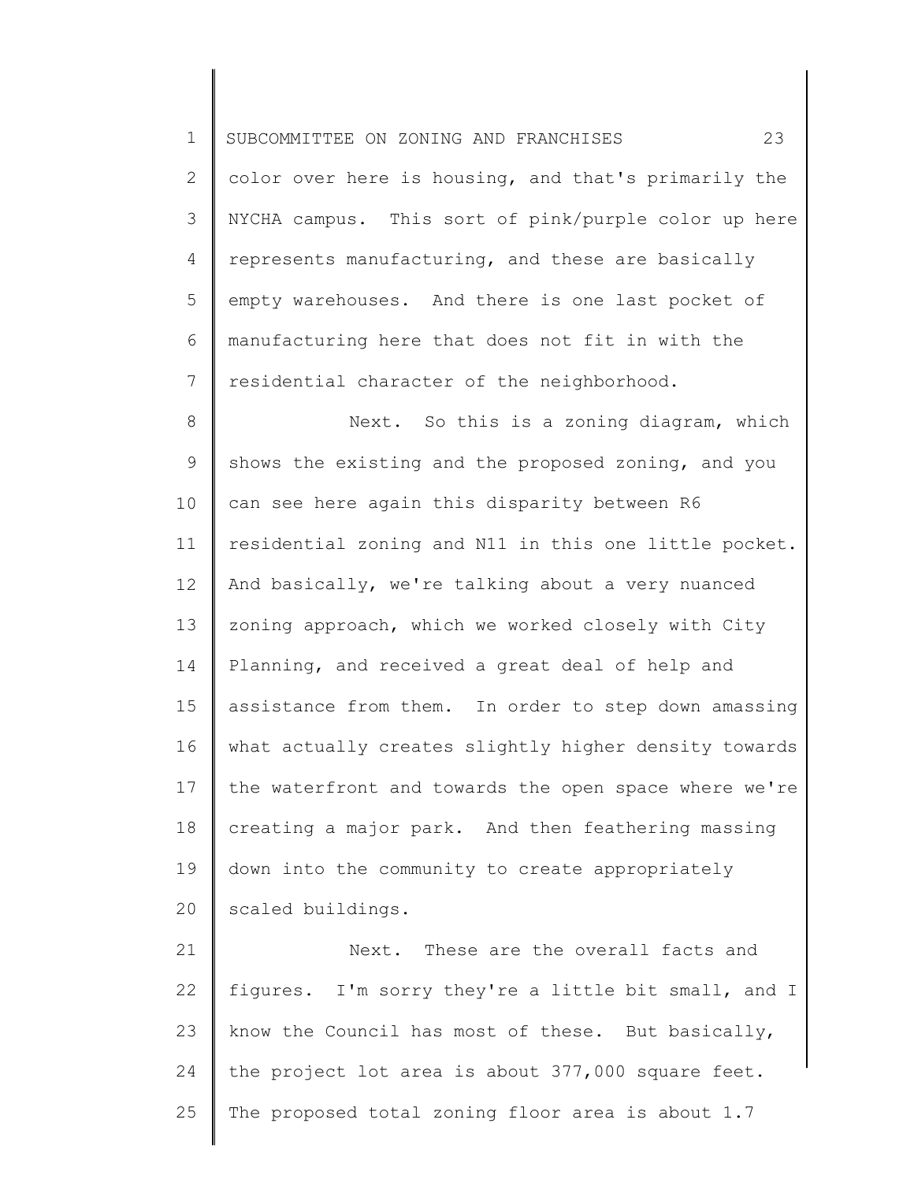color over here is housing, and that's primarily the NYCHA campus. This sort of pink/purple color up here represents manufacturing, and these are basically empty warehouses. And there is one last pocket of manufacturing here that does not fit in with the residential character of the neighborhood.

Next. So this is a zoning diagram, which shows the existing and the proposed zoning, and you can see here again this disparity between R6 residential zoning and N11 in this one little pocket. And basically, we're talking about a very nuanced zoning approach, which we worked closely with City Planning, and received a great deal of help and assistance from them. In order to step down amassing what actually creates slightly higher density towards the waterfront and towards the open space where we're creating a major park. And then feathering massing down into the community to create appropriately scaled buildings.

Next. These are the overall facts and figures. I'm sorry they're a little bit small, and I know the Council has most of these. But basically, the project lot area is about 377,000 square feet. The proposed total zoning floor area is about 1.7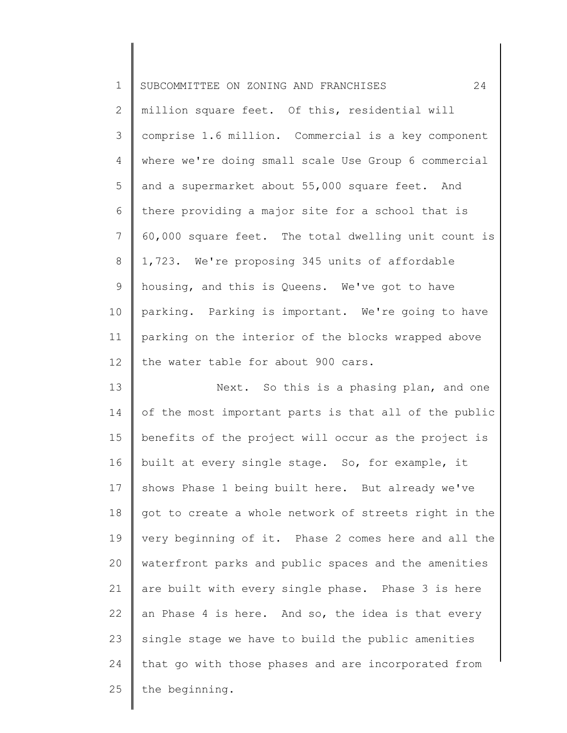million square feet. Of this, residential will comprise 1.6 million. Commercial is a key component where we're doing small scale Use Group 6 commercial and a supermarket about 55,000 square feet. And there providing a major site for a school that is 60,000 square feet. The total dwelling unit count is 1,723. We're proposing 345 units of affordable housing, and this is Queens. We've got to have parking. Parking is important. We're going to have parking on the interior of the blocks wrapped above the water table for about 900 cars.

Next. So this is a phasing plan, and one of the most important parts is that all of the public benefits of the project will occur as the project is built at every single stage. So, for example, it shows Phase 1 being built here. But already we've got to create a whole network of streets right in the very beginning of it. Phase 2 comes here and all the waterfront parks and public spaces and the amenities are built with every single phase. Phase 3 is here an Phase 4 is here. And so, the idea is that every single stage we have to build the public amenities that go with those phases and are incorporated from the beginning.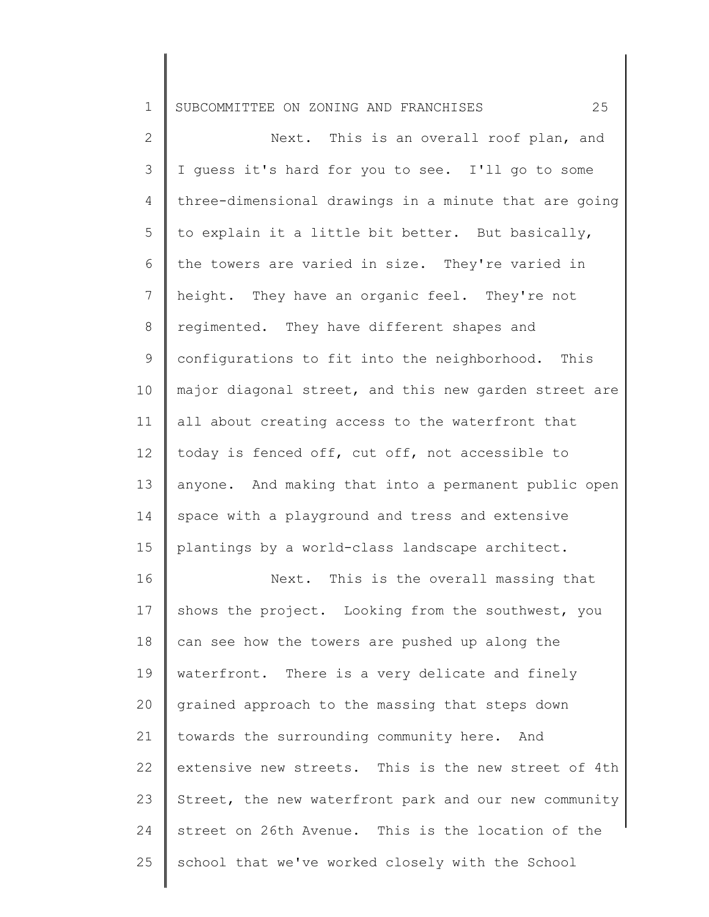Next. This is an overall roof plan, and I guess it's hard for you to see. I'll go to some three-dimensional drawings in a minute that are going to explain it a little bit better. But basically, the towers are varied in size. They're varied in height. They have an organic feel. They're not regimented. They have different shapes and configurations to fit into the neighborhood. This major diagonal street, and this new garden street are all about creating access to the waterfront that today is fenced off, cut off, not accessible to anyone. And making that into a permanent public open space with a playground and tress and extensive plantings by a world-class landscape architect.

Next. This is the overall massing that shows the project. Looking from the southwest, you can see how the towers are pushed up along the waterfront. There is a very delicate and finely grained approach to the massing that steps down towards the surrounding community here. And extensive new streets. This is the new street of 4th Street, the new waterfront park and our new community street on 26th Avenue. This is the location of the school that we've worked closely with the School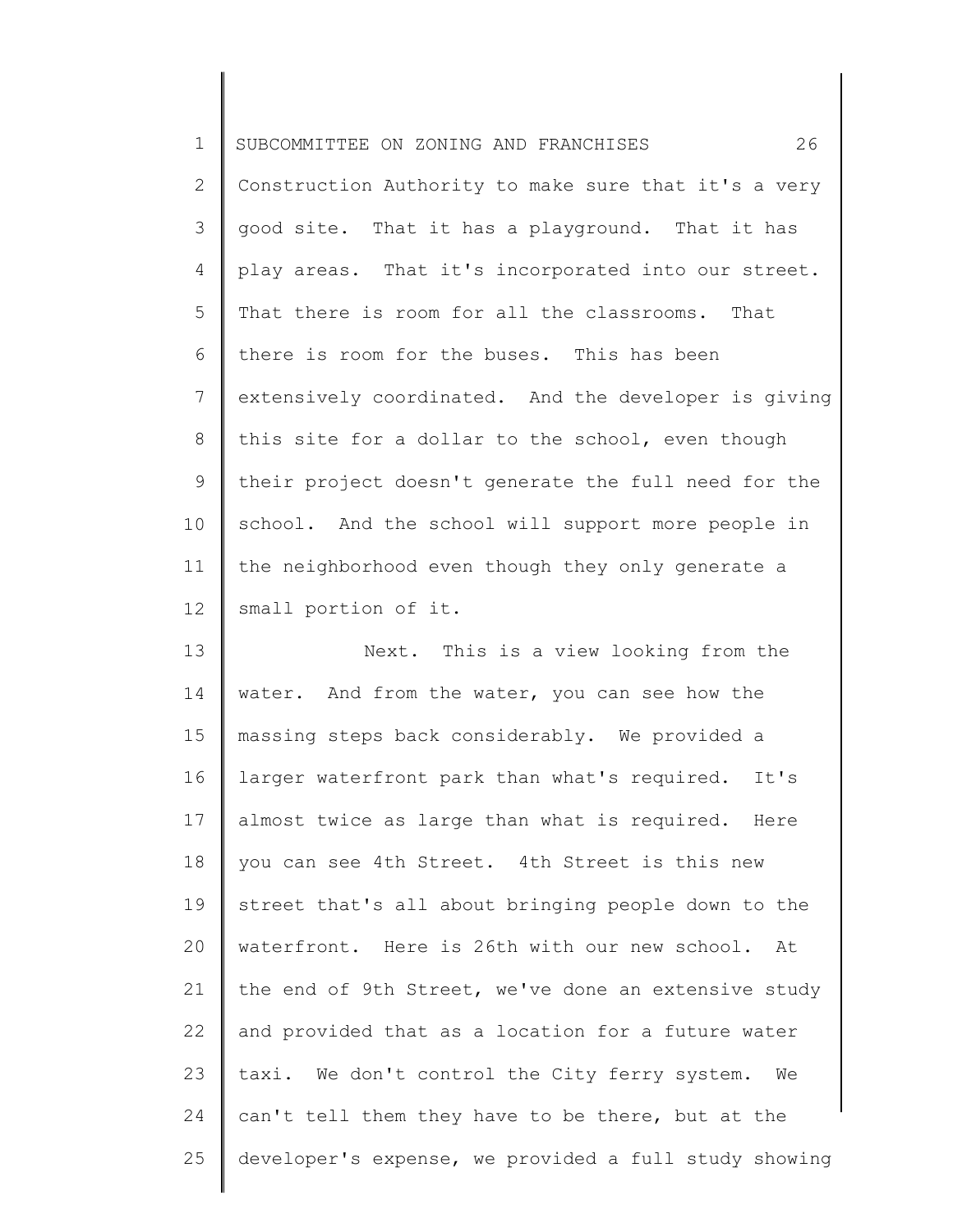Construction Authority to make sure that it's a very good site. That it has a playground. That it has play areas. That it's incorporated into our street. That there is room for all the classrooms. That there is room for the buses. This has been extensively coordinated. And the developer is giving this site for a dollar to the school, even though their project doesn't generate the full need for the school. And the school will support more people in the neighborhood even though they only generate a small portion of it.

Next. This is a view looking from the water. And from the water, you can see how the massing steps back considerably. We provided a larger waterfront park than what's required. It's almost twice as large than what is required. Here you can see 4th Street. 4th Street is this new street that's all about bringing people down to the waterfront. Here is 26th with our new school. At the end of 9th Street, we've done an extensive study and provided that as a location for a future water taxi. We don't control the City ferry system. We can't tell them they have to be there, but at the developer's expense, we provided a full study showing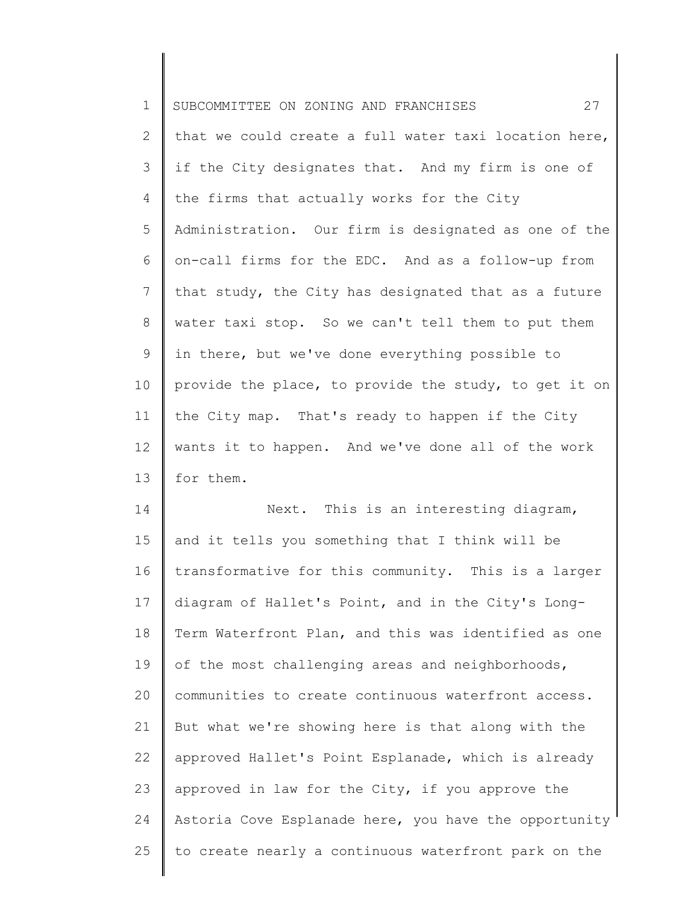that we could create a full water taxi location here, if the City designates that. And my firm is one of the firms that actually works for the City Administration. Our firm is designated as one of the on-call firms for the EDC. And as a follow-up from that study, the City has designated that as a future water taxi stop. So we can't tell them to put them in there, but we've done everything possible to provide the place, to provide the study, to get it on the City map. That's ready to happen if the City wants it to happen. And we've done all of the work for them.

Next. This is an interesting diagram, and it tells you something that I think will be transformative for this community. This is a larger diagram of Hallet's Point, and in the City's Long-Term Waterfront Plan, and this was identified as one of the most challenging areas and neighborhoods, communities to create continuous waterfront access. But what we're showing here is that along with the approved Hallet's Point Esplanade, which is already approved in law for the City, if you approve the Astoria Cove Esplanade here, you have the opportunity to create nearly a continuous waterfront park on the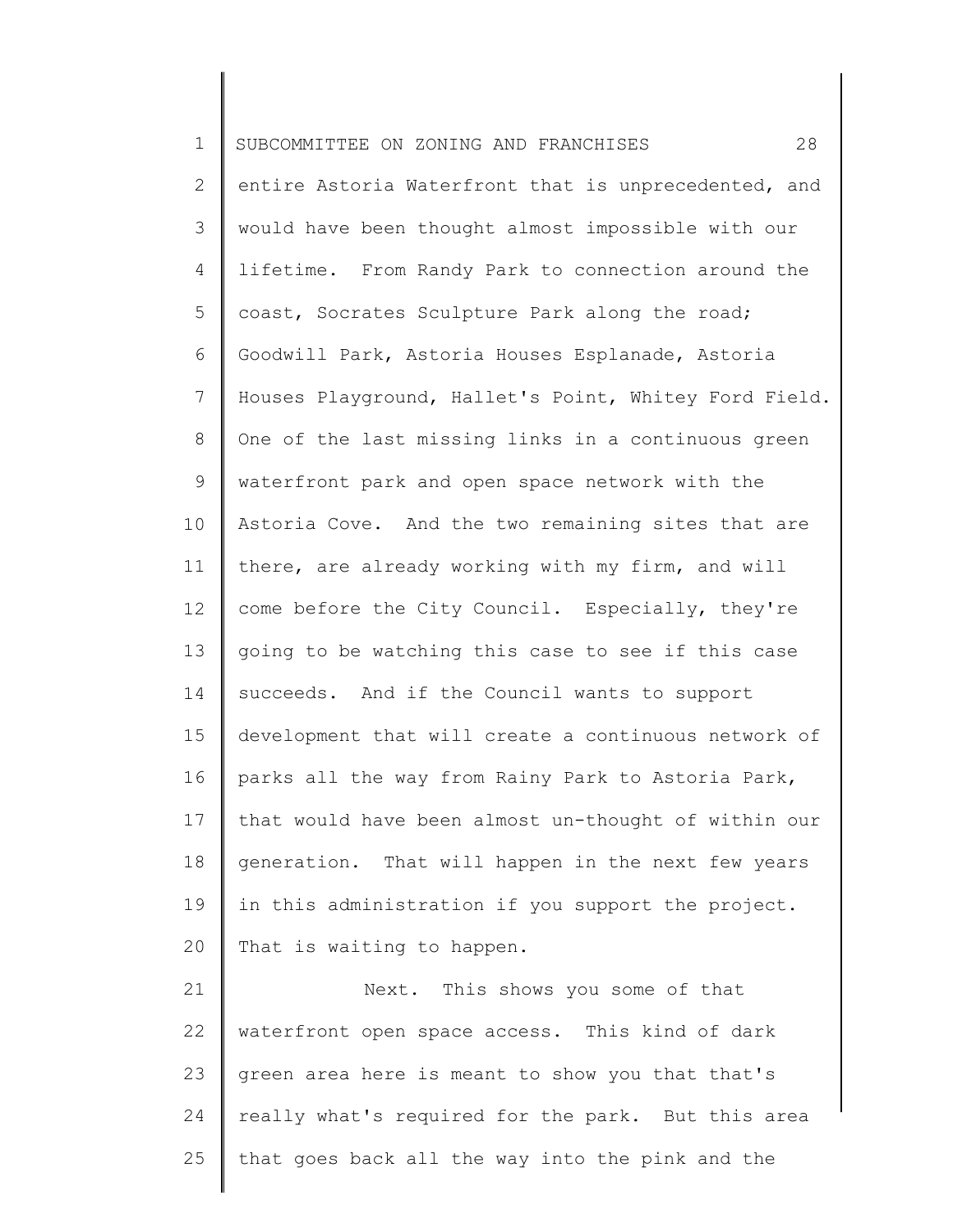entire Astoria Waterfront that is unprecedented, and would have been thought almost impossible with our lifetime. From Randy Park to connection around the coast, Socrates Sculpture Park along the road; Goodwill Park, Astoria Houses Esplanade, Astoria Houses Playground, Hallet's Point, Whitey Ford Field. One of the last missing links in a continuous green waterfront park and open space network with the Astoria Cove. And the two remaining sites that are there, are already working with my firm, and will come before the City Council. Especially, they're going to be watching this case to see if this case succeeds. And if the Council wants to support development that will create a continuous network of parks all the way from Rainy Park to Astoria Park, that would have been almost un-thought of within our generation. That will happen in the next few years in this administration if you support the project. That is waiting to happen.

Next. This shows you some of that waterfront open space access. This kind of dark green area here is meant to show you that that's really what's required for the park. But this area that goes back all the way into the pink and the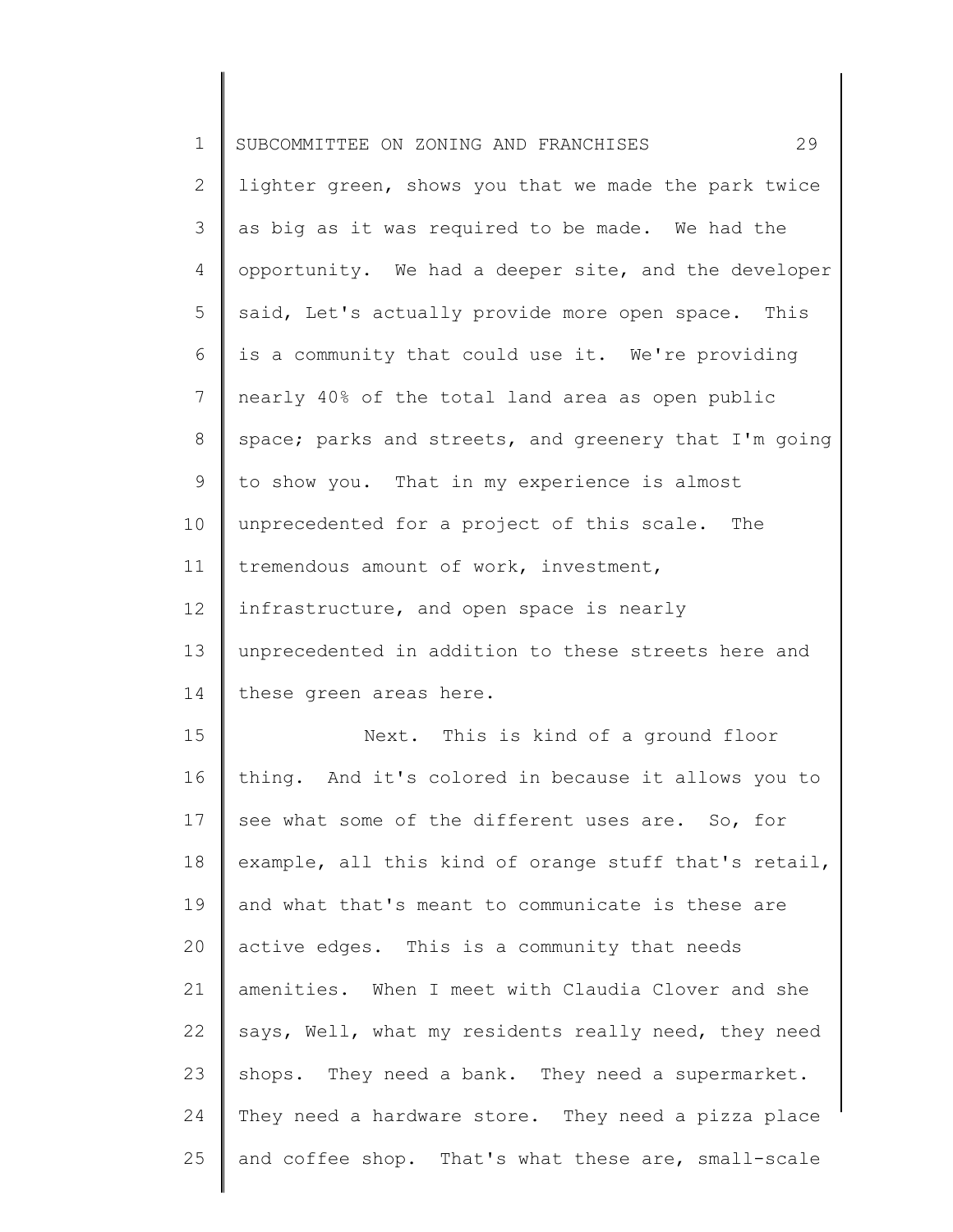lighter green, shows you that we made the park twice as big as it was required to be made. We had the opportunity. We had a deeper site, and the developer said, Let's actually provide more open space. This is a community that could use it. We're providing nearly 40% of the total land area as open public space; parks and streets, and greenery that I'm going to show you. That in my experience is almost unprecedented for a project of this scale. The tremendous amount of work, investment, infrastructure, and open space is nearly unprecedented in addition to these streets here and these green areas here.

Next. This is kind of a ground floor thing. And it's colored in because it allows you to see what some of the different uses are. So, for example, all this kind of orange stuff that's retail, and what that's meant to communicate is these are active edges. This is a community that needs amenities. When I meet with Claudia Clover and she says, Well, what my residents really need, they need shops. They need a bank. They need a supermarket. They need a hardware store. They need a pizza place and coffee shop. That's what these are, small-scale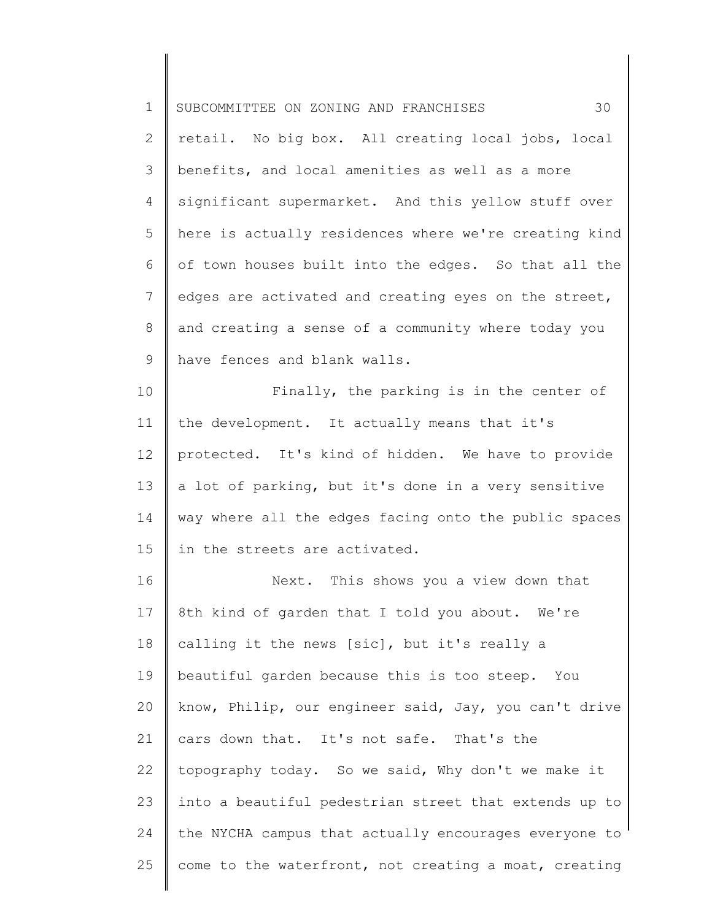retail. No big box. All creating local jobs, local benefits, and local amenities as well as a more significant supermarket. And this yellow stuff over here is actually residences where we're creating kind of town houses built into the edges. So that all the edges are activated and creating eyes on the street, and creating a sense of a community where today you have fences and blank walls.

Finally, the parking is in the center of the development. It actually means that it's protected. It's kind of hidden. We have to provide a lot of parking, but it's done in a very sensitive way where all the edges facing onto the public spaces in the streets are activated.

Next. This shows you a view down that 8th kind of garden that I told you about. We're calling it the news [sic], but it's really a beautiful garden because this is too steep. You know, Philip, our engineer said, Jay, you can't drive cars down that. It's not safe. That's the topography today. So we said, Why don't we make it into a beautiful pedestrian street that extends up to the NYCHA campus that actually encourages everyone to come to the waterfront, not creating a moat, creating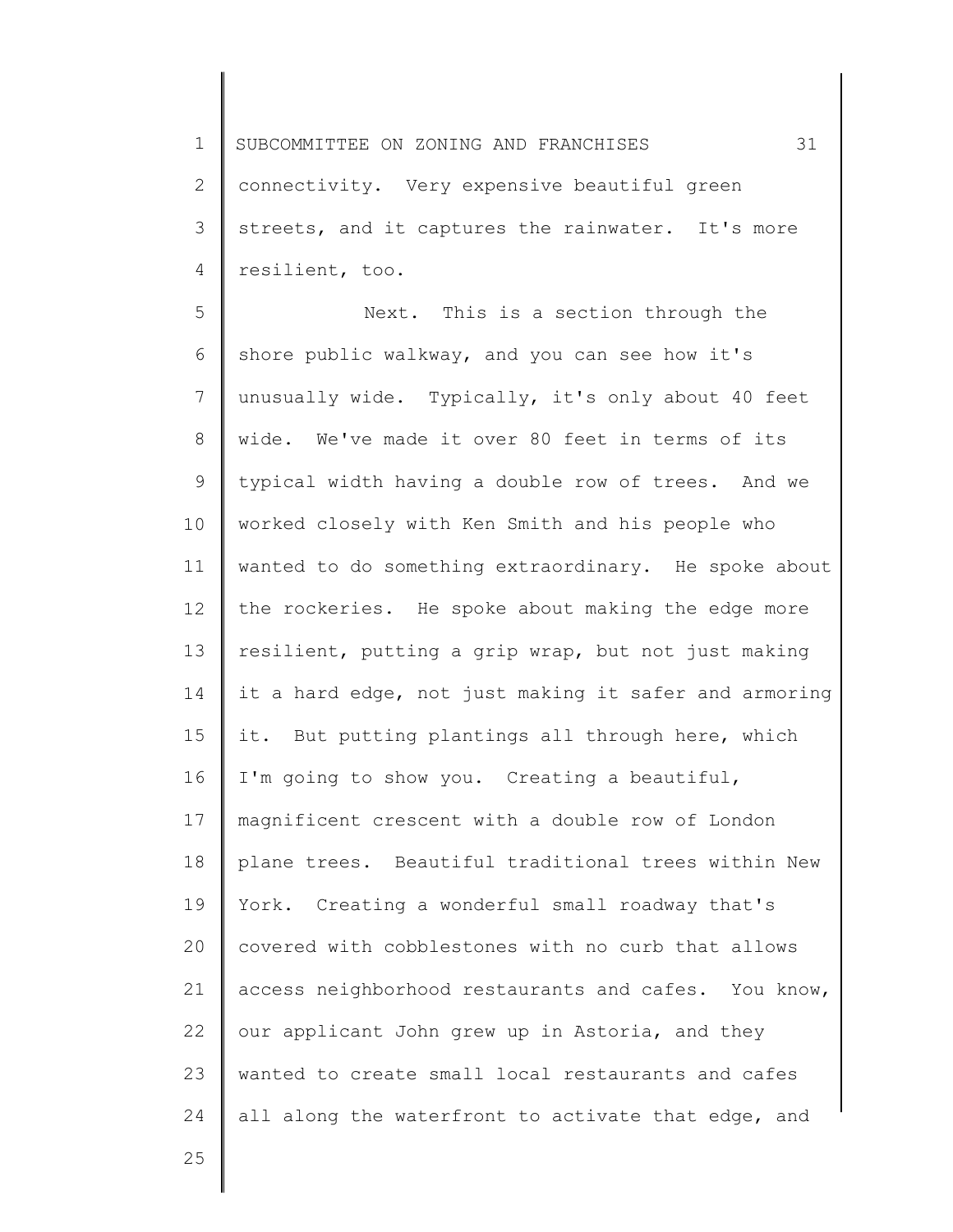connectivity. Very expensive beautiful green streets, and it captures the rainwater. It's more resilient, too.

Next. This is a section through the shore public walkway, and you can see how it's unusually wide. Typically, it's only about 40 feet wide. We've made it over 80 feet in terms of its typical width having a double row of trees. And we worked closely with Ken Smith and his people who wanted to do something extraordinary. He spoke about the rockeries. He spoke about making the edge more resilient, putting a grip wrap, but not just making it a hard edge, not just making it safer and armoring it. But putting plantings all through here, which I'm going to show you. Creating a beautiful, magnificent crescent with a double row of London plane trees. Beautiful traditional trees within New York. Creating a wonderful small roadway that's covered with cobblestones with no curb that allows access neighborhood restaurants and cafes. You know, our applicant John grew up in Astoria, and they wanted to create small local restaurants and cafes all along the waterfront to activate that edge, and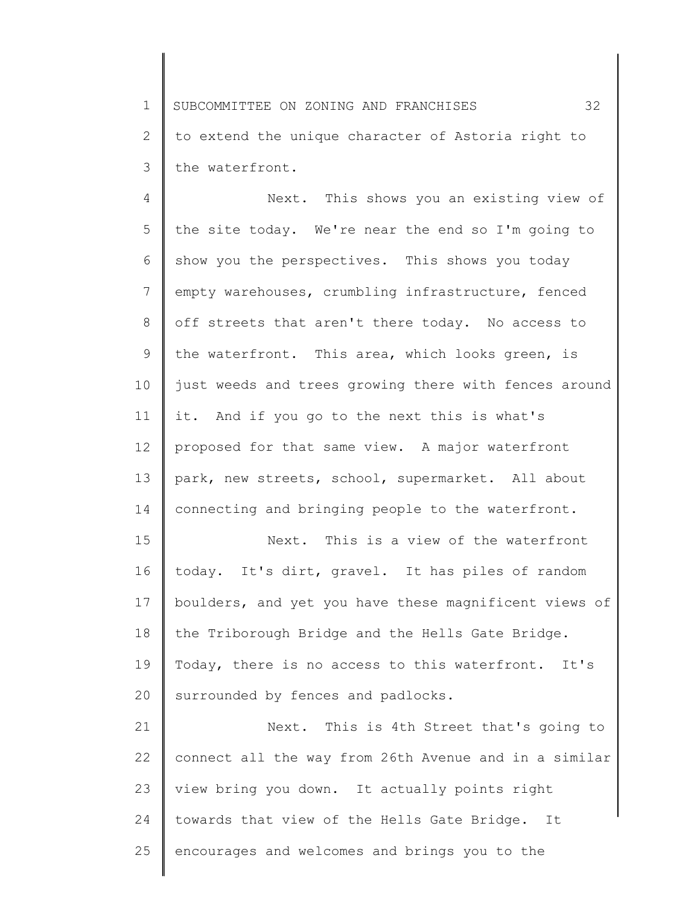to extend the unique character of Astoria right to the waterfront.

Next. This shows you an existing view of the site today. We're near the end so I'm going to show you the perspectives. This shows you today empty warehouses, crumbling infrastructure, fenced off streets that aren't there today. No access to the waterfront. This area, which looks green, is just weeds and trees growing there with fences around it. And if you go to the next this is what's proposed for that same view. A major waterfront park, new streets, school, supermarket. All about connecting and bringing people to the waterfront.

Next. This is a view of the waterfront today. It's dirt, gravel. It has piles of random boulders, and yet you have these magnificent views of the Triborough Bridge and the Hells Gate Bridge. Today, there is no access to this waterfront. It's surrounded by fences and padlocks.

Next. This is 4th Street that's going to connect all the way from 26th Avenue and in a similar view bring you down. It actually points right towards that view of the Hells Gate Bridge. It encourages and welcomes and brings you to the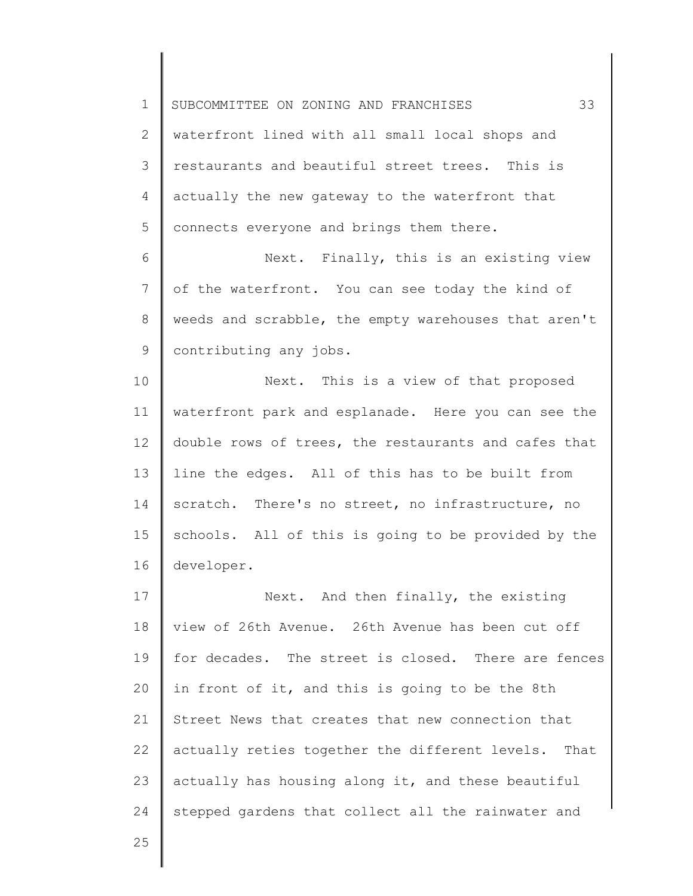waterfront lined with all small local shops and restaurants and beautiful street trees. This is actually the new gateway to the waterfront that connects everyone and brings them there.

Next. Finally, this is an existing view of the waterfront. You can see today the kind of weeds and scrabble, the empty warehouses that aren't contributing any jobs.

Next. This is a view of that proposed waterfront park and esplanade. Here you can see the double rows of trees, the restaurants and cafes that line the edges. All of this has to be built from scratch. There's no street, no infrastructure, no schools. All of this is going to be provided by the developer.

Next. And then finally, the existing view of 26th Avenue. 26th Avenue has been cut off for decades. The street is closed. There are fences in front of it, and this is going to be the 8th Street News that creates that new connection that actually reties together the different levels. That actually has housing along it, and these beautiful stepped gardens that collect all the rainwater and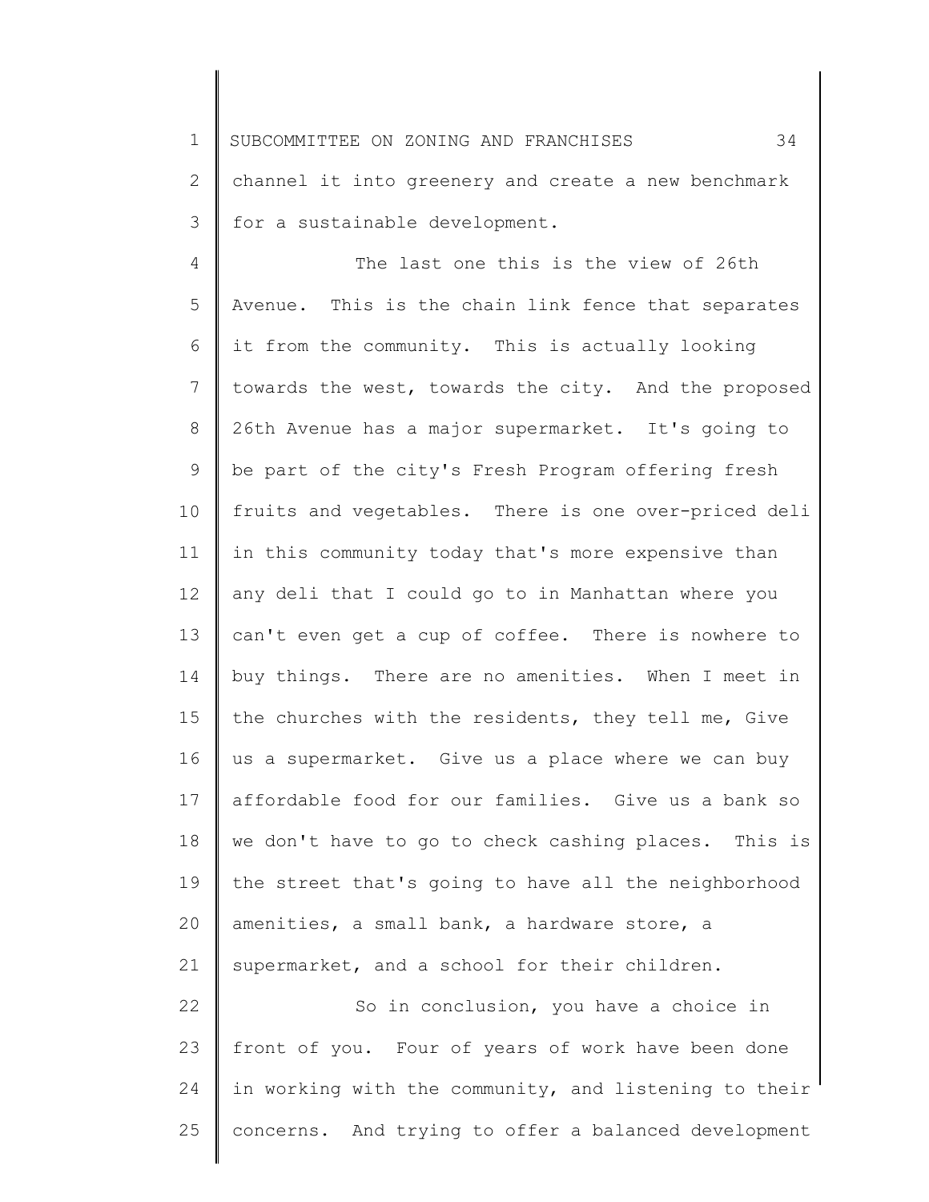channel it into greenery and create a new benchmark for a sustainable development.

The last one this is the view of 26th Avenue. This is the chain link fence that separates it from the community. This is actually looking towards the west, towards the city. And the proposed 26th Avenue has a major supermarket. It's going to be part of the city's Fresh Program offering fresh fruits and vegetables. There is one over-priced deli in this community today that's more expensive than any deli that I could go to in Manhattan where you can't even get a cup of coffee. There is nowhere to buy things. There are no amenities. When I meet in the churches with the residents, they tell me, Give us a supermarket. Give us a place where we can buy affordable food for our families. Give us a bank so we don't have to go to check cashing places. This is the street that's going to have all the neighborhood amenities, a small bank, a hardware store, a supermarket, and a school for their children.

So in conclusion, you have a choice in front of you. Four of years of work have been done in working with the community, and listening to their concerns. And trying to offer a balanced development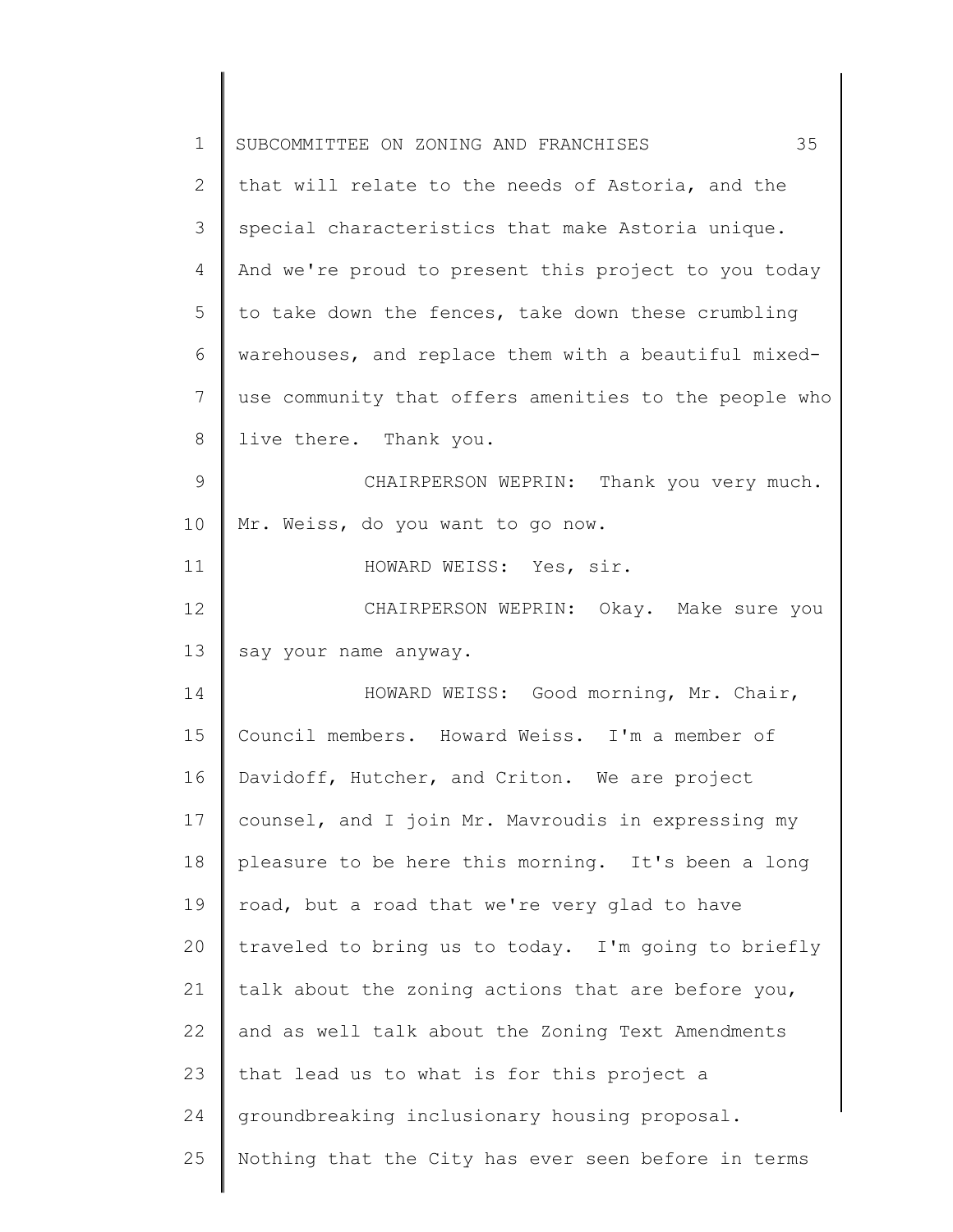that will relate to the needs of Astoria, and the special characteristics that make Astoria unique. And we're proud to present this project to you today to take down the fences, take down these crumbling warehouses, and replace them with a beautiful mixed-use community that offers amenities to the people who live there. Thank you.

CHAIRPERSON WEPRIN: Thank you very much. Mr. Weiss, do you want to go now.

HOWARD WEISS: Yes, sir.

CHAIRPERSON WEPRIN: Okay. Make sure you say your name anyway.

HOWARD WEISS: Good morning, Mr. Chair, Council members. Howard Weiss. I'm a member of Davidoff, Hutcher, and Criton. We are project counsel, and I join Mr. Mavroudis in expressing my pleasure to be here this morning. It's been a long road, but a road that we're very glad to have traveled to bring us to today. I'm going to briefly talk about the zoning actions that are before you, and as well talk about the Zoning Text Amendments that lead us to what is for this project a groundbreaking inclusionary housing proposal. Nothing that the City has ever seen before in terms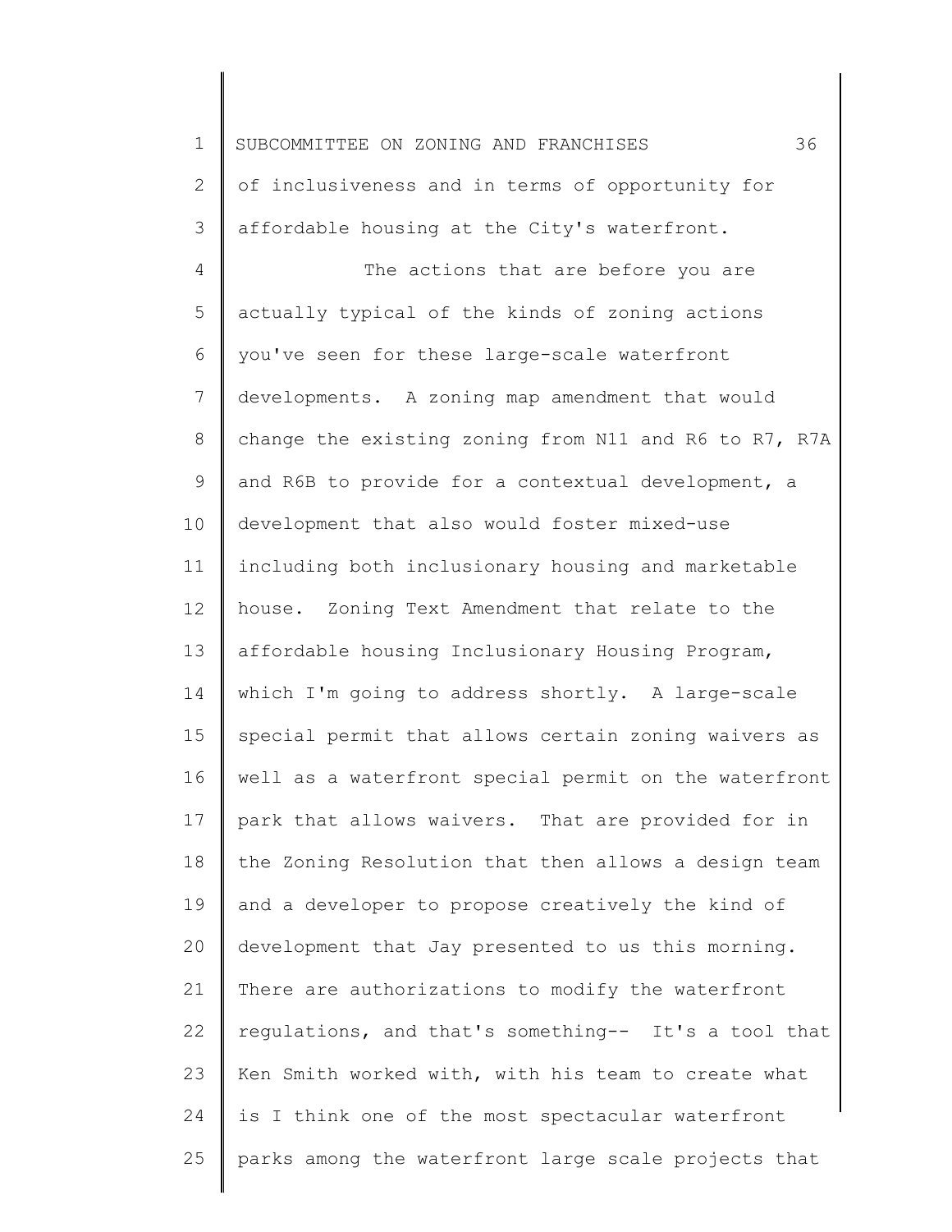of inclusiveness and in terms of opportunity for affordable housing at the City's waterfront.

The actions that are before you are actually typical of the kinds of zoning actions you've seen for these large-scale waterfront developments. A zoning map amendment that would change the existing zoning from N11 and R6 to R7, R7A and R6B to provide for a contextual development, a development that also would foster mixed-use including both inclusionary housing and marketable house. Zoning Text Amendment that relate to the affordable housing Inclusionary Housing Program, which I'm going to address shortly. A large-scale special permit that allows certain zoning waivers as well as a waterfront special permit on the waterfront park that allows waivers. That are provided for in the Zoning Resolution that then allows a design team and a developer to propose creatively the kind of development that Jay presented to us this morning. There are authorizations to modify the waterfront regulations, and that's something-- It's a tool that Ken Smith worked with, with his team to create what is I think one of the most spectacular waterfront parks among the waterfront large scale projects that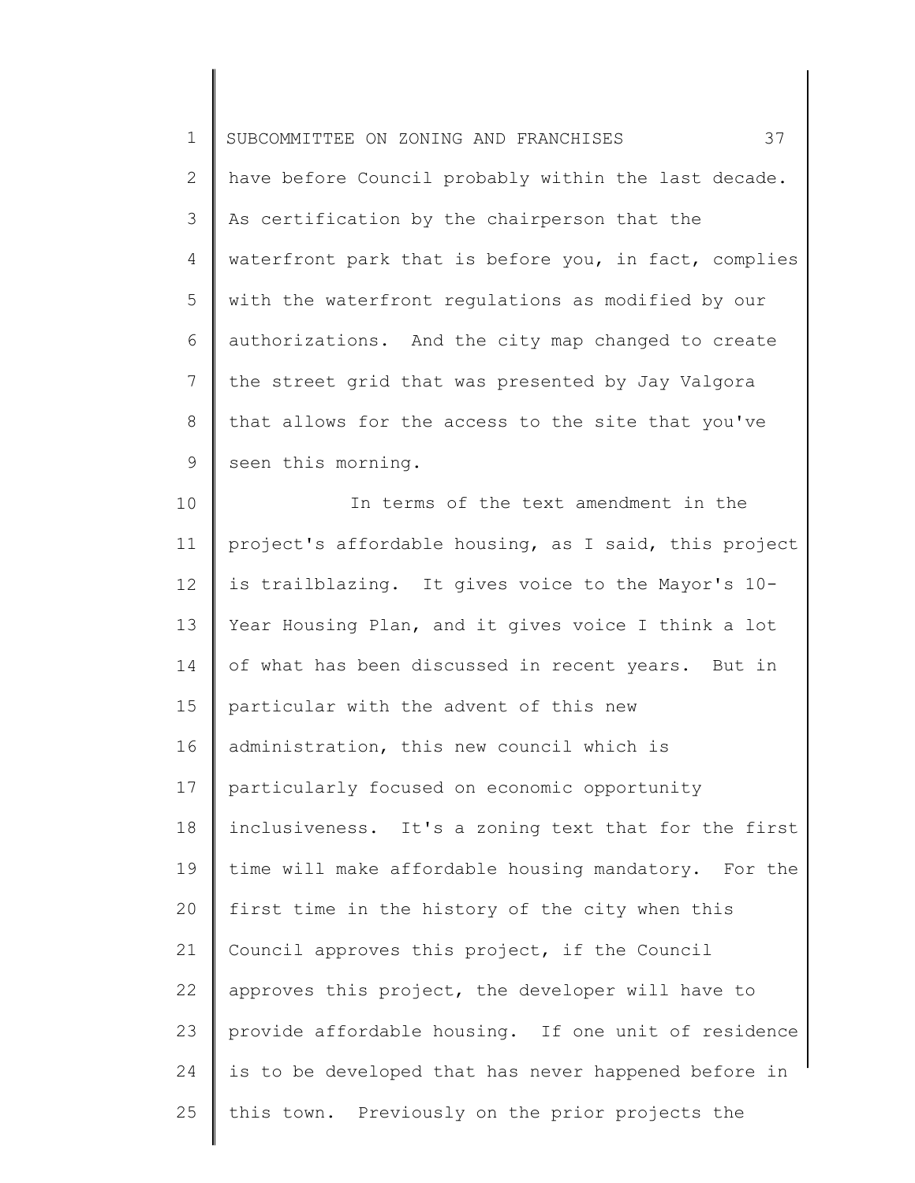have before Council probably within the last decade. As certification by the chairperson that the waterfront park that is before you, in fact, complies with the waterfront regulations as modified by our authorizations. And the city map changed to create the street grid that was presented by Jay Valgora that allows for the access to the site that you've seen this morning.

In terms of the text amendment in the project's affordable housing, as I said, this project is trailblazing. It gives voice to the Mayor's 10-Year Housing Plan, and it gives voice I think a lot of what has been discussed in recent years. But in particular with the advent of this new administration, this new council which is particularly focused on economic opportunity inclusiveness. It's a zoning text that for the first time will make affordable housing mandatory. For the first time in the history of the city when this Council approves this project, if the Council approves this project, the developer will have to provide affordable housing. If one unit of residence is to be developed that has never happened before in this town. Previously on the prior projects the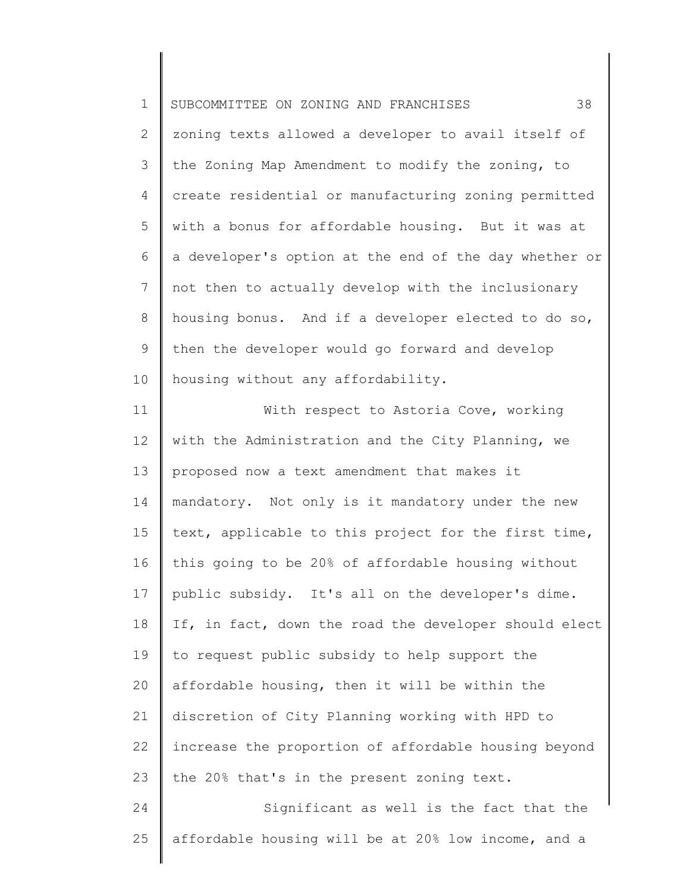zoning texts allowed a developer to avail itself of the Zoning Map Amendment to modify the zoning, to create residential or manufacturing zoning permitted with a bonus for affordable housing. But it was at a developer's option at the end of the day whether or not then to actually develop with the inclusionary housing bonus. And if a developer elected to do so, then the developer would go forward and develop housing without any affordability.

With respect to Astoria Cove, working with the Administration and the City Planning, we proposed now a text amendment that makes it mandatory. Not only is it mandatory under the new text, applicable to this project for the first time, this going to be 20% of affordable housing without public subsidy. It's all on the developer's dime. If, in fact, down the road the developer should elect to request public subsidy to help support the affordable housing, then it will be within the discretion of City Planning working with HPD to increase the proportion of affordable housing beyond the 20% that's in the present zoning text.

Significant as well is the fact that the affordable housing will be at 20% low income, and a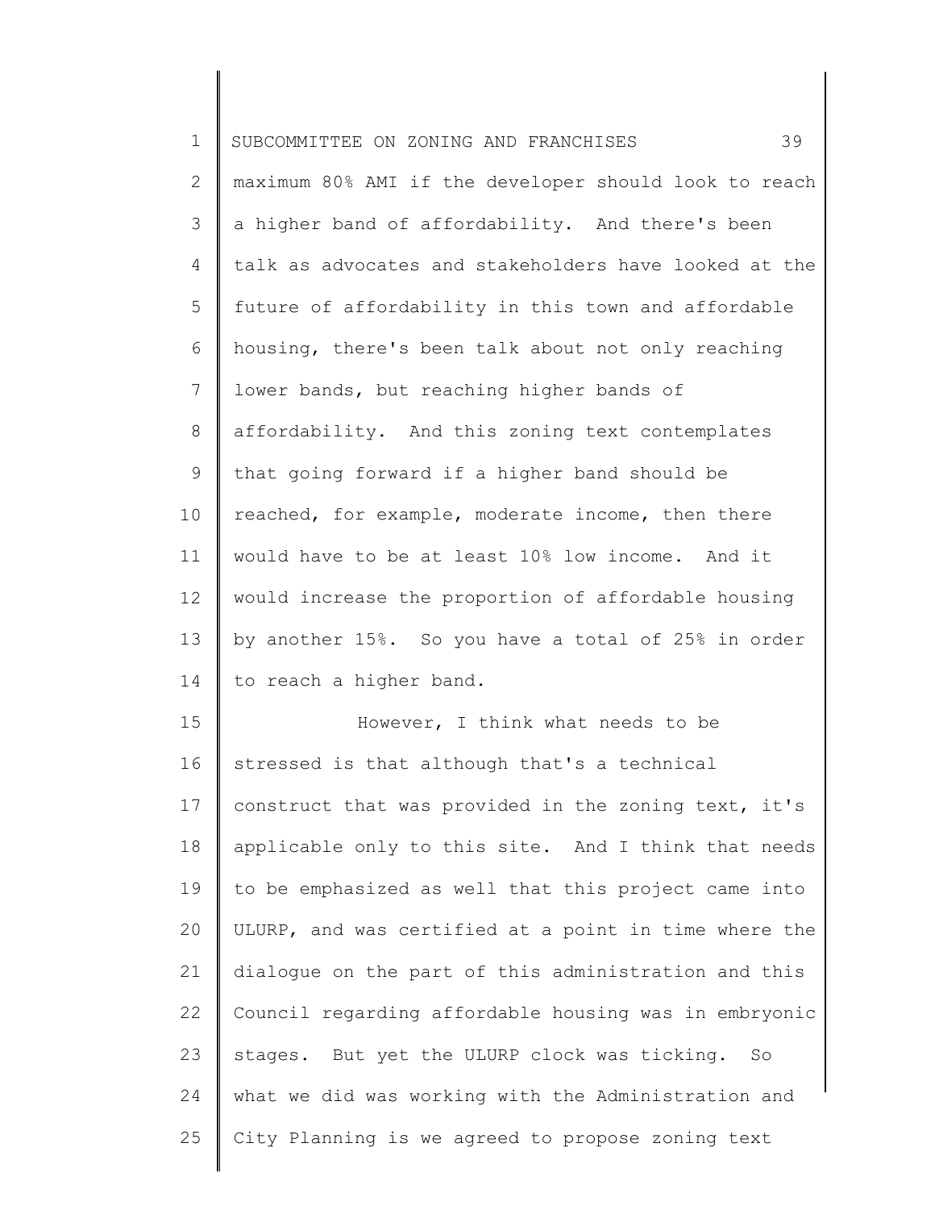maximum 80% AMI if the developer should look to reach a higher band of affordability. And there's been talk as advocates and stakeholders have looked at the future of affordability in this town and affordable housing, there's been talk about not only reaching lower bands, but reaching higher bands of affordability. And this zoning text contemplates that going forward if a higher band should be reached, for example, moderate income, then there would have to be at least 10% low income. And it would increase the proportion of affordable housing by another 15%. So you have a total of 25% in order to reach a higher band.

However, I think what needs to be stressed is that although that's a technical construct that was provided in the zoning text, it's applicable only to this site. And I think that needs to be emphasized as well that this project came into ULURP, and was certified at a point in time where the dialogue on the part of this administration and this Council regarding affordable housing was in embryonic stages. But yet the ULURP clock was ticking. So what we did was working with the Administration and City Planning is we agreed to propose zoning text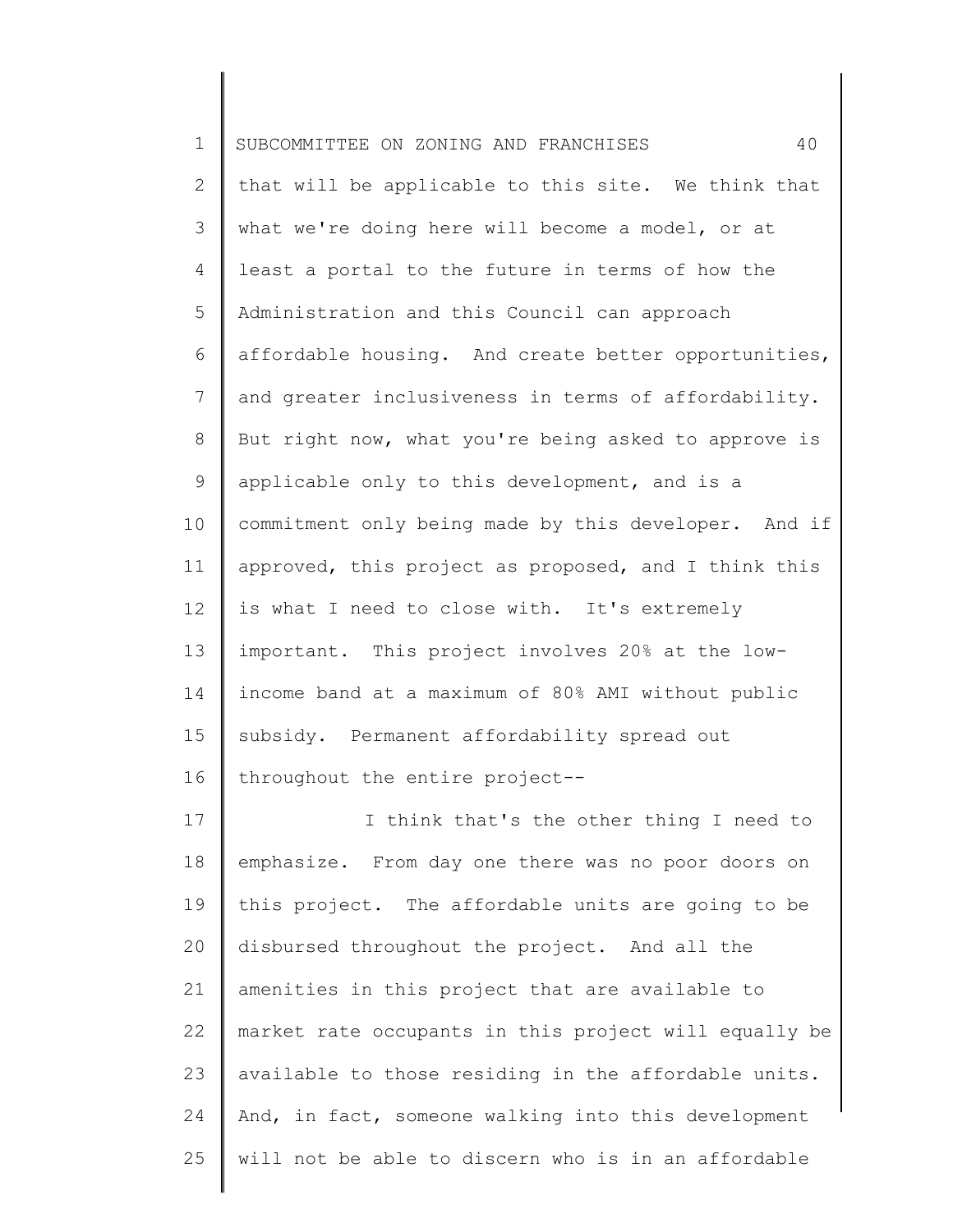that will be applicable to this site. We think that what we're doing here will become a model, or at least a portal to the future in terms of how the Administration and this Council can approach affordable housing. And create better opportunities, and greater inclusiveness in terms of affordability. But right now, what you're being asked to approve is applicable only to this development, and is a commitment only being made by this developer. And if approved, this project as proposed, and I think this is what I need to close with. It's extremely important. This project involves 20% at the low-income band at a maximum of 80% AMI without public subsidy. Permanent affordability spread out throughout the entire project--

I think that's the other thing I need to emphasize. From day one there was no poor doors on this project. The affordable units are going to be disbursed throughout the project. And all the amenities in this project that are available to market rate occupants in this project will equally be available to those residing in the affordable units. And, in fact, someone walking into this development will not be able to discern who is in an affordable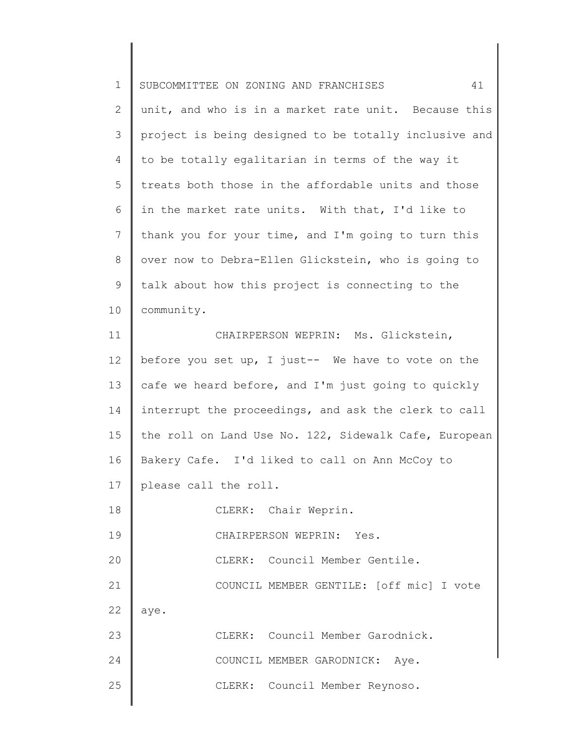unit, and who is in a market rate unit. Because this project is being designed to be totally inclusive and to be totally egalitarian in terms of the way it treats both those in the affordable units and those in the market rate units. With that, I'd like to thank you for your time, and I'm going to turn this over now to Debra-Ellen Glickstein, who is going to talk about how this project is connecting to the community.

CHAIRPERSON WEPRIN: Ms. Glickstein, before you set up, I just-- We have to vote on the cafe we heard before, and I'm just going to quickly interrupt the proceedings, and ask the clerk to call the roll on Land Use No. 122, Sidewalk Cafe, European Bakery Cafe. I'd liked to call on Ann McCoy to please call the roll.

CLERK: Chair Weprin.

CHAIRPERSON WEPRIN: Yes.

CLERK: Council Member Gentile.

COUNCIL MEMBER GENTILE: [off mic] I vote aye.

CLERK: Council Member Garodnick.

COUNCIL MEMBER GARODNICK: Aye.

CLERK: Council Member Reynoso.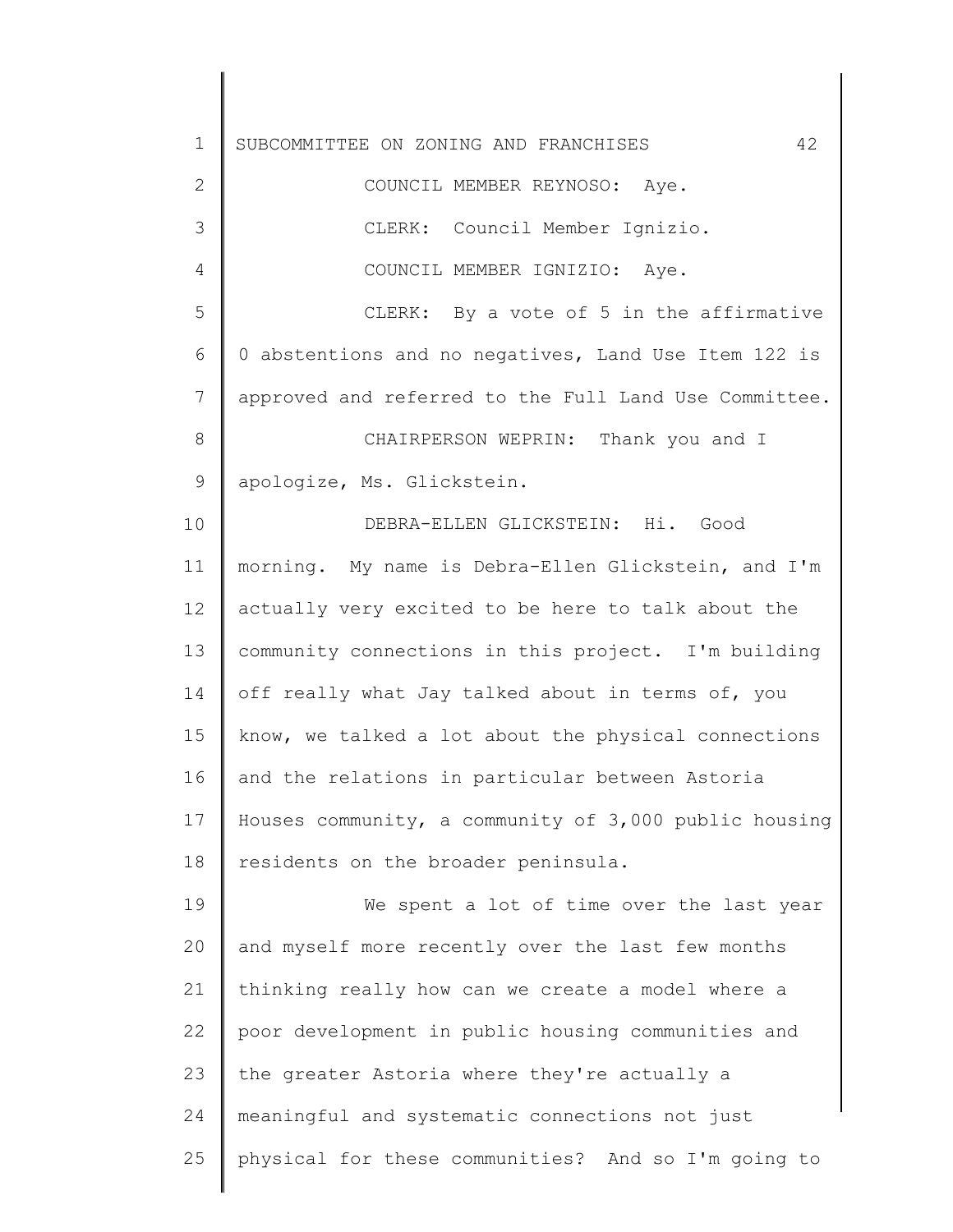COUNCIL MEMBER REYNOSO: Aye.

CLERK: Council Member Ignizio.

COUNCIL MEMBER IGNIZIO: Aye.

CLERK: By a vote of 5 in the affirmative 0 abstentions and no negatives, Land Use Item 122 is approved and referred to the Full Land Use Committee.

CHAIRPERSON WEPRIN: Thank you and I apologize, Ms. Glickstein.

DEBRA-ELLEN GLICKSTEIN: Hi. Good morning. My name is Debra-Ellen Glickstein, and I'm actually very excited to be here to talk about the community connections in this project. I'm building off really what Jay talked about in terms of, you know, we talked a lot about the physical connections and the relations in particular between Astoria Houses community, a community of 3,000 public housing residents on the broader peninsula.

We spent a lot of time over the last year and myself more recently over the last few months thinking really how can we create a model where a poor development in public housing communities and the greater Astoria where they're actually a meaningful and systematic connections not just physical for these communities? And so I'm going to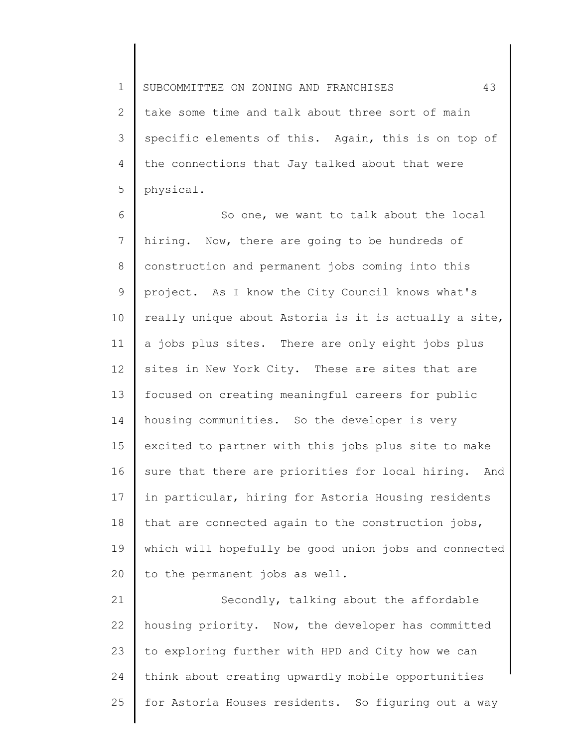take some time and talk about three sort of main specific elements of this. Again, this is on top of the connections that Jay talked about that were physical.

So one, we want to talk about the local hiring. Now, there are going to be hundreds of construction and permanent jobs coming into this project. As I know the City Council knows what's really unique about Astoria is it is actually a site, a jobs plus sites. There are only eight jobs plus sites in New York City. These are sites that are focused on creating meaningful careers for public housing communities. So the developer is very excited to partner with this jobs plus site to make sure that there are priorities for local hiring. And in particular, hiring for Astoria Housing residents that are connected again to the construction jobs, which will hopefully be good union jobs and connected to the permanent jobs as well.

Secondly, talking about the affordable housing priority. Now, the developer has committed to exploring further with HPD and City how we can think about creating upwardly mobile opportunities for Astoria Houses residents. So figuring out a way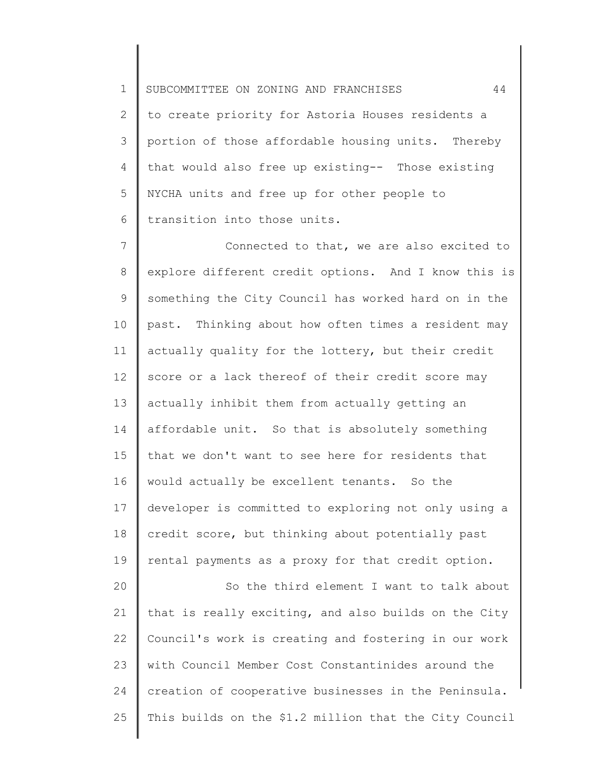to create priority for Astoria Houses residents a portion of those affordable housing units. Thereby that would also free up existing-- Those existing NYCHA units and free up for other people to transition into those units.

Connected to that, we are also excited to explore different credit options. And I know this is something the City Council has worked hard on in the past. Thinking about how often times a resident may actually quality for the lottery, but their credit score or a lack thereof of their credit score may actually inhibit them from actually getting an affordable unit. So that is absolutely something that we don't want to see here for residents that would actually be excellent tenants. So the developer is committed to exploring not only using a credit score, but thinking about potentially past rental payments as a proxy for that credit option.

So the third element I want to talk about that is really exciting, and also builds on the City Council's work is creating and fostering in our work with Council Member Cost Constantinides around the creation of cooperative businesses in the Peninsula. This builds on the $1.2 million that the City Council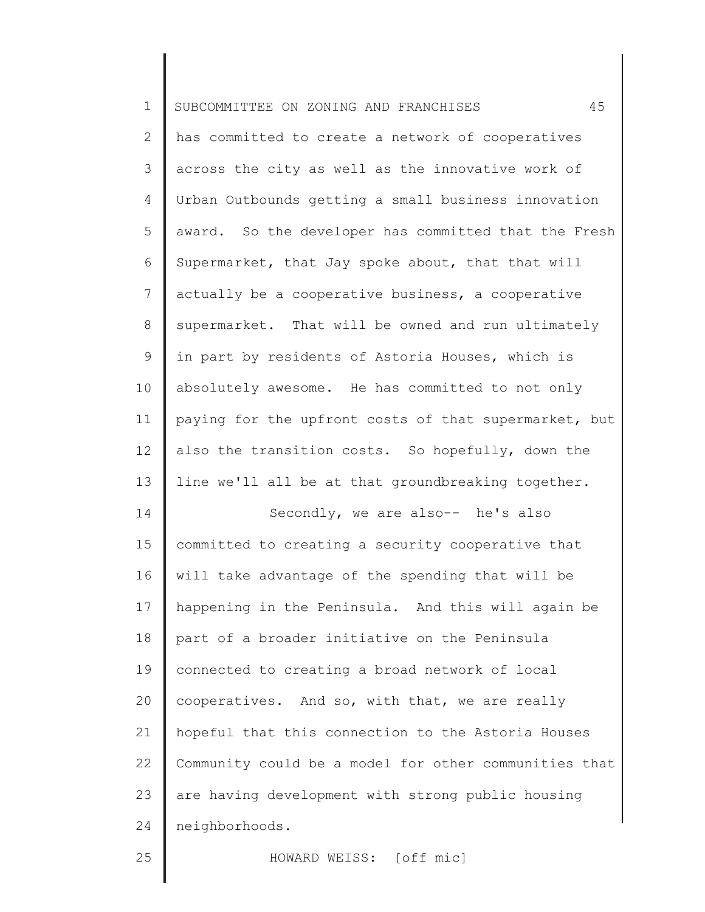has committed to create a network of cooperatives across the city as well as the innovative work of Urban Outbounds getting a small business innovation award. So the developer has committed that the Fresh Supermarket, that Jay spoke about, that that will actually be a cooperative business, a cooperative supermarket. That will be owned and run ultimately in part by residents of Astoria Houses, which is absolutely awesome. He has committed to not only paying for the upfront costs of that supermarket, but also the transition costs. So hopefully, down the line we'll all be at that groundbreaking together.

Secondly, we are also-- he's also committed to creating a security cooperative that will take advantage of the spending that will be happening in the Peninsula. And this will again be part of a broader initiative on the Peninsula connected to creating a broad network of local cooperatives. And so, with that, we are really hopeful that this connection to the Astoria Houses Community could be a model for other communities that are having development with strong public housing neighborhoods.

HOWARD WEISS: [off mic]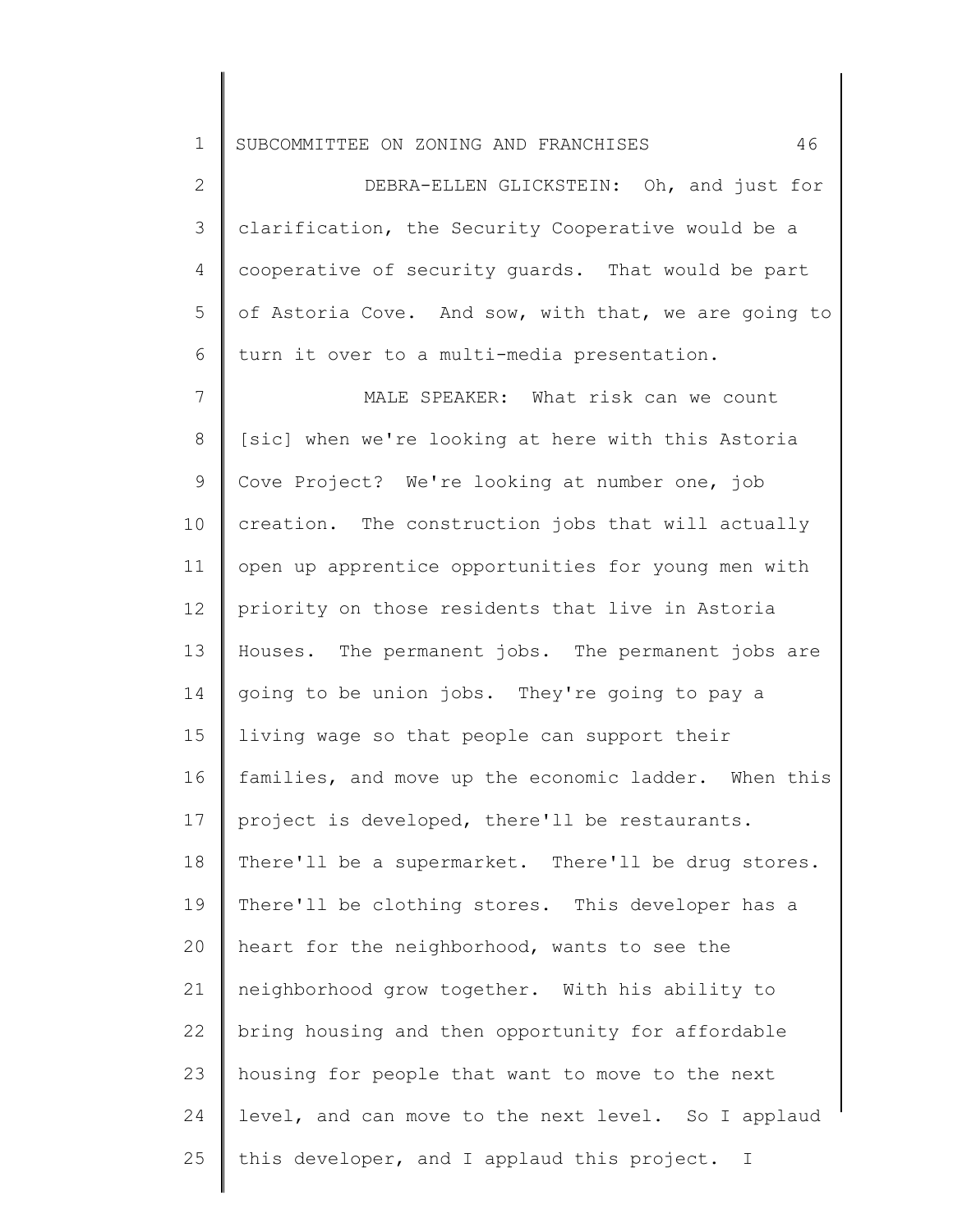DEBRA-ELLEN GLICKSTEIN: Oh, and just for clarification, the Security Cooperative would be a cooperative of security guards. That would be part of Astoria Cove. And sow, with that, we are going to turn it over to a multi-media presentation.

MALE SPEAKER: What risk can we count [sic] when we're looking at here with this Astoria Cove Project? We're looking at number one, job creation. The construction jobs that will actually open up apprentice opportunities for young men with priority on those residents that live in Astoria Houses. The permanent jobs. The permanent jobs are going to be union jobs. They're going to pay a living wage so that people can support their families, and move up the economic ladder. When this project is developed, there'll be restaurants. There'll be a supermarket. There'll be drug stores. There'll be clothing stores. This developer has a heart for the neighborhood, wants to see the neighborhood grow together. With his ability to bring housing and then opportunity for affordable housing for people that want to move to the next level, and can move to the next level. So I applaud this developer, and I applaud this project. I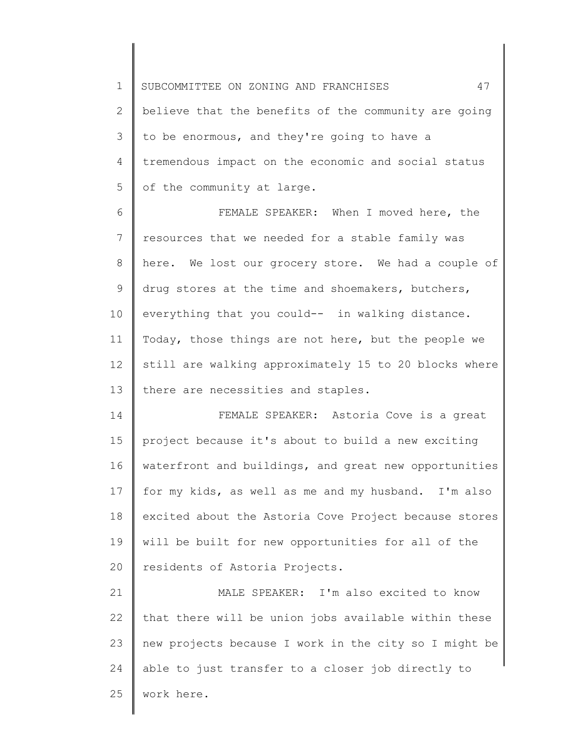believe that the benefits of the community are going to be enormous, and they're going to have a tremendous impact on the economic and social status of the community at large.

FEMALE SPEAKER: When I moved here, the resources that we needed for a stable family was here. We lost our grocery store. We had a couple of drug stores at the time and shoemakers, butchers, everything that you could-- in walking distance. Today, those things are not here, but the people we still are walking approximately 15 to 20 blocks where there are necessities and staples.

FEMALE SPEAKER: Astoria Cove is a great project because it's about to build a new exciting waterfront and buildings, and great new opportunities for my kids, as well as me and my husband. I'm also excited about the Astoria Cove Project because stores will be built for new opportunities for all of the residents of Astoria Projects.

MALE SPEAKER: I'm also excited to know that there will be union jobs available within these new projects because I work in the city so I might be able to just transfer to a closer job directly to work here.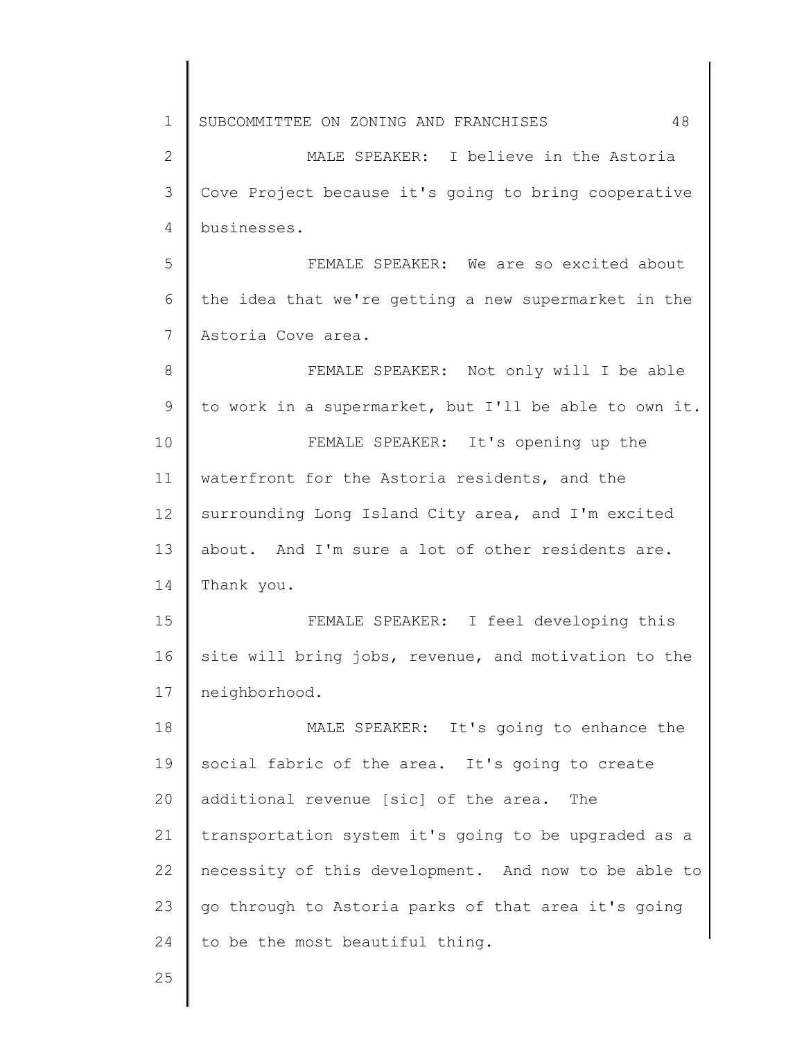MALE SPEAKER: I believe in the Astoria Cove Project because it's going to bring cooperative businesses.

FEMALE SPEAKER: We are so excited about the idea that we're getting a new supermarket in the Astoria Cove area.

FEMALE SPEAKER: Not only will I be able to work in a supermarket, but I'll be able to own it.

FEMALE SPEAKER: It's opening up the waterfront for the Astoria residents, and the surrounding Long Island City area, and I'm excited about. And I'm sure a lot of other residents are. Thank you.

FEMALE SPEAKER: I feel developing this site will bring jobs, revenue, and motivation to the neighborhood.

MALE SPEAKER: It's going to enhance the social fabric of the area. It's going to create additional revenue [sic] of the area. The transportation system it's going to be upgraded as a necessity of this development. And now to be able to go through to Astoria parks of that area it's going to be the most beautiful thing.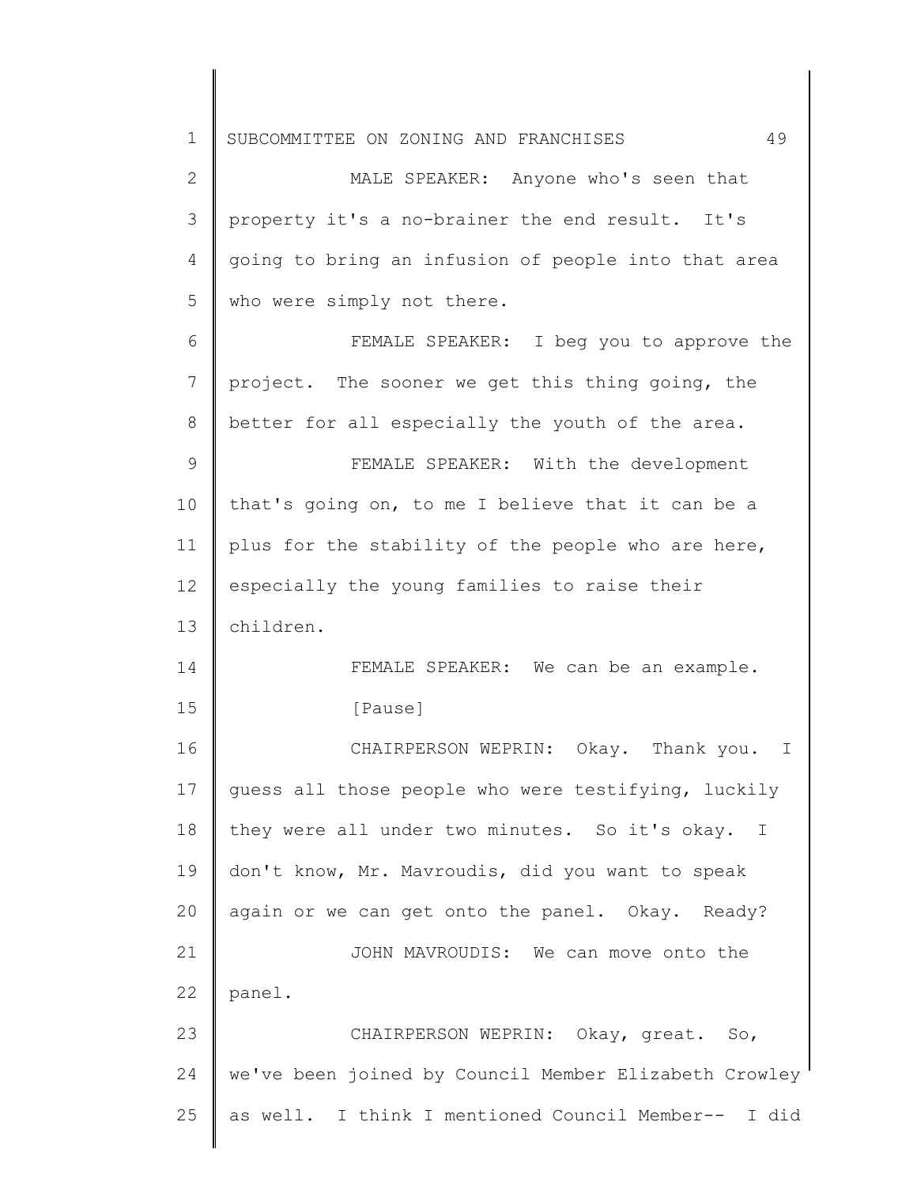MALE SPEAKER: Anyone who's seen that property it's a no-brainer the end result. It's going to bring an infusion of people into that area who were simply not there.

FEMALE SPEAKER: I beg you to approve the project. The sooner we get this thing going, the better for all especially the youth of the area.

FEMALE SPEAKER: With the development that's going on, to me I believe that it can be a plus for the stability of the people who are here, especially the young families to raise their children.

FEMALE SPEAKER: We can be an example.

[Pause]

CHAIRPERSON WEPRIN: Okay. Thank you. I guess all those people who were testifying, luckily they were all under two minutes. So it's okay. I don't know, Mr. Mavroudis, did you want to speak again or we can get onto the panel. Okay. Ready?

JOHN MAVROUDIS: We can move onto the panel.

CHAIRPERSON WEPRIN: Okay, great. So, we've been joined by Council Member Elizabeth Crowley as well. I think I mentioned Council Member-- I did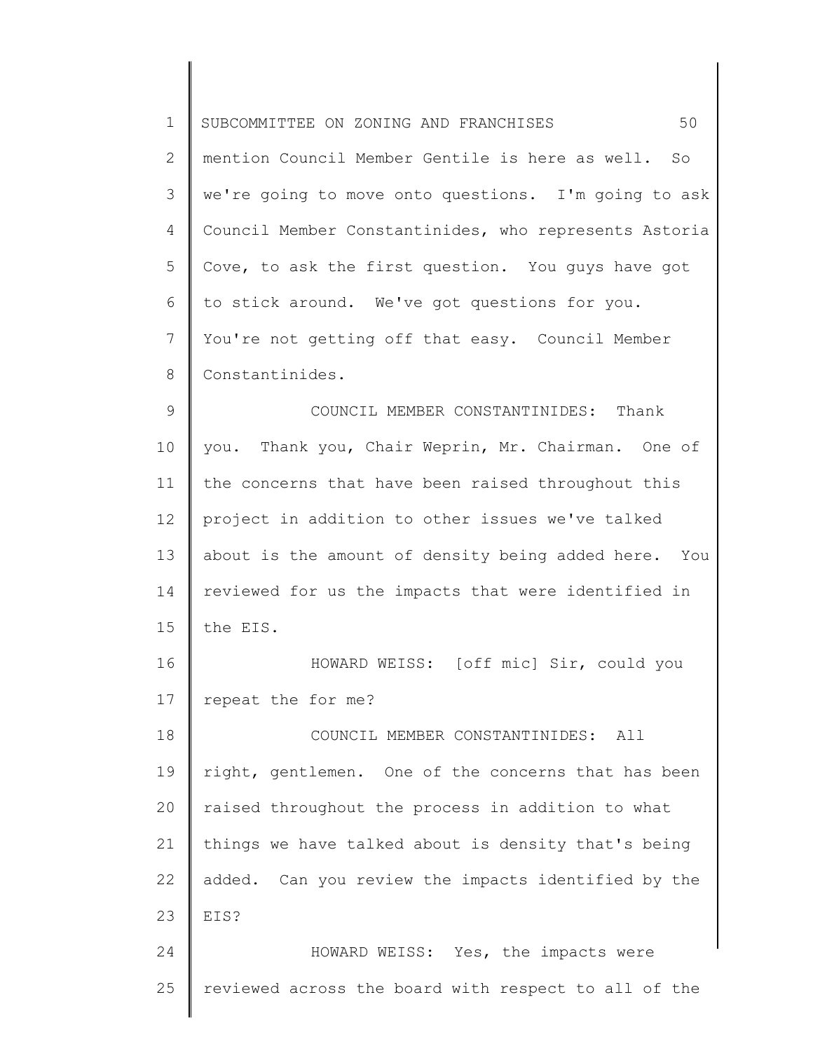mention Council Member Gentile is here as well. So we're going to move onto questions. I'm going to ask Council Member Constantinides, who represents Astoria Cove, to ask the first question. You guys have got to stick around. We've got questions for you. You're not getting off that easy. Council Member Constantinides.

COUNCIL MEMBER CONSTANTINIDES: Thank you. Thank you, Chair Weprin, Mr. Chairman. One of the concerns that have been raised throughout this project in addition to other issues we've talked about is the amount of density being added here. You reviewed for us the impacts that were identified in the EIS.

HOWARD WEISS: [off mic] Sir, could you repeat the for me?

COUNCIL MEMBER CONSTANTINIDES: All right, gentlemen. One of the concerns that has been raised throughout the process in addition to what things we have talked about is density that's being added. Can you review the impacts identified by the EIS?

HOWARD WEISS: Yes, the impacts were reviewed across the board with respect to all of the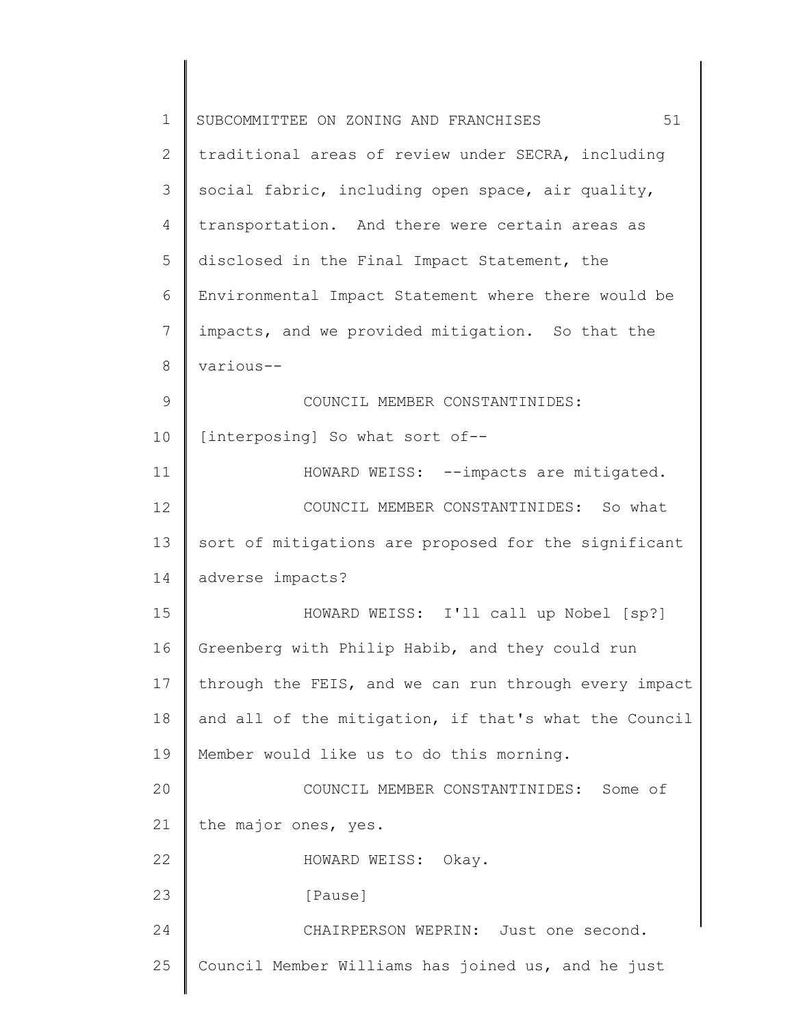traditional areas of review under SECRA, including social fabric, including open space, air quality, transportation. And there were certain areas as disclosed in the Final Impact Statement, the Environmental Impact Statement where there would be impacts, and we provided mitigation. So that the various--

COUNCIL MEMBER CONSTANTINIDES: [interposing] So what sort of--

HOWARD WEISS: --impacts are mitigated.

COUNCIL MEMBER CONSTANTINIDES: So what sort of mitigations are proposed for the significant adverse impacts?

HOWARD WEISS: I'll call up Nobel [sp?] Greenberg with Philip Habib, and they could run through the FEIS, and we can run through every impact and all of the mitigation, if that's what the Council Member would like us to do this morning.

COUNCIL MEMBER CONSTANTINIDES: Some of the major ones, yes.

HOWARD WEISS: Okay.

[Pause]

CHAIRPERSON WEPRIN: Just one second. Council Member Williams has joined us, and he just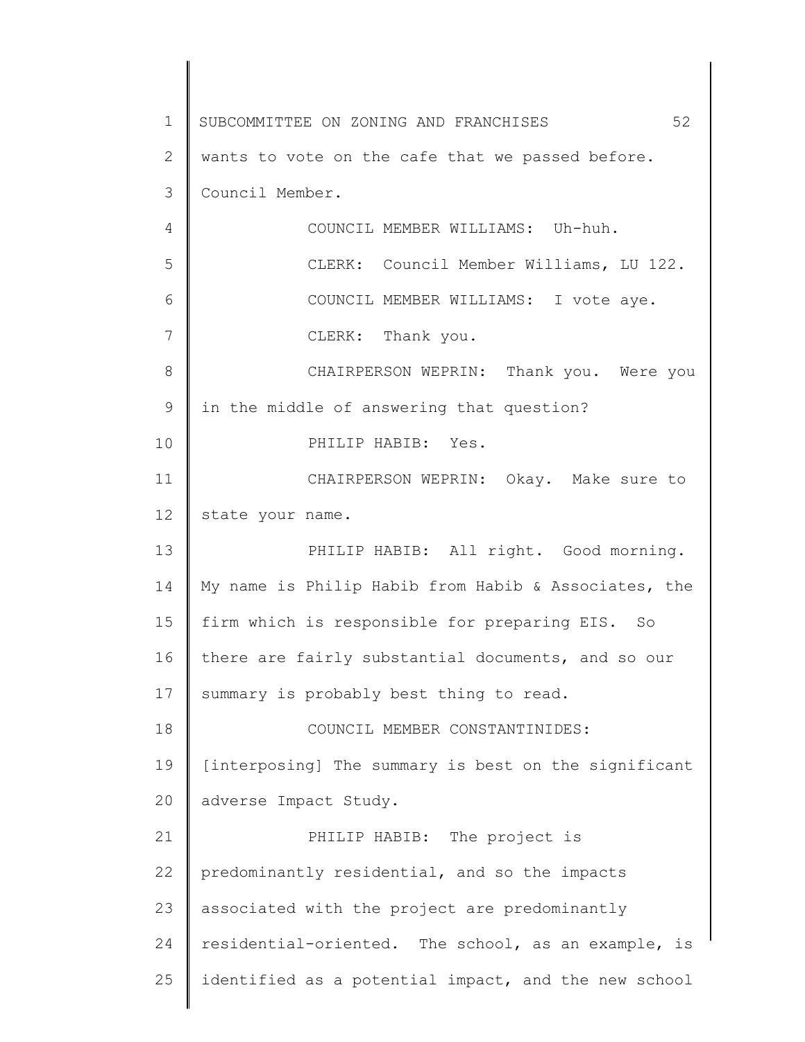wants to vote on the cafe that we passed before. Council Member.

COUNCIL MEMBER WILLIAMS: Uh-huh.

CLERK: Council Member Williams, LU 122.

COUNCIL MEMBER WILLIAMS: I vote aye.

CLERK: Thank you.

CHAIRPERSON WEPRIN: Thank you. Were you in the middle of answering that question?

PHILIP HABIB: Yes.

CHAIRPERSON WEPRIN: Okay. Make sure to state your name.

PHILIP HABIB: All right. Good morning. My name is Philip Habib from Habib & Associates, the firm which is responsible for preparing EIS. So there are fairly substantial documents, and so our summary is probably best thing to read.

COUNCIL MEMBER CONSTANTINIDES: [interposing] The summary is best on the significant adverse Impact Study.

PHILIP HABIB: The project is predominantly residential, and so the impacts associated with the project are predominantly residential-oriented. The school, as an example, is identified as a potential impact, and the new school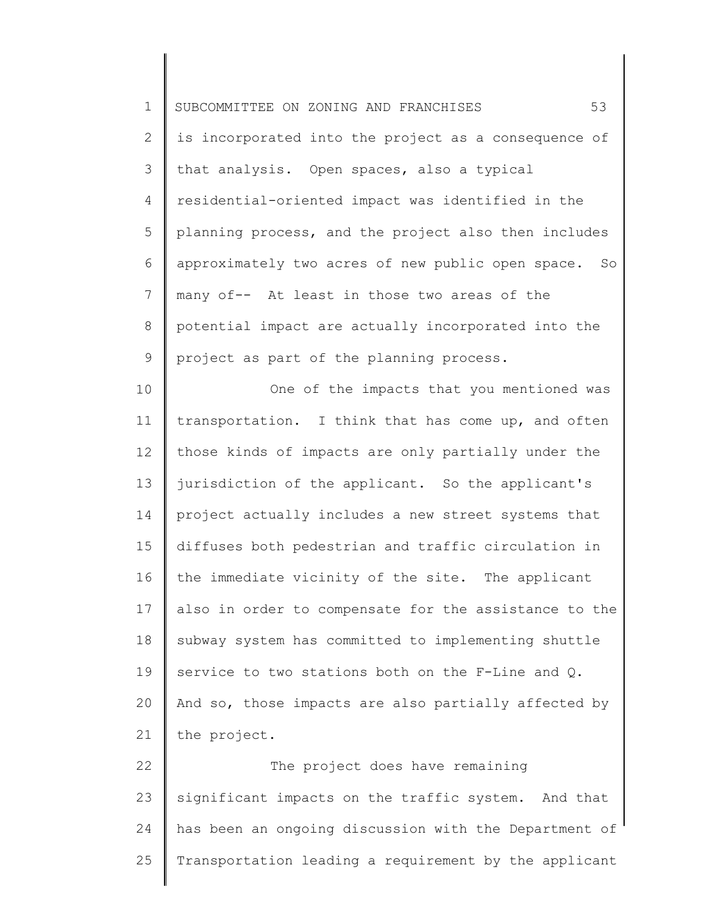is incorporated into the project as a consequence of that analysis. Open spaces, also a typical residential-oriented impact was identified in the planning process, and the project also then includes approximately two acres of new public open space. So many of-- At least in those two areas of the potential impact are actually incorporated into the project as part of the planning process.

One of the impacts that you mentioned was transportation. I think that has come up, and often those kinds of impacts are only partially under the jurisdiction of the applicant. So the applicant's project actually includes a new street systems that diffuses both pedestrian and traffic circulation in the immediate vicinity of the site. The applicant also in order to compensate for the assistance to the subway system has committed to implementing shuttle service to two stations both on the F-Line and Q. And so, those impacts are also partially affected by the project.

The project does have remaining significant impacts on the traffic system. And that has been an ongoing discussion with the Department of Transportation leading a requirement by the applicant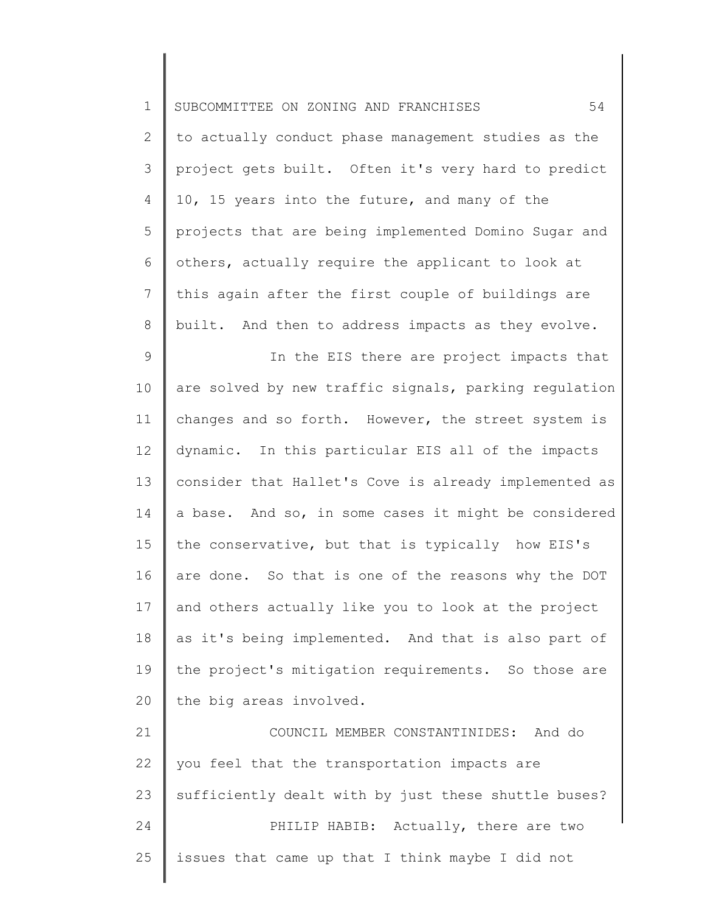to actually conduct phase management studies as the project gets built. Often it's very hard to predict 10, 15 years into the future, and many of the projects that are being implemented Domino Sugar and others, actually require the applicant to look at this again after the first couple of buildings are built. And then to address impacts as they evolve.

In the EIS there are project impacts that are solved by new traffic signals, parking regulation changes and so forth. However, the street system is dynamic. In this particular EIS all of the impacts consider that Hallet's Cove is already implemented as a base. And so, in some cases it might be considered the conservative, but that is typically how EIS's are done. So that is one of the reasons why the DOT and others actually like you to look at the project as it's being implemented. And that is also part of the project's mitigation requirements. So those are the big areas involved.

COUNCIL MEMBER CONSTANTINIDES: And do you feel that the transportation impacts are sufficiently dealt with by just these shuttle buses?

PHILIP HABIB: Actually, there are two issues that came up that I think maybe I did not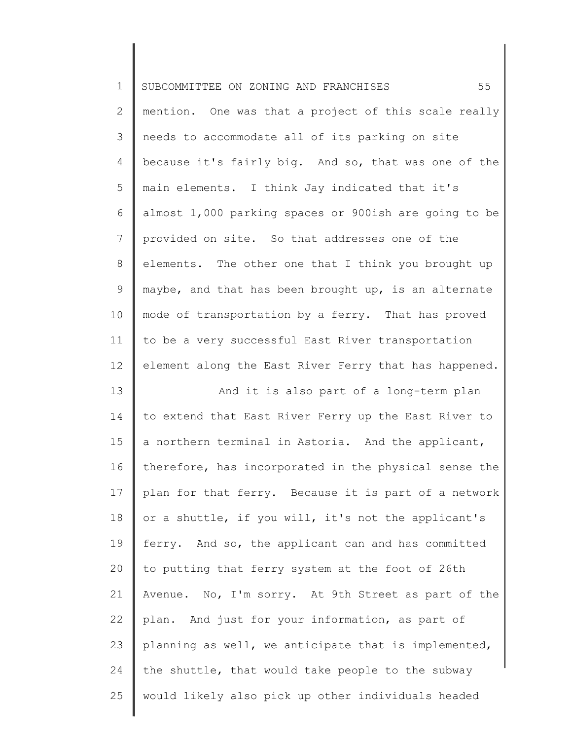mention. One was that a project of this scale really needs to accommodate all of its parking on site because it's fairly big. And so, that was one of the main elements. I think Jay indicated that it's almost 1,000 parking spaces or 900ish are going to be provided on site. So that addresses one of the elements. The other one that I think you brought up maybe, and that has been brought up, is an alternate mode of transportation by a ferry. That has proved to be a very successful East River transportation element along the East River Ferry that has happened.

And it is also part of a long-term plan to extend that East River Ferry up the East River to a northern terminal in Astoria. And the applicant, therefore, has incorporated in the physical sense the plan for that ferry. Because it is part of a network or a shuttle, if you will, it's not the applicant's ferry. And so, the applicant can and has committed to putting that ferry system at the foot of 26th Avenue. No, I'm sorry. At 9th Street as part of the plan. And just for your information, as part of planning as well, we anticipate that is implemented, the shuttle, that would take people to the subway would likely also pick up other individuals headed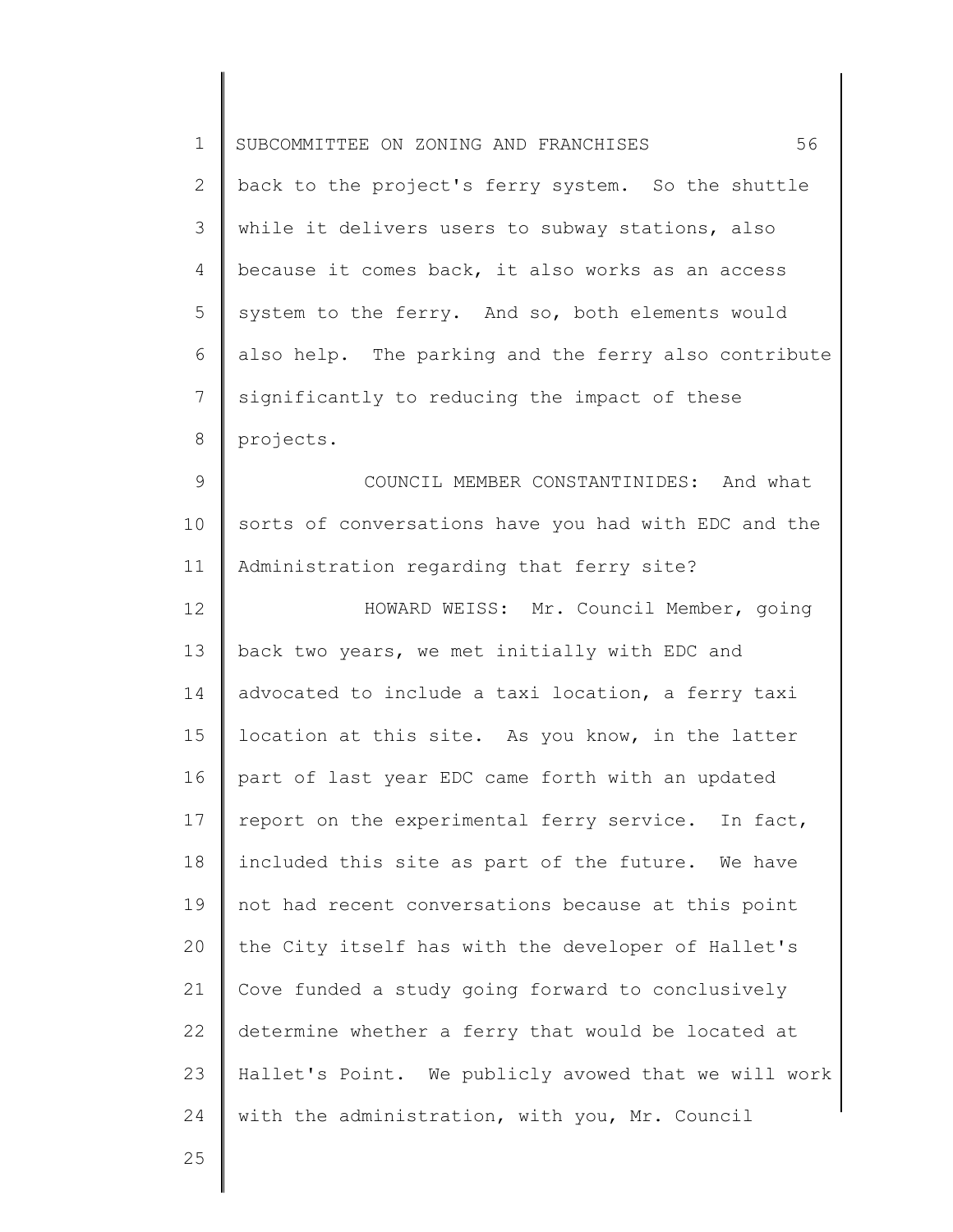back to the project's ferry system. So the shuttle while it delivers users to subway stations, also because it comes back, it also works as an access system to the ferry. And so, both elements would also help. The parking and the ferry also contribute significantly to reducing the impact of these projects.

COUNCIL MEMBER CONSTANTINIDES: And what sorts of conversations have you had with EDC and the Administration regarding that ferry site?

HOWARD WEISS: Mr. Council Member, going back two years, we met initially with EDC and advocated to include a taxi location, a ferry taxi location at this site. As you know, in the latter part of last year EDC came forth with an updated report on the experimental ferry service. In fact, included this site as part of the future. We have not had recent conversations because at this point the City itself has with the developer of Hallet's Cove funded a study going forward to conclusively determine whether a ferry that would be located at Hallet's Point. We publicly avowed that we will work with the administration, with you, Mr. Council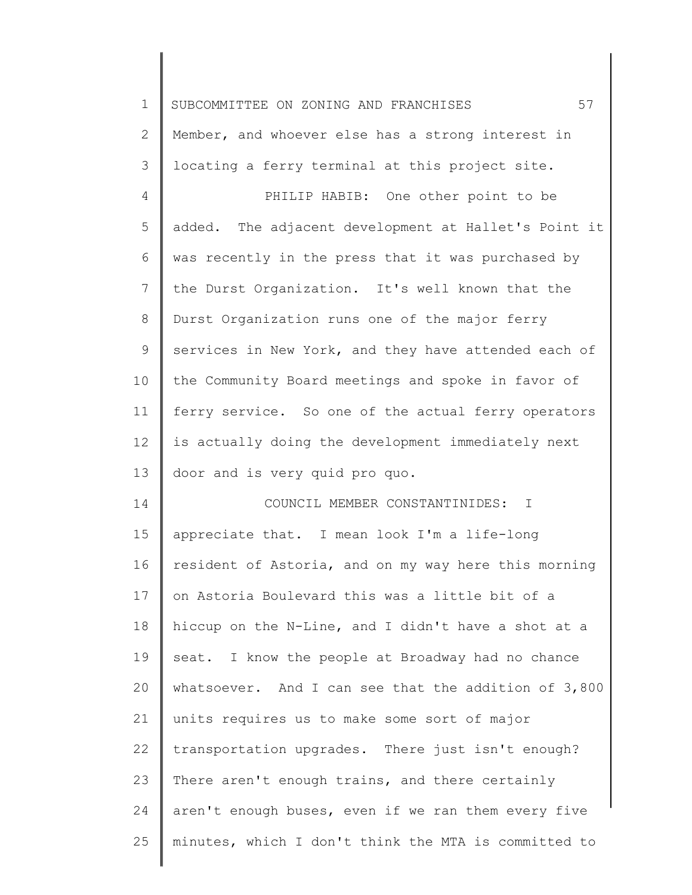Member, and whoever else has a strong interest in locating a ferry terminal at this project site.

PHILIP HABIB: One other point to be added. The adjacent development at Hallet's Point it was recently in the press that it was purchased by the Durst Organization. It's well known that the Durst Organization runs one of the major ferry services in New York, and they have attended each of the Community Board meetings and spoke in favor of ferry service. So one of the actual ferry operators is actually doing the development immediately next door and is very quid pro quo.

COUNCIL MEMBER CONSTANTINIDES: I appreciate that. I mean look I'm a life-long resident of Astoria, and on my way here this morning on Astoria Boulevard this was a little bit of a hiccup on the N-Line, and I didn't have a shot at a seat. I know the people at Broadway had no chance whatsoever. And I can see that the addition of 3,800 units requires us to make some sort of major transportation upgrades. There just isn't enough? There aren't enough trains, and there certainly aren't enough buses, even if we ran them every five minutes, which I don't think the MTA is committed to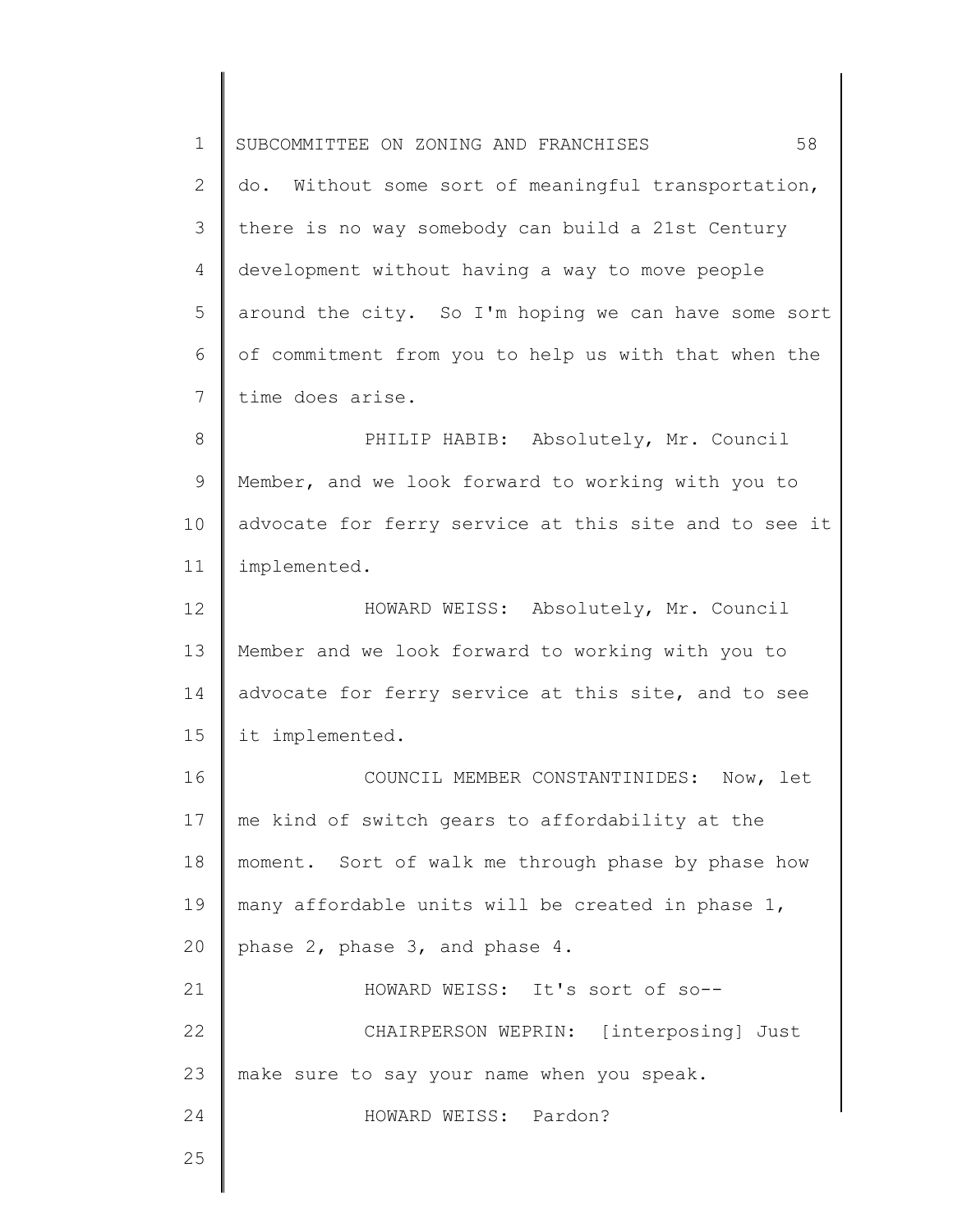do. Without some sort of meaningful transportation, there is no way somebody can build a 21st Century development without having a way to move people around the city. So I'm hoping we can have some sort of commitment from you to help us with that when the time does arise.

PHILIP HABIB: Absolutely, Mr. Council Member, and we look forward to working with you to advocate for ferry service at this site and to see it implemented.

HOWARD WEISS: Absolutely, Mr. Council Member and we look forward to working with you to advocate for ferry service at this site, and to see it implemented.

COUNCIL MEMBER CONSTANTINIDES: Now, let me kind of switch gears to affordability at the moment. Sort of walk me through phase by phase how many affordable units will be created in phase 1, phase 2, phase 3, and phase 4.

HOWARD WEISS: It's sort of so--

CHAIRPERSON WEPRIN: [interposing] Just make sure to say your name when you speak.

HOWARD WEISS: Pardon?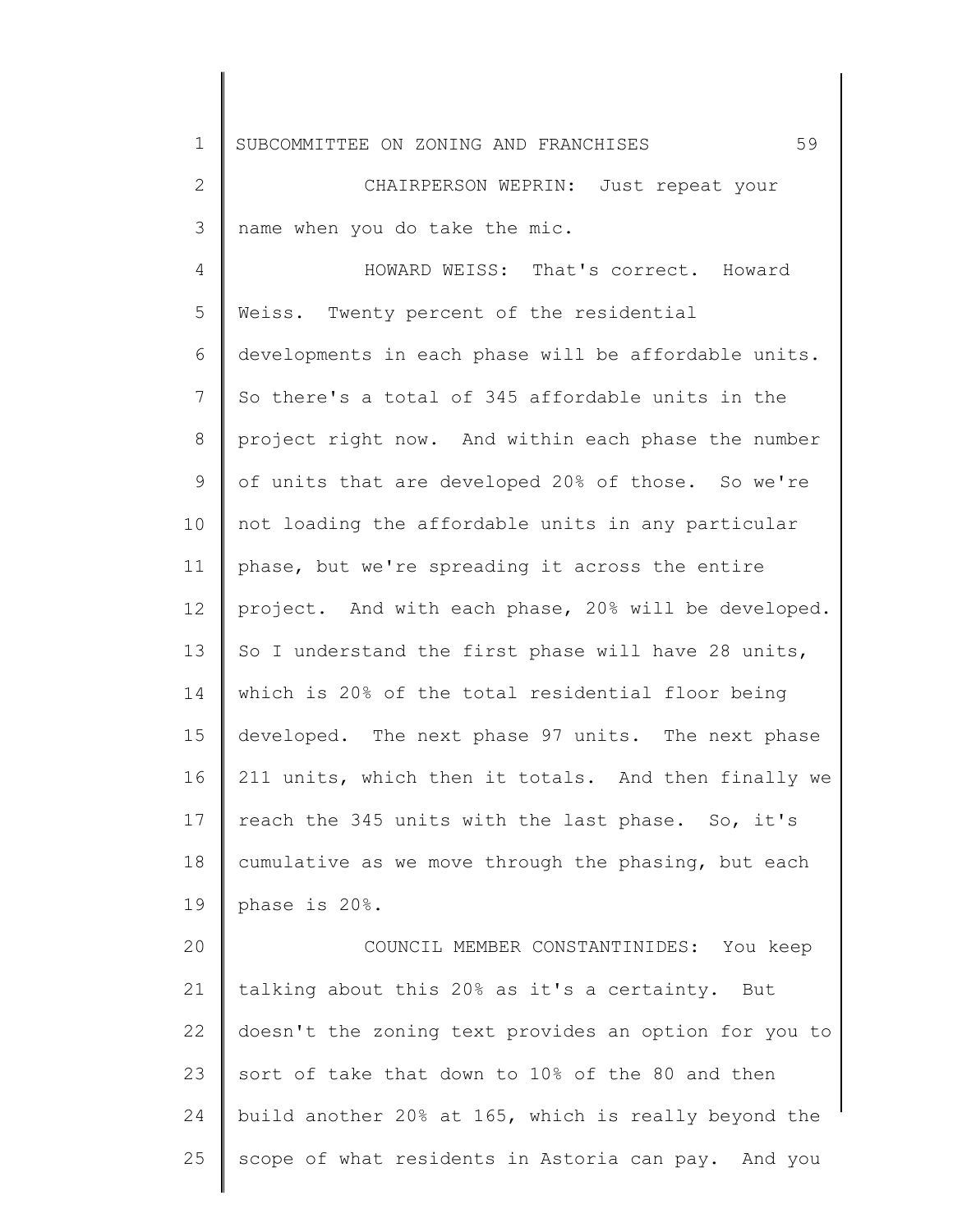CHAIRPERSON WEPRIN: Just repeat your name when you do take the mic.

HOWARD WEISS: That's correct. Howard Weiss. Twenty percent of the residential developments in each phase will be affordable units. So there's a total of 345 affordable units in the project right now. And within each phase the number of units that are developed 20% of those. So we're not loading the affordable units in any particular phase, but we're spreading it across the entire project. And with each phase, 20% will be developed. So I understand the first phase will have 28 units, which is 20% of the total residential floor being developed. The next phase 97 units. The next phase 211 units, which then it totals. And then finally we reach the 345 units with the last phase. So, it's cumulative as we move through the phasing, but each phase is 20%.

COUNCIL MEMBER CONSTANTINIDES: You keep talking about this 20% as it's a certainty. But doesn't the zoning text provides an option for you to sort of take that down to 10% of the 80 and then build another 20% at 165, which is really beyond the scope of what residents in Astoria can pay. And you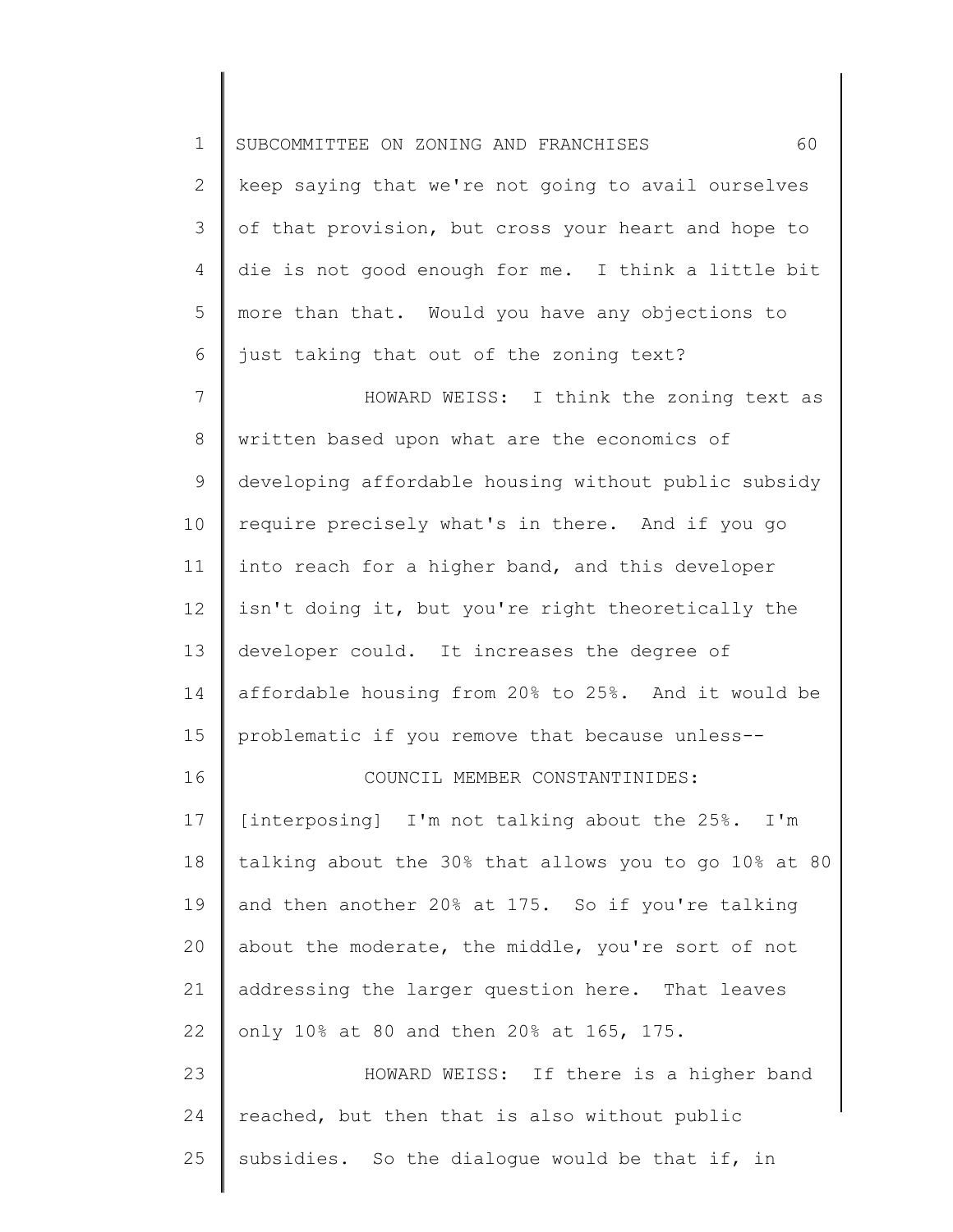keep saying that we're not going to avail ourselves of that provision, but cross your heart and hope to die is not good enough for me. I think a little bit more than that. Would you have any objections to just taking that out of the zoning text?

HOWARD WEISS: I think the zoning text as written based upon what are the economics of developing affordable housing without public subsidy require precisely what's in there. And if you go into reach for a higher band, and this developer isn't doing it, but you're right theoretically the developer could. It increases the degree of affordable housing from 20% to 25%. And it would be problematic if you remove that because unless--

COUNCIL MEMBER CONSTANTINIDES: [interposing] I'm not talking about the 25%. I'm talking about the 30% that allows you to go 10% at 80 and then another 20% at 175. So if you're talking about the moderate, the middle, you're sort of not addressing the larger question here. That leaves only 10% at 80 and then 20% at 165, 175.

HOWARD WEISS: If there is a higher band reached, but then that is also without public subsidies. So the dialogue would be that if, in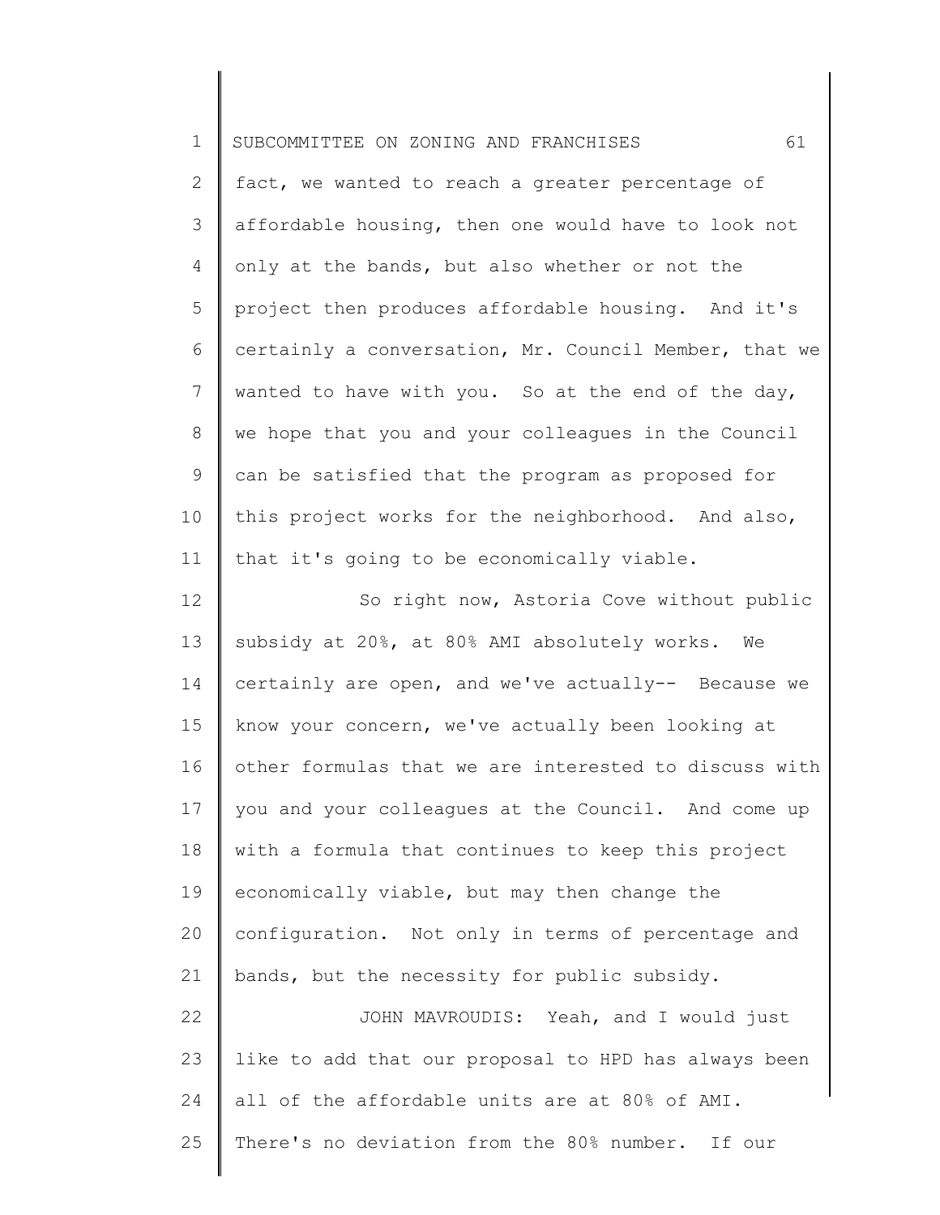fact, we wanted to reach a greater percentage of affordable housing, then one would have to look not only at the bands, but also whether or not the project then produces affordable housing. And it's certainly a conversation, Mr. Council Member, that we wanted to have with you. So at the end of the day, we hope that you and your colleagues in the Council can be satisfied that the program as proposed for this project works for the neighborhood. And also, that it's going to be economically viable.

So right now, Astoria Cove without public subsidy at 20%, at 80% AMI absolutely works. We certainly are open, and we've actually-- Because we know your concern, we've actually been looking at other formulas that we are interested to discuss with you and your colleagues at the Council. And come up with a formula that continues to keep this project economically viable, but may then change the configuration. Not only in terms of percentage and bands, but the necessity for public subsidy.

JOHN MAVROUDIS: Yeah, and I would just like to add that our proposal to HPD has always been all of the affordable units are at 80% of AMI. There's no deviation from the 80% number. If our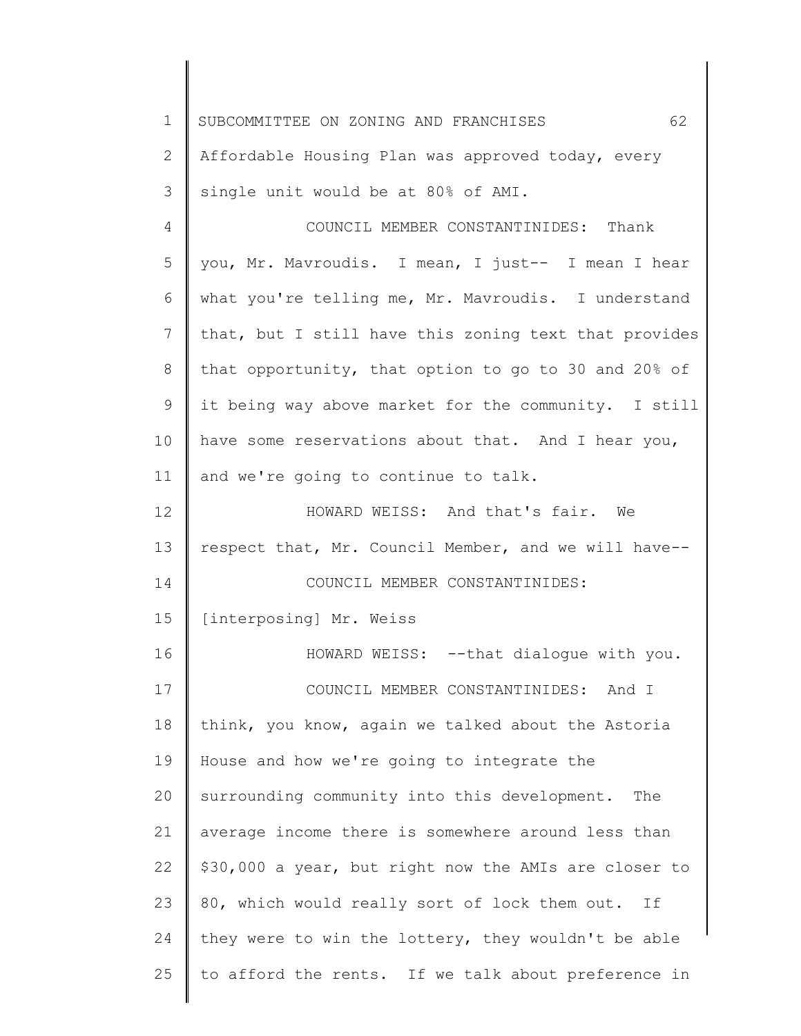Affordable Housing Plan was approved today, every single unit would be at 80% of AMI.

COUNCIL MEMBER CONSTANTINIDES: Thank you, Mr. Mavroudis. I mean, I just-- I mean I hear what you're telling me, Mr. Mavroudis. I understand that, but I still have this zoning text that provides that opportunity, that option to go to 30 and 20% of it being way above market for the community. I still have some reservations about that. And I hear you, and we're going to continue to talk.

HOWARD WEISS: And that's fair. We respect that, Mr. Council Member, and we will have--

COUNCIL MEMBER CONSTANTINIDES: [interposing] Mr. Weiss

HOWARD WEISS: --that dialogue with you.

COUNCIL MEMBER CONSTANTINIDES: And I think, you know, again we talked about the Astoria House and how we're going to integrate the surrounding community into this development. The average income there is somewhere around less than $30,000 a year, but right now the AMIs are closer to 80, which would really sort of lock them out. If they were to win the lottery, they wouldn't be able to afford the rents. If we talk about preference in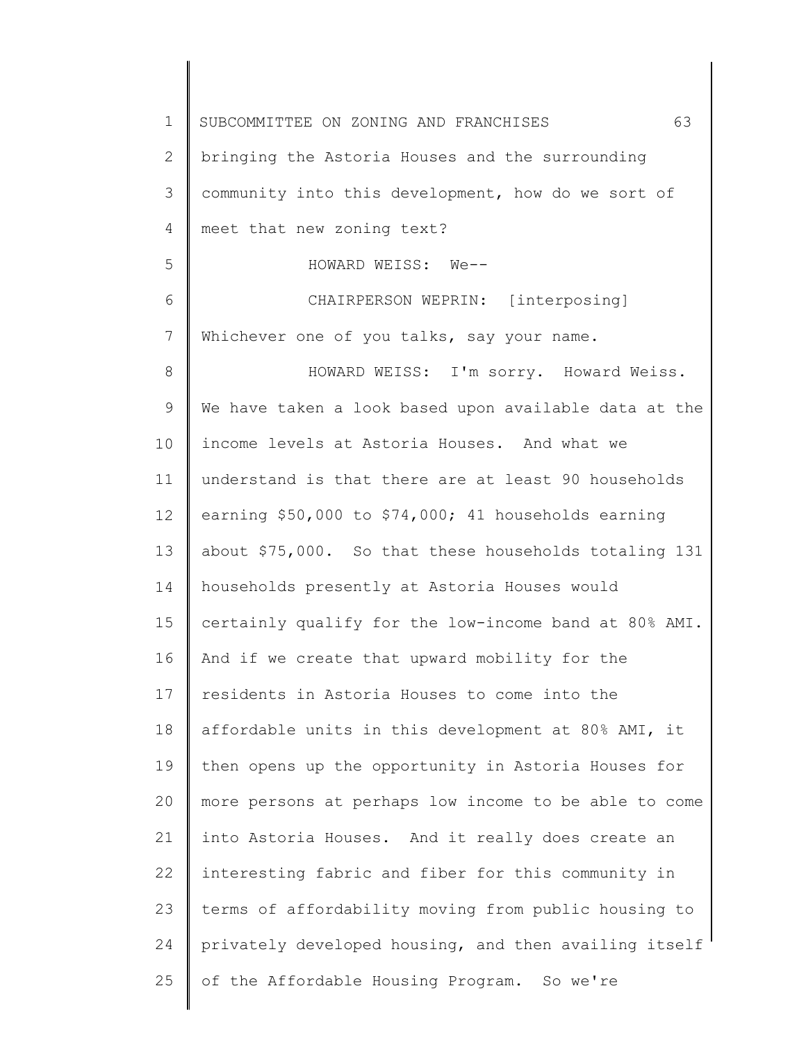bringing the Astoria Houses and the surrounding community into this development, how do we sort of meet that new zoning text?

HOWARD WEISS: We--

CHAIRPERSON WEPRIN: [interposing] Whichever one of you talks, say your name.

HOWARD WEISS: I'm sorry. Howard Weiss. We have taken a look based upon available data at the income levels at Astoria Houses. And what we understand is that there are at least 90 households earning $50,000 to $74,000; 41 households earning about $75,000. So that these households totaling 131 households presently at Astoria Houses would certainly qualify for the low-income band at 80% AMI. And if we create that upward mobility for the residents in Astoria Houses to come into the affordable units in this development at 80% AMI, it then opens up the opportunity in Astoria Houses for more persons at perhaps low income to be able to come into Astoria Houses. And it really does create an interesting fabric and fiber for this community in terms of affordability moving from public housing to privately developed housing, and then availing itself of the Affordable Housing Program. So we're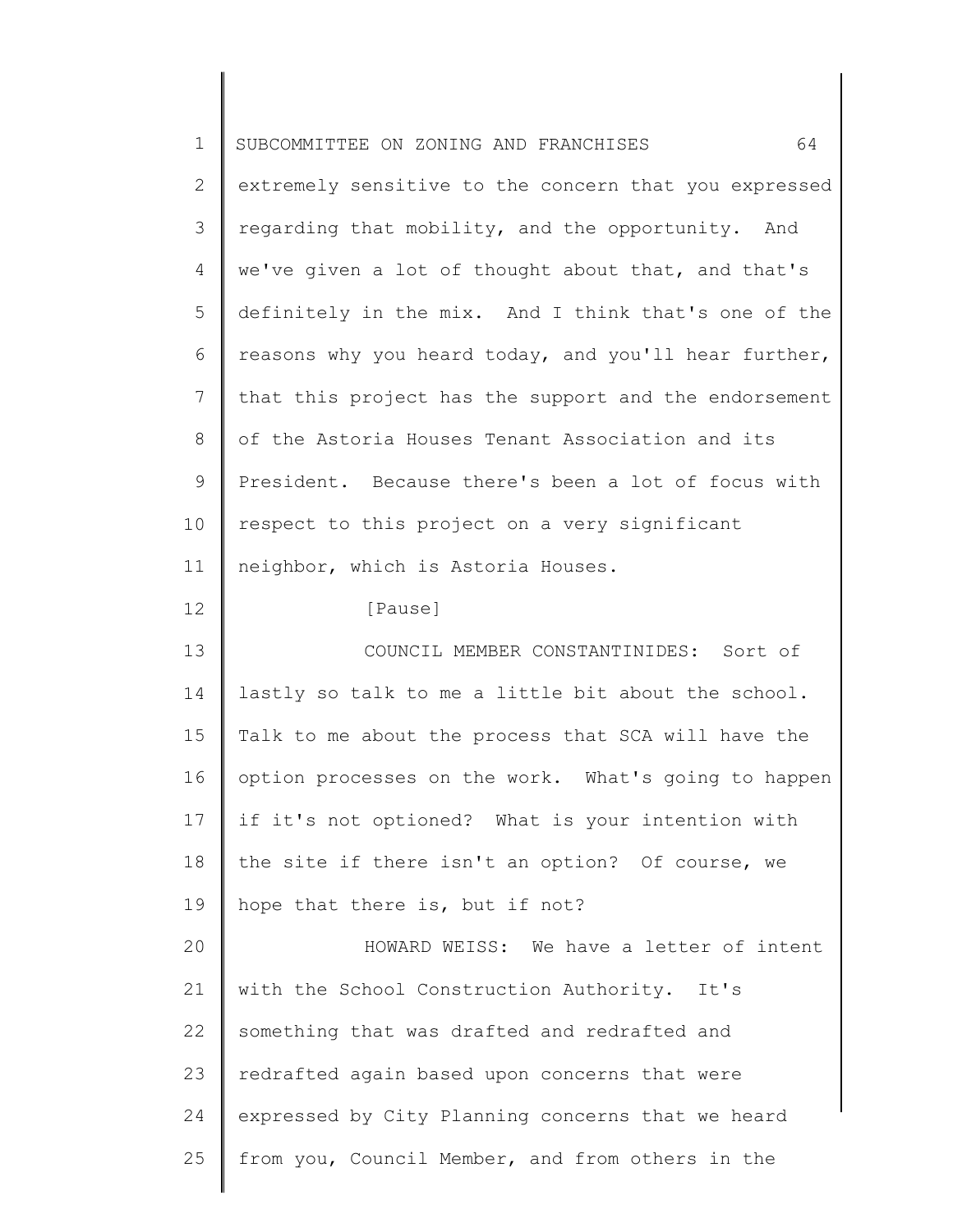extremely sensitive to the concern that you expressed regarding that mobility, and the opportunity. And we've given a lot of thought about that, and that's definitely in the mix. And I think that's one of the reasons why you heard today, and you'll hear further, that this project has the support and the endorsement of the Astoria Houses Tenant Association and its President. Because there's been a lot of focus with respect to this project on a very significant neighbor, which is Astoria Houses.

[Pause]

COUNCIL MEMBER CONSTANTINIDES: Sort of lastly so talk to me a little bit about the school. Talk to me about the process that SCA will have the option processes on the work. What's going to happen if it's not optioned? What is your intention with the site if there isn't an option? Of course, we hope that there is, but if not?

HOWARD WEISS: We have a letter of intent with the School Construction Authority. It's something that was drafted and redrafted and redrafted again based upon concerns that were expressed by City Planning concerns that we heard from you, Council Member, and from others in the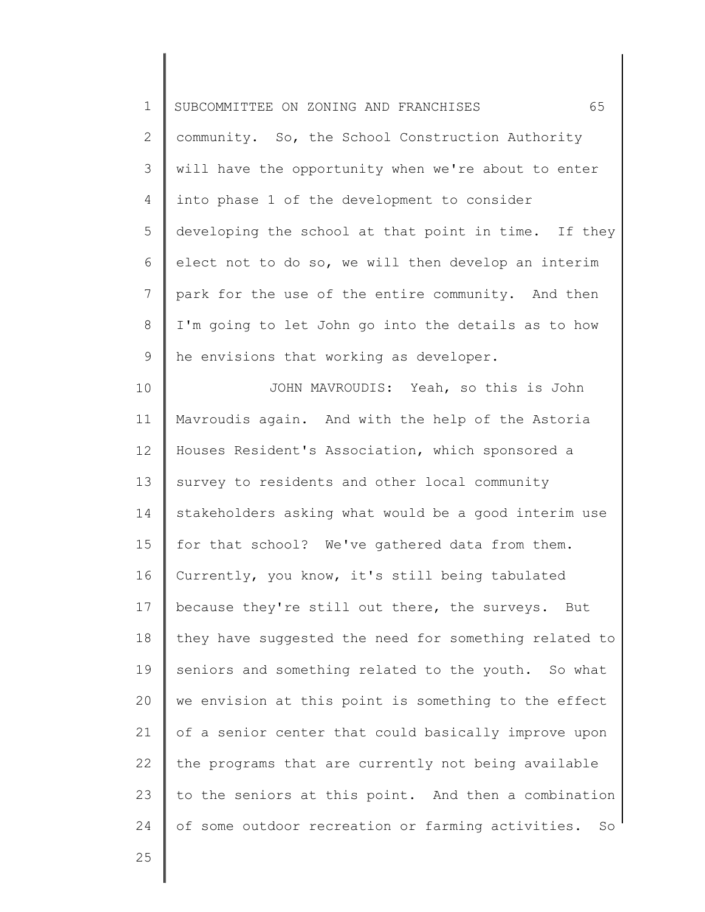community. So, the School Construction Authority will have the opportunity when we're about to enter into phase 1 of the development to consider developing the school at that point in time. If they elect not to do so, we will then develop an interim park for the use of the entire community. And then I'm going to let John go into the details as to how he envisions that working as developer.

JOHN MAVROUDIS: Yeah, so this is John Mavroudis again. And with the help of the Astoria Houses Resident's Association, which sponsored a survey to residents and other local community stakeholders asking what would be a good interim use for that school? We've gathered data from them. Currently, you know, it's still being tabulated because they're still out there, the surveys. But they have suggested the need for something related to seniors and something related to the youth. So what we envision at this point is something to the effect of a senior center that could basically improve upon the programs that are currently not being available to the seniors at this point. And then a combination of some outdoor recreation or farming activities. So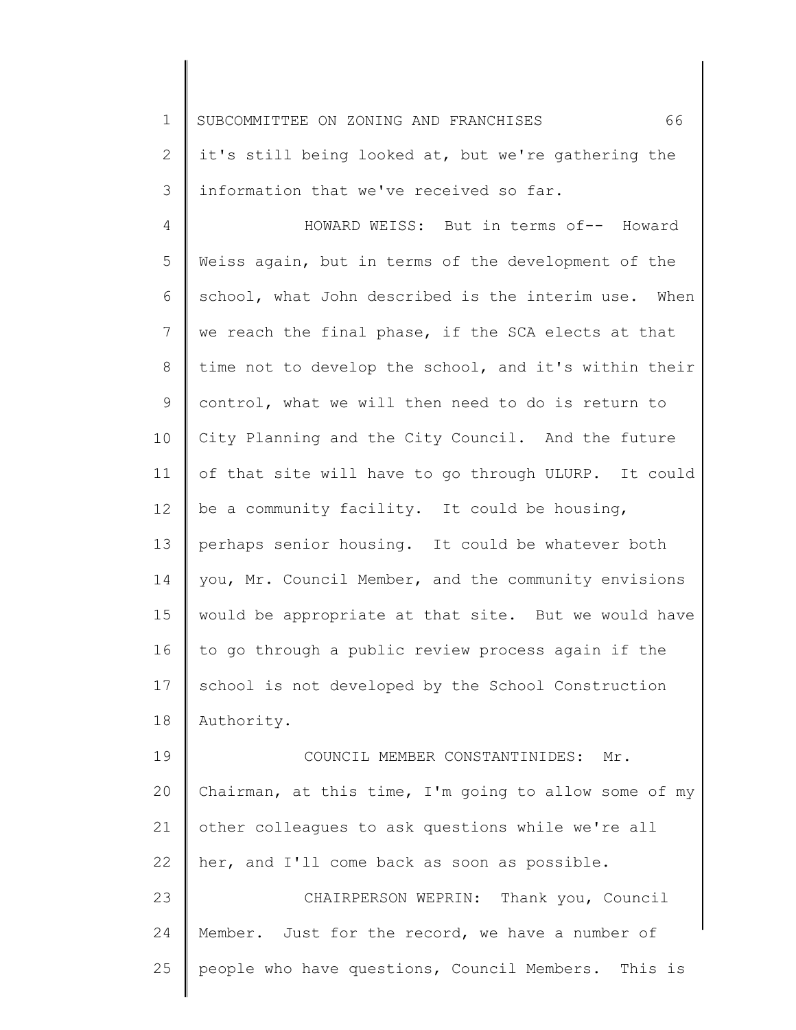it's still being looked at, but we're gathering the information that we've received so far.

HOWARD WEISS: But in terms of-- Howard Weiss again, but in terms of the development of the school, what John described is the interim use. When we reach the final phase, if the SCA elects at that time not to develop the school, and it's within their control, what we will then need to do is return to City Planning and the City Council. And the future of that site will have to go through ULURP. It could be a community facility. It could be housing, perhaps senior housing. It could be whatever both you, Mr. Council Member, and the community envisions would be appropriate at that site. But we would have to go through a public review process again if the school is not developed by the School Construction Authority.

COUNCIL MEMBER CONSTANTINIDES: Mr. Chairman, at this time, I'm going to allow some of my other colleagues to ask questions while we're all her, and I'll come back as soon as possible.

CHAIRPERSON WEPRIN: Thank you, Council Member. Just for the record, we have a number of people who have questions, Council Members. This is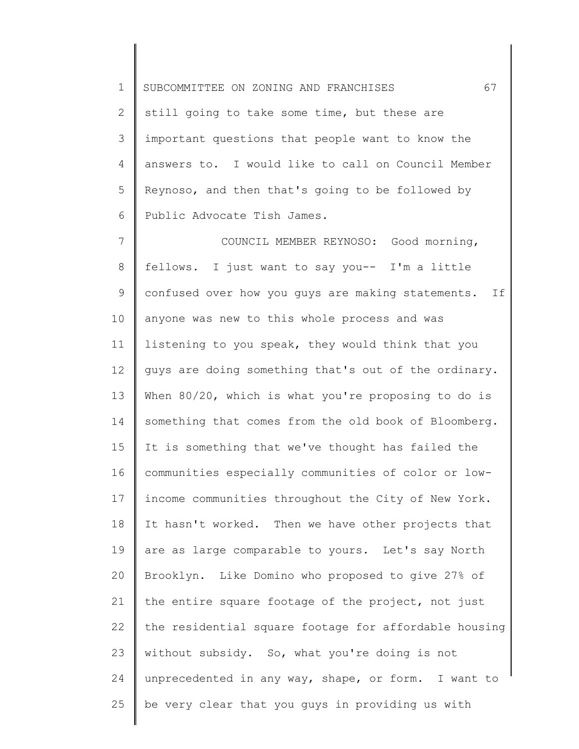still going to take some time, but these are important questions that people want to know the answers to. I would like to call on Council Member Reynoso, and then that's going to be followed by Public Advocate Tish James.

COUNCIL MEMBER REYNOSO: Good morning, fellows. I just want to say you-- I'm a little confused over how you guys are making statements. If anyone was new to this whole process and was listening to you speak, they would think that you guys are doing something that's out of the ordinary. When 80/20, which is what you're proposing to do is something that comes from the old book of Bloomberg. It is something that we've thought has failed the communities especially communities of color or low-income communities throughout the City of New York. It hasn't worked. Then we have other projects that are as large comparable to yours. Let's say North Brooklyn. Like Domino who proposed to give 27% of the entire square footage of the project, not just the residential square footage for affordable housing without subsidy. So, what you're doing is not unprecedented in any way, shape, or form. I want to be very clear that you guys in providing us with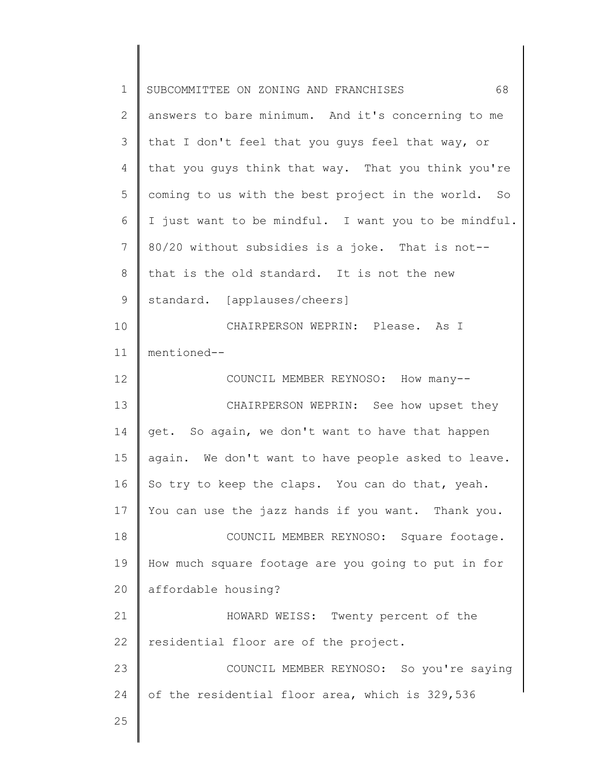answers to bare minimum. And it's concerning to me that I don't feel that you guys feel that way, or that you guys think that way. That you think you're coming to us with the best project in the world. So I just want to be mindful. I want you to be mindful. 80/20 without subsidies is a joke. That is not-- that is the old standard. It is not the new standard. [applauses/cheers]

CHAIRPERSON WEPRIN: Please. As I mentioned--

COUNCIL MEMBER REYNOSO: How many--

CHAIRPERSON WEPRIN: See how upset they get. So again, we don't want to have that happen again. We don't want to have people asked to leave. So try to keep the claps. You can do that, yeah. You can use the jazz hands if you want. Thank you.

COUNCIL MEMBER REYNOSO: Square footage. How much square footage are you going to put in for affordable housing?

HOWARD WEISS: Twenty percent of the residential floor are of the project.

COUNCIL MEMBER REYNOSO: So you're saying of the residential floor area, which is 329,536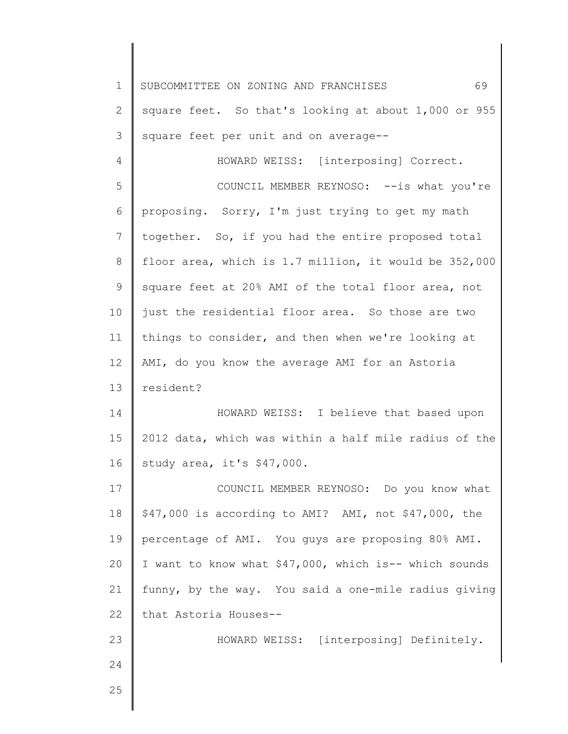square feet. So that's looking at about 1,000 or 955 square feet per unit and on average--

HOWARD WEISS: [interposing] Correct.

COUNCIL MEMBER REYNOSO: --is what you're proposing. Sorry, I'm just trying to get my math together. So, if you had the entire proposed total floor area, which is 1.7 million, it would be 352,000 square feet at 20% AMI of the total floor area, not just the residential floor area. So those are two things to consider, and then when we're looking at AMI, do you know the average AMI for an Astoria resident?

HOWARD WEISS: I believe that based upon 2012 data, which was within a half mile radius of the study area, it's $47,000.

COUNCIL MEMBER REYNOSO: Do you know what $47,000 is according to AMI? AMI, not $47,000, the percentage of AMI. You guys are proposing 80% AMI. I want to know what $47,000, which is-- which sounds funny, by the way. You said a one-mile radius giving that Astoria Houses--

HOWARD WEISS: [interposing] Definitely.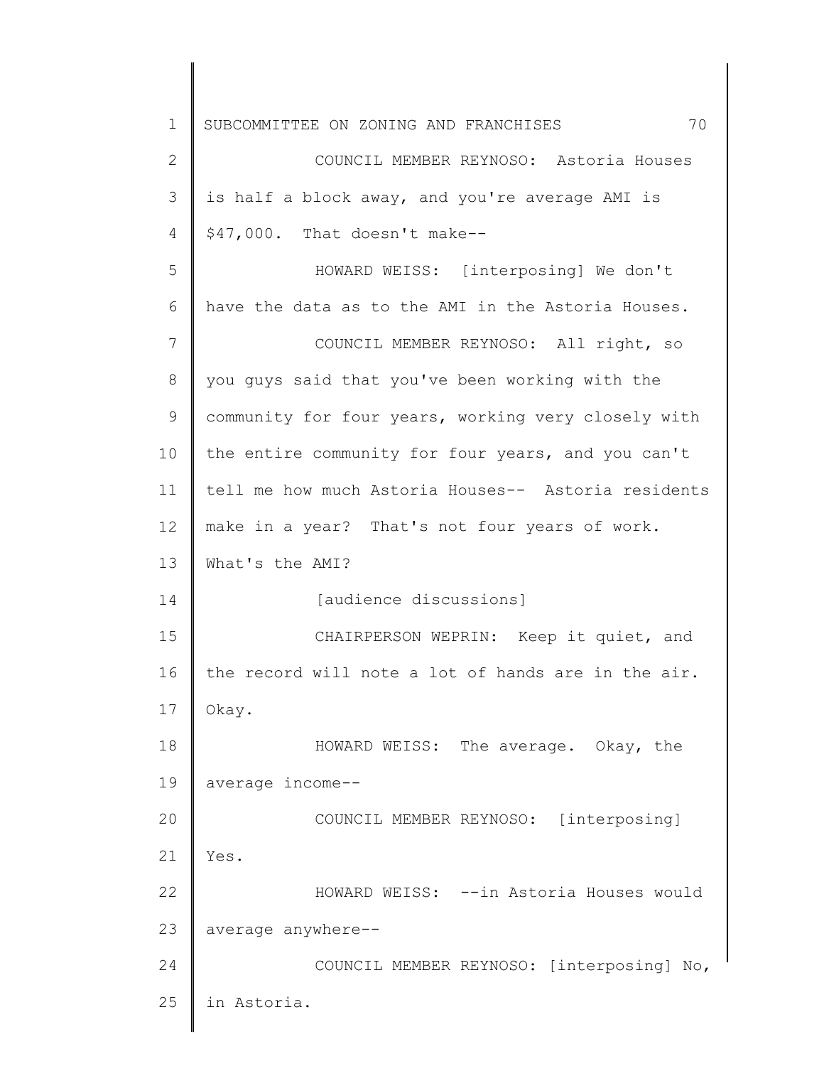COUNCIL MEMBER REYNOSO: Astoria Houses is half a block away, and you're average AMI is $47,000. That doesn't make--

HOWARD WEISS: [interposing] We don't have the data as to the AMI in the Astoria Houses.

COUNCIL MEMBER REYNOSO: All right, so you guys said that you've been working with the community for four years, working very closely with the entire community for four years, and you can't tell me how much Astoria Houses-- Astoria residents make in a year? That's not four years of work. What's the AMI?

[audience discussions]

CHAIRPERSON WEPRIN: Keep it quiet, and the record will note a lot of hands are in the air. Okay.

HOWARD WEISS: The average. Okay, the average income--

COUNCIL MEMBER REYNOSO: [interposing] Yes.

HOWARD WEISS: --in Astoria Houses would average anywhere--

COUNCIL MEMBER REYNOSO: [interposing] No, in Astoria.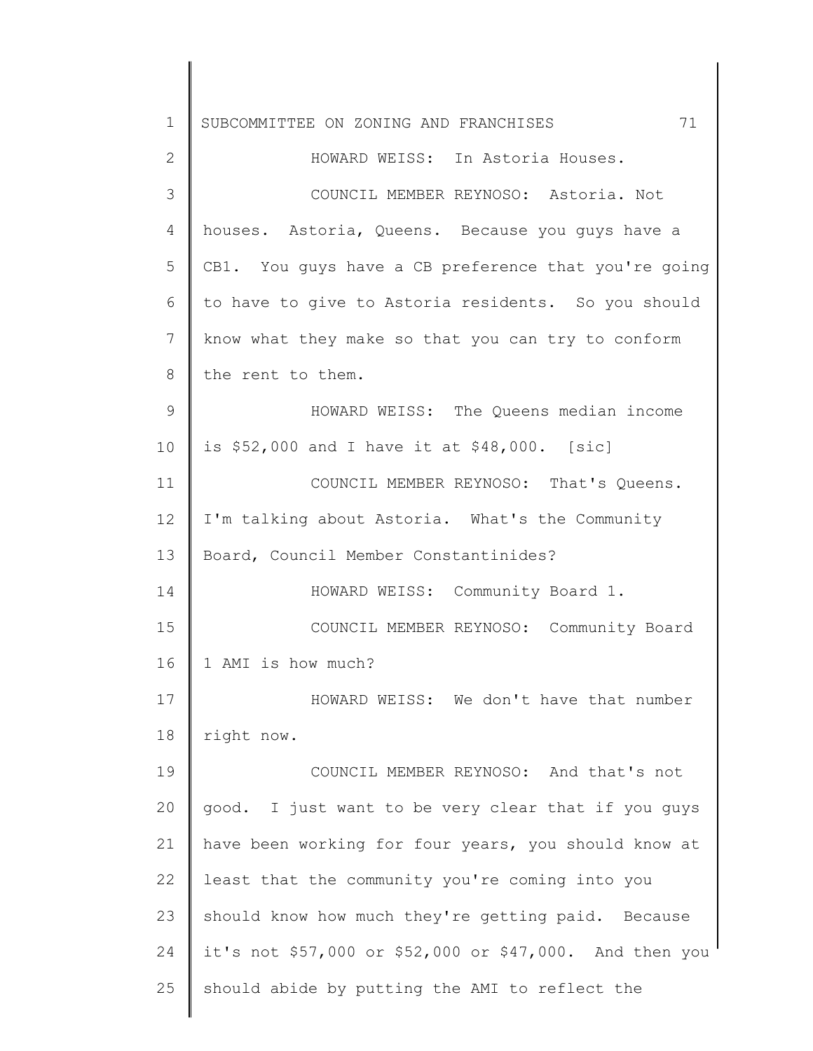HOWARD WEISS: In Astoria Houses.

COUNCIL MEMBER REYNOSO: Astoria. Not houses. Astoria, Queens. Because you guys have a CB1. You guys have a CB preference that you're going to have to give to Astoria residents. So you should know what they make so that you can try to conform the rent to them.

HOWARD WEISS: The Queens median income is $52,000 and I have it at $48,000. [sic]

COUNCIL MEMBER REYNOSO: That's Queens. I'm talking about Astoria. What's the Community Board, Council Member Constantinides?

HOWARD WEISS: Community Board 1.

COUNCIL MEMBER REYNOSO: Community Board 1 AMI is how much?

HOWARD WEISS: We don't have that number right now.

COUNCIL MEMBER REYNOSO: And that's not good. I just want to be very clear that if you guys have been working for four years, you should know at least that the community you're coming into you should know how much they're getting paid. Because it's not $57,000 or $52,000 or $47,000. And then you should abide by putting the AMI to reflect the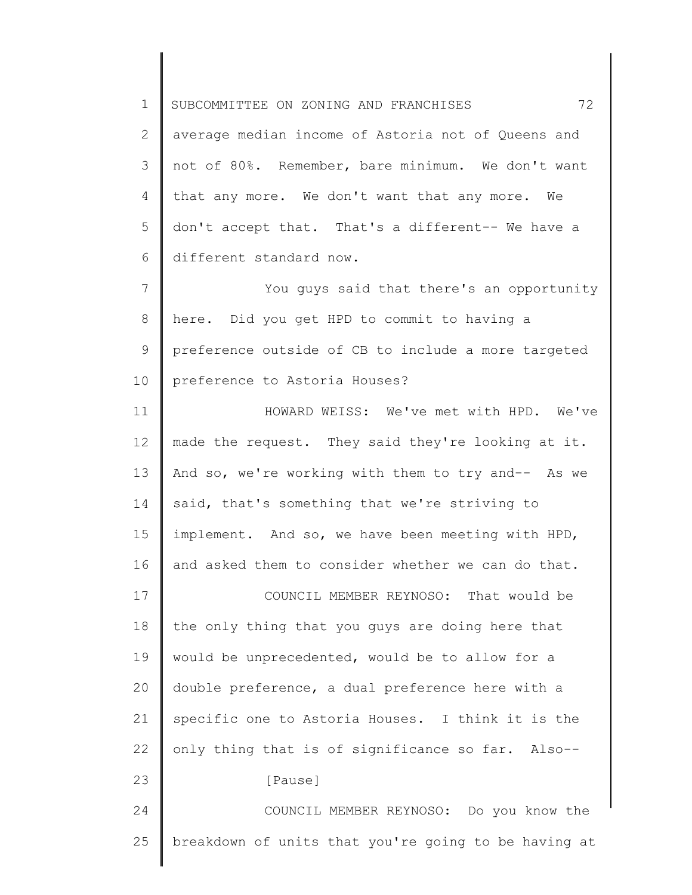average median income of Astoria not of Queens and not of 80%. Remember, bare minimum. We don't want that any more. We don't want that any more. We don't accept that. That's a different-- We have a different standard now.

You guys said that there's an opportunity here. Did you get HPD to commit to having a preference outside of CB to include a more targeted preference to Astoria Houses?

HOWARD WEISS: We've met with HPD. We've made the request. They said they're looking at it. And so, we're working with them to try and-- As we said, that's something that we're striving to implement. And so, we have been meeting with HPD, and asked them to consider whether we can do that.

COUNCIL MEMBER REYNOSO: That would be the only thing that you guys are doing here that would be unprecedented, would be to allow for a double preference, a dual preference here with a specific one to Astoria Houses. I think it is the only thing that is of significance so far. Also--

[Pause]

COUNCIL MEMBER REYNOSO: Do you know the breakdown of units that you're going to be having at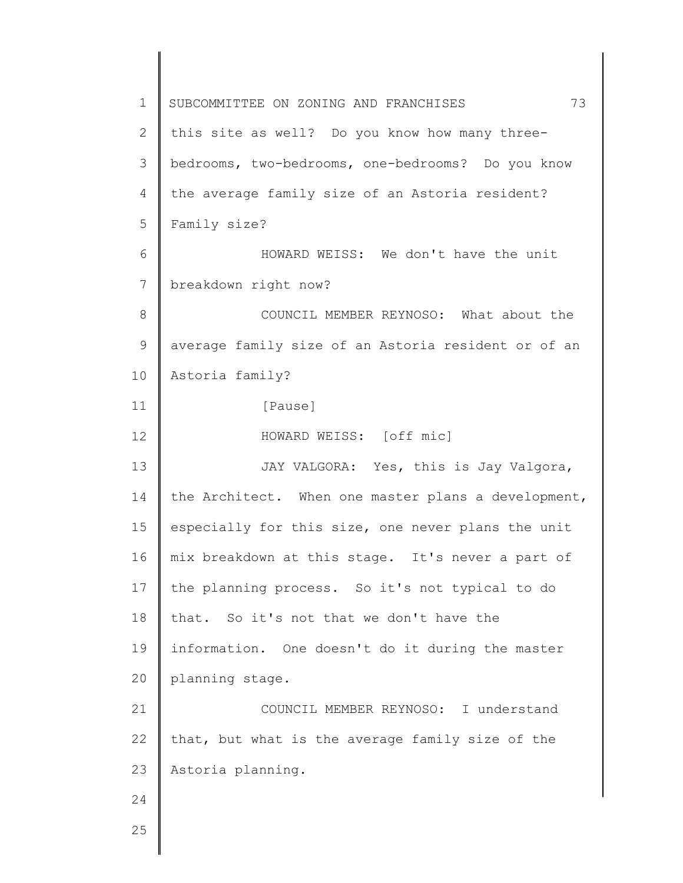this site as well? Do you know how many three-bedrooms, two-bedrooms, one-bedrooms? Do you know the average family size of an Astoria resident? Family size?

HOWARD WEISS: We don't have the unit breakdown right now?

COUNCIL MEMBER REYNOSO: What about the average family size of an Astoria resident or of an Astoria family?

[Pause]

HOWARD WEISS: [off mic]

JAY VALGORA: Yes, this is Jay Valgora, the Architect. When one master plans a development, especially for this size, one never plans the unit mix breakdown at this stage. It's never a part of the planning process. So it's not typical to do that. So it's not that we don't have the information. One doesn't do it during the master planning stage.

COUNCIL MEMBER REYNOSO: I understand that, but what is the average family size of the Astoria planning.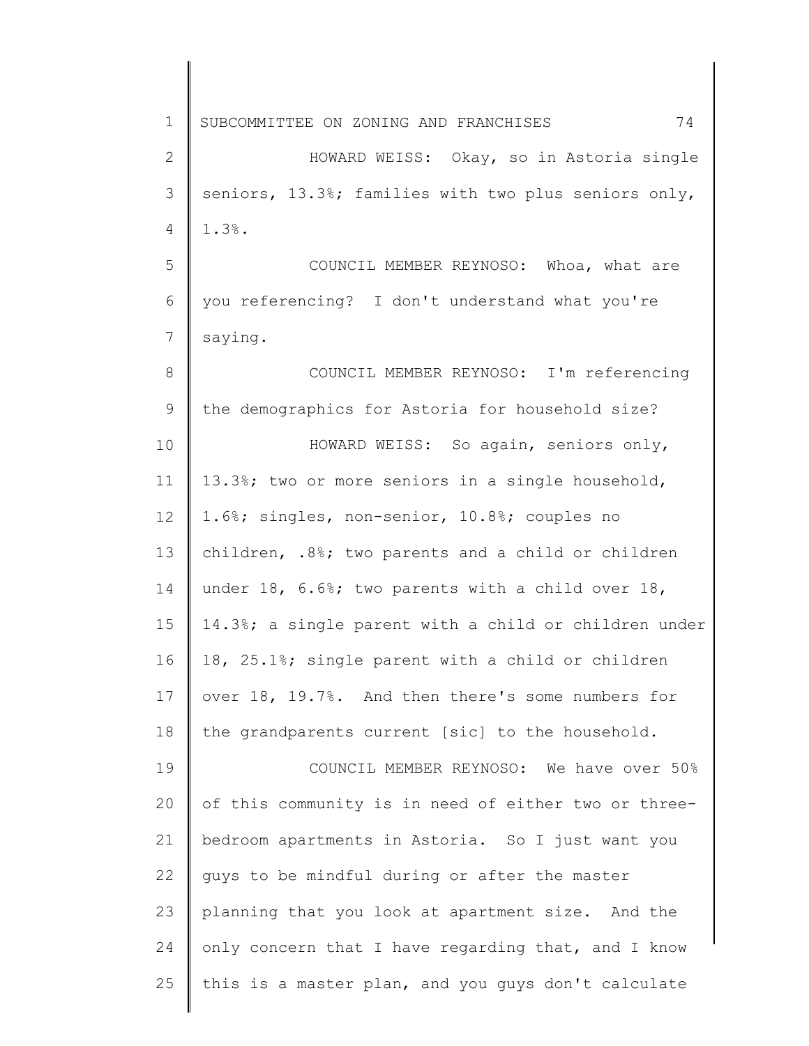HOWARD WEISS: Okay, so in Astoria single seniors, 13.3%; families with two plus seniors only, 1.3%.

COUNCIL MEMBER REYNOSO: Whoa, what are you referencing? I don't understand what you're saying.

COUNCIL MEMBER REYNOSO: I'm referencing the demographics for Astoria for household size?

HOWARD WEISS: So again, seniors only, 13.3%; two or more seniors in a single household, 1.6%; singles, non-senior, 10.8%; couples no children, .8%; two parents and a child or children under 18, 6.6%; two parents with a child over 18, 14.3%; a single parent with a child or children under 18, 25.1%; single parent with a child or children over 18, 19.7%. And then there's some numbers for the grandparents current [sic] to the household.

COUNCIL MEMBER REYNOSO: We have over 50% of this community is in need of either two or three-bedroom apartments in Astoria. So I just want you guys to be mindful during or after the master planning that you look at apartment size. And the only concern that I have regarding that, and I know this is a master plan, and you guys don't calculate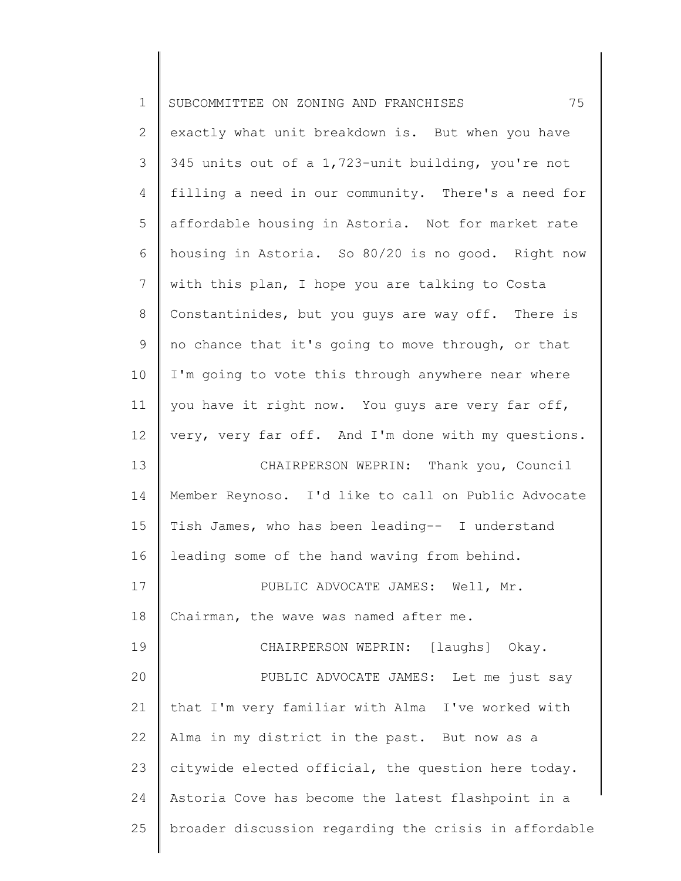exactly what unit breakdown is. But when you have 345 units out of a 1,723-unit building, you're not filling a need in our community. There's a need for affordable housing in Astoria. Not for market rate housing in Astoria. So 80/20 is no good. Right now with this plan, I hope you are talking to Costa Constantinides, but you guys are way off. There is no chance that it's going to move through, or that I'm going to vote this through anywhere near where you have it right now. You guys are very far off, very, very far off. And I'm done with my questions.

CHAIRPERSON WEPRIN: Thank you, Council Member Reynoso. I'd like to call on Public Advocate Tish James, who has been leading-- I understand leading some of the hand waving from behind.

PUBLIC ADVOCATE JAMES: Well, Mr. Chairman, the wave was named after me.

CHAIRPERSON WEPRIN: [laughs] Okay.

PUBLIC ADVOCATE JAMES: Let me just say that I'm very familiar with Alma I've worked with Alma in my district in the past. But now as a citywide elected official, the question here today. Astoria Cove has become the latest flashpoint in a broader discussion regarding the crisis in affordable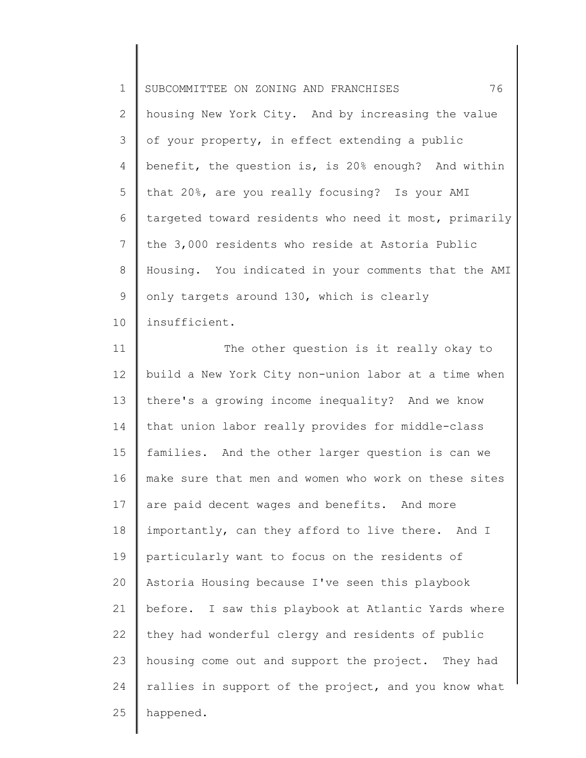housing New York City. And by increasing the value of your property, in effect extending a public benefit, the question is, is 20% enough? And within that 20%, are you really focusing? Is your AMI targeted toward residents who need it most, primarily the 3,000 residents who reside at Astoria Public Housing. You indicated in your comments that the AMI only targets around 130, which is clearly insufficient.

The other question is it really okay to build a New York City non-union labor at a time when there's a growing income inequality? And we know that union labor really provides for middle-class families. And the other larger question is can we make sure that men and women who work on these sites are paid decent wages and benefits. And more importantly, can they afford to live there. And I particularly want to focus on the residents of Astoria Housing because I've seen this playbook before. I saw this playbook at Atlantic Yards where they had wonderful clergy and residents of public housing come out and support the project. They had rallies in support of the project, and you know what happened.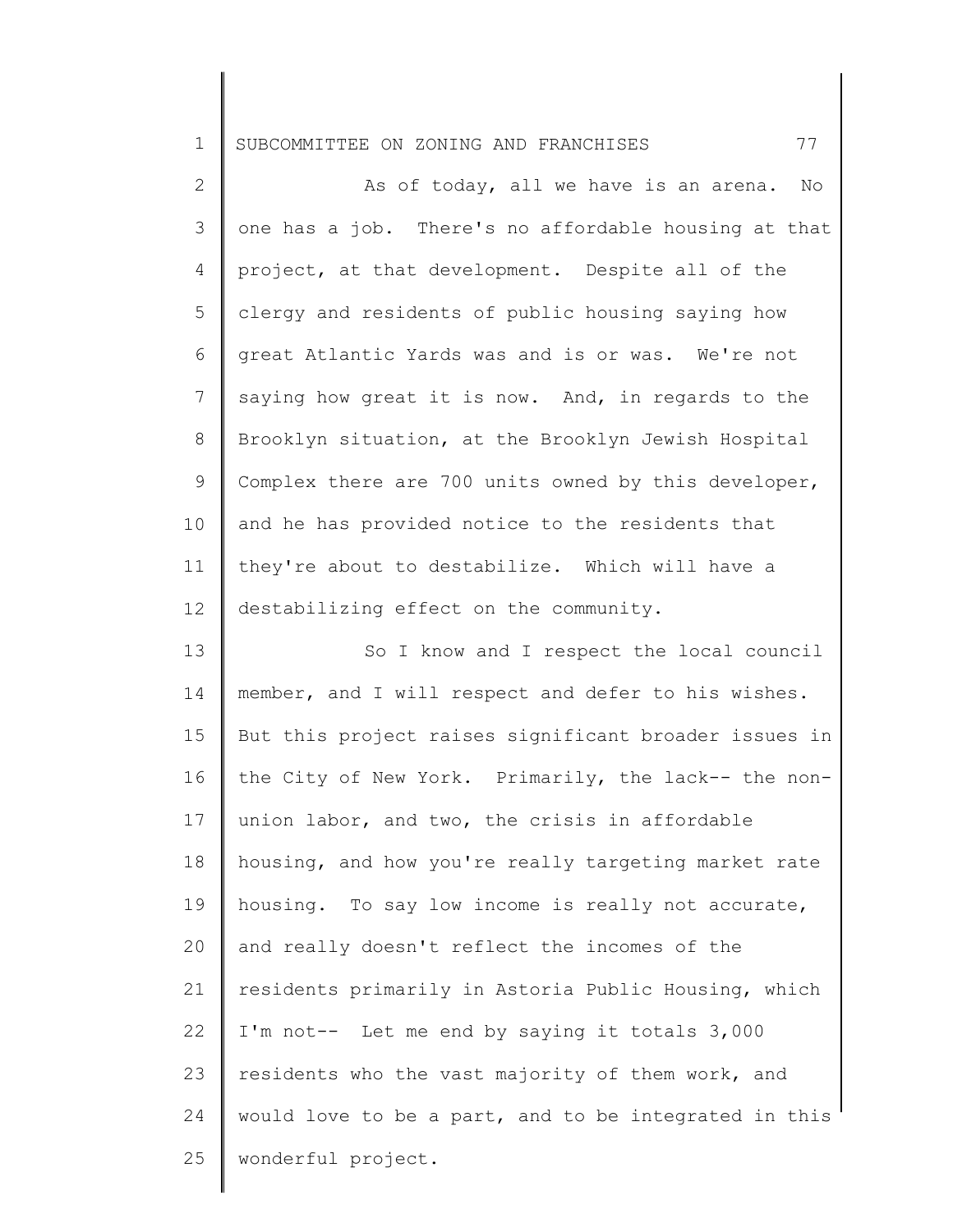As of today, all we have is an arena. No one has a job. There's no affordable housing at that project, at that development. Despite all of the clergy and residents of public housing saying how great Atlantic Yards was and is or was. We're not saying how great it is now. And, in regards to the Brooklyn situation, at the Brooklyn Jewish Hospital Complex there are 700 units owned by this developer, and he has provided notice to the residents that they're about to destabilize. Which will have a destabilizing effect on the community.

So I know and I respect the local council member, and I will respect and defer to his wishes. But this project raises significant broader issues in the City of New York. Primarily, the lack-- the non-union labor, and two, the crisis in affordable housing, and how you're really targeting market rate housing. To say low income is really not accurate, and really doesn't reflect the incomes of the residents primarily in Astoria Public Housing, which I'm not-- Let me end by saying it totals 3,000 residents who the vast majority of them work, and would love to be a part, and to be integrated in this wonderful project.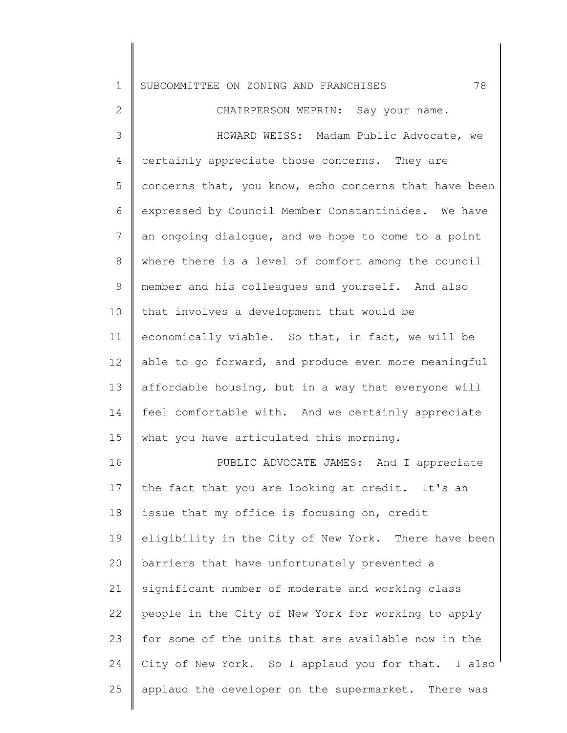CHAIRPERSON WEPRIN: Say your name.

HOWARD WEISS: Madam Public Advocate, we certainly appreciate those concerns. They are concerns that, you know, echo concerns that have been expressed by Council Member Constantinides. We have an ongoing dialogue, and we hope to come to a point where there is a level of comfort among the council member and his colleagues and yourself. And also that involves a development that would be economically viable. So that, in fact, we will be able to go forward, and produce even more meaningful affordable housing, but in a way that everyone will feel comfortable with. And we certainly appreciate what you have articulated this morning.

PUBLIC ADVOCATE JAMES: And I appreciate the fact that you are looking at credit. It's an issue that my office is focusing on, credit eligibility in the City of New York. There have been barriers that have unfortunately prevented a significant number of moderate and working class people in the City of New York for working to apply for some of the units that are available now in the City of New York. So I applaud you for that. I also applaud the developer on the supermarket. There was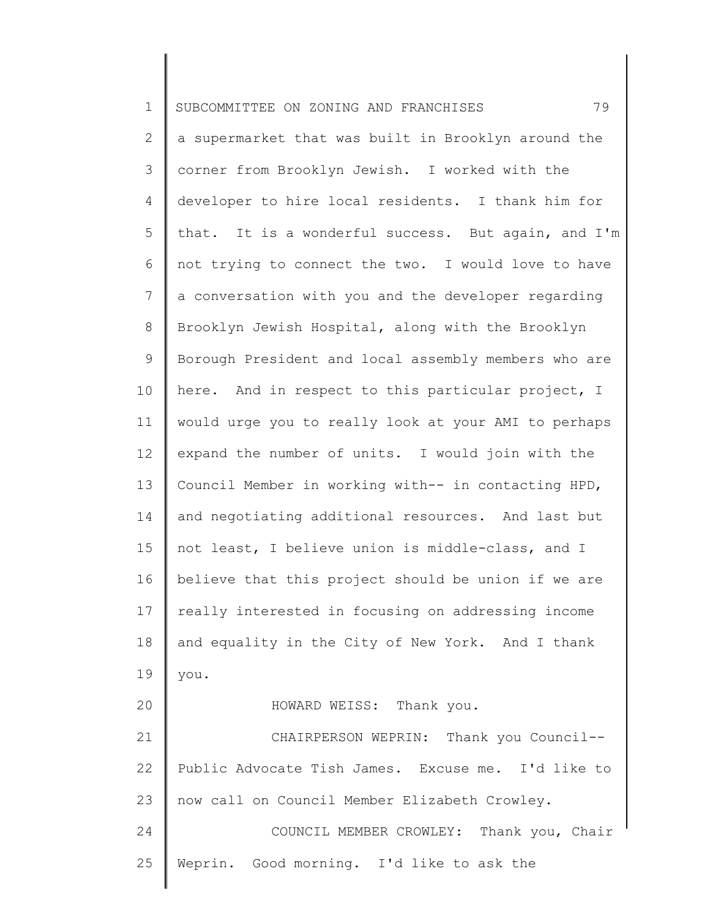a supermarket that was built in Brooklyn around the corner from Brooklyn Jewish. I worked with the developer to hire local residents. I thank him for that. It is a wonderful success. But again, and I'm not trying to connect the two. I would love to have a conversation with you and the developer regarding Brooklyn Jewish Hospital, along with the Brooklyn Borough President and local assembly members who are here. And in respect to this particular project, I would urge you to really look at your AMI to perhaps expand the number of units. I would join with the Council Member in working with-- in contacting HPD, and negotiating additional resources. And last but not least, I believe union is middle-class, and I believe that this project should be union if we are really interested in focusing on addressing income and equality in the City of New York. And I thank you.

HOWARD WEISS: Thank you.

CHAIRPERSON WEPRIN: Thank you Council-- Public Advocate Tish James. Excuse me. I'd like to now call on Council Member Elizabeth Crowley.

COUNCIL MEMBER CROWLEY: Thank you, Chair Weprin. Good morning. I'd like to ask the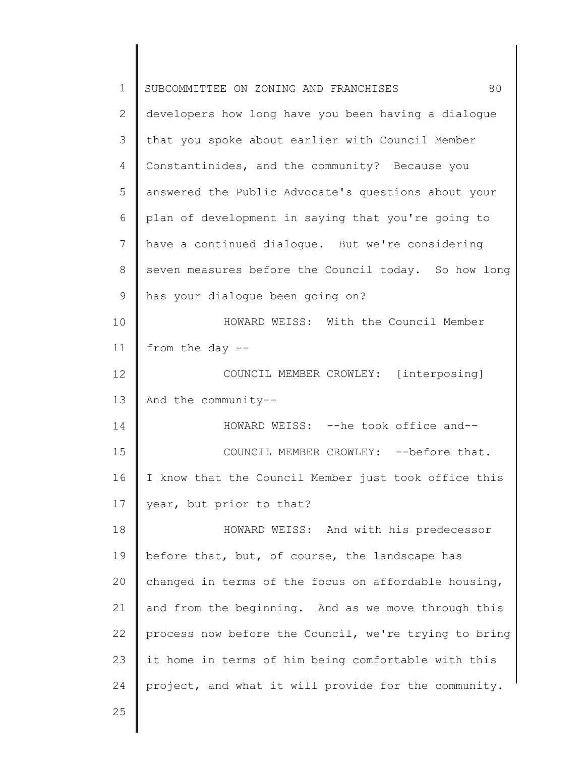developers how long have you been having a dialogue that you spoke about earlier with Council Member Constantinides, and the community? Because you answered the Public Advocate's questions about your plan of development in saying that you're going to have a continued dialogue. But we're considering seven measures before the Council today. So how long has your dialogue been going on?

HOWARD WEISS: With the Council Member from the day --

COUNCIL MEMBER CROWLEY: [interposing] And the community--

HOWARD WEISS: --he took office and--

COUNCIL MEMBER CROWLEY: --before that. I know that the Council Member just took office this year, but prior to that?

HOWARD WEISS: And with his predecessor before that, but, of course, the landscape has changed in terms of the focus on affordable housing, and from the beginning. And as we move through this process now before the Council, we're trying to bring it home in terms of him being comfortable with this project, and what it will provide for the community.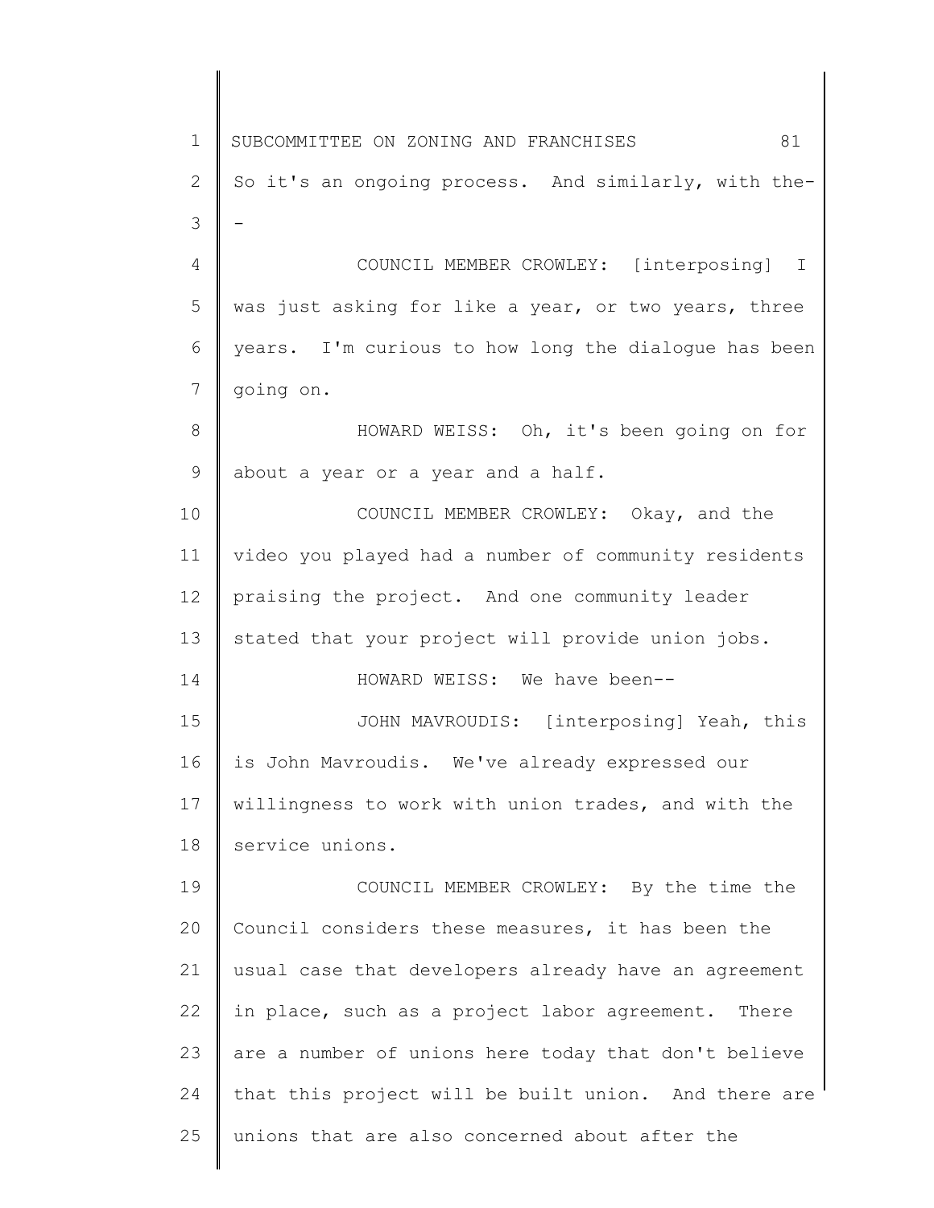So it's an ongoing process. And similarly, with the--

COUNCIL MEMBER CROWLEY: [interposing] I was just asking for like a year, or two years, three years. I'm curious to how long the dialogue has been going on.

HOWARD WEISS: Oh, it's been going on for about a year or a year and a half.

COUNCIL MEMBER CROWLEY: Okay, and the video you played had a number of community residents praising the project. And one community leader stated that your project will provide union jobs.

HOWARD WEISS: We have been--

JOHN MAVROUDIS: [interposing] Yeah, this is John Mavroudis. We've already expressed our willingness to work with union trades, and with the service unions.

COUNCIL MEMBER CROWLEY: By the time the Council considers these measures, it has been the usual case that developers already have an agreement in place, such as a project labor agreement. There are a number of unions here today that don't believe that this project will be built union. And there are unions that are also concerned about after the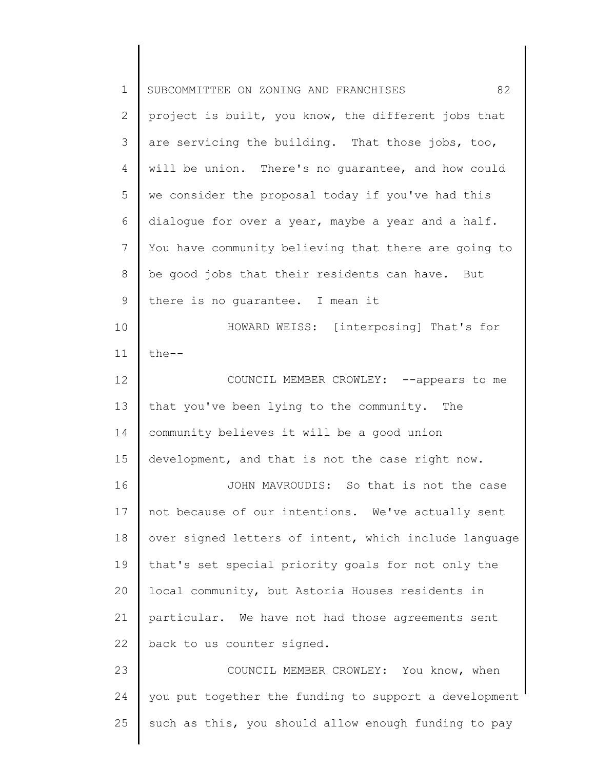project is built, you know, the different jobs that are servicing the building. That those jobs, too, will be union. There's no guarantee, and how could we consider the proposal today if you've had this dialogue for over a year, maybe a year and a half. You have community believing that there are going to be good jobs that their residents can have. But there is no guarantee. I mean it

HOWARD WEISS: [interposing] That's for the--

COUNCIL MEMBER CROWLEY: --appears to me that you've been lying to the community. The community believes it will be a good union development, and that is not the case right now.

JOHN MAVROUDIS: So that is not the case not because of our intentions. We've actually sent over signed letters of intent, which include language that's set special priority goals for not only the local community, but Astoria Houses residents in particular. We have not had those agreements sent back to us counter signed.

COUNCIL MEMBER CROWLEY: You know, when you put together the funding to support a development such as this, you should allow enough funding to pay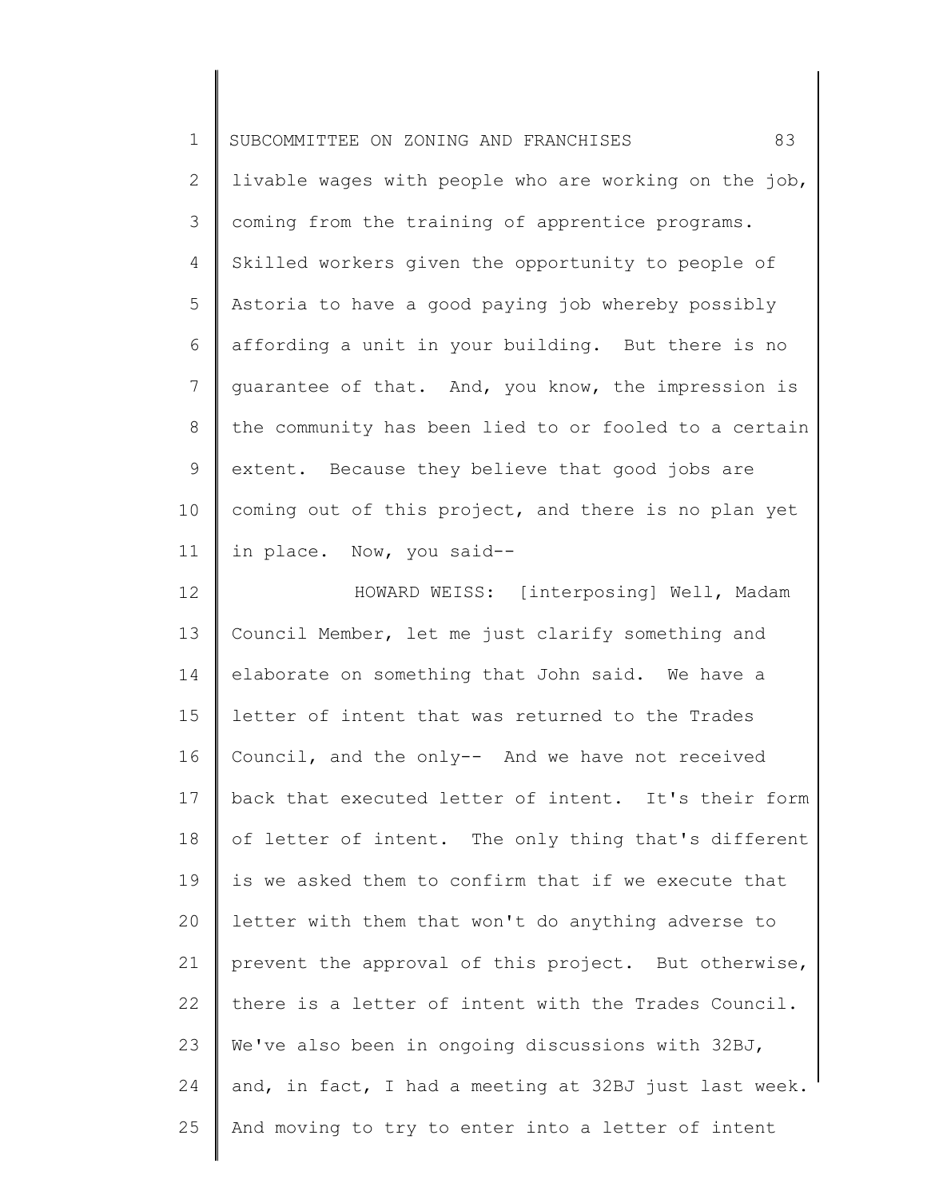livable wages with people who are working on the job, coming from the training of apprentice programs. Skilled workers given the opportunity to people of Astoria to have a good paying job whereby possibly affording a unit in your building. But there is no guarantee of that. And, you know, the impression is the community has been lied to or fooled to a certain extent. Because they believe that good jobs are coming out of this project, and there is no plan yet in place. Now, you said--

HOWARD WEISS: [interposing] Well, Madam Council Member, let me just clarify something and elaborate on something that John said. We have a letter of intent that was returned to the Trades Council, and the only-- And we have not received back that executed letter of intent. It's their form of letter of intent. The only thing that's different is we asked them to confirm that if we execute that letter with them that won't do anything adverse to prevent the approval of this project. But otherwise, there is a letter of intent with the Trades Council. We've also been in ongoing discussions with 32BJ, and, in fact, I had a meeting at 32BJ just last week. And moving to try to enter into a letter of intent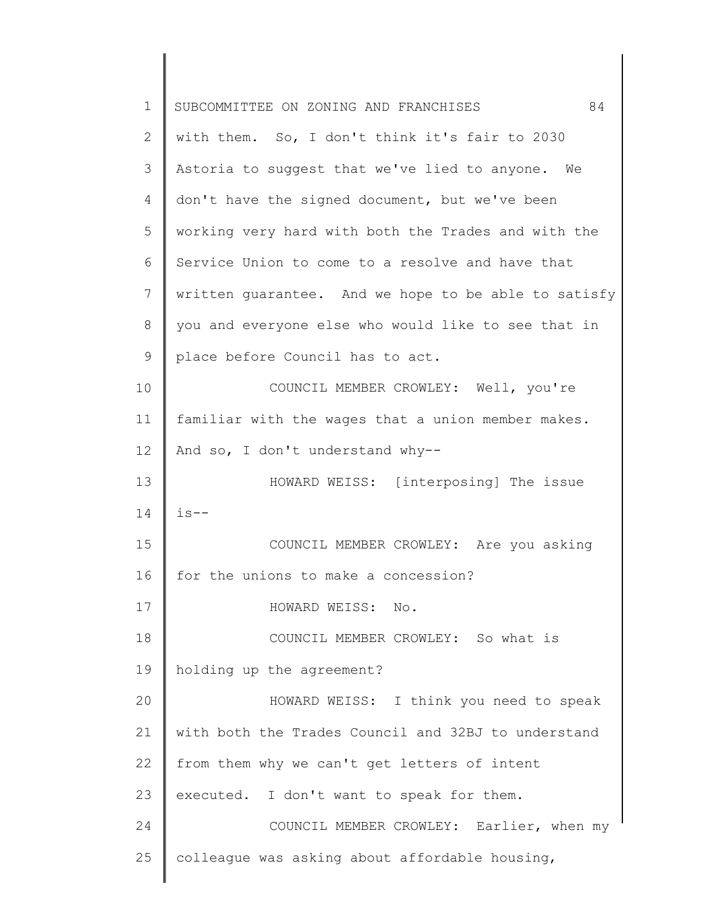with them. So, I don't think it's fair to 2030 Astoria to suggest that we've lied to anyone. We don't have the signed document, but we've been working very hard with both the Trades and with the Service Union to come to a resolve and have that written guarantee. And we hope to be able to satisfy you and everyone else who would like to see that in place before Council has to act.

COUNCIL MEMBER CROWLEY: Well, you're familiar with the wages that a union member makes. And so, I don't understand why--

HOWARD WEISS: [interposing] The issue is--

COUNCIL MEMBER CROWLEY: Are you asking for the unions to make a concession?

HOWARD WEISS: No.

COUNCIL MEMBER CROWLEY: So what is holding up the agreement?

HOWARD WEISS: I think you need to speak with both the Trades Council and 32BJ to understand from them why we can't get letters of intent executed. I don't want to speak for them.

COUNCIL MEMBER CROWLEY: Earlier, when my colleague was asking about affordable housing,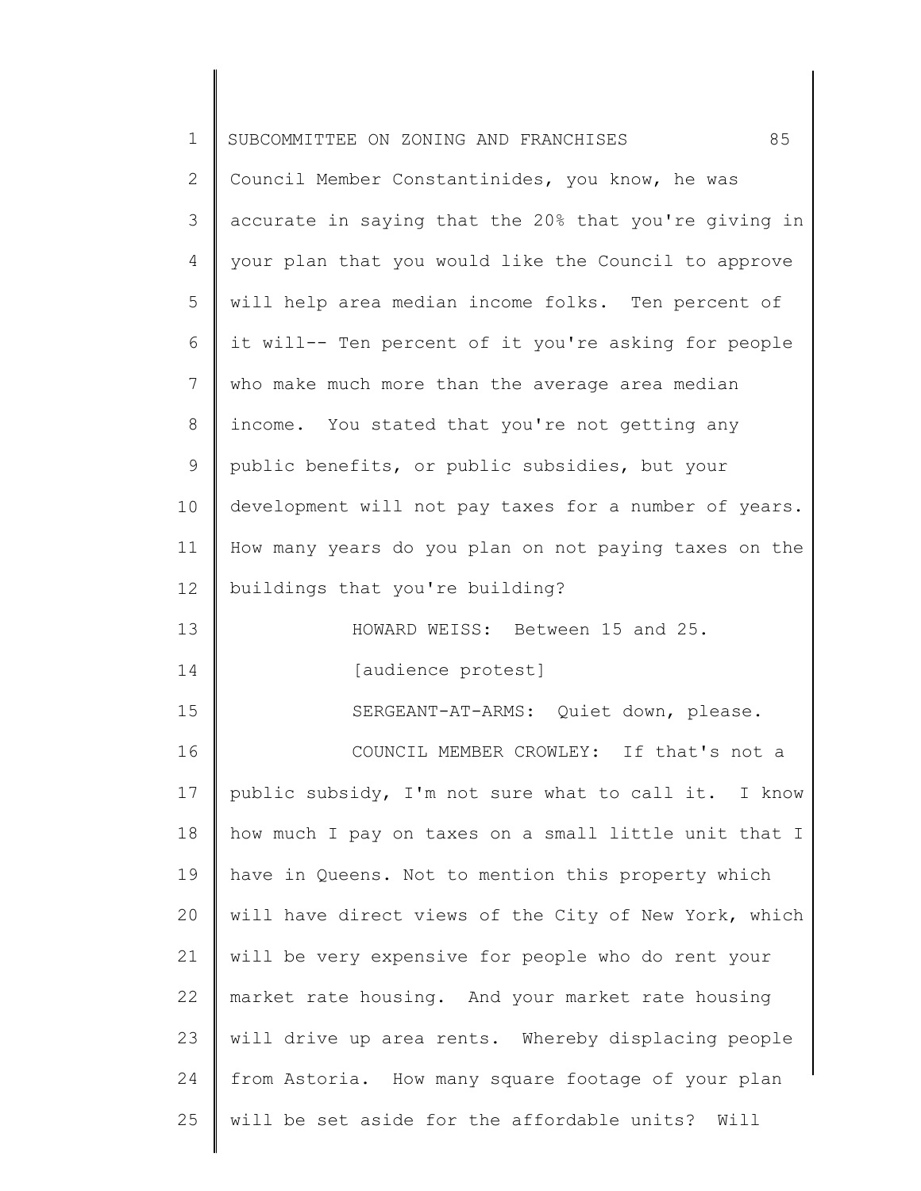Council Member Constantinides, you know, he was accurate in saying that the 20% that you're giving in your plan that you would like the Council to approve will help area median income folks. Ten percent of it will-- Ten percent of it you're asking for people who make much more than the average area median income. You stated that you're not getting any public benefits, or public subsidies, but your development will not pay taxes for a number of years. How many years do you plan on not paying taxes on the buildings that you're building?

HOWARD WEISS: Between 15 and 25.

[audience protest]

SERGEANT-AT-ARMS: Quiet down, please.

COUNCIL MEMBER CROWLEY: If that's not a public subsidy, I'm not sure what to call it. I know how much I pay on taxes on a small little unit that I have in Queens. Not to mention this property which will have direct views of the City of New York, which will be very expensive for people who do rent your market rate housing. And your market rate housing will drive up area rents. Whereby displacing people from Astoria. How many square footage of your plan will be set aside for the affordable units? Will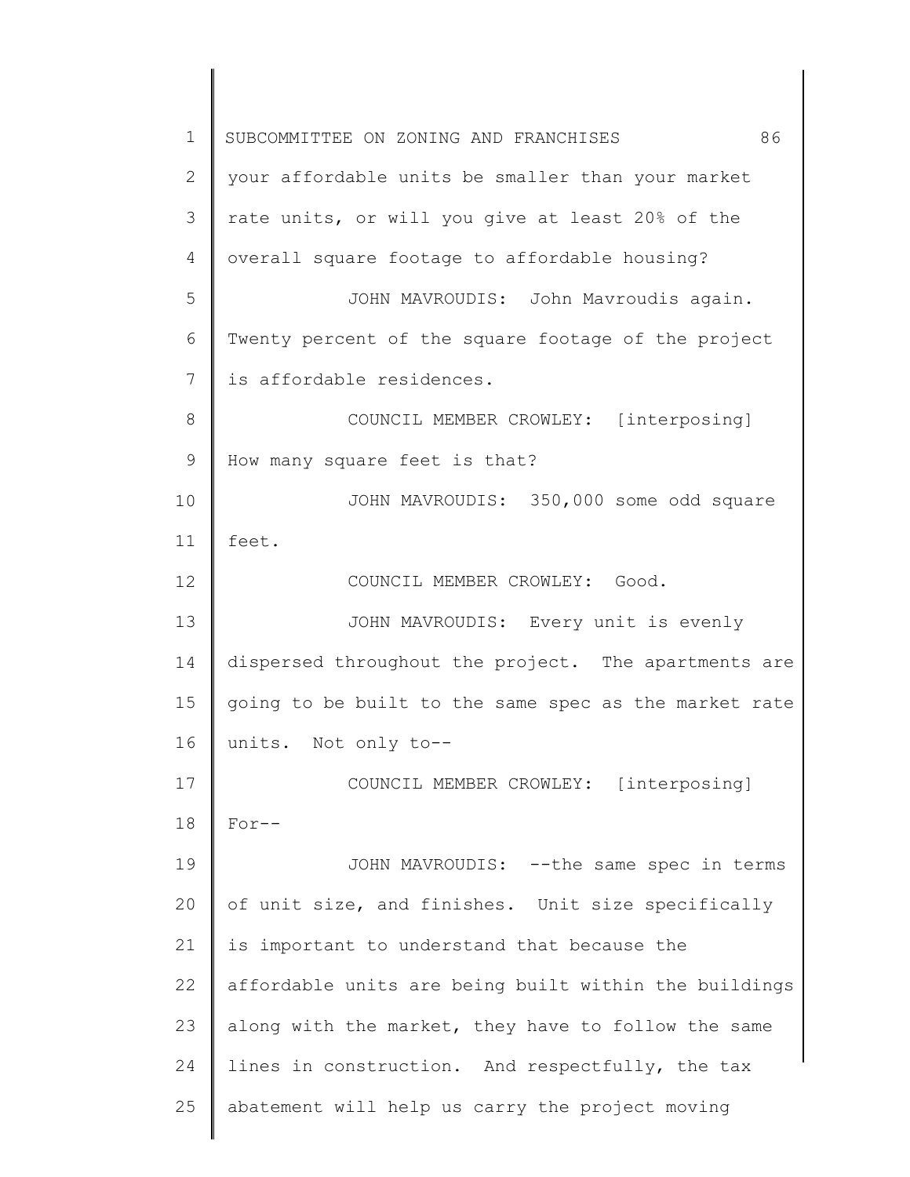your affordable units be smaller than your market rate units, or will you give at least 20% of the overall square footage to affordable housing?

JOHN MAVROUDIS: John Mavroudis again. Twenty percent of the square footage of the project is affordable residences.

COUNCIL MEMBER CROWLEY: [interposing] How many square feet is that?

JOHN MAVROUDIS: 350,000 some odd square feet.

COUNCIL MEMBER CROWLEY: Good.

JOHN MAVROUDIS: Every unit is evenly dispersed throughout the project. The apartments are going to be built to the same spec as the market rate units. Not only to--

COUNCIL MEMBER CROWLEY: [interposing] For--

JOHN MAVROUDIS: --the same spec in terms of unit size, and finishes. Unit size specifically is important to understand that because the affordable units are being built within the buildings along with the market, they have to follow the same lines in construction. And respectfully, the tax abatement will help us carry the project moving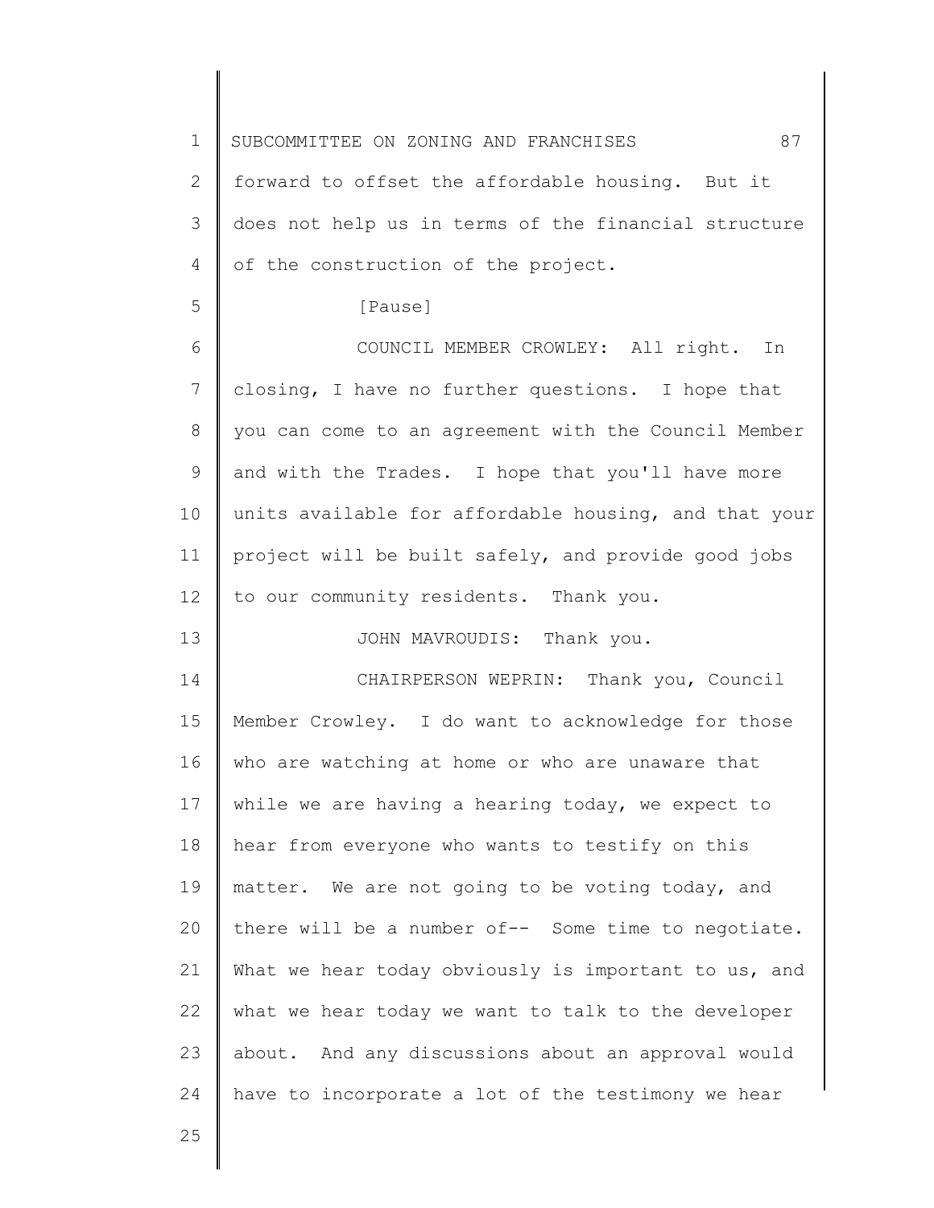forward to offset the affordable housing. But it does not help us in terms of the financial structure of the construction of the project.

[Pause]

COUNCIL MEMBER CROWLEY: All right. In closing, I have no further questions. I hope that you can come to an agreement with the Council Member and with the Trades. I hope that you'll have more units available for affordable housing, and that your project will be built safely, and provide good jobs to our community residents. Thank you.

JOHN MAVROUDIS: Thank you.

CHAIRPERSON WEPRIN: Thank you, Council Member Crowley. I do want to acknowledge for those who are watching at home or who are unaware that while we are having a hearing today, we expect to hear from everyone who wants to testify on this matter. We are not going to be voting today, and there will be a number of-- Some time to negotiate. What we hear today obviously is important to us, and what we hear today we want to talk to the developer about. And any discussions about an approval would have to incorporate a lot of the testimony we hear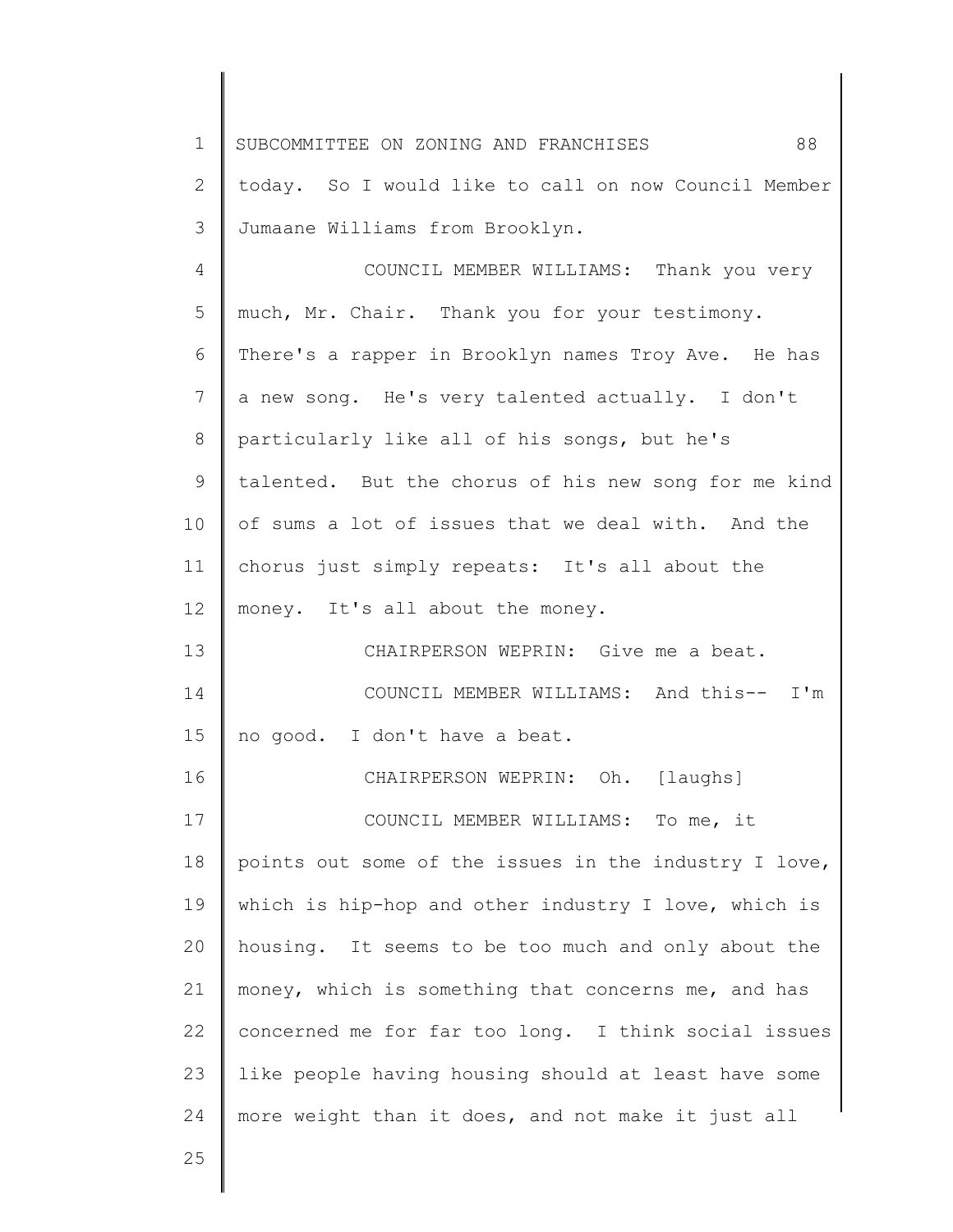today. So I would like to call on now Council Member Jumaane Williams from Brooklyn.

COUNCIL MEMBER WILLIAMS: Thank you very much, Mr. Chair. Thank you for your testimony. There's a rapper in Brooklyn names Troy Ave. He has a new song. He's very talented actually. I don't particularly like all of his songs, but he's talented. But the chorus of his new song for me kind of sums a lot of issues that we deal with. And the chorus just simply repeats: It's all about the money. It's all about the money.

CHAIRPERSON WEPRIN: Give me a beat.

COUNCIL MEMBER WILLIAMS: And this-- I'm no good. I don't have a beat.

CHAIRPERSON WEPRIN: Oh. [laughs]

COUNCIL MEMBER WILLIAMS: To me, it points out some of the issues in the industry I love, which is hip-hop and other industry I love, which is housing. It seems to be too much and only about the money, which is something that concerns me, and has concerned me for far too long. I think social issues like people having housing should at least have some more weight than it does, and not make it just all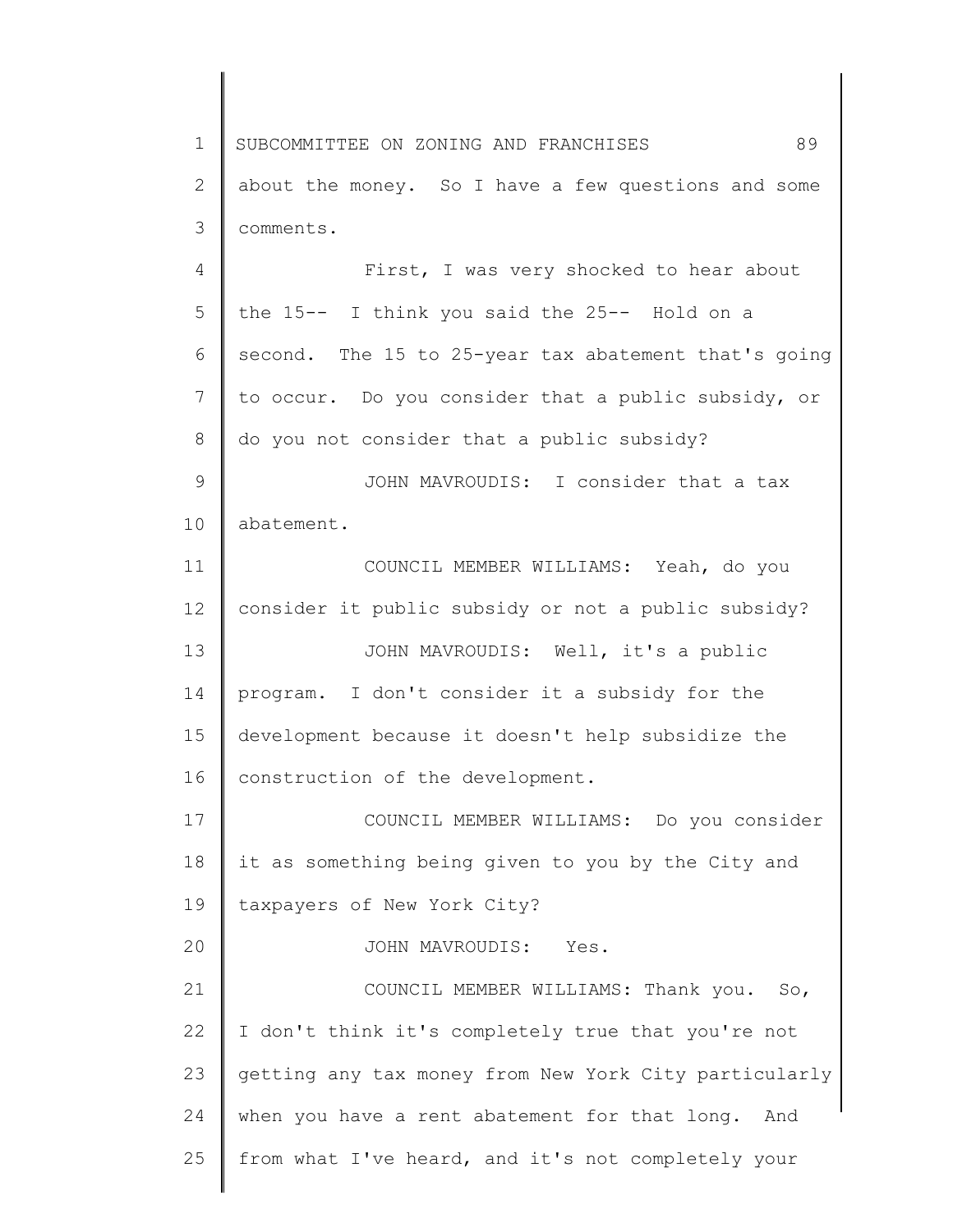about the money. So I have a few questions and some comments.

First, I was very shocked to hear about the 15-- I think you said the 25-- Hold on a second. The 15 to 25-year tax abatement that's going to occur. Do you consider that a public subsidy, or do you not consider that a public subsidy?

JOHN MAVROUDIS: I consider that a tax abatement.

COUNCIL MEMBER WILLIAMS: Yeah, do you consider it public subsidy or not a public subsidy?

JOHN MAVROUDIS: Well, it's a public program. I don't consider it a subsidy for the development because it doesn't help subsidize the construction of the development.

COUNCIL MEMBER WILLIAMS: Do you consider it as something being given to you by the City and taxpayers of New York City?

JOHN MAVROUDIS: Yes.

COUNCIL MEMBER WILLIAMS: Thank you. So, I don't think it's completely true that you're not getting any tax money from New York City particularly when you have a rent abatement for that long. And from what I've heard, and it's not completely your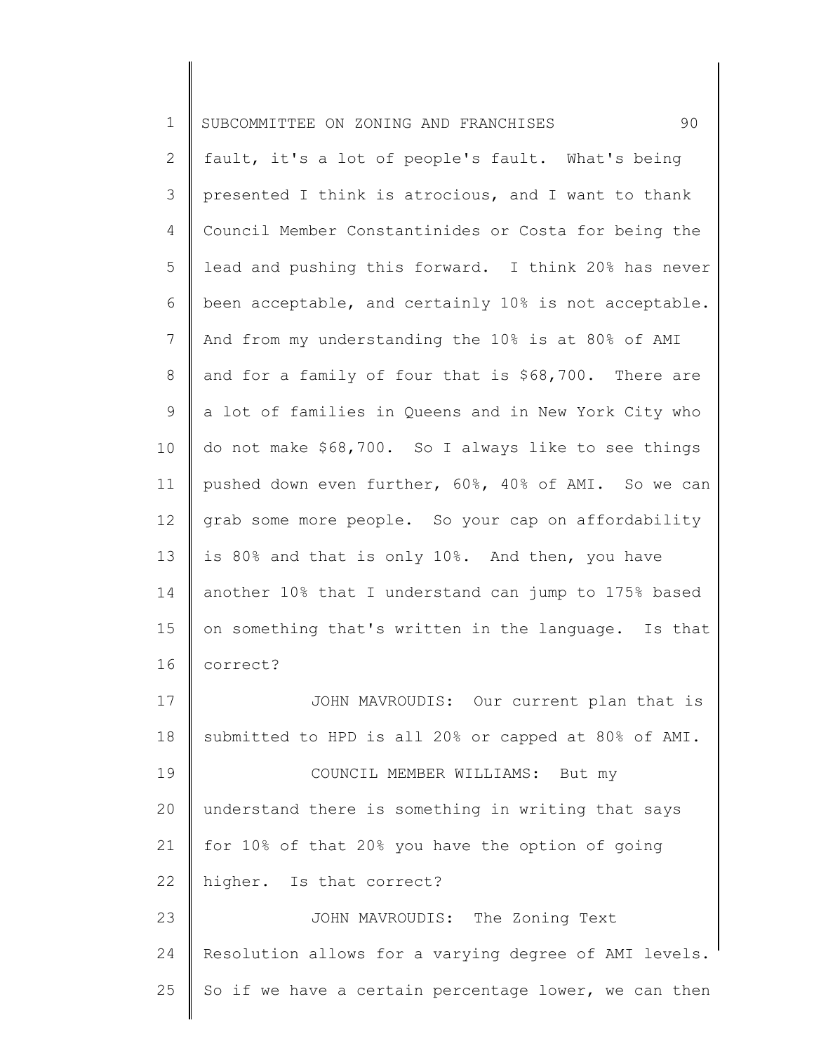fault, it's a lot of people's fault. What's being presented I think is atrocious, and I want to thank Council Member Constantinides or Costa for being the lead and pushing this forward. I think 20% has never been acceptable, and certainly 10% is not acceptable. And from my understanding the 10% is at 80% of AMI and for a family of four that is $68,700. There are a lot of families in Queens and in New York City who do not make $68,700. So I always like to see things pushed down even further, 60%, 40% of AMI. So we can grab some more people. So your cap on affordability is 80% and that is only 10%. And then, you have another 10% that I understand can jump to 175% based on something that's written in the language. Is that correct?

JOHN MAVROUDIS: Our current plan that is submitted to HPD is all 20% or capped at 80% of AMI.

COUNCIL MEMBER WILLIAMS: But my understand there is something in writing that says for 10% of that 20% you have the option of going higher. Is that correct?

JOHN MAVROUDIS: The Zoning Text Resolution allows for a varying degree of AMI levels. So if we have a certain percentage lower, we can then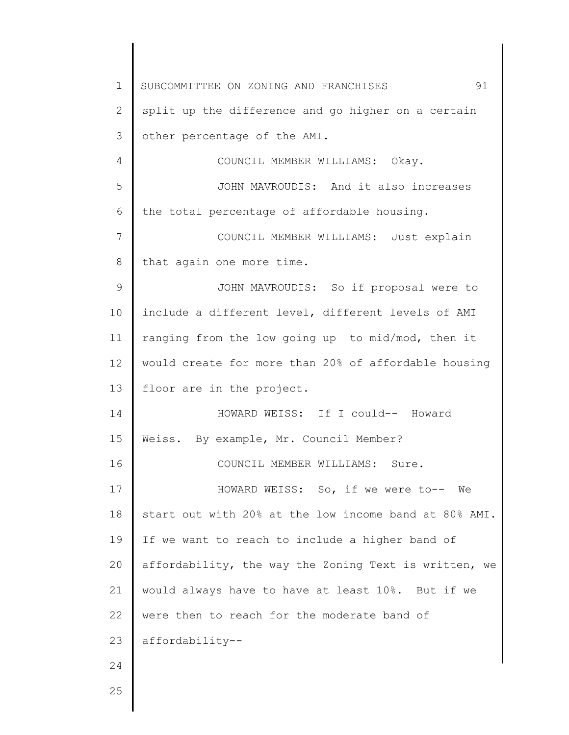split up the difference and go higher on a certain other percentage of the AMI.

COUNCIL MEMBER WILLIAMS: Okay.

JOHN MAVROUDIS: And it also increases the total percentage of affordable housing.

COUNCIL MEMBER WILLIAMS: Just explain that again one more time.

JOHN MAVROUDIS: So if proposal were to include a different level, different levels of AMI ranging from the low going up to mid/mod, then it would create for more than 20% of affordable housing floor are in the project.

HOWARD WEISS: If I could-- Howard Weiss. By example, Mr. Council Member?

COUNCIL MEMBER WILLIAMS: Sure.

HOWARD WEISS: So, if we were to-- We start out with 20% at the low income band at 80% AMI. If we want to reach to include a higher band of affordability, the way the Zoning Text is written, we would always have to have at least 10%. But if we were then to reach for the moderate band of affordability--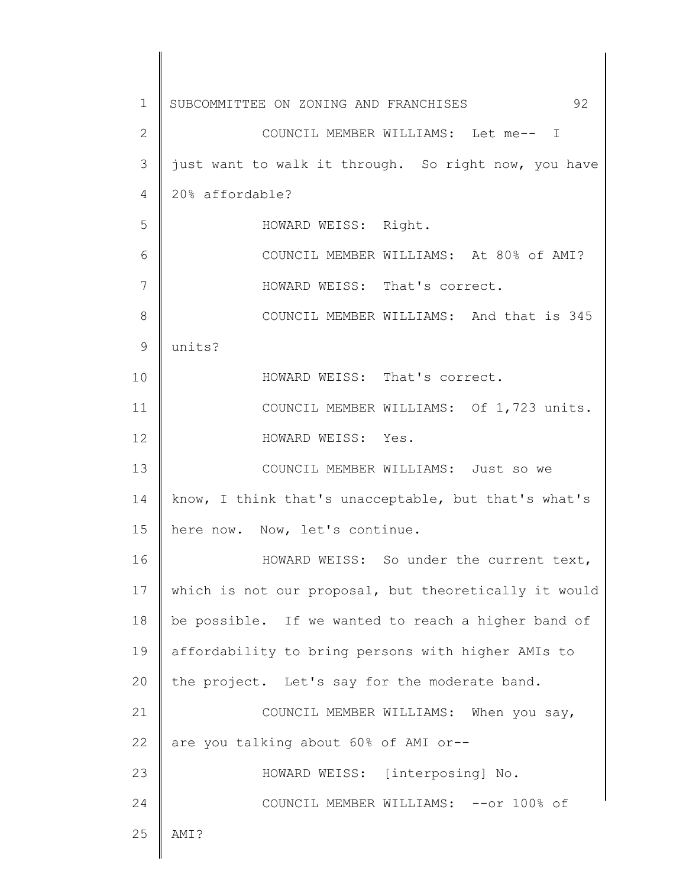COUNCIL MEMBER WILLIAMS: Let me-- I just want to walk it through. So right now, you have 20% affordable?

HOWARD WEISS: Right.

COUNCIL MEMBER WILLIAMS: At 80% of AMI?

HOWARD WEISS: That's correct.

COUNCIL MEMBER WILLIAMS: And that is 345 units?

HOWARD WEISS: That's correct.

COUNCIL MEMBER WILLIAMS: Of 1,723 units.

HOWARD WEISS: Yes.

COUNCIL MEMBER WILLIAMS: Just so we know, I think that's unacceptable, but that's what's here now. Now, let's continue.

HOWARD WEISS: So under the current text, which is not our proposal, but theoretically it would be possible. If we wanted to reach a higher band of affordability to bring persons with higher AMIs to the project. Let's say for the moderate band.

COUNCIL MEMBER WILLIAMS: When you say, are you talking about 60% of AMI or--

HOWARD WEISS: [interposing] No.

COUNCIL MEMBER WILLIAMS: --or 100% of AMI?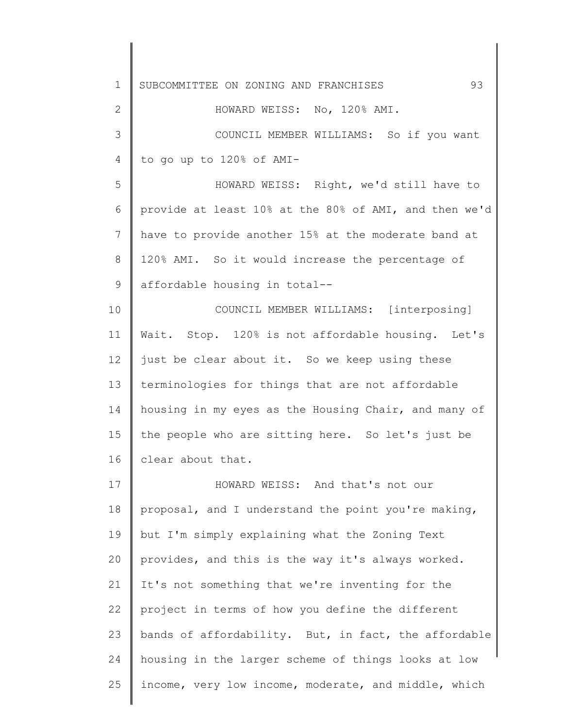HOWARD WEISS: No, 120% AMI.

COUNCIL MEMBER WILLIAMS: So if you want to go up to 120% of AMI-

HOWARD WEISS: Right, we'd still have to provide at least 10% at the 80% of AMI, and then we'd have to provide another 15% at the moderate band at 120% AMI. So it would increase the percentage of affordable housing in total--

COUNCIL MEMBER WILLIAMS: [interposing] Wait. Stop. 120% is not affordable housing. Let's just be clear about it. So we keep using these terminologies for things that are not affordable housing in my eyes as the Housing Chair, and many of the people who are sitting here. So let's just be clear about that.

HOWARD WEISS: And that's not our proposal, and I understand the point you're making, but I'm simply explaining what the Zoning Text provides, and this is the way it's always worked. It's not something that we're inventing for the project in terms of how you define the different bands of affordability. But, in fact, the affordable housing in the larger scheme of things looks at low income, very low income, moderate, and middle, which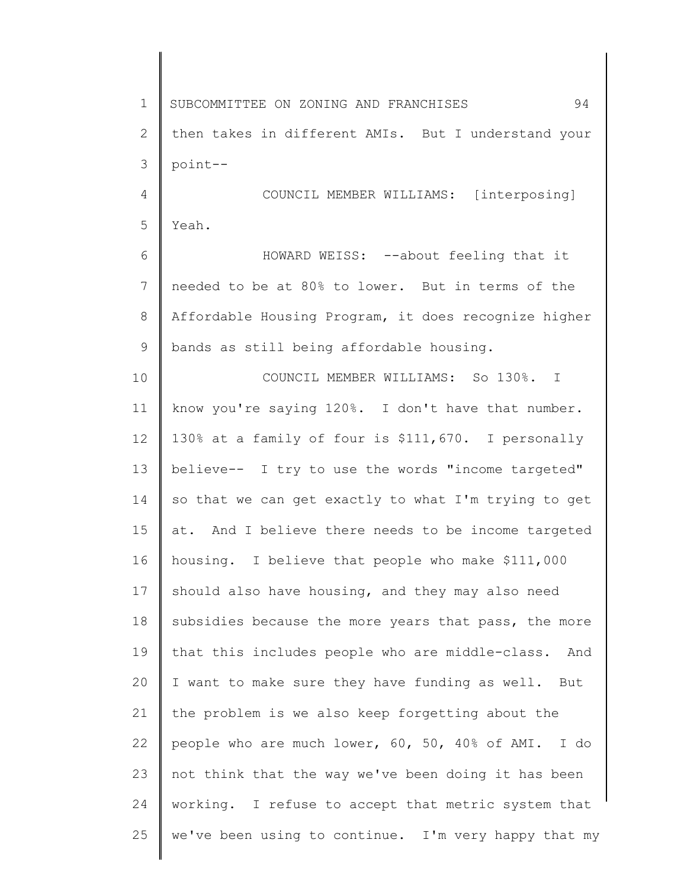then takes in different AMIs. But I understand your point--

COUNCIL MEMBER WILLIAMS: [interposing] Yeah.

HOWARD WEISS: --about feeling that it needed to be at 80% to lower. But in terms of the Affordable Housing Program, it does recognize higher bands as still being affordable housing.

COUNCIL MEMBER WILLIAMS: So 130%. I know you're saying 120%. I don't have that number. 130% at a family of four is $111,670. I personally believe-- I try to use the words "income targeted" so that we can get exactly to what I'm trying to get at. And I believe there needs to be income targeted housing. I believe that people who make $111,000 should also have housing, and they may also need subsidies because the more years that pass, the more that this includes people who are middle-class. And I want to make sure they have funding as well. But the problem is we also keep forgetting about the people who are much lower, 60, 50, 40% of AMI. I do not think that the way we've been doing it has been working. I refuse to accept that metric system that we've been using to continue. I'm very happy that my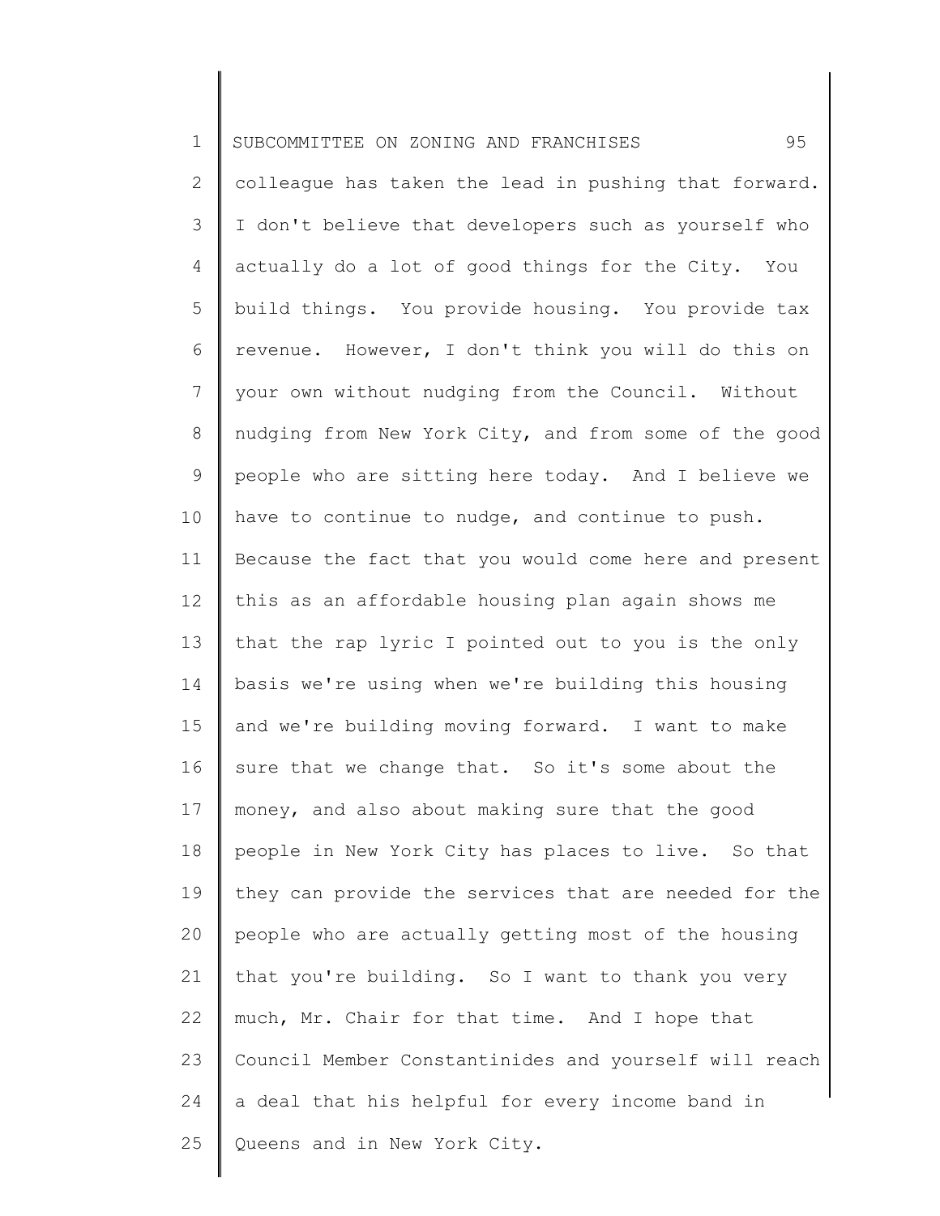colleague has taken the lead in pushing that forward. I don't believe that developers such as yourself who actually do a lot of good things for the City. You build things. You provide housing. You provide tax revenue. However, I don't think you will do this on your own without nudging from the Council. Without nudging from New York City, and from some of the good people who are sitting here today. And I believe we have to continue to nudge, and continue to push. Because the fact that you would come here and present this as an affordable housing plan again shows me that the rap lyric I pointed out to you is the only basis we're using when we're building this housing and we're building moving forward. I want to make sure that we change that. So it's some about the money, and also about making sure that the good people in New York City has places to live. So that they can provide the services that are needed for the people who are actually getting most of the housing that you're building. So I want to thank you very much, Mr. Chair for that time. And I hope that Council Member Constantinides and yourself will reach a deal that his helpful for every income band in Queens and in New York City.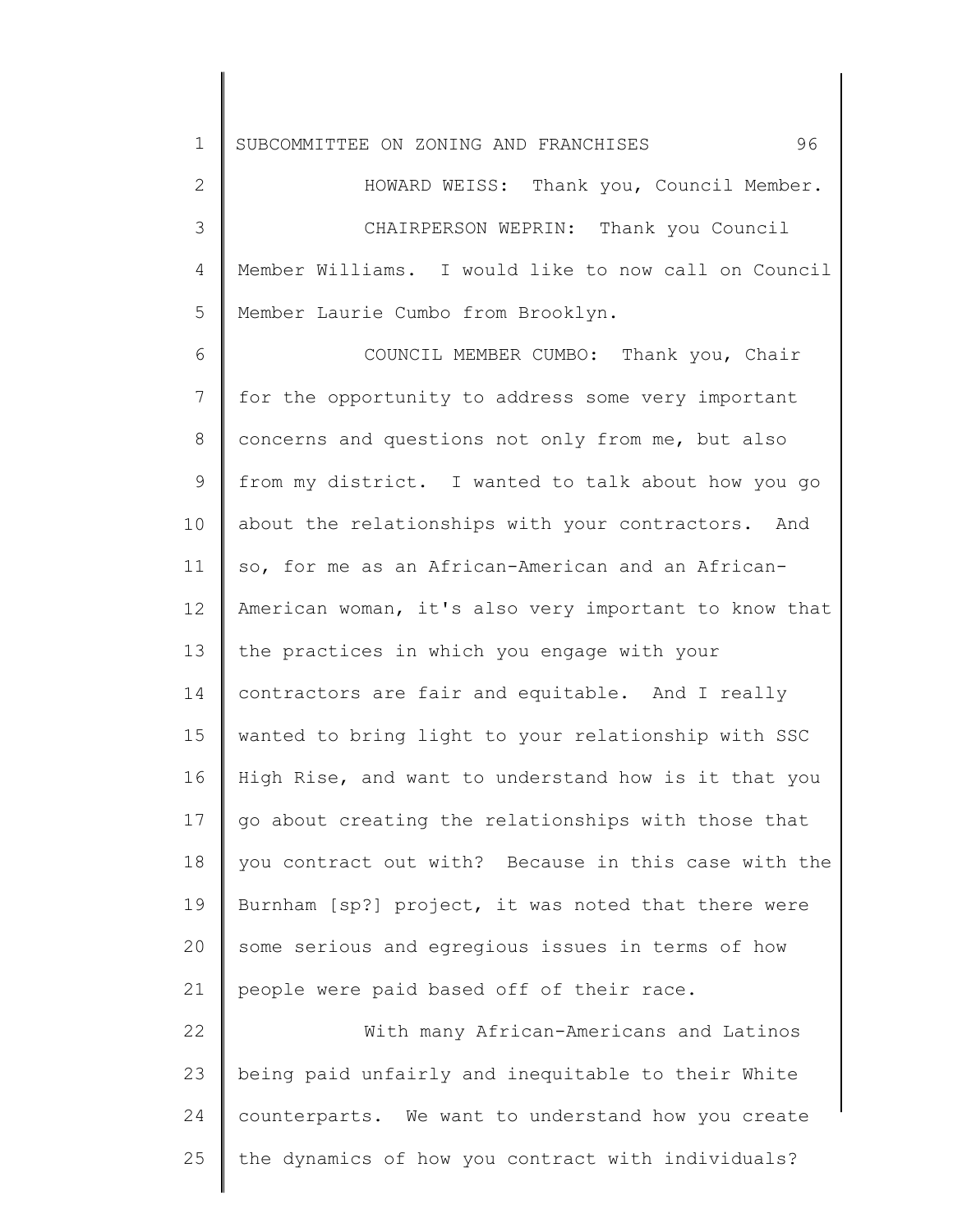HOWARD WEISS: Thank you, Council Member.

CHAIRPERSON WEPRIN: Thank you Council Member Williams. I would like to now call on Council Member Laurie Cumbo from Brooklyn.

COUNCIL MEMBER CUMBO: Thank you, Chair for the opportunity to address some very important concerns and questions not only from me, but also from my district. I wanted to talk about how you go about the relationships with your contractors. And so, for me as an African-American and an African-American woman, it's also very important to know that the practices in which you engage with your contractors are fair and equitable. And I really wanted to bring light to your relationship with SSC High Rise, and want to understand how is it that you go about creating the relationships with those that you contract out with? Because in this case with the Burnham [sp?] project, it was noted that there were some serious and egregious issues in terms of how people were paid based off of their race.

With many African-Americans and Latinos being paid unfairly and inequitable to their White counterparts. We want to understand how you create the dynamics of how you contract with individuals?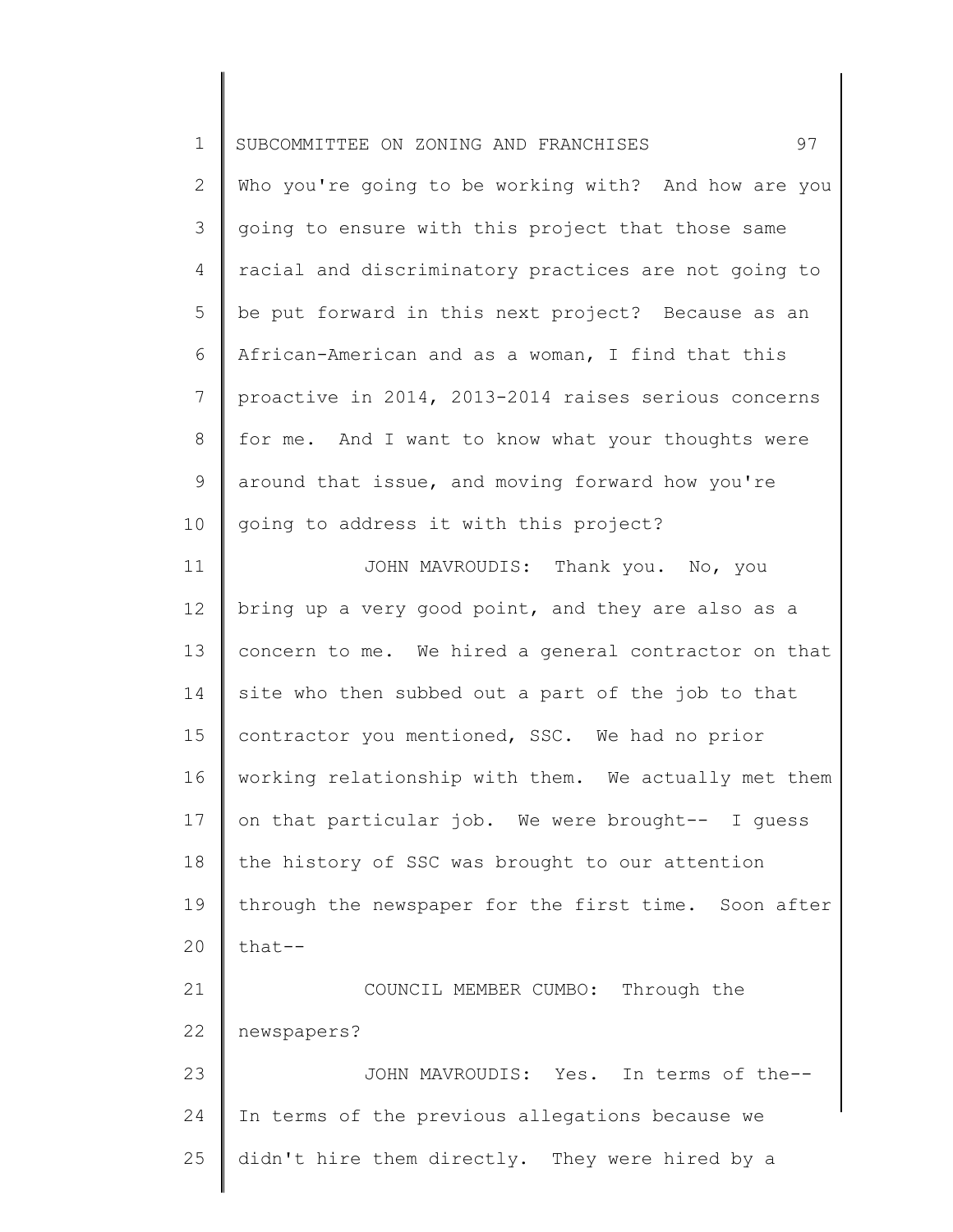Who you're going to be working with? And how are you going to ensure with this project that those same racial and discriminatory practices are not going to be put forward in this next project? Because as an African-American and as a woman, I find that this proactive in 2014, 2013-2014 raises serious concerns for me. And I want to know what your thoughts were around that issue, and moving forward how you're going to address it with this project?

JOHN MAVROUDIS: Thank you. No, you bring up a very good point, and they are also as a concern to me. We hired a general contractor on that site who then subbed out a part of the job to that contractor you mentioned, SSC. We had no prior working relationship with them. We actually met them on that particular job. We were brought-- I guess the history of SSC was brought to our attention through the newspaper for the first time. Soon after that--

COUNCIL MEMBER CUMBO: Through the newspapers?

JOHN MAVROUDIS: Yes. In terms of the-- In terms of the previous allegations because we didn't hire them directly. They were hired by a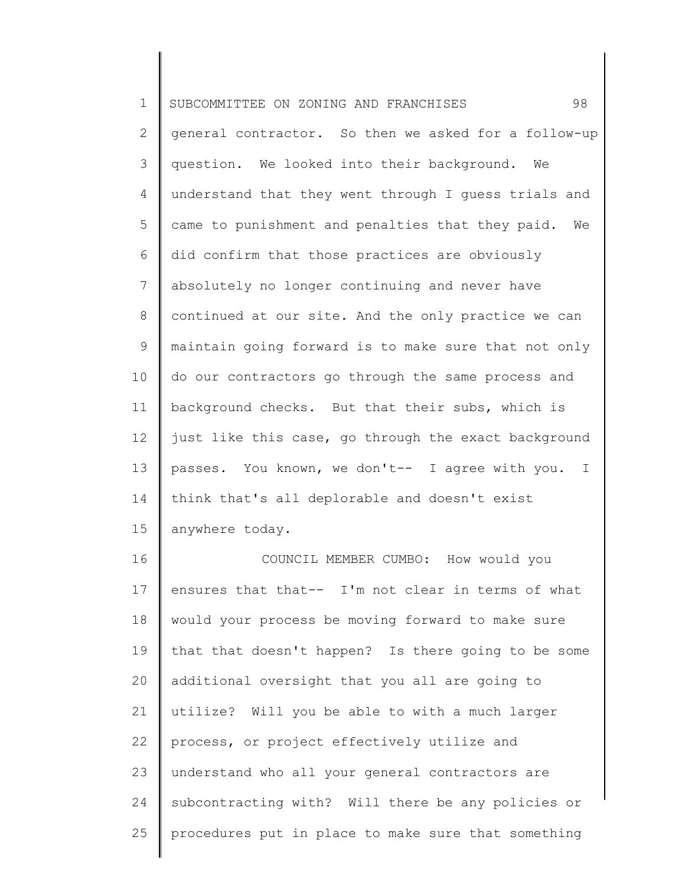general contractor. So then we asked for a follow-up question. We looked into their background. We understand that they went through I guess trials and came to punishment and penalties that they paid. We did confirm that those practices are obviously absolutely no longer continuing and never have continued at our site. And the only practice we can maintain going forward is to make sure that not only do our contractors go through the same process and background checks. But that their subs, which is just like this case, go through the exact background passes. You known, we don't-- I agree with you. I think that's all deplorable and doesn't exist anywhere today.

COUNCIL MEMBER CUMBO: How would you ensures that that-- I'm not clear in terms of what would your process be moving forward to make sure that that doesn't happen? Is there going to be some additional oversight that you all are going to utilize? Will you be able to with a much larger process, or project effectively utilize and understand who all your general contractors are subcontracting with? Will there be any policies or procedures put in place to make sure that something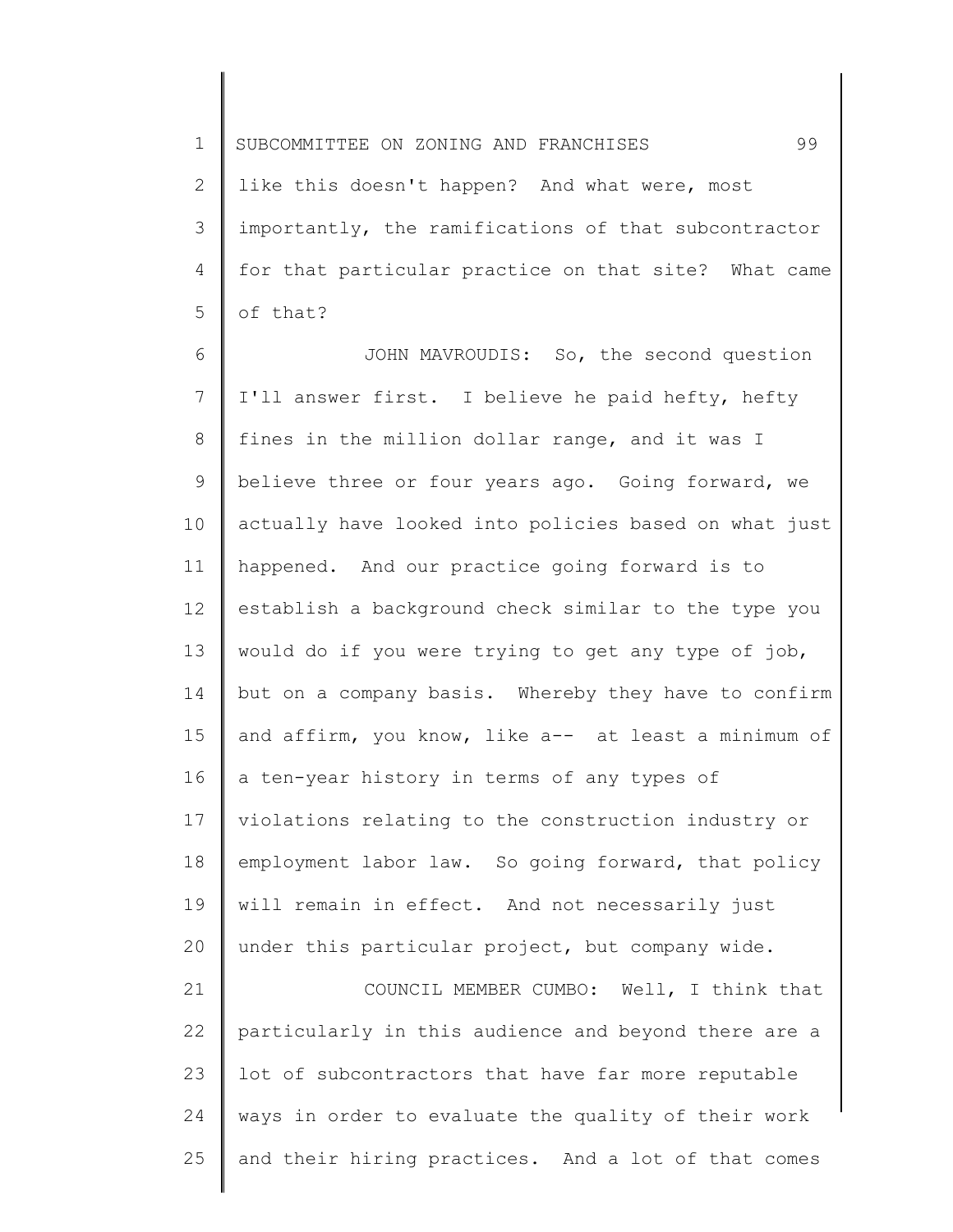like this doesn't happen? And what were, most importantly, the ramifications of that subcontractor for that particular practice on that site? What came of that?

JOHN MAVROUDIS: So, the second question I'll answer first. I believe he paid hefty, hefty fines in the million dollar range, and it was I believe three or four years ago. Going forward, we actually have looked into policies based on what just happened. And our practice going forward is to establish a background check similar to the type you would do if you were trying to get any type of job, but on a company basis. Whereby they have to confirm and affirm, you know, like a-- at least a minimum of a ten-year history in terms of any types of violations relating to the construction industry or employment labor law. So going forward, that policy will remain in effect. And not necessarily just under this particular project, but company wide.

COUNCIL MEMBER CUMBO: Well, I think that particularly in this audience and beyond there are a lot of subcontractors that have far more reputable ways in order to evaluate the quality of their work and their hiring practices. And a lot of that comes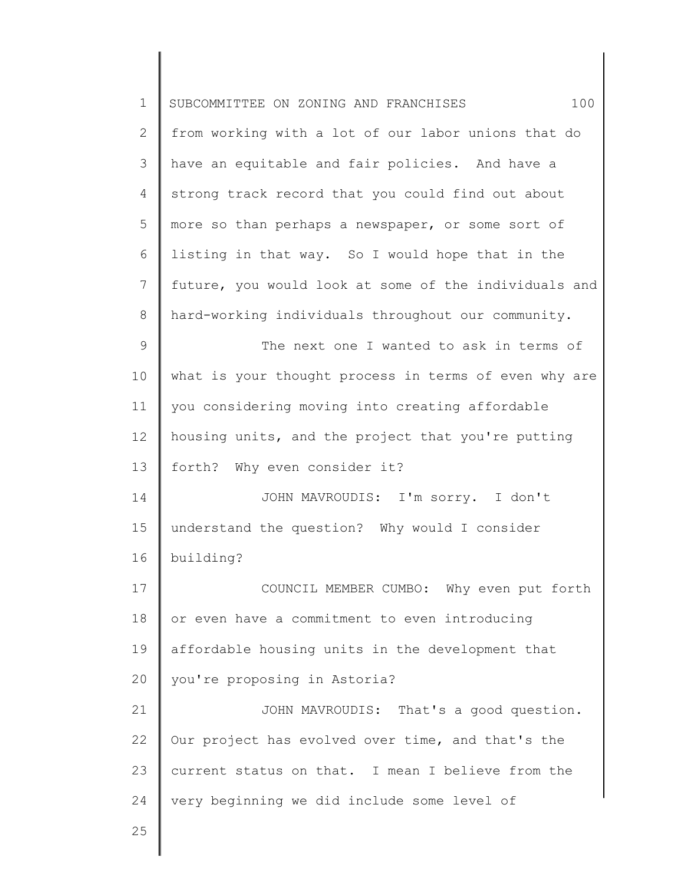from working with a lot of our labor unions that do have an equitable and fair policies. And have a strong track record that you could find out about more so than perhaps a newspaper, or some sort of listing in that way. So I would hope that in the future, you would look at some of the individuals and hard-working individuals throughout our community.

The next one I wanted to ask in terms of what is your thought process in terms of even why are you considering moving into creating affordable housing units, and the project that you're putting forth? Why even consider it?

JOHN MAVROUDIS: I'm sorry. I don't understand the question? Why would I consider building?

COUNCIL MEMBER CUMBO: Why even put forth or even have a commitment to even introducing affordable housing units in the development that you're proposing in Astoria?

JOHN MAVROUDIS: That's a good question. Our project has evolved over time, and that's the current status on that. I mean I believe from the very beginning we did include some level of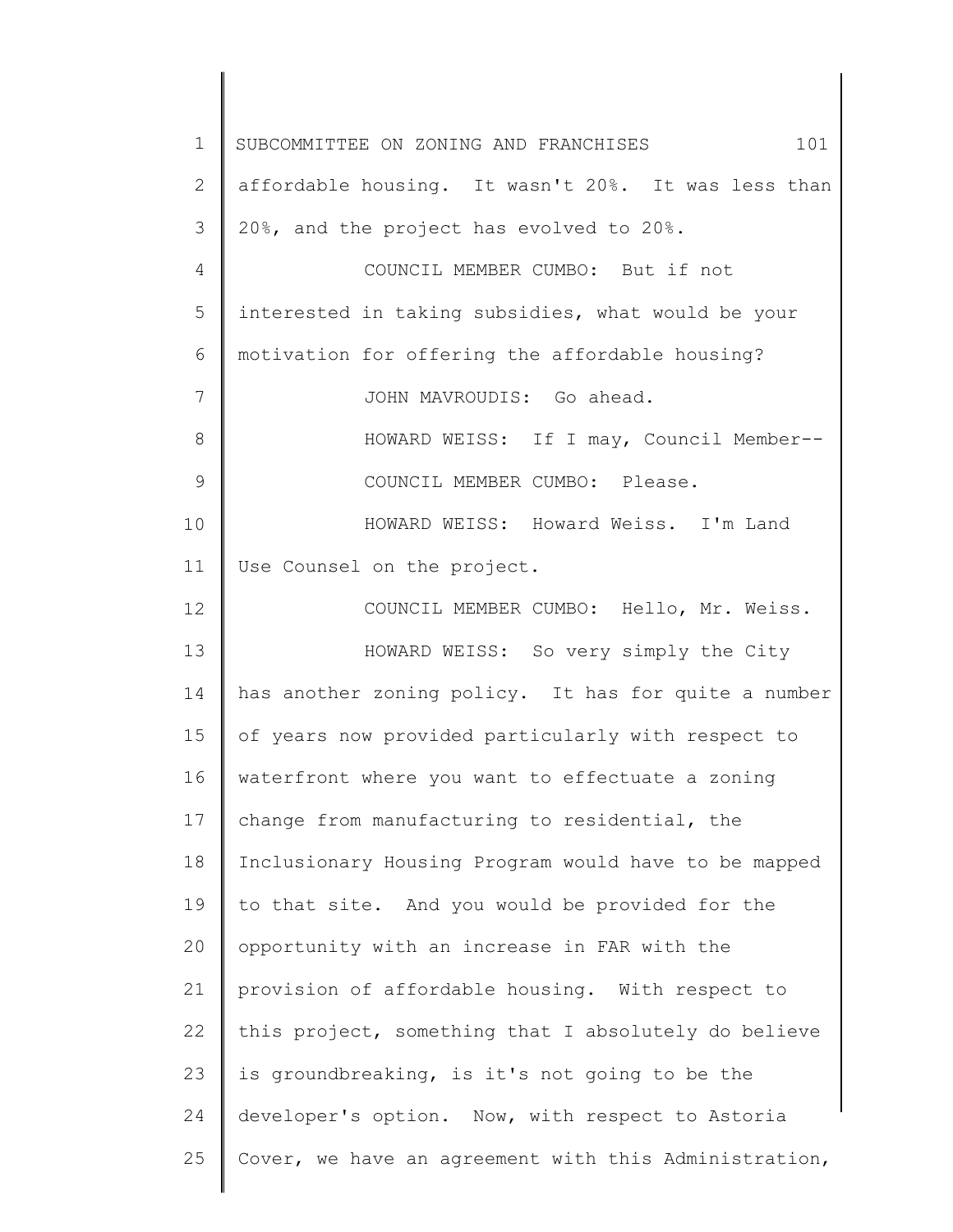affordable housing. It wasn't 20%. It was less than 20%, and the project has evolved to 20%.

COUNCIL MEMBER CUMBO: But if not interested in taking subsidies, what would be your motivation for offering the affordable housing?

JOHN MAVROUDIS: Go ahead.

HOWARD WEISS: If I may, Council Member--

COUNCIL MEMBER CUMBO: Please.

HOWARD WEISS: Howard Weiss. I'm Land Use Counsel on the project.

COUNCIL MEMBER CUMBO: Hello, Mr. Weiss.

HOWARD WEISS: So very simply the City has another zoning policy. It has for quite a number of years now provided particularly with respect to waterfront where you want to effectuate a zoning change from manufacturing to residential, the Inclusionary Housing Program would have to be mapped to that site. And you would be provided for the opportunity with an increase in FAR with the provision of affordable housing. With respect to this project, something that I absolutely do believe is groundbreaking, is it's not going to be the developer's option. Now, with respect to Astoria Cover, we have an agreement with this Administration,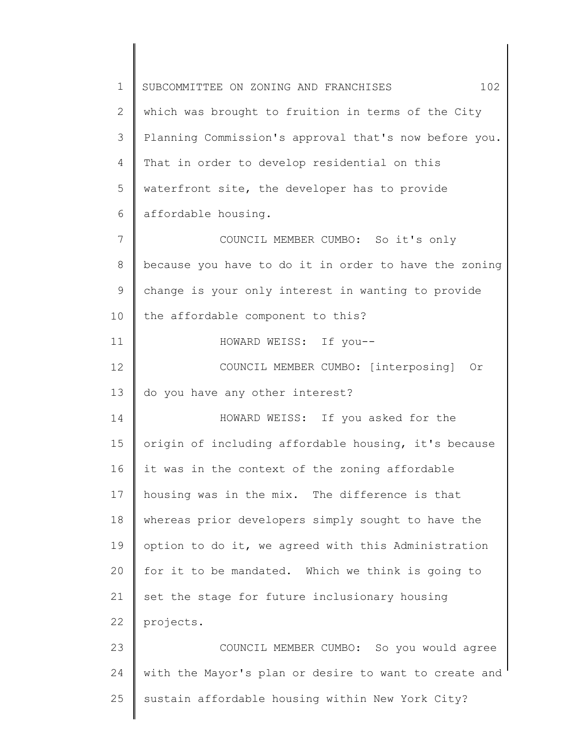which was brought to fruition in terms of the City Planning Commission's approval that's now before you. That in order to develop residential on this waterfront site, the developer has to provide affordable housing.

COUNCIL MEMBER CUMBO: So it's only because you have to do it in order to have the zoning change is your only interest in wanting to provide the affordable component to this?

HOWARD WEISS: If you--

COUNCIL MEMBER CUMBO: [interposing] Or do you have any other interest?

HOWARD WEISS: If you asked for the origin of including affordable housing, it's because it was in the context of the zoning affordable housing was in the mix. The difference is that whereas prior developers simply sought to have the option to do it, we agreed with this Administration for it to be mandated. Which we think is going to set the stage for future inclusionary housing projects.

COUNCIL MEMBER CUMBO: So you would agree with the Mayor's plan or desire to want to create and sustain affordable housing within New York City?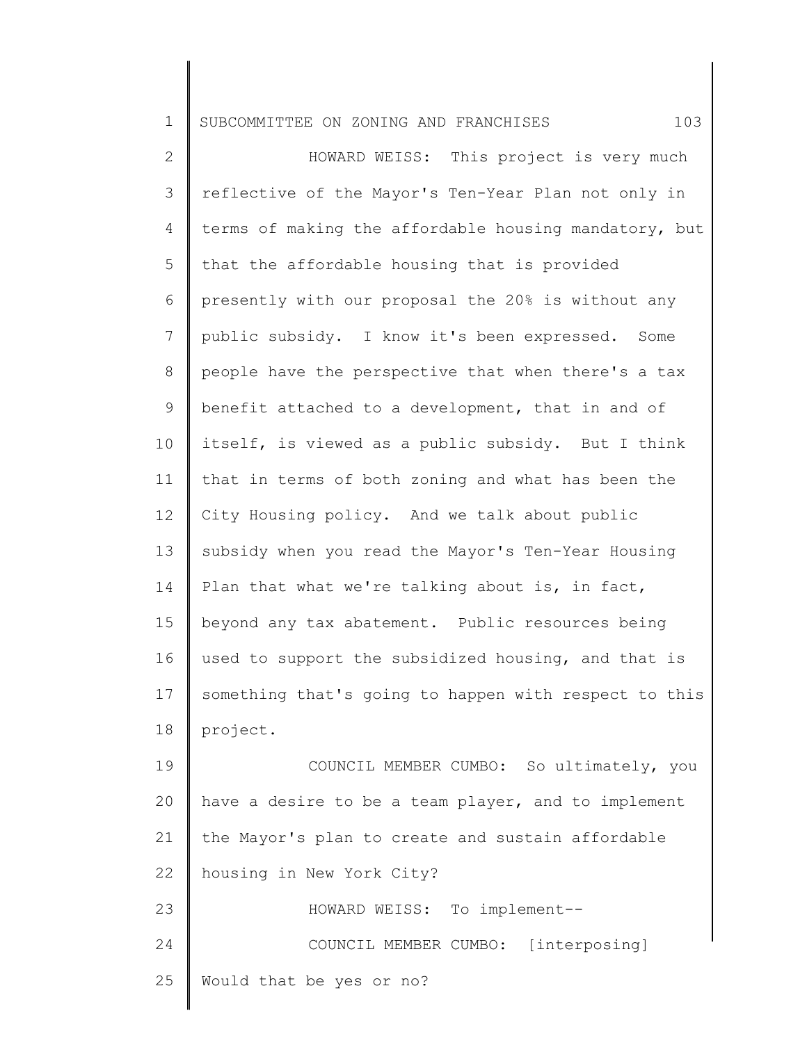HOWARD WEISS: This project is very much reflective of the Mayor's Ten-Year Plan not only in terms of making the affordable housing mandatory, but that the affordable housing that is provided presently with our proposal the 20% is without any public subsidy. I know it's been expressed. Some people have the perspective that when there's a tax benefit attached to a development, that in and of itself, is viewed as a public subsidy. But I think that in terms of both zoning and what has been the City Housing policy. And we talk about public subsidy when you read the Mayor's Ten-Year Housing Plan that what we're talking about is, in fact, beyond any tax abatement. Public resources being used to support the subsidized housing, and that is something that's going to happen with respect to this project.

COUNCIL MEMBER CUMBO: So ultimately, you have a desire to be a team player, and to implement the Mayor's plan to create and sustain affordable housing in New York City?

HOWARD WEISS: To implement--

COUNCIL MEMBER CUMBO: [interposing] Would that be yes or no?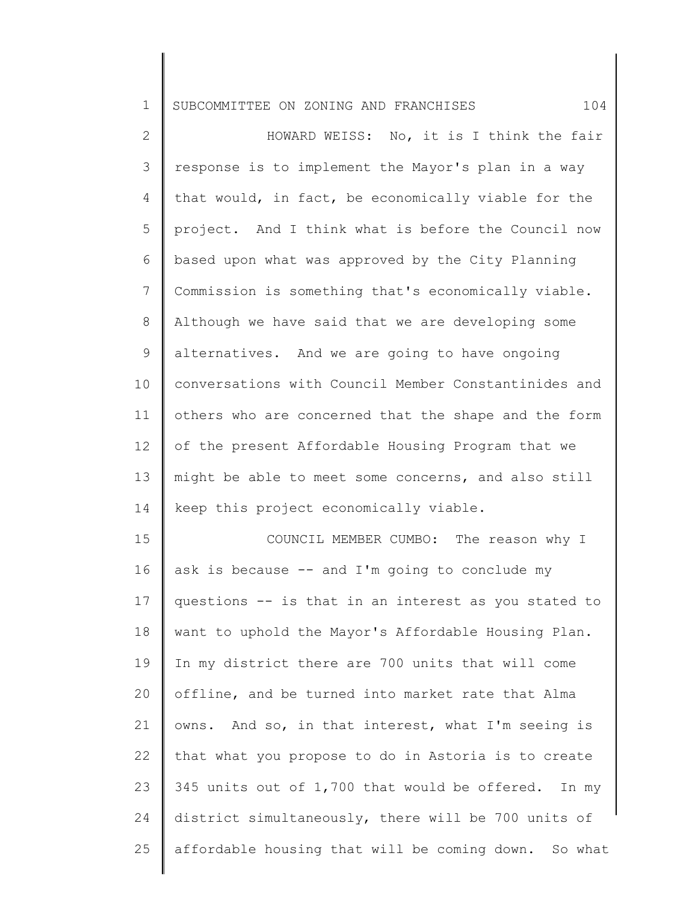HOWARD WEISS: No, it is I think the fair response is to implement the Mayor's plan in a way that would, in fact, be economically viable for the project. And I think what is before the Council now based upon what was approved by the City Planning Commission is something that's economically viable. Although we have said that we are developing some alternatives. And we are going to have ongoing conversations with Council Member Constantinides and others who are concerned that the shape and the form of the present Affordable Housing Program that we might be able to meet some concerns, and also still keep this project economically viable.

COUNCIL MEMBER CUMBO: The reason why I ask is because -- and I'm going to conclude my questions -- is that in an interest as you stated to want to uphold the Mayor's Affordable Housing Plan. In my district there are 700 units that will come offline, and be turned into market rate that Alma owns. And so, in that interest, what I'm seeing is that what you propose to do in Astoria is to create 345 units out of 1,700 that would be offered. In my district simultaneously, there will be 700 units of affordable housing that will be coming down. So what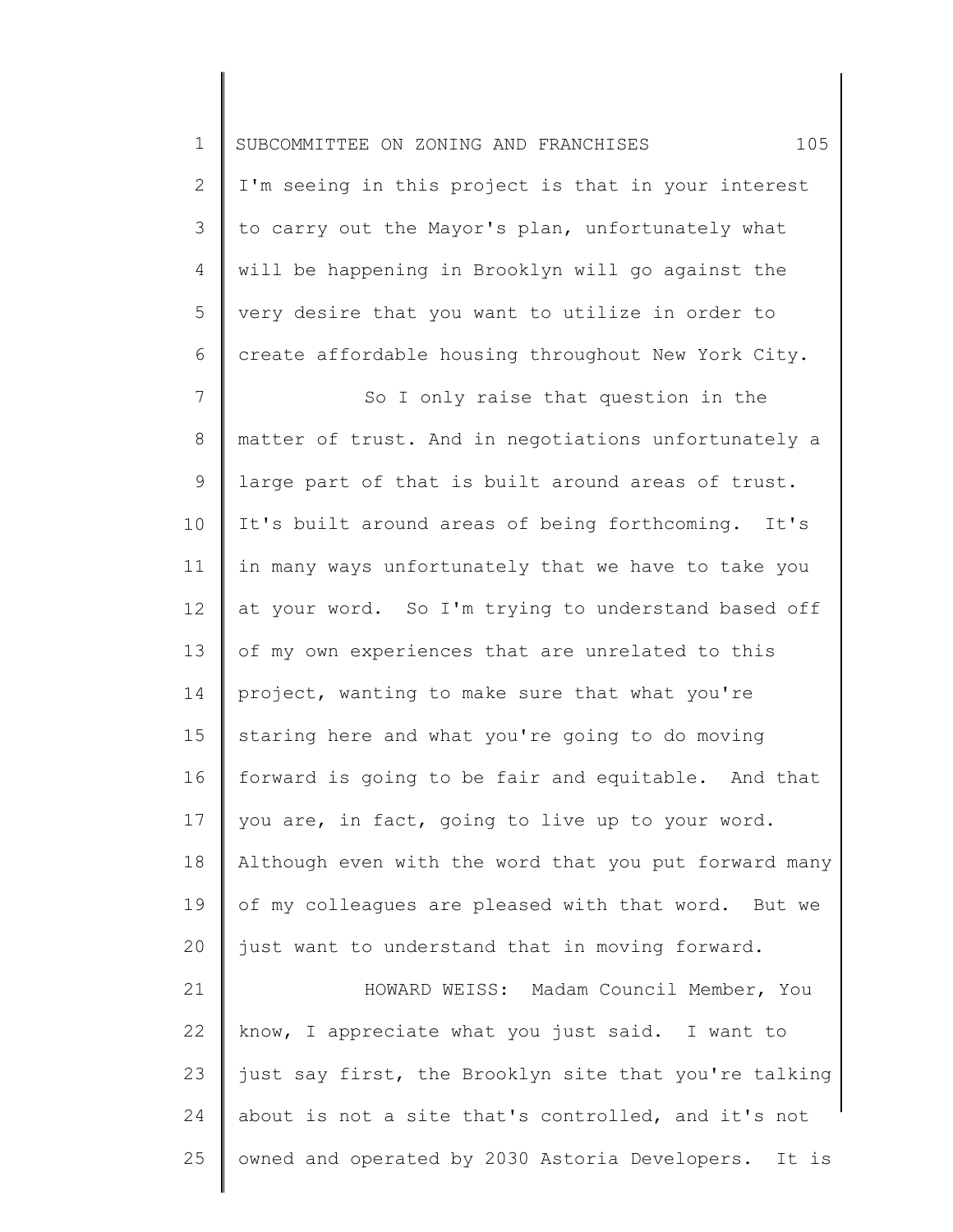I'm seeing in this project is that in your interest to carry out the Mayor's plan, unfortunately what will be happening in Brooklyn will go against the very desire that you want to utilize in order to create affordable housing throughout New York City.

So I only raise that question in the matter of trust. And in negotiations unfortunately a large part of that is built around areas of trust. It's built around areas of being forthcoming. It's in many ways unfortunately that we have to take you at your word. So I'm trying to understand based off of my own experiences that are unrelated to this project, wanting to make sure that what you're staring here and what you're going to do moving forward is going to be fair and equitable. And that you are, in fact, going to live up to your word. Although even with the word that you put forward many of my colleagues are pleased with that word. But we just want to understand that in moving forward.

HOWARD WEISS: Madam Council Member, You know, I appreciate what you just said. I want to just say first, the Brooklyn site that you're talking about is not a site that's controlled, and it's not owned and operated by 2030 Astoria Developers. It is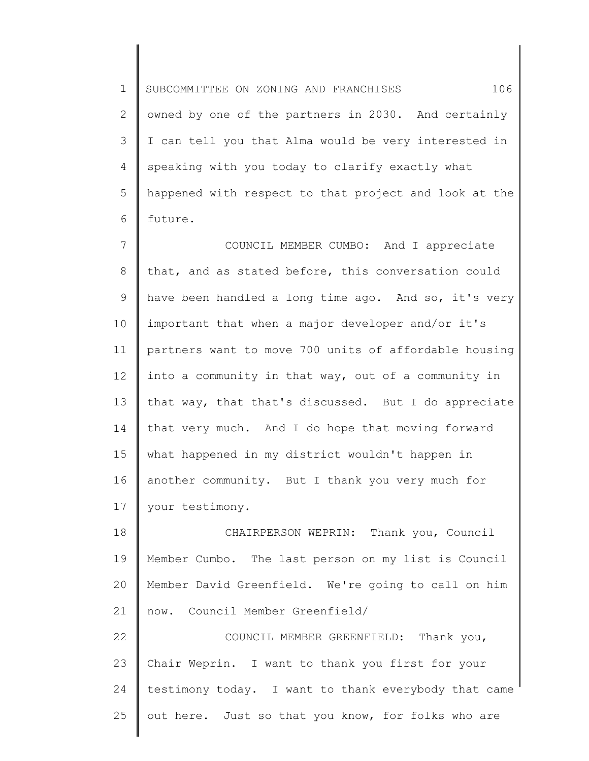owned by one of the partners in 2030. And certainly I can tell you that Alma would be very interested in speaking with you today to clarify exactly what happened with respect to that project and look at the future.

COUNCIL MEMBER CUMBO: And I appreciate that, and as stated before, this conversation could have been handled a long time ago. And so, it's very important that when a major developer and/or it's partners want to move 700 units of affordable housing into a community in that way, out of a community in that way, that that's discussed. But I do appreciate that very much. And I do hope that moving forward what happened in my district wouldn't happen in another community. But I thank you very much for your testimony.

CHAIRPERSON WEPRIN: Thank you, Council Member Cumbo. The last person on my list is Council Member David Greenfield. We're going to call on him now. Council Member Greenfield/

COUNCIL MEMBER GREENFIELD: Thank you, Chair Weprin. I want to thank you first for your testimony today. I want to thank everybody that came out here. Just so that you know, for folks who are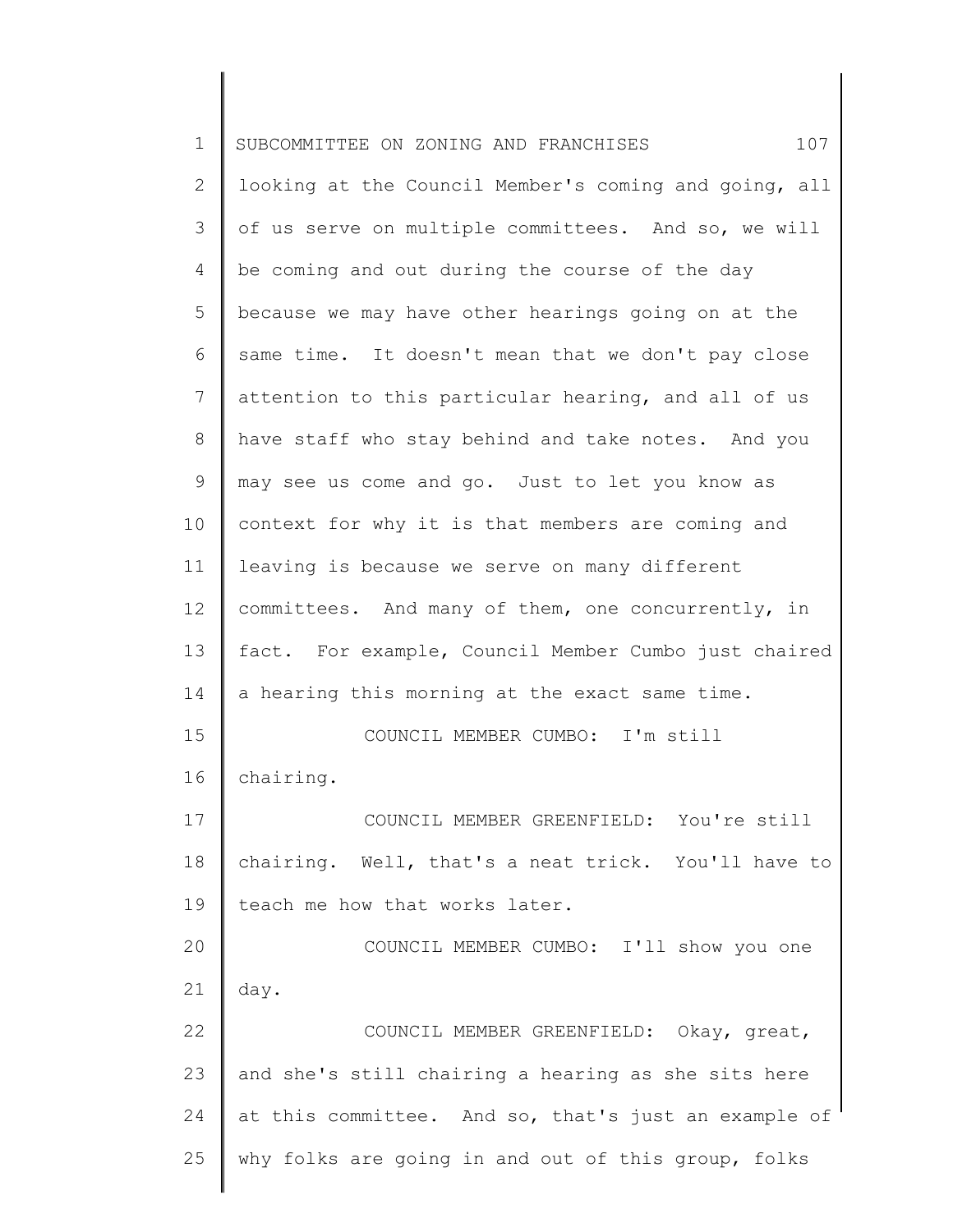looking at the Council Member's coming and going, all of us serve on multiple committees. And so, we will be coming and out during the course of the day because we may have other hearings going on at the same time. It doesn't mean that we don't pay close attention to this particular hearing, and all of us have staff who stay behind and take notes. And you may see us come and go. Just to let you know as context for why it is that members are coming and leaving is because we serve on many different committees. And many of them, one concurrently, in fact. For example, Council Member Cumbo just chaired a hearing this morning at the exact same time.

COUNCIL MEMBER CUMBO: I'm still chairing.

COUNCIL MEMBER GREENFIELD: You're still chairing. Well, that's a neat trick. You'll have to teach me how that works later.

COUNCIL MEMBER CUMBO: I'll show you one day.

COUNCIL MEMBER GREENFIELD: Okay, great, and she's still chairing a hearing as she sits here at this committee. And so, that's just an example of why folks are going in and out of this group, folks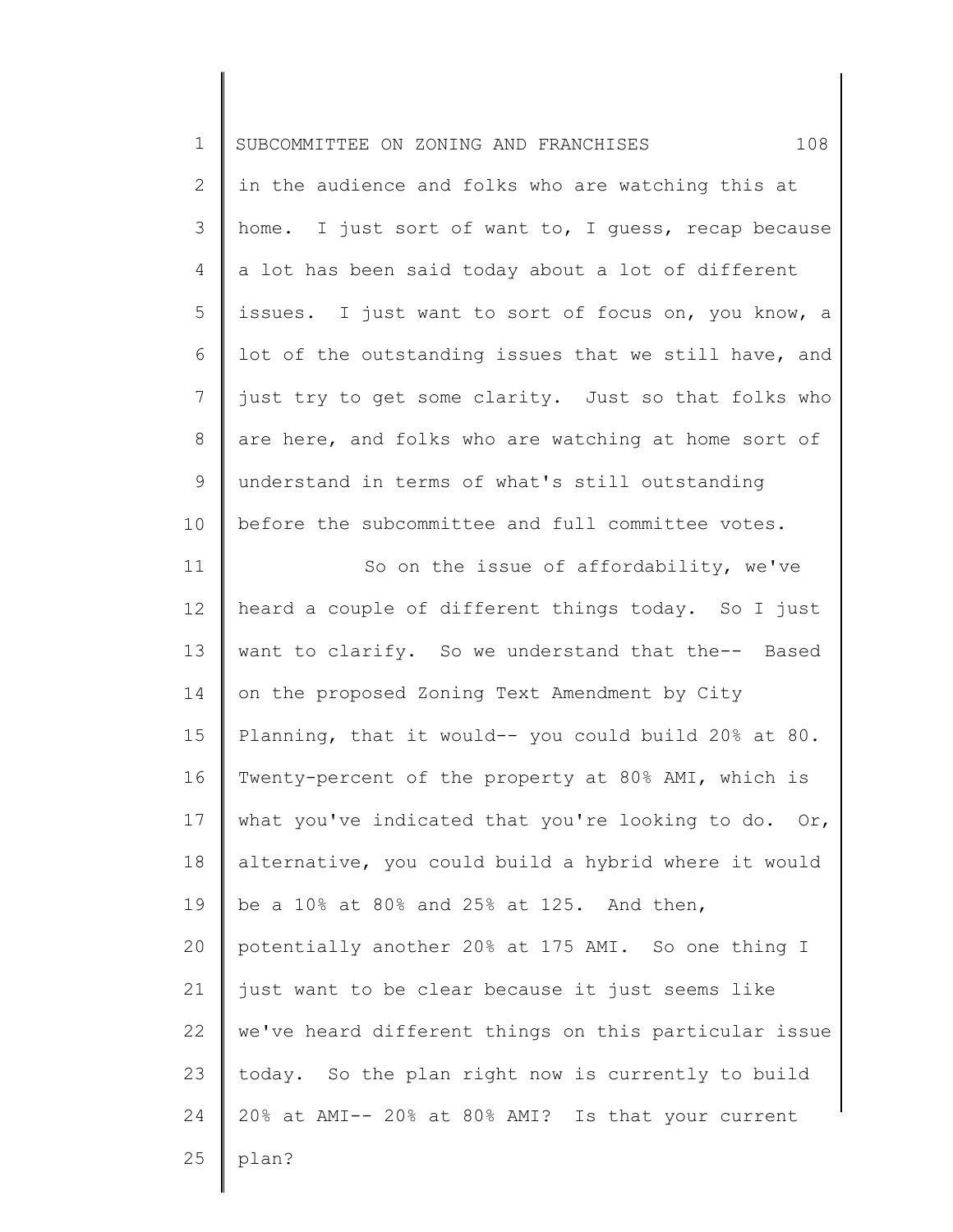in the audience and folks who are watching this at home. I just sort of want to, I guess, recap because a lot has been said today about a lot of different issues. I just want to sort of focus on, you know, a lot of the outstanding issues that we still have, and just try to get some clarity. Just so that folks who are here, and folks who are watching at home sort of understand in terms of what's still outstanding before the subcommittee and full committee votes.

So on the issue of affordability, we've heard a couple of different things today. So I just want to clarify. So we understand that the-- Based on the proposed Zoning Text Amendment by City Planning, that it would-- you could build 20% at 80. Twenty-percent of the property at 80% AMI, which is what you've indicated that you're looking to do. Or, alternative, you could build a hybrid where it would be a 10% at 80% and 25% at 125. And then, potentially another 20% at 175 AMI. So one thing I just want to be clear because it just seems like we've heard different things on this particular issue today. So the plan right now is currently to build 20% at AMI-- 20% at 80% AMI? Is that your current plan?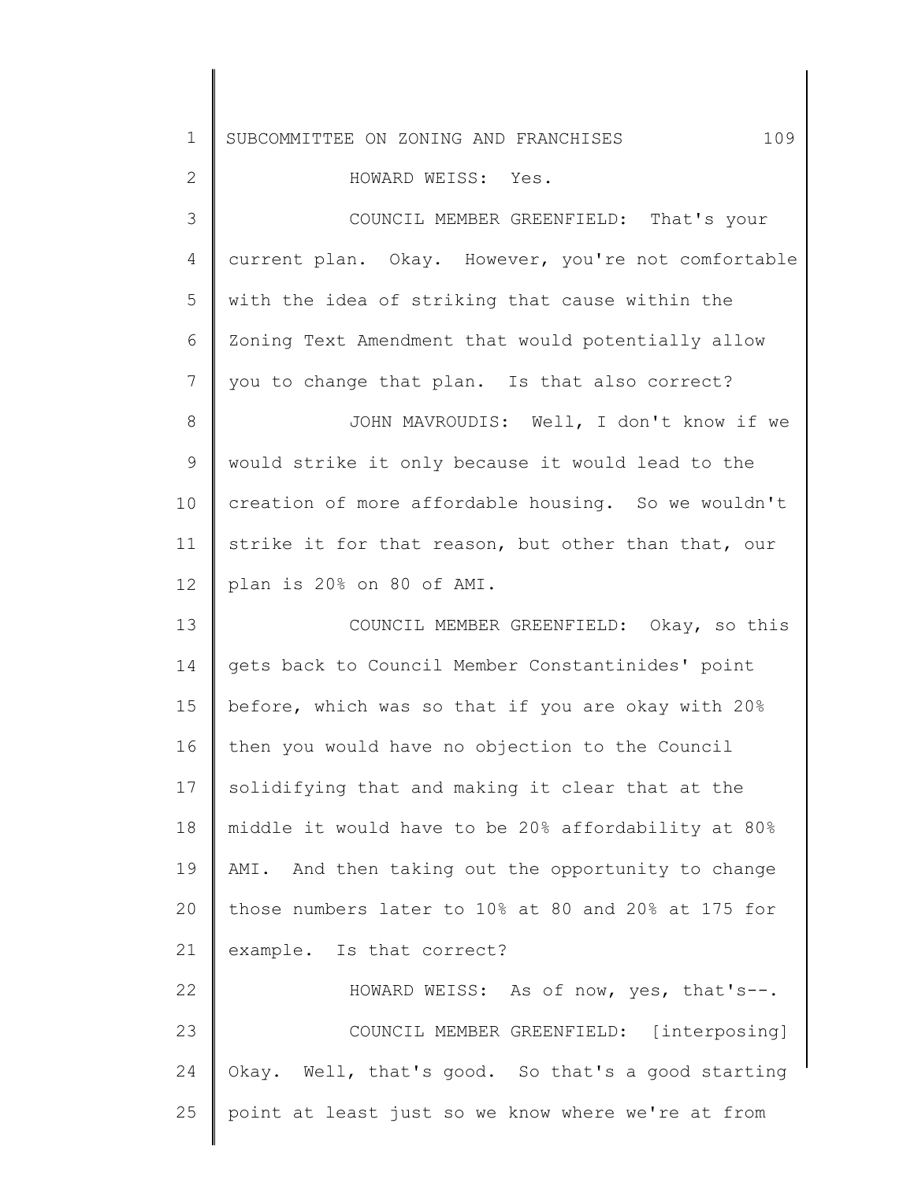HOWARD WEISS: Yes.

COUNCIL MEMBER GREENFIELD: That's your current plan. Okay. However, you're not comfortable with the idea of striking that cause within the Zoning Text Amendment that would potentially allow you to change that plan. Is that also correct?

JOHN MAVROUDIS: Well, I don't know if we would strike it only because it would lead to the creation of more affordable housing. So we wouldn't strike it for that reason, but other than that, our plan is 20% on 80 of AMI.

COUNCIL MEMBER GREENFIELD: Okay, so this gets back to Council Member Constantinides' point before, which was so that if you are okay with 20% then you would have no objection to the Council solidifying that and making it clear that at the middle it would have to be 20% affordability at 80% AMI. And then taking out the opportunity to change those numbers later to 10% at 80 and 20% at 175 for example. Is that correct?

HOWARD WEISS: As of now, yes, that's--.

COUNCIL MEMBER GREENFIELD: [interposing] Okay. Well, that's good. So that's a good starting point at least just so we know where we're at from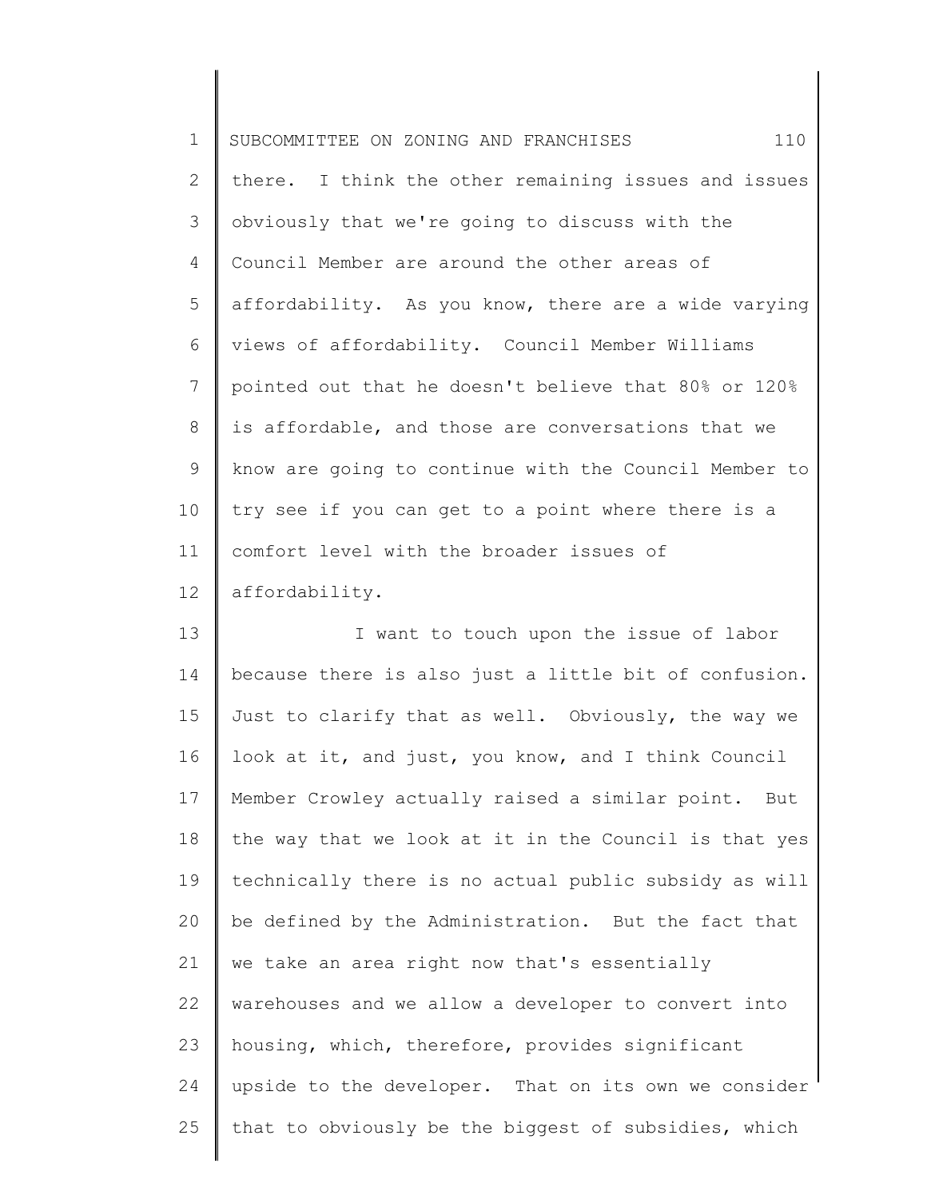there. I think the other remaining issues and issues obviously that we're going to discuss with the Council Member are around the other areas of affordability. As you know, there are a wide varying views of affordability. Council Member Williams pointed out that he doesn't believe that 80% or 120% is affordable, and those are conversations that we know are going to continue with the Council Member to try see if you can get to a point where there is a comfort level with the broader issues of affordability.

I want to touch upon the issue of labor because there is also just a little bit of confusion. Just to clarify that as well. Obviously, the way we look at it, and just, you know, and I think Council Member Crowley actually raised a similar point. But the way that we look at it in the Council is that yes technically there is no actual public subsidy as will be defined by the Administration. But the fact that we take an area right now that's essentially warehouses and we allow a developer to convert into housing, which, therefore, provides significant upside to the developer. That on its own we consider that to obviously be the biggest of subsidies, which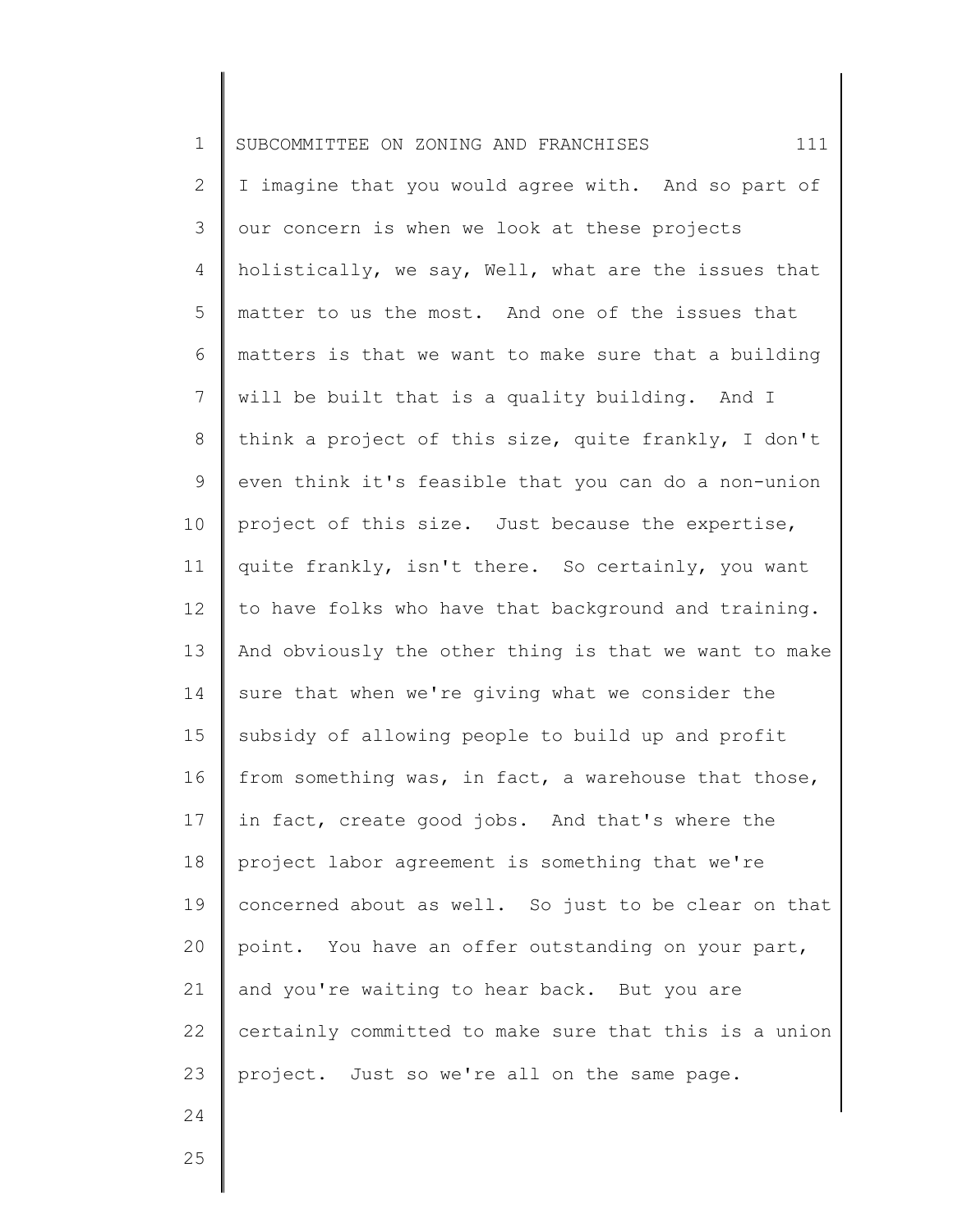I imagine that you would agree with. And so part of our concern is when we look at these projects holistically, we say, Well, what are the issues that matter to us the most. And one of the issues that matters is that we want to make sure that a building will be built that is a quality building. And I think a project of this size, quite frankly, I don't even think it's feasible that you can do a non-union project of this size. Just because the expertise, quite frankly, isn't there. So certainly, you want to have folks who have that background and training. And obviously the other thing is that we want to make sure that when we're giving what we consider the subsidy of allowing people to build up and profit from something was, in fact, a warehouse that those, in fact, create good jobs. And that's where the project labor agreement is something that we're concerned about as well. So just to be clear on that point. You have an offer outstanding on your part, and you're waiting to hear back. But you are certainly committed to make sure that this is a union project. Just so we're all on the same page.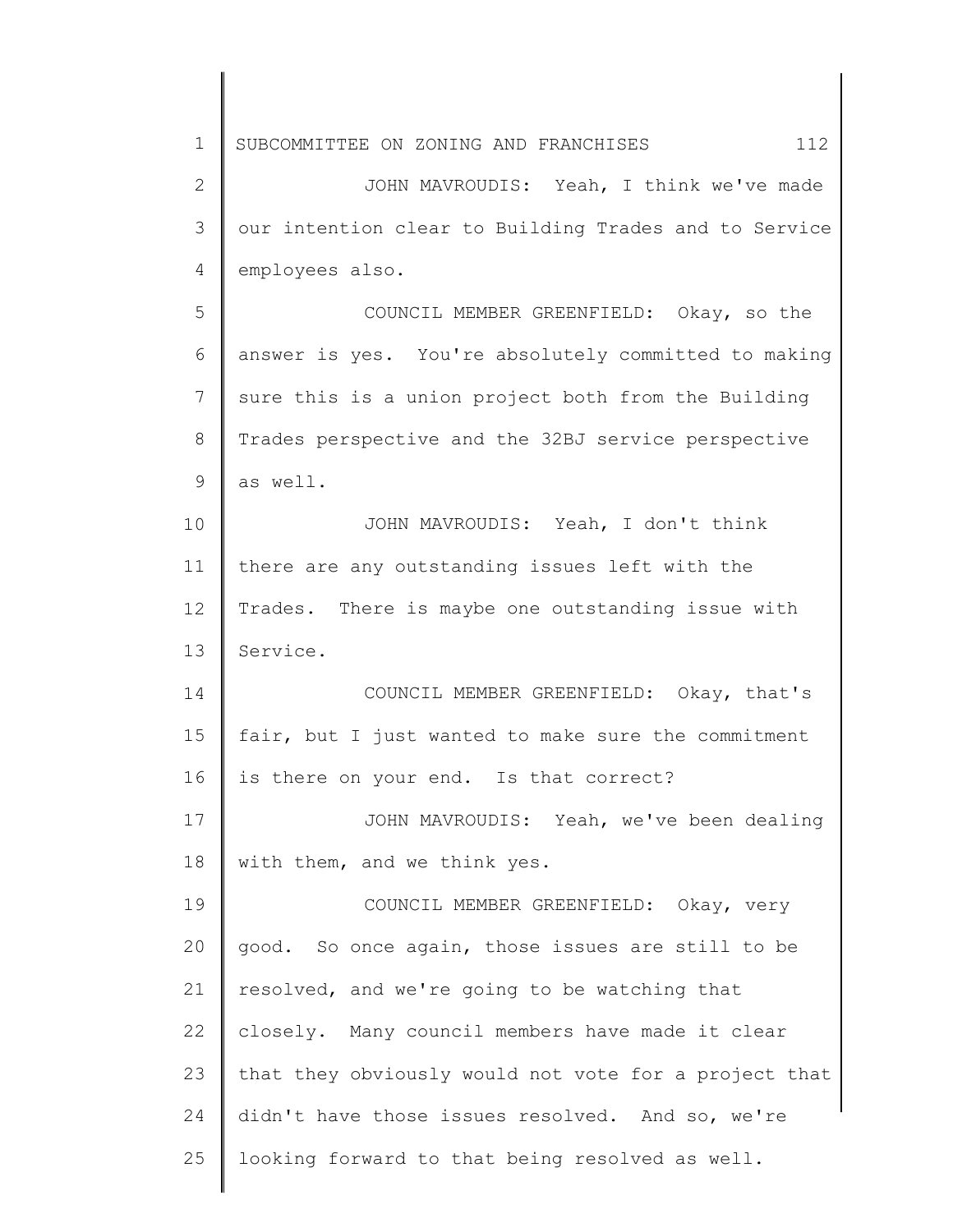JOHN MAVROUDIS: Yeah, I think we've made our intention clear to Building Trades and to Service employees also.

COUNCIL MEMBER GREENFIELD: Okay, so the answer is yes. You're absolutely committed to making sure this is a union project both from the Building Trades perspective and the 32BJ service perspective as well.

JOHN MAVROUDIS: Yeah, I don't think there are any outstanding issues left with the Trades. There is maybe one outstanding issue with Service.

COUNCIL MEMBER GREENFIELD: Okay, that's fair, but I just wanted to make sure the commitment is there on your end. Is that correct?

JOHN MAVROUDIS: Yeah, we've been dealing with them, and we think yes.

COUNCIL MEMBER GREENFIELD: Okay, very good. So once again, those issues are still to be resolved, and we're going to be watching that closely. Many council members have made it clear that they obviously would not vote for a project that didn't have those issues resolved. And so, we're looking forward to that being resolved as well.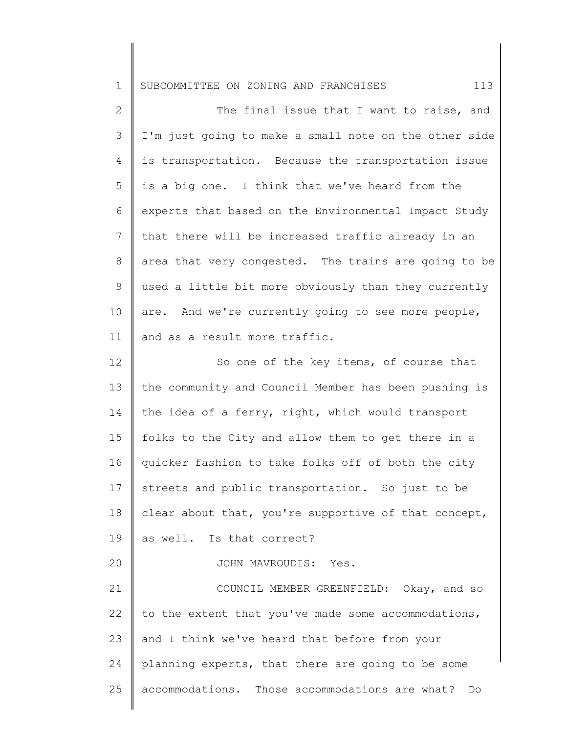The final issue that I want to raise, and I'm just going to make a small note on the other side is transportation. Because the transportation issue is a big one. I think that we've heard from the experts that based on the Environmental Impact Study that there will be increased traffic already in an area that very congested. The trains are going to be used a little bit more obviously than they currently are. And we're currently going to see more people, and as a result more traffic.

So one of the key items, of course that the community and Council Member has been pushing is the idea of a ferry, right, which would transport folks to the City and allow them to get there in a quicker fashion to take folks off of both the city streets and public transportation. So just to be clear about that, you're supportive of that concept, as well. Is that correct?

JOHN MAVROUDIS: Yes.

COUNCIL MEMBER GREENFIELD: Okay, and so to the extent that you've made some accommodations, and I think we've heard that before from your planning experts, that there are going to be some accommodations. Those accommodations are what? Do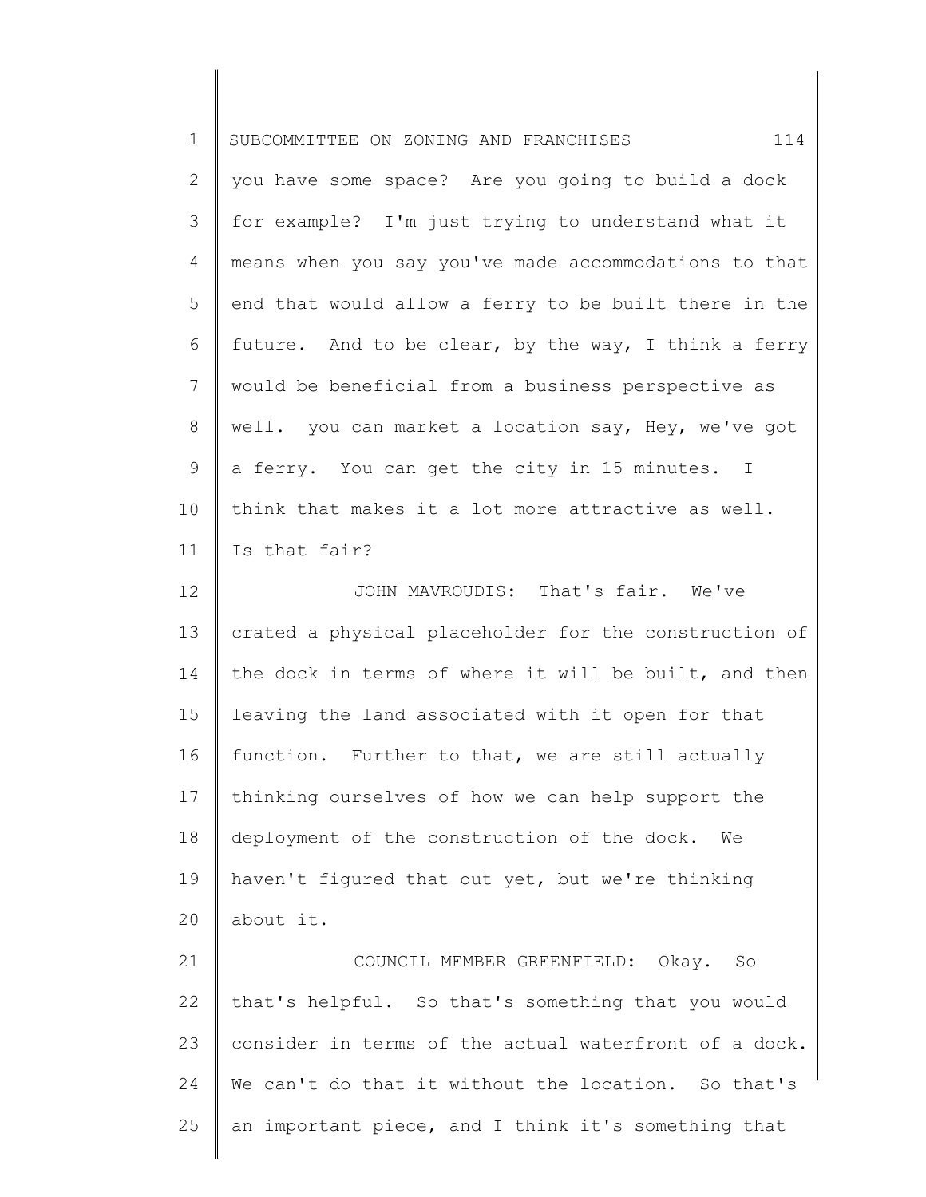you have some space? Are you going to build a dock for example? I'm just trying to understand what it means when you say you've made accommodations to that end that would allow a ferry to be built there in the future. And to be clear, by the way, I think a ferry would be beneficial from a business perspective as well. you can market a location say, Hey, we've got a ferry. You can get the city in 15 minutes. I think that makes it a lot more attractive as well. Is that fair?

JOHN MAVROUDIS: That's fair. We've crated a physical placeholder for the construction of the dock in terms of where it will be built, and then leaving the land associated with it open for that function. Further to that, we are still actually thinking ourselves of how we can help support the deployment of the construction of the dock. We haven't figured that out yet, but we're thinking about it.

COUNCIL MEMBER GREENFIELD: Okay. So that's helpful. So that's something that you would consider in terms of the actual waterfront of a dock. We can't do that it without the location. So that's an important piece, and I think it's something that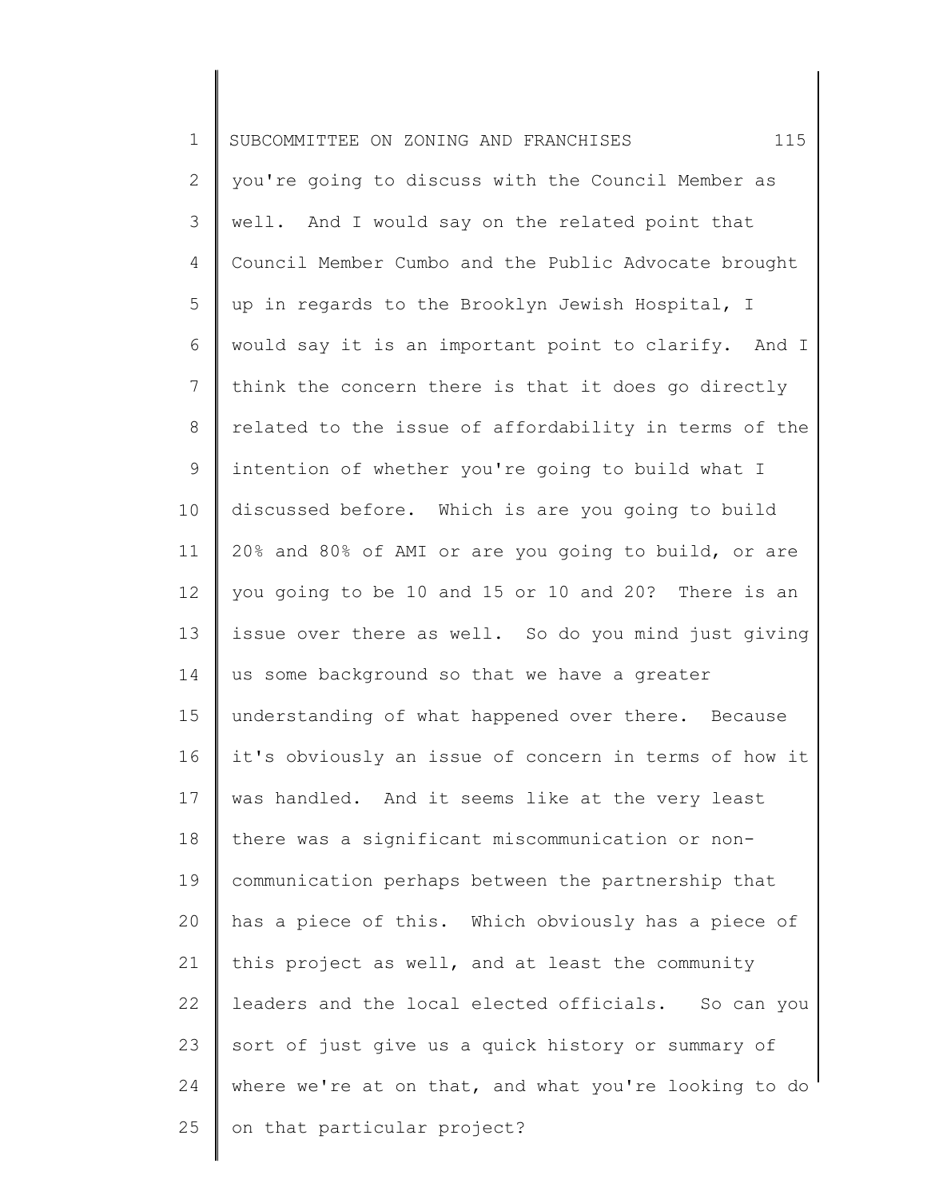you're going to discuss with the Council Member as well. And I would say on the related point that Council Member Cumbo and the Public Advocate brought up in regards to the Brooklyn Jewish Hospital, I would say it is an important point to clarify. And I think the concern there is that it does go directly related to the issue of affordability in terms of the intention of whether you're going to build what I discussed before. Which is are you going to build 20% and 80% of AMI or are you going to build, or are you going to be 10 and 15 or 10 and 20? There is an issue over there as well. So do you mind just giving us some background so that we have a greater understanding of what happened over there. Because it's obviously an issue of concern in terms of how it was handled. And it seems like at the very least there was a significant miscommunication or non-communication perhaps between the partnership that has a piece of this. Which obviously has a piece of this project as well, and at least the community leaders and the local elected officials. So can you sort of just give us a quick history or summary of where we're at on that, and what you're looking to do on that particular project?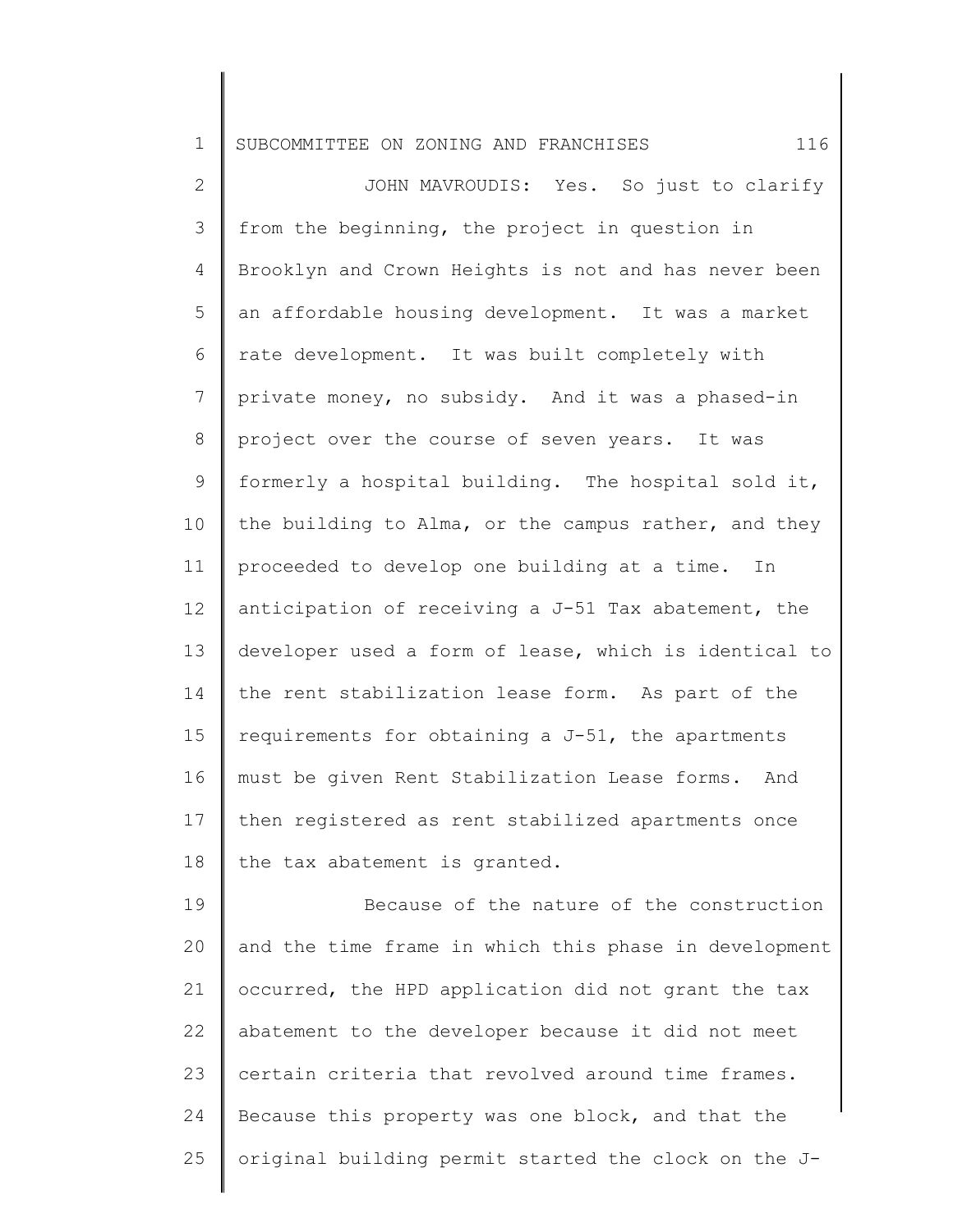JOHN MAVROUDIS: Yes. So just to clarify from the beginning, the project in question in Brooklyn and Crown Heights is not and has never been an affordable housing development. It was a market rate development. It was built completely with private money, no subsidy. And it was a phased-in project over the course of seven years. It was formerly a hospital building. The hospital sold it, the building to Alma, or the campus rather, and they proceeded to develop one building at a time. In anticipation of receiving a J-51 Tax abatement, the developer used a form of lease, which is identical to the rent stabilization lease form. As part of the requirements for obtaining a J-51, the apartments must be given Rent Stabilization Lease forms. And then registered as rent stabilized apartments once the tax abatement is granted.

Because of the nature of the construction and the time frame in which this phase in development occurred, the HPD application did not grant the tax abatement to the developer because it did not meet certain criteria that revolved around time frames. Because this property was one block, and that the original building permit started the clock on the J-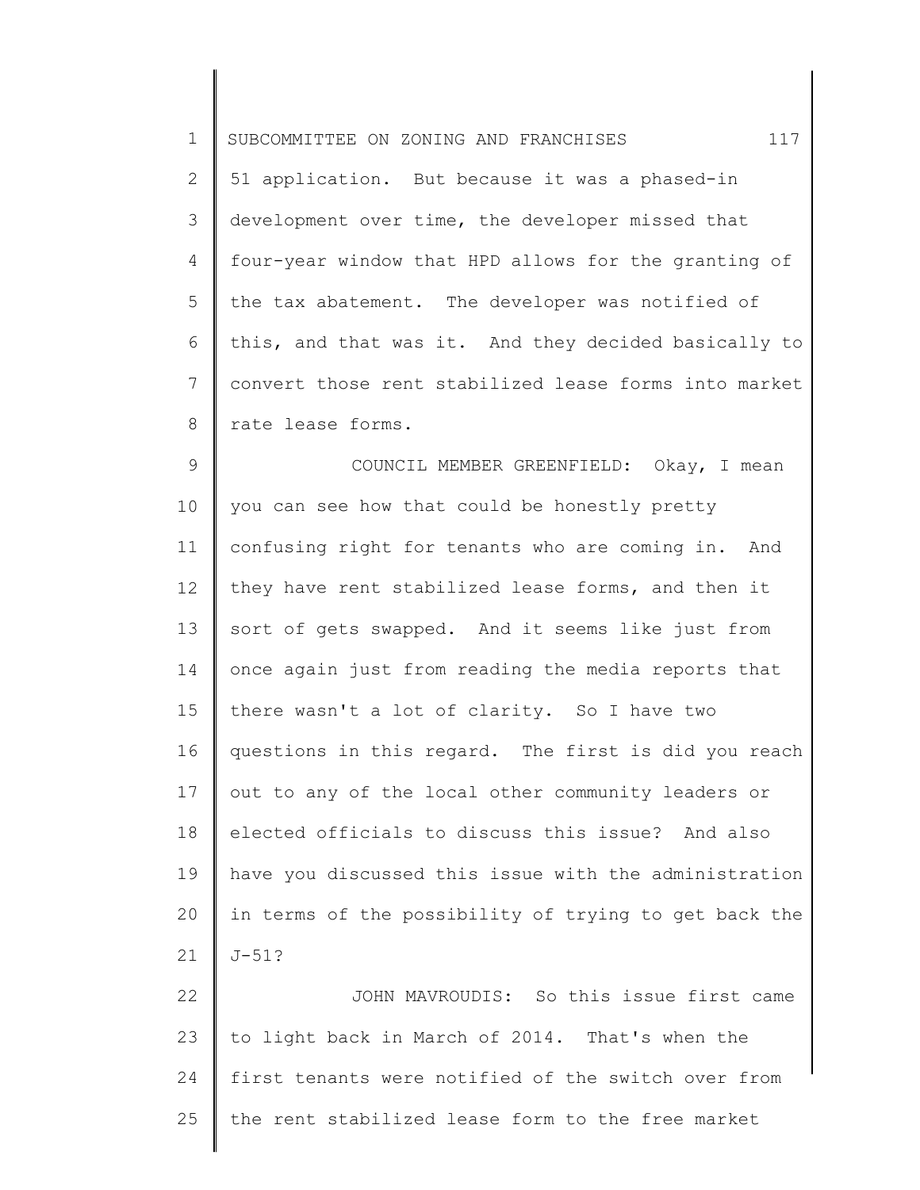51 application. But because it was a phased-in development over time, the developer missed that four-year window that HPD allows for the granting of the tax abatement. The developer was notified of this, and that was it. And they decided basically to convert those rent stabilized lease forms into market rate lease forms.

COUNCIL MEMBER GREENFIELD: Okay, I mean you can see how that could be honestly pretty confusing right for tenants who are coming in. And they have rent stabilized lease forms, and then it sort of gets swapped. And it seems like just from once again just from reading the media reports that there wasn't a lot of clarity. So I have two questions in this regard. The first is did you reach out to any of the local other community leaders or elected officials to discuss this issue? And also have you discussed this issue with the administration in terms of the possibility of trying to get back the J-51?

JOHN MAVROUDIS: So this issue first came to light back in March of 2014. That's when the first tenants were notified of the switch over from the rent stabilized lease form to the free market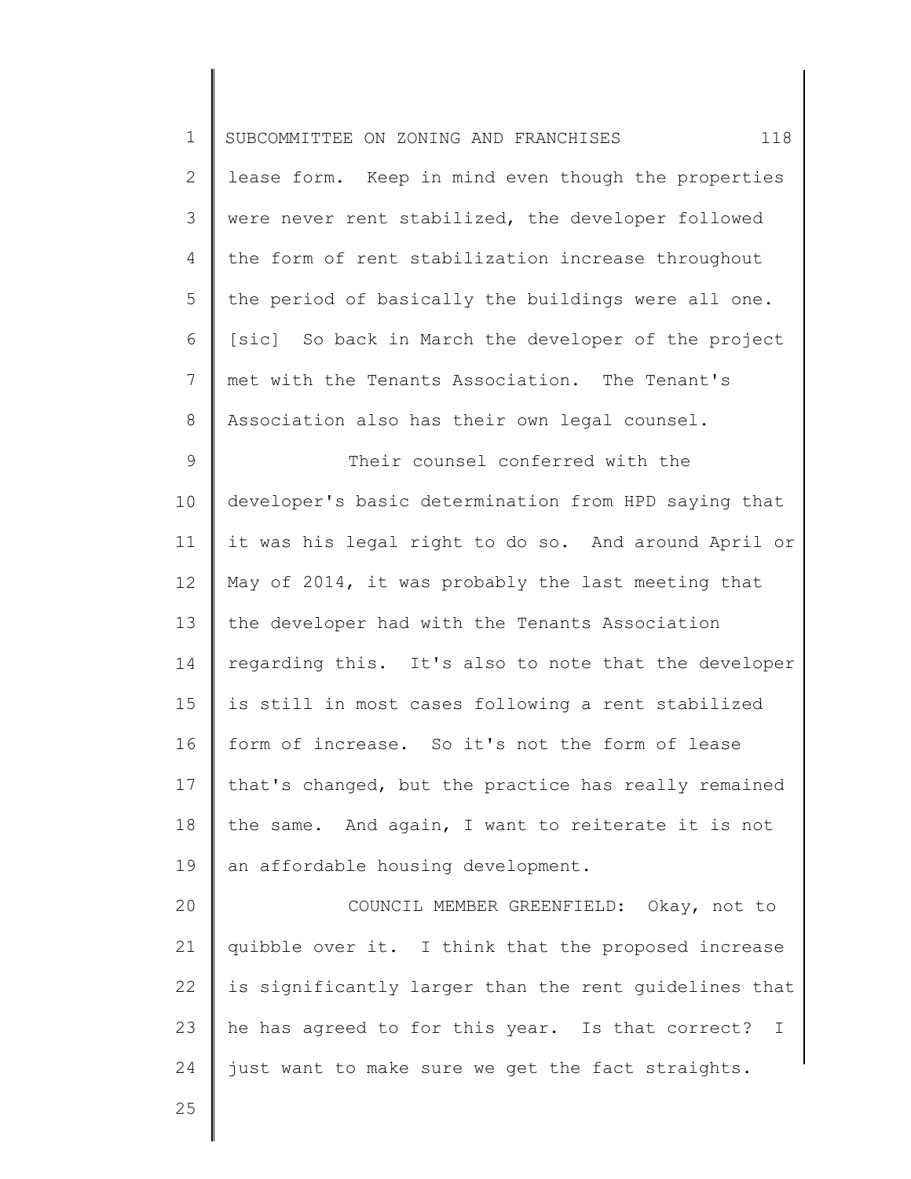lease form. Keep in mind even though the properties were never rent stabilized, the developer followed the form of rent stabilization increase throughout the period of basically the buildings were all one. [sic] So back in March the developer of the project met with the Tenants Association. The Tenant's Association also has their own legal counsel.

Their counsel conferred with the developer's basic determination from HPD saying that it was his legal right to do so. And around April or May of 2014, it was probably the last meeting that the developer had with the Tenants Association regarding this. It's also to note that the developer is still in most cases following a rent stabilized form of increase. So it's not the form of lease that's changed, but the practice has really remained the same. And again, I want to reiterate it is not an affordable housing development.

COUNCIL MEMBER GREENFIELD: Okay, not to quibble over it. I think that the proposed increase is significantly larger than the rent guidelines that he has agreed to for this year. Is that correct? I just want to make sure we get the fact straights.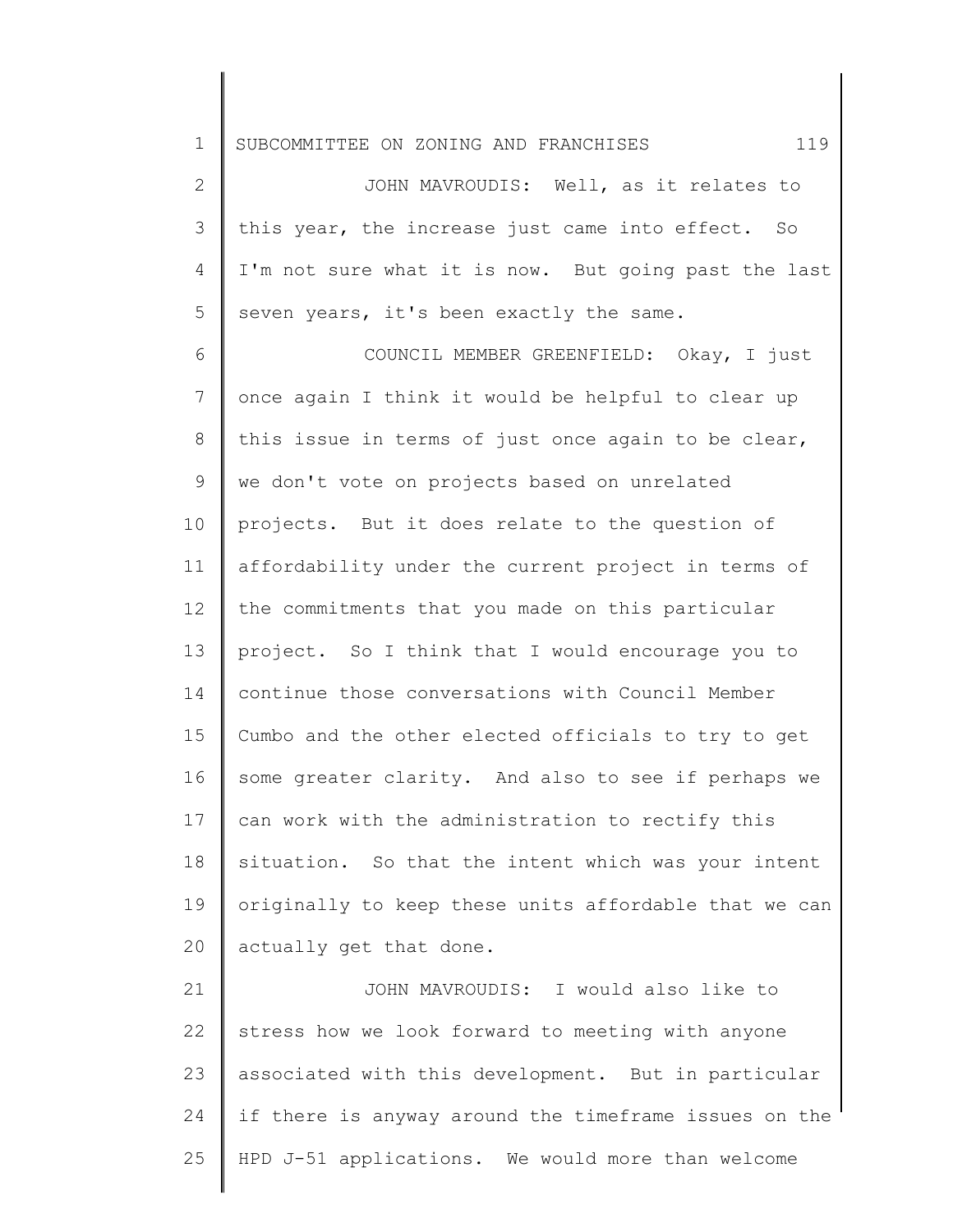JOHN MAVROUDIS: Well, as it relates to this year, the increase just came into effect. So I'm not sure what it is now. But going past the last seven years, it's been exactly the same.

COUNCIL MEMBER GREENFIELD: Okay, I just once again I think it would be helpful to clear up this issue in terms of just once again to be clear, we don't vote on projects based on unrelated projects. But it does relate to the question of affordability under the current project in terms of the commitments that you made on this particular project. So I think that I would encourage you to continue those conversations with Council Member Cumbo and the other elected officials to try to get some greater clarity. And also to see if perhaps we can work with the administration to rectify this situation. So that the intent which was your intent originally to keep these units affordable that we can actually get that done.

JOHN MAVROUDIS: I would also like to stress how we look forward to meeting with anyone associated with this development. But in particular if there is anyway around the timeframe issues on the HPD J-51 applications. We would more than welcome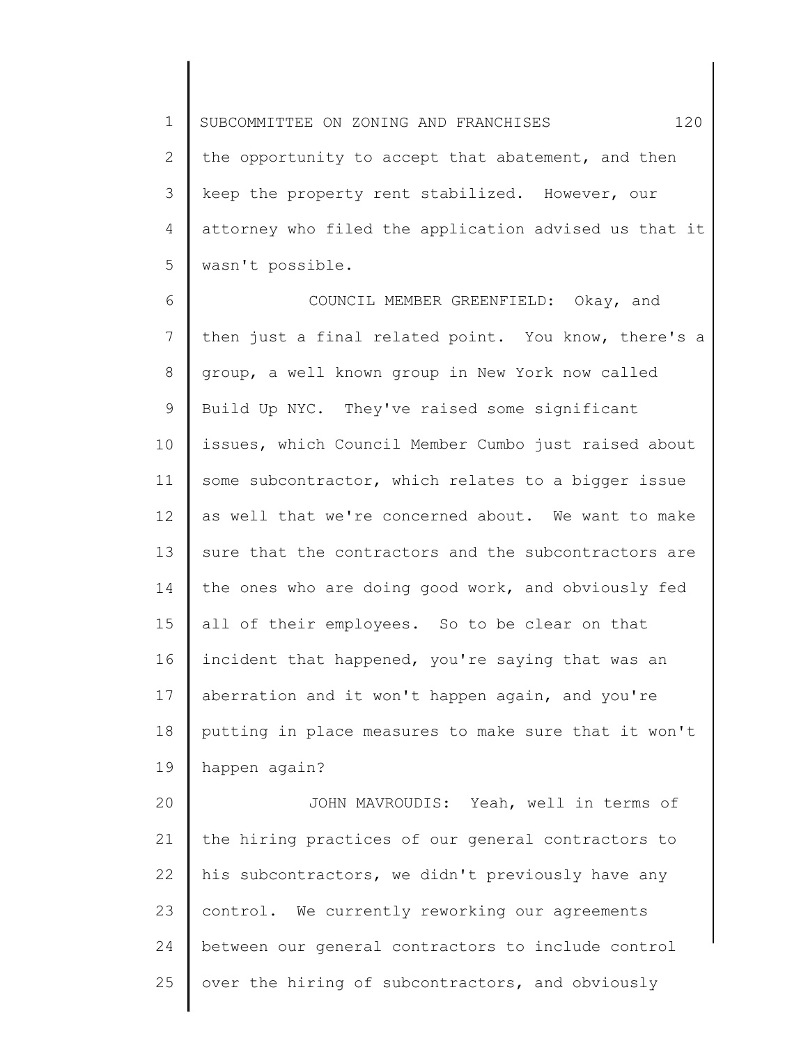the opportunity to accept that abatement, and then keep the property rent stabilized. However, our attorney who filed the application advised us that it wasn't possible.

COUNCIL MEMBER GREENFIELD: Okay, and then just a final related point. You know, there's a group, a well known group in New York now called Build Up NYC. They've raised some significant issues, which Council Member Cumbo just raised about some subcontractor, which relates to a bigger issue as well that we're concerned about. We want to make sure that the contractors and the subcontractors are the ones who are doing good work, and obviously fed all of their employees. So to be clear on that incident that happened, you're saying that was an aberration and it won't happen again, and you're putting in place measures to make sure that it won't happen again?

JOHN MAVROUDIS: Yeah, well in terms of the hiring practices of our general contractors to his subcontractors, we didn't previously have any control. We currently reworking our agreements between our general contractors to include control over the hiring of subcontractors, and obviously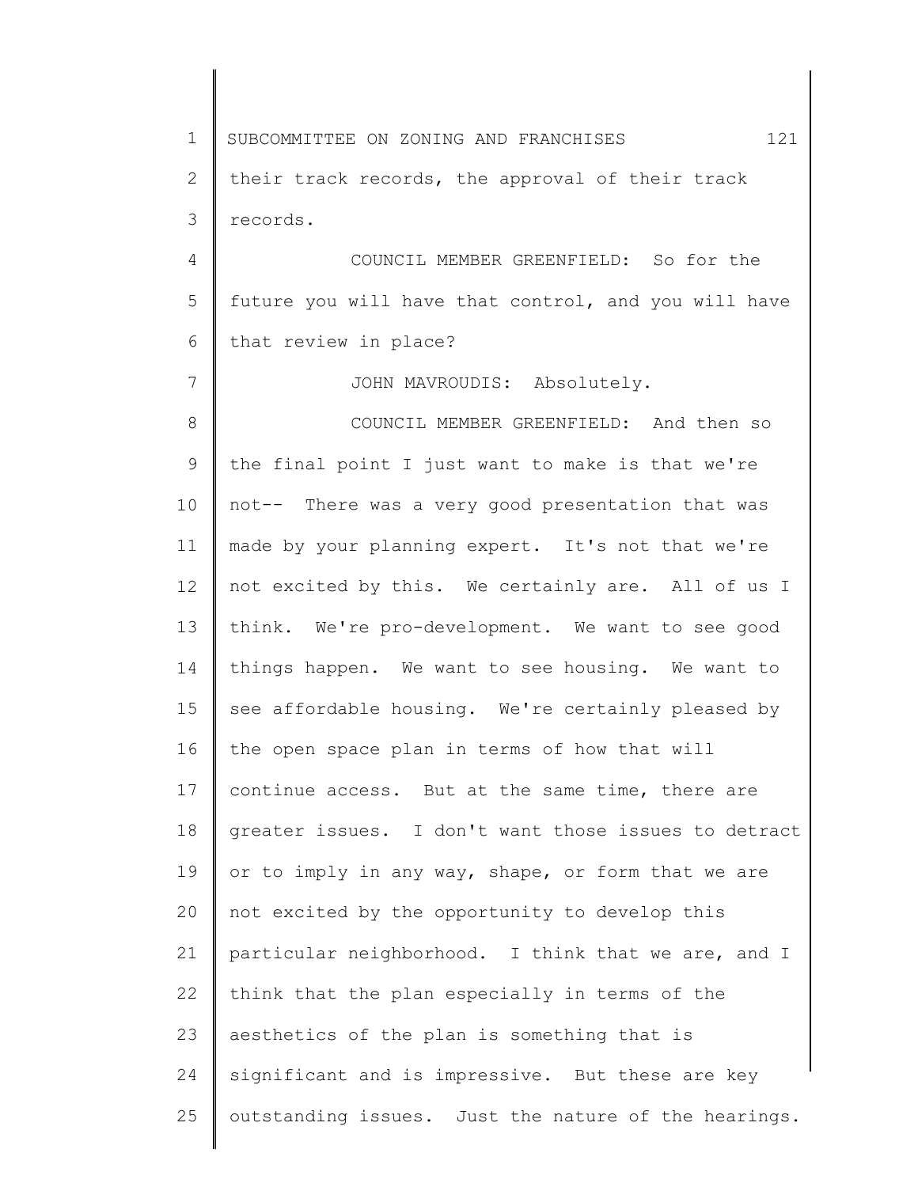their track records, the approval of their track records.

COUNCIL MEMBER GREENFIELD: So for the future you will have that control, and you will have that review in place?

JOHN MAVROUDIS: Absolutely.

COUNCIL MEMBER GREENFIELD: And then so the final point I just want to make is that we're not-- There was a very good presentation that was made by your planning expert. It's not that we're not excited by this. We certainly are. All of us I think. We're pro-development. We want to see good things happen. We want to see housing. We want to see affordable housing. We're certainly pleased by the open space plan in terms of how that will continue access. But at the same time, there are greater issues. I don't want those issues to detract or to imply in any way, shape, or form that we are not excited by the opportunity to develop this particular neighborhood. I think that we are, and I think that the plan especially in terms of the aesthetics of the plan is something that is significant and is impressive. But these are key outstanding issues. Just the nature of the hearings.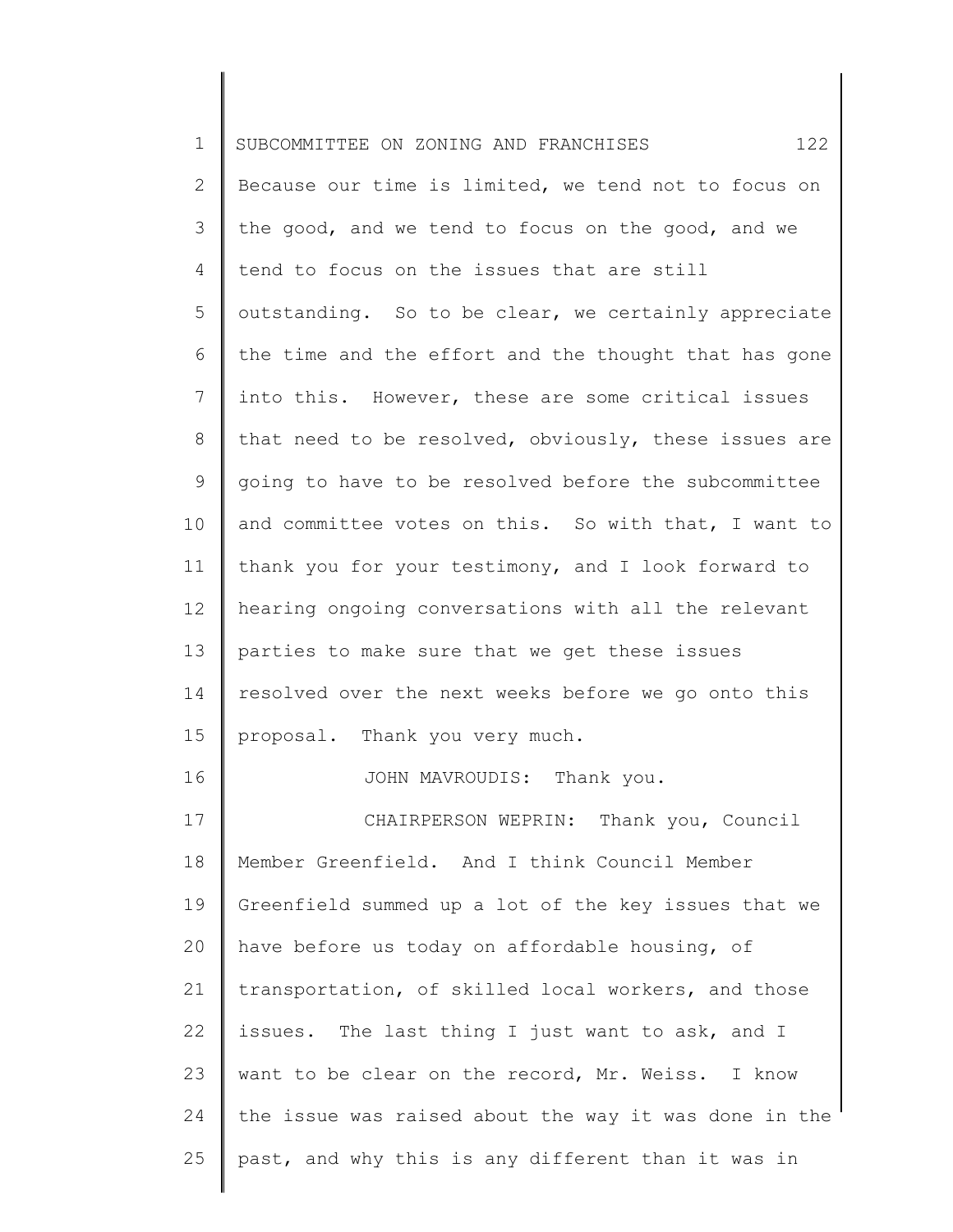Because our time is limited, we tend not to focus on the good, and we tend to focus on the good, and we tend to focus on the issues that are still outstanding. So to be clear, we certainly appreciate the time and the effort and the thought that has gone into this. However, these are some critical issues that need to be resolved, obviously, these issues are going to have to be resolved before the subcommittee and committee votes on this. So with that, I want to thank you for your testimony, and I look forward to hearing ongoing conversations with all the relevant parties to make sure that we get these issues resolved over the next weeks before we go onto this proposal. Thank you very much.

JOHN MAVROUDIS: Thank you.

CHAIRPERSON WEPRIN: Thank you, Council Member Greenfield. And I think Council Member Greenfield summed up a lot of the key issues that we have before us today on affordable housing, of transportation, of skilled local workers, and those issues. The last thing I just want to ask, and I want to be clear on the record, Mr. Weiss. I know the issue was raised about the way it was done in the past, and why this is any different than it was in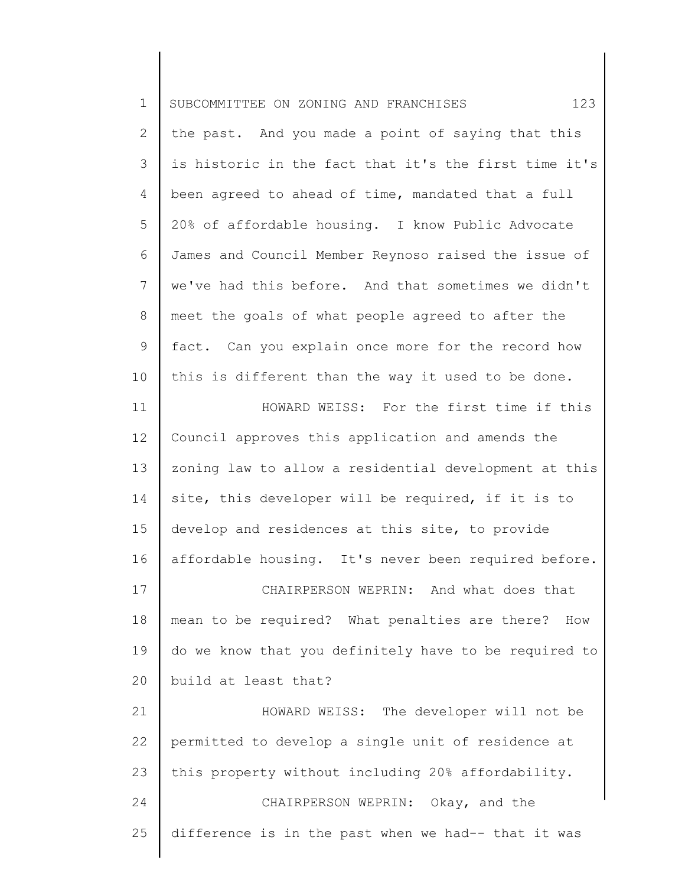the past. And you made a point of saying that this is historic in the fact that it's the first time it's been agreed to ahead of time, mandated that a full 20% of affordable housing. I know Public Advocate James and Council Member Reynoso raised the issue of we've had this before. And that sometimes we didn't meet the goals of what people agreed to after the fact. Can you explain once more for the record how this is different than the way it used to be done.

HOWARD WEISS: For the first time if this Council approves this application and amends the zoning law to allow a residential development at this site, this developer will be required, if it is to develop and residences at this site, to provide affordable housing. It's never been required before.

CHAIRPERSON WEPRIN: And what does that mean to be required? What penalties are there? How do we know that you definitely have to be required to build at least that?

HOWARD WEISS: The developer will not be permitted to develop a single unit of residence at this property without including 20% affordability.

CHAIRPERSON WEPRIN: Okay, and the difference is in the past when we had-- that it was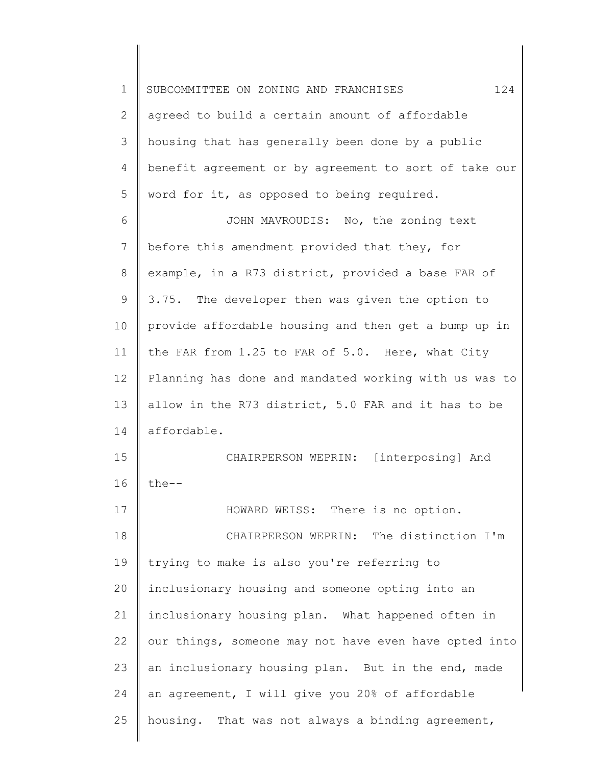agreed to build a certain amount of affordable housing that has generally been done by a public benefit agreement or by agreement to sort of take our word for it, as opposed to being required.

JOHN MAVROUDIS: No, the zoning text before this amendment provided that they, for example, in a R73 district, provided a base FAR of 3.75. The developer then was given the option to provide affordable housing and then get a bump up in the FAR from 1.25 to FAR of 5.0. Here, what City Planning has done and mandated working with us was to allow in the R73 district, 5.0 FAR and it has to be affordable.

CHAIRPERSON WEPRIN: [interposing] And the--

HOWARD WEISS: There is no option.

CHAIRPERSON WEPRIN: The distinction I'm trying to make is also you're referring to inclusionary housing and someone opting into an inclusionary housing plan. What happened often in our things, someone may not have even have opted into an inclusionary housing plan. But in the end, made an agreement, I will give you 20% of affordable housing. That was not always a binding agreement,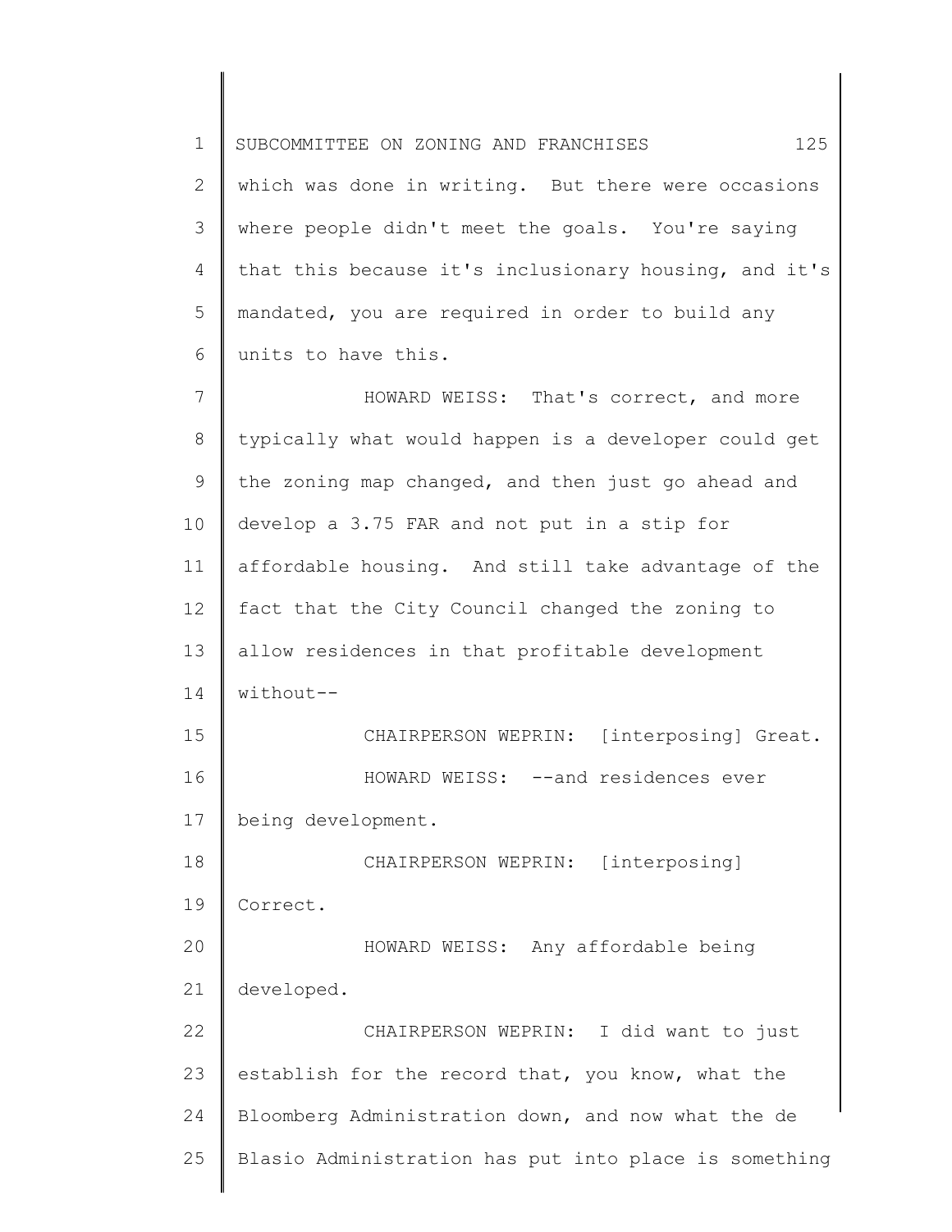which was done in writing. But there were occasions where people didn't meet the goals. You're saying that this because it's inclusionary housing, and it's mandated, you are required in order to build any units to have this.

HOWARD WEISS: That's correct, and more typically what would happen is a developer could get the zoning map changed, and then just go ahead and develop a 3.75 FAR and not put in a stip for affordable housing. And still take advantage of the fact that the City Council changed the zoning to allow residences in that profitable development without--

CHAIRPERSON WEPRIN: [interposing] Great.

HOWARD WEISS: --and residences ever being development.

CHAIRPERSON WEPRIN: [interposing] Correct.

HOWARD WEISS: Any affordable being developed.

CHAIRPERSON WEPRIN: I did want to just establish for the record that, you know, what the Bloomberg Administration down, and now what the de Blasio Administration has put into place is something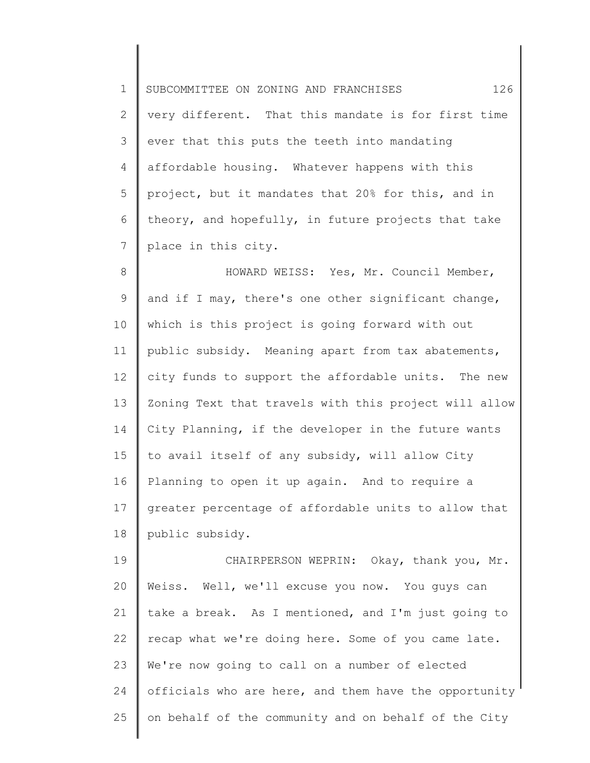very different. That this mandate is for first time ever that this puts the teeth into mandating affordable housing. Whatever happens with this project, but it mandates that 20% for this, and in theory, and hopefully, in future projects that take place in this city.

HOWARD WEISS: Yes, Mr. Council Member, and if I may, there's one other significant change, which is this project is going forward with out public subsidy. Meaning apart from tax abatements, city funds to support the affordable units. The new Zoning Text that travels with this project will allow City Planning, if the developer in the future wants to avail itself of any subsidy, will allow City Planning to open it up again. And to require a greater percentage of affordable units to allow that public subsidy.

CHAIRPERSON WEPRIN: Okay, thank you, Mr. Weiss. Well, we'll excuse you now. You guys can take a break. As I mentioned, and I'm just going to recap what we're doing here. Some of you came late. We're now going to call on a number of elected officials who are here, and them have the opportunity on behalf of the community and on behalf of the City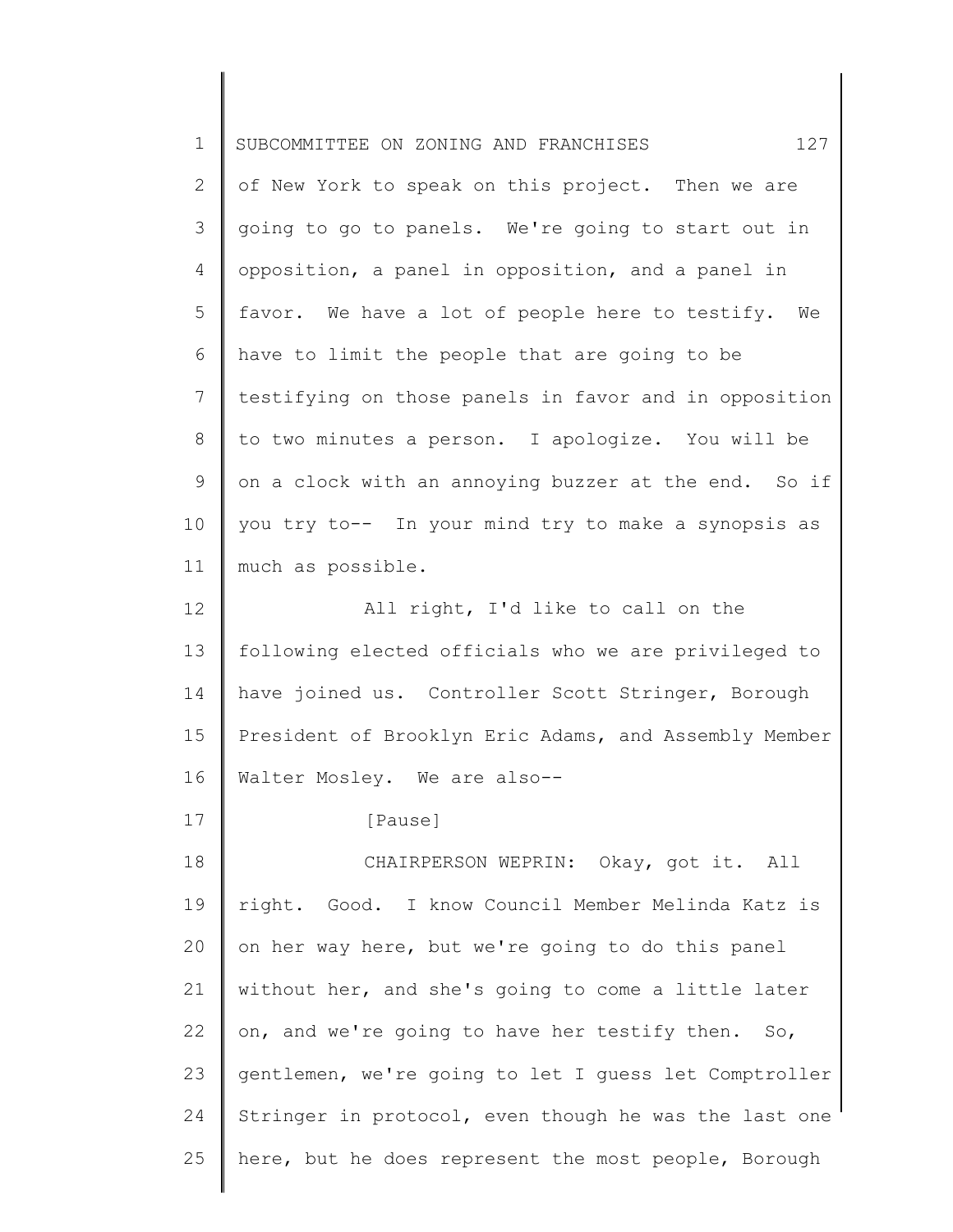of New York to speak on this project. Then we are going to go to panels. We're going to start out in opposition, a panel in opposition, and a panel in favor. We have a lot of people here to testify. We have to limit the people that are going to be testifying on those panels in favor and in opposition to two minutes a person. I apologize. You will be on a clock with an annoying buzzer at the end. So if you try to-- In your mind try to make a synopsis as much as possible.

All right, I'd like to call on the following elected officials who we are privileged to have joined us. Controller Scott Stringer, Borough President of Brooklyn Eric Adams, and Assembly Member Walter Mosley. We are also--

[Pause]

CHAIRPERSON WEPRIN: Okay, got it. All right. Good. I know Council Member Melinda Katz is on her way here, but we're going to do this panel without her, and she's going to come a little later on, and we're going to have her testify then. So, gentlemen, we're going to let I guess let Comptroller Stringer in protocol, even though he was the last one here, but he does represent the most people, Borough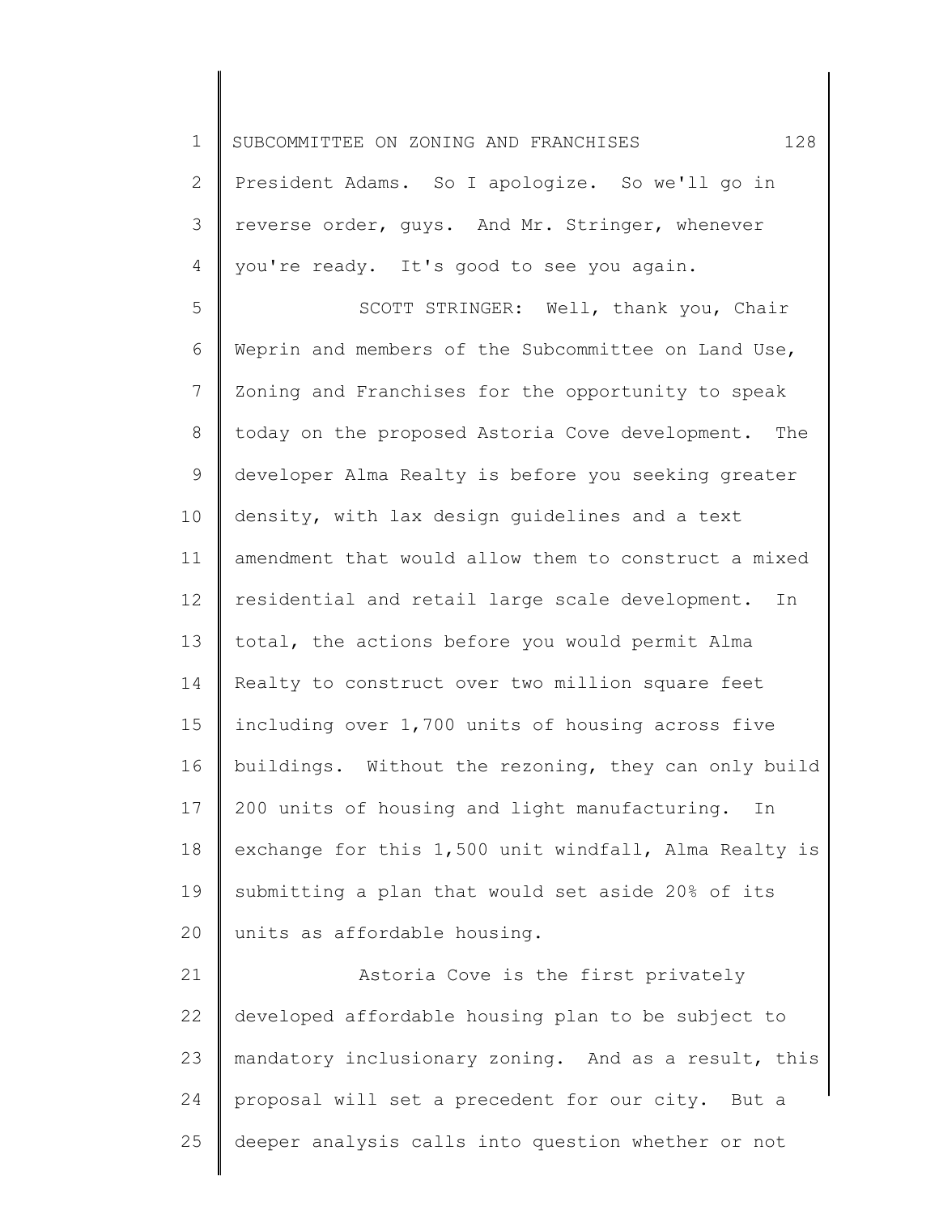President Adams. So I apologize. So we'll go in reverse order, guys. And Mr. Stringer, whenever you're ready. It's good to see you again.

SCOTT STRINGER: Well, thank you, Chair Weprin and members of the Subcommittee on Land Use, Zoning and Franchises for the opportunity to speak today on the proposed Astoria Cove development. The developer Alma Realty is before you seeking greater density, with lax design guidelines and a text amendment that would allow them to construct a mixed residential and retail large scale development. In total, the actions before you would permit Alma Realty to construct over two million square feet including over 1,700 units of housing across five buildings. Without the rezoning, they can only build 200 units of housing and light manufacturing. In exchange for this 1,500 unit windfall, Alma Realty is submitting a plan that would set aside 20% of its units as affordable housing.

Astoria Cove is the first privately developed affordable housing plan to be subject to mandatory inclusionary zoning. And as a result, this proposal will set a precedent for our city. But a deeper analysis calls into question whether or not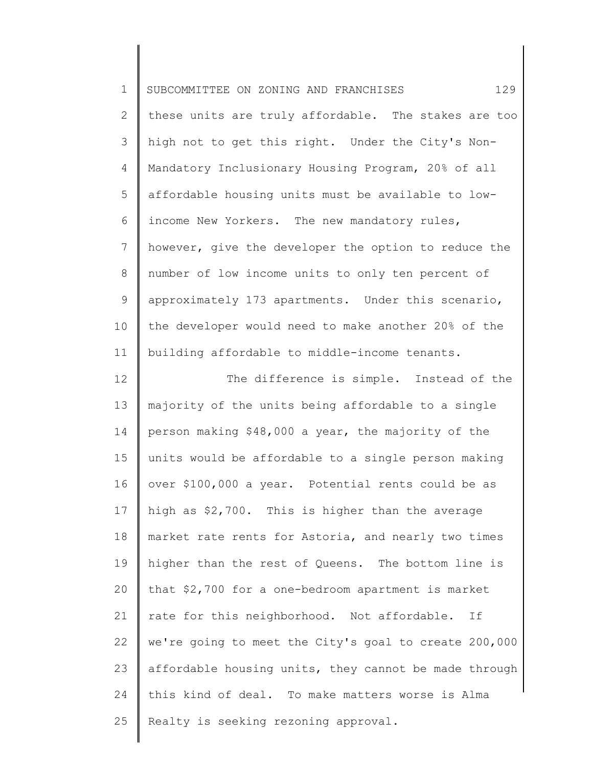these units are truly affordable. The stakes are too high not to get this right. Under the City's Non-Mandatory Inclusionary Housing Program, 20% of all affordable housing units must be available to low-income New Yorkers. The new mandatory rules, however, give the developer the option to reduce the number of low income units to only ten percent of approximately 173 apartments. Under this scenario, the developer would need to make another 20% of the building affordable to middle-income tenants.

The difference is simple. Instead of the majority of the units being affordable to a single person making $48,000 a year, the majority of the units would be affordable to a single person making over $100,000 a year. Potential rents could be as high as $2,700. This is higher than the average market rate rents for Astoria, and nearly two times higher than the rest of Queens. The bottom line is that $2,700 for a one-bedroom apartment is market rate for this neighborhood. Not affordable. If we're going to meet the City's goal to create 200,000 affordable housing units, they cannot be made through this kind of deal. To make matters worse is Alma Realty is seeking rezoning approval.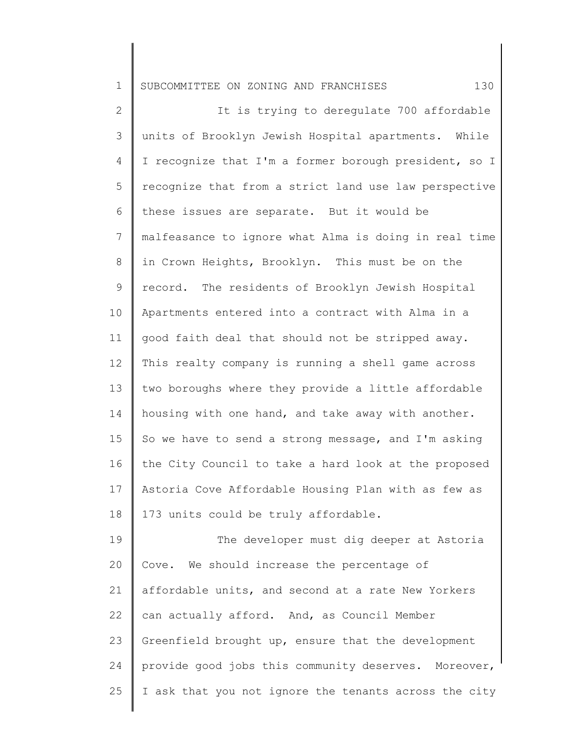It is trying to deregulate 700 affordable units of Brooklyn Jewish Hospital apartments. While I recognize that I'm a former borough president, so I recognize that from a strict land use law perspective these issues are separate. But it would be malfeasance to ignore what Alma is doing in real time in Crown Heights, Brooklyn. This must be on the record. The residents of Brooklyn Jewish Hospital Apartments entered into a contract with Alma in a good faith deal that should not be stripped away. This realty company is running a shell game across two boroughs where they provide a little affordable housing with one hand, and take away with another. So we have to send a strong message, and I'm asking the City Council to take a hard look at the proposed Astoria Cove Affordable Housing Plan with as few as 173 units could be truly affordable.

The developer must dig deeper at Astoria Cove. We should increase the percentage of affordable units, and second at a rate New Yorkers can actually afford. And, as Council Member Greenfield brought up, ensure that the development provide good jobs this community deserves. Moreover, I ask that you not ignore the tenants across the city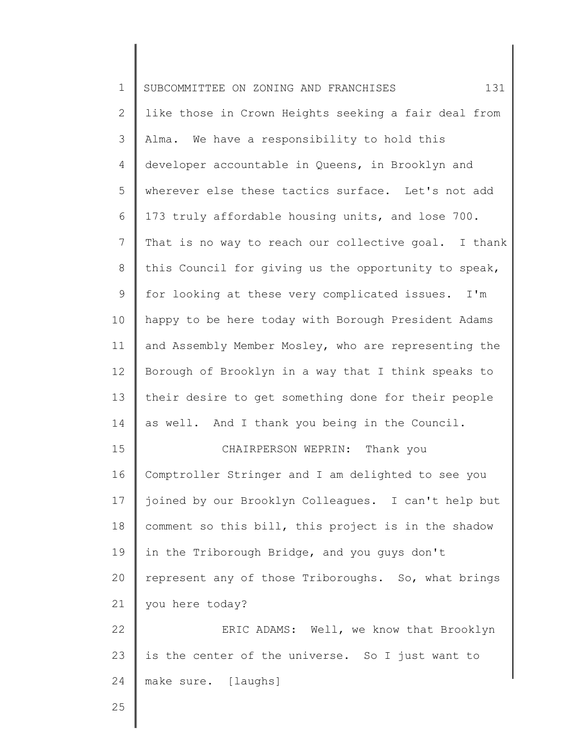like those in Crown Heights seeking a fair deal from Alma. We have a responsibility to hold this developer accountable in Queens, in Brooklyn and wherever else these tactics surface. Let's not add 173 truly affordable housing units, and lose 700. That is no way to reach our collective goal. I thank this Council for giving us the opportunity to speak, for looking at these very complicated issues. I'm happy to be here today with Borough President Adams and Assembly Member Mosley, who are representing the Borough of Brooklyn in a way that I think speaks to their desire to get something done for their people as well. And I thank you being in the Council.

CHAIRPERSON WEPRIN: Thank you Comptroller Stringer and I am delighted to see you joined by our Brooklyn Colleagues. I can't help but comment so this bill, this project is in the shadow in the Triborough Bridge, and you guys don't represent any of those Triboroughs. So, what brings you here today?

ERIC ADAMS: Well, we know that Brooklyn is the center of the universe. So I just want to make sure. [laughs]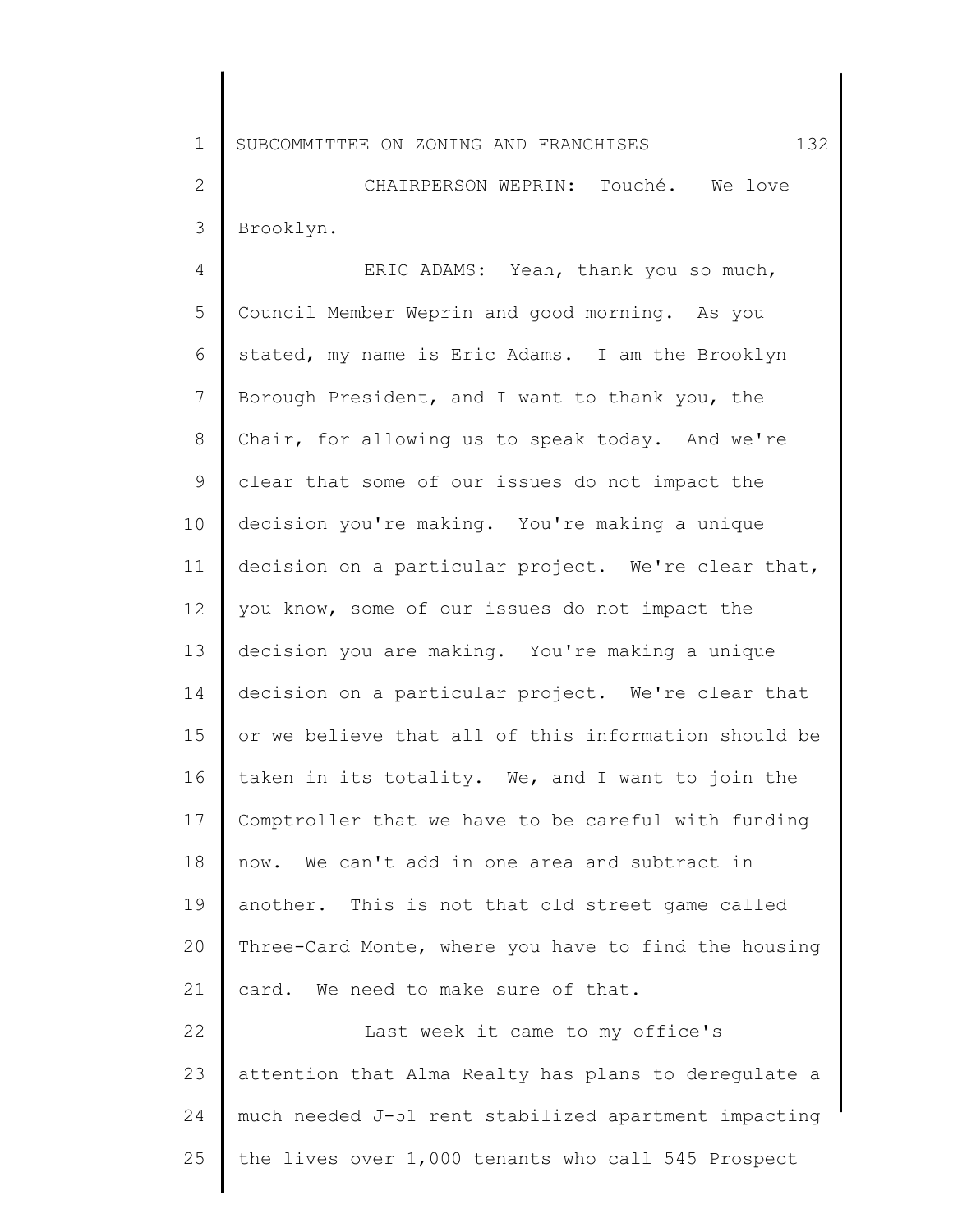CHAIRPERSON WEPRIN: Touché. We love Brooklyn.

ERIC ADAMS: Yeah, thank you so much, Council Member Weprin and good morning. As you stated, my name is Eric Adams. I am the Brooklyn Borough President, and I want to thank you, the Chair, for allowing us to speak today. And we're clear that some of our issues do not impact the decision you're making. You're making a unique decision on a particular project. We're clear that, you know, some of our issues do not impact the decision you are making. You're making a unique decision on a particular project. We're clear that or we believe that all of this information should be taken in its totality. We, and I want to join the Comptroller that we have to be careful with funding now. We can't add in one area and subtract in another. This is not that old street game called Three-Card Monte, where you have to find the housing card. We need to make sure of that.

Last week it came to my office's attention that Alma Realty has plans to deregulate a much needed J-51 rent stabilized apartment impacting the lives over 1,000 tenants who call 545 Prospect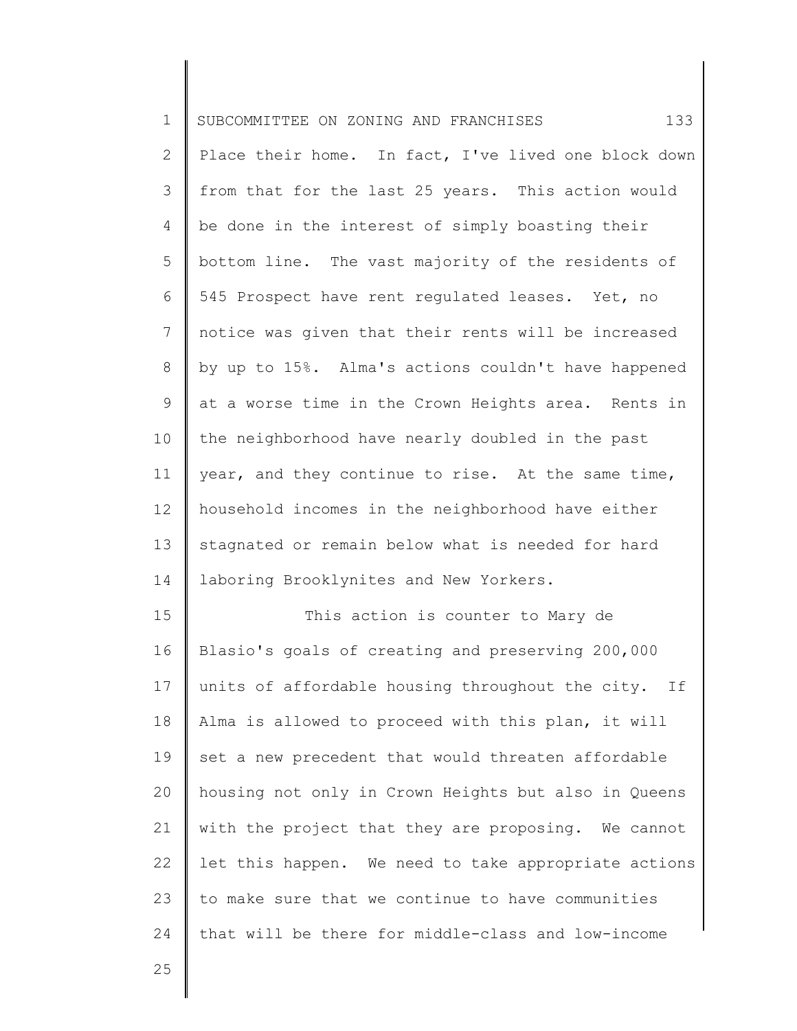Place their home. In fact, I've lived one block down from that for the last 25 years. This action would be done in the interest of simply boasting their bottom line. The vast majority of the residents of 545 Prospect have rent regulated leases. Yet, no notice was given that their rents will be increased by up to 15%. Alma's actions couldn't have happened at a worse time in the Crown Heights area. Rents in the neighborhood have nearly doubled in the past year, and they continue to rise. At the same time, household incomes in the neighborhood have either stagnated or remain below what is needed for hard laboring Brooklynites and New Yorkers.

This action is counter to Mary de Blasio's goals of creating and preserving 200,000 units of affordable housing throughout the city. If Alma is allowed to proceed with this plan, it will set a new precedent that would threaten affordable housing not only in Crown Heights but also in Queens with the project that they are proposing. We cannot let this happen. We need to take appropriate actions to make sure that we continue to have communities that will be there for middle-class and low-income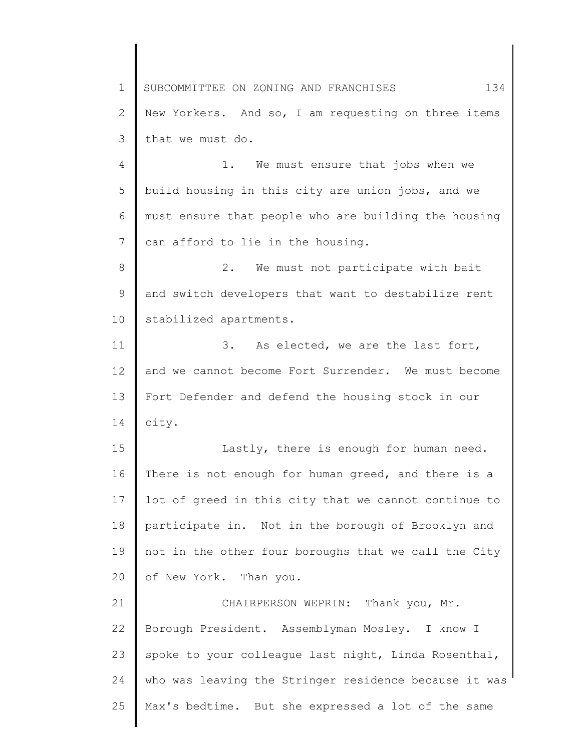New Yorkers. And so, I am requesting on three items that we must do.

1. We must ensure that jobs when we build housing in this city are union jobs, and we must ensure that people who are building the housing can afford to lie in the housing.

2. We must not participate with bait and switch developers that want to destabilize rent stabilized apartments.

3. As elected, we are the last fort, and we cannot become Fort Surrender. We must become Fort Defender and defend the housing stock in our city.

Lastly, there is enough for human need. There is not enough for human greed, and there is a lot of greed in this city that we cannot continue to participate in. Not in the borough of Brooklyn and not in the other four boroughs that we call the City of New York. Than you.

CHAIRPERSON WEPRIN: Thank you, Mr. Borough President. Assemblyman Mosley. I know I spoke to your colleague last night, Linda Rosenthal, who was leaving the Stringer residence because it was Max's bedtime. But she expressed a lot of the same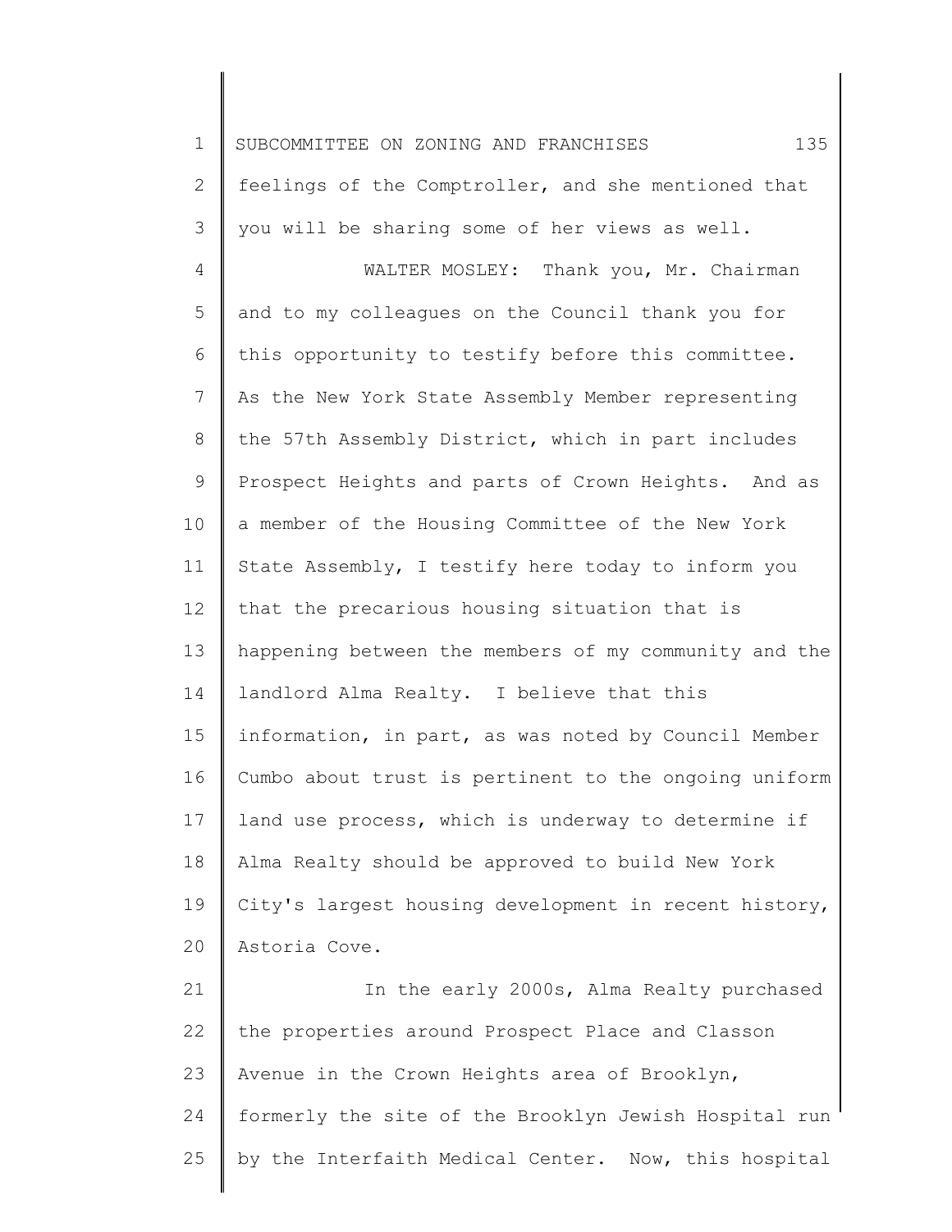feelings of the Comptroller, and she mentioned that you will be sharing some of her views as well.

WALTER MOSLEY: Thank you, Mr. Chairman and to my colleagues on the Council thank you for this opportunity to testify before this committee. As the New York State Assembly Member representing the 57th Assembly District, which in part includes Prospect Heights and parts of Crown Heights. And as a member of the Housing Committee of the New York State Assembly, I testify here today to inform you that the precarious housing situation that is happening between the members of my community and the landlord Alma Realty. I believe that this information, in part, as was noted by Council Member Cumbo about trust is pertinent to the ongoing uniform land use process, which is underway to determine if Alma Realty should be approved to build New York City's largest housing development in recent history, Astoria Cove.

In the early 2000s, Alma Realty purchased the properties around Prospect Place and Classon Avenue in the Crown Heights area of Brooklyn, formerly the site of the Brooklyn Jewish Hospital run by the Interfaith Medical Center. Now, this hospital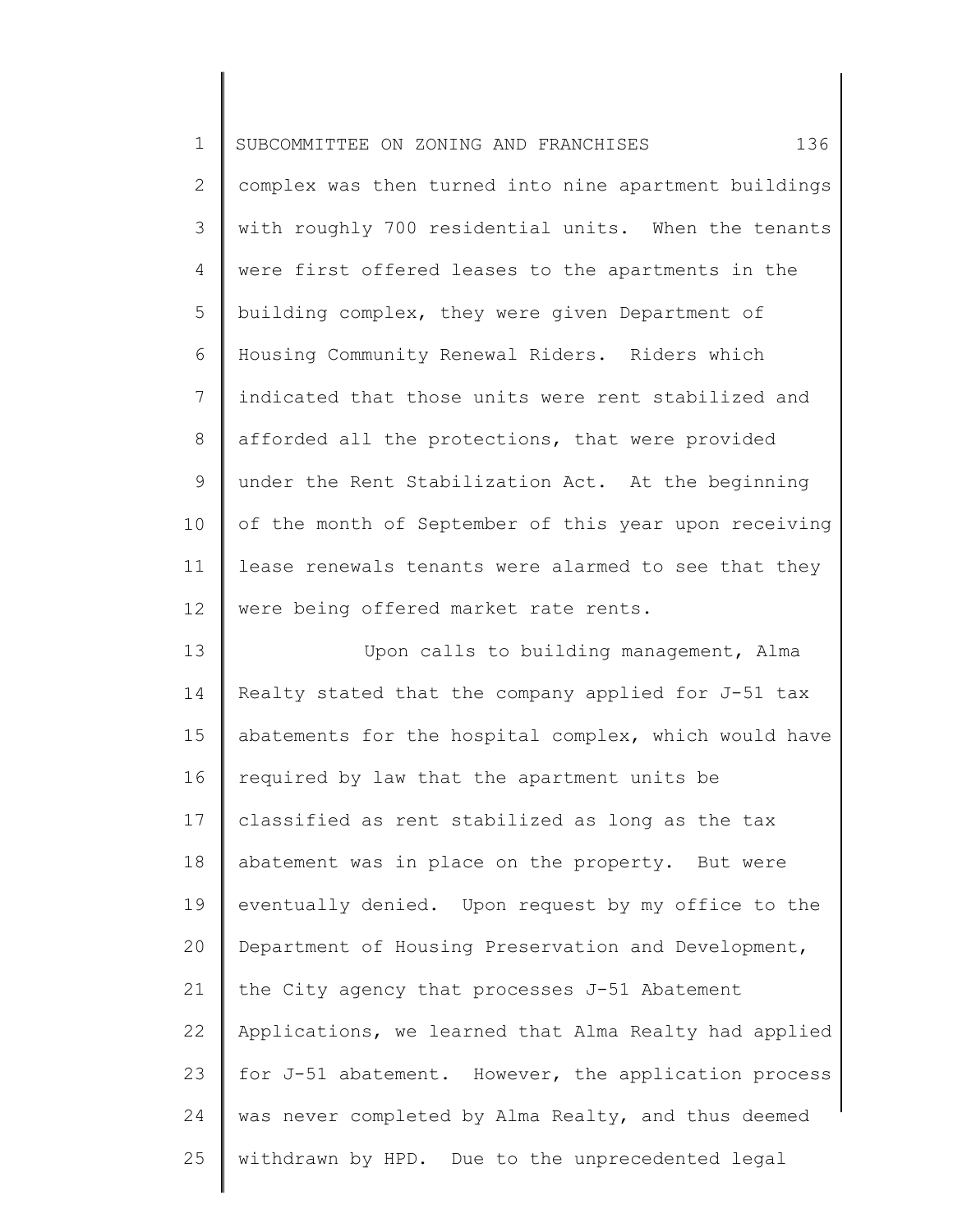complex was then turned into nine apartment buildings with roughly 700 residential units. When the tenants were first offered leases to the apartments in the building complex, they were given Department of Housing Community Renewal Riders. Riders which indicated that those units were rent stabilized and afforded all the protections, that were provided under the Rent Stabilization Act. At the beginning of the month of September of this year upon receiving lease renewals tenants were alarmed to see that they were being offered market rate rents.

Upon calls to building management, Alma Realty stated that the company applied for J-51 tax abatements for the hospital complex, which would have required by law that the apartment units be classified as rent stabilized as long as the tax abatement was in place on the property. But were eventually denied. Upon request by my office to the Department of Housing Preservation and Development, the City agency that processes J-51 Abatement Applications, we learned that Alma Realty had applied for J-51 abatement. However, the application process was never completed by Alma Realty, and thus deemed withdrawn by HPD. Due to the unprecedented legal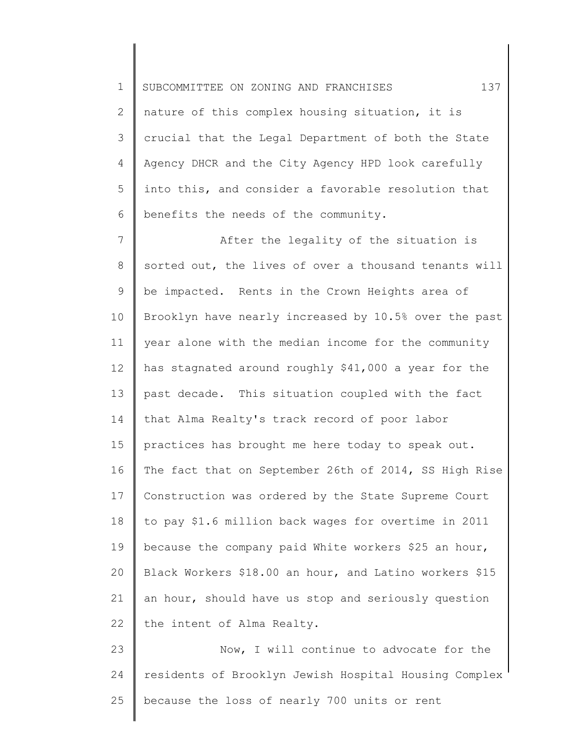nature of this complex housing situation, it is crucial that the Legal Department of both the State Agency DHCR and the City Agency HPD look carefully into this, and consider a favorable resolution that benefits the needs of the community.

After the legality of the situation is sorted out, the lives of over a thousand tenants will be impacted. Rents in the Crown Heights area of Brooklyn have nearly increased by 10.5% over the past year alone with the median income for the community has stagnated around roughly $41,000 a year for the past decade. This situation coupled with the fact that Alma Realty's track record of poor labor practices has brought me here today to speak out. The fact that on September 26th of 2014, SS High Rise Construction was ordered by the State Supreme Court to pay $1.6 million back wages for overtime in 2011 because the company paid White workers $25 an hour, Black Workers $18.00 an hour, and Latino workers $15 an hour, should have us stop and seriously question the intent of Alma Realty.

Now, I will continue to advocate for the residents of Brooklyn Jewish Hospital Housing Complex because the loss of nearly 700 units or rent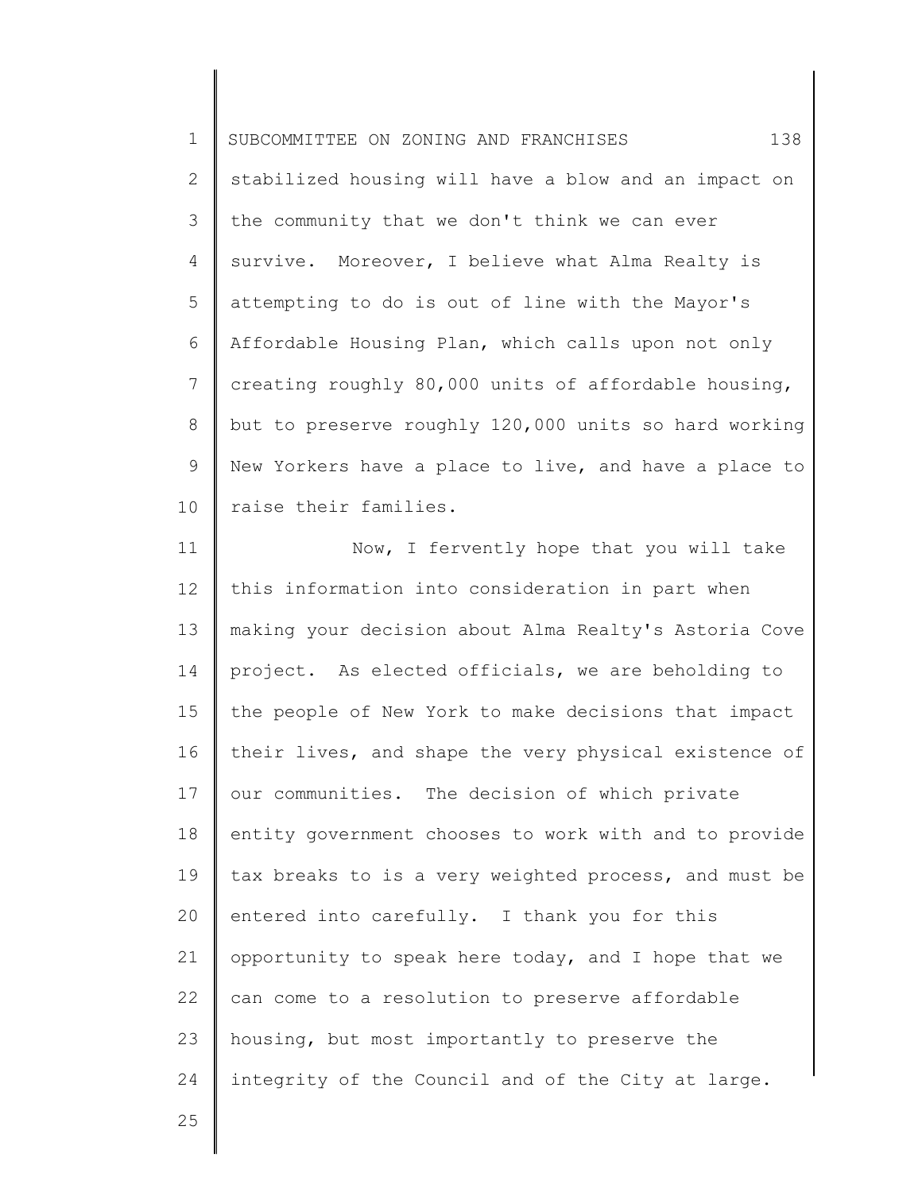stabilized housing will have a blow and an impact on the community that we don't think we can ever survive. Moreover, I believe what Alma Realty is attempting to do is out of line with the Mayor's Affordable Housing Plan, which calls upon not only creating roughly 80,000 units of affordable housing, but to preserve roughly 120,000 units so hard working New Yorkers have a place to live, and have a place to raise their families.

Now, I fervently hope that you will take this information into consideration in part when making your decision about Alma Realty's Astoria Cove project. As elected officials, we are beholding to the people of New York to make decisions that impact their lives, and shape the very physical existence of our communities. The decision of which private entity government chooses to work with and to provide tax breaks to is a very weighted process, and must be entered into carefully. I thank you for this opportunity to speak here today, and I hope that we can come to a resolution to preserve affordable housing, but most importantly to preserve the integrity of the Council and of the City at large.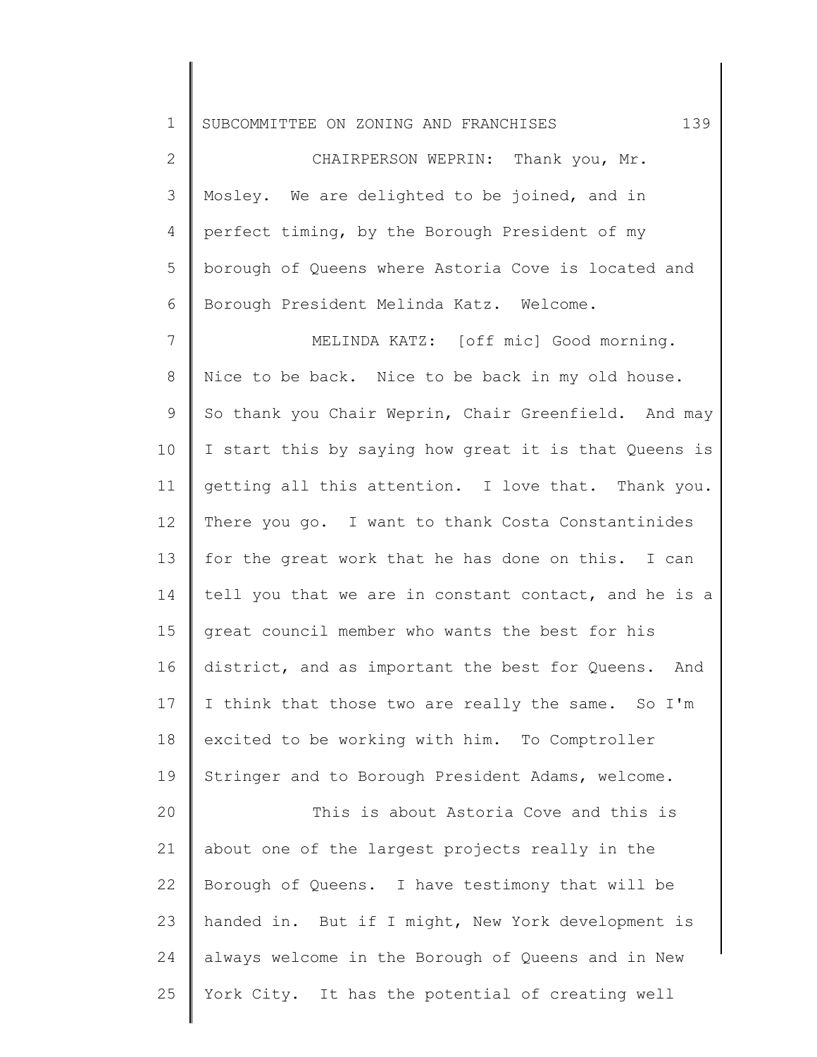CHAIRPERSON WEPRIN: Thank you, Mr. Mosley. We are delighted to be joined, and in perfect timing, by the Borough President of my borough of Queens where Astoria Cove is located and Borough President Melinda Katz. Welcome.

MELINDA KATZ: [off mic] Good morning. Nice to be back. Nice to be back in my old house. So thank you Chair Weprin, Chair Greenfield. And may I start this by saying how great it is that Queens is getting all this attention. I love that. Thank you. There you go. I want to thank Costa Constantinides for the great work that he has done on this. I can tell you that we are in constant contact, and he is a great council member who wants the best for his district, and as important the best for Queens. And I think that those two are really the same. So I'm excited to be working with him. To Comptroller Stringer and to Borough President Adams, welcome.

This is about Astoria Cove and this is about one of the largest projects really in the Borough of Queens. I have testimony that will be handed in. But if I might, New York development is always welcome in the Borough of Queens and in New York City. It has the potential of creating well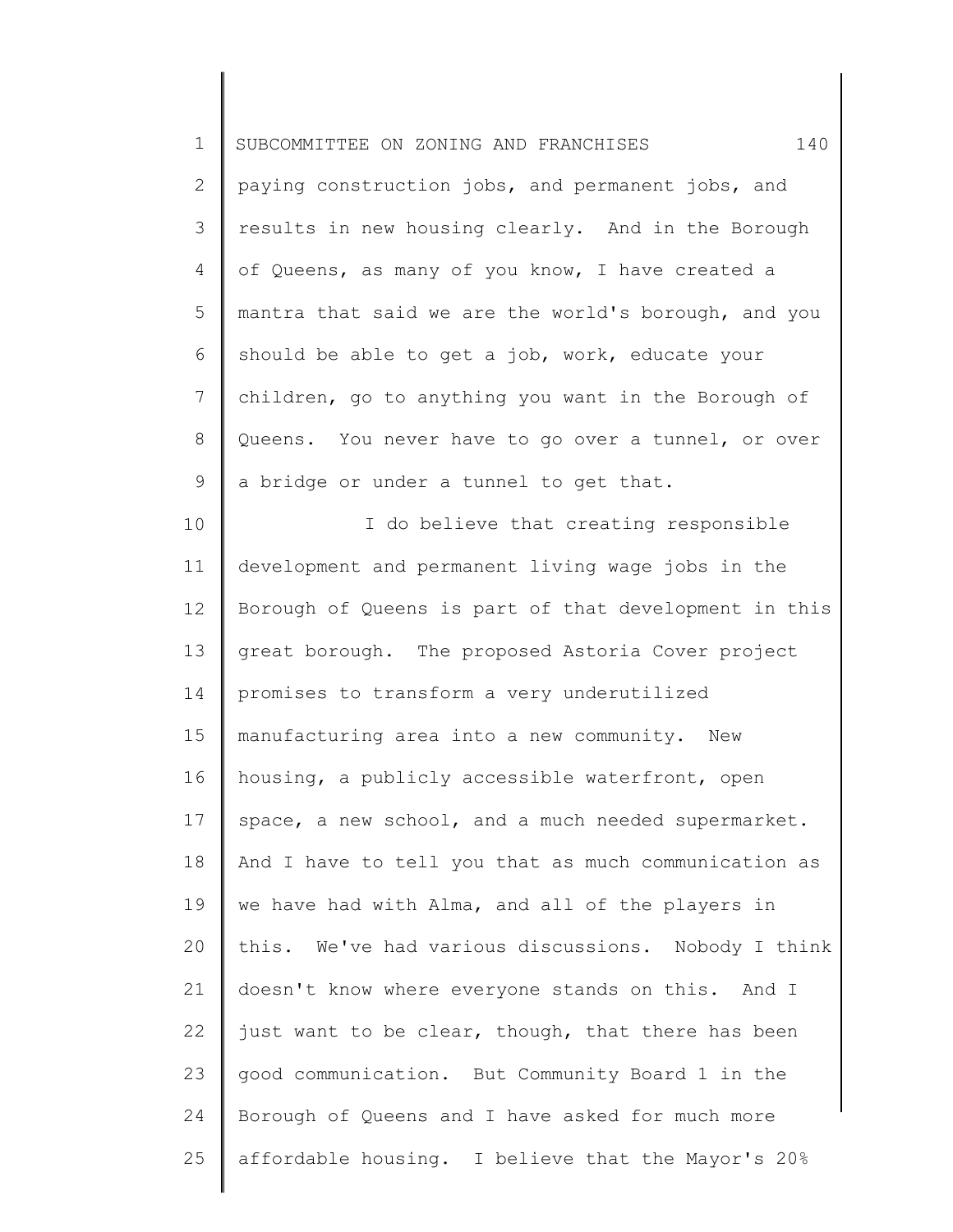paying construction jobs, and permanent jobs, and results in new housing clearly. And in the Borough of Queens, as many of you know, I have created a mantra that said we are the world's borough, and you should be able to get a job, work, educate your children, go to anything you want in the Borough of Queens. You never have to go over a tunnel, or over a bridge or under a tunnel to get that.

I do believe that creating responsible development and permanent living wage jobs in the Borough of Queens is part of that development in this great borough. The proposed Astoria Cover project promises to transform a very underutilized manufacturing area into a new community. New housing, a publicly accessible waterfront, open space, a new school, and a much needed supermarket. And I have to tell you that as much communication as we have had with Alma, and all of the players in this. We've had various discussions. Nobody I think doesn't know where everyone stands on this. And I just want to be clear, though, that there has been good communication. But Community Board 1 in the Borough of Queens and I have asked for much more affordable housing. I believe that the Mayor's 20%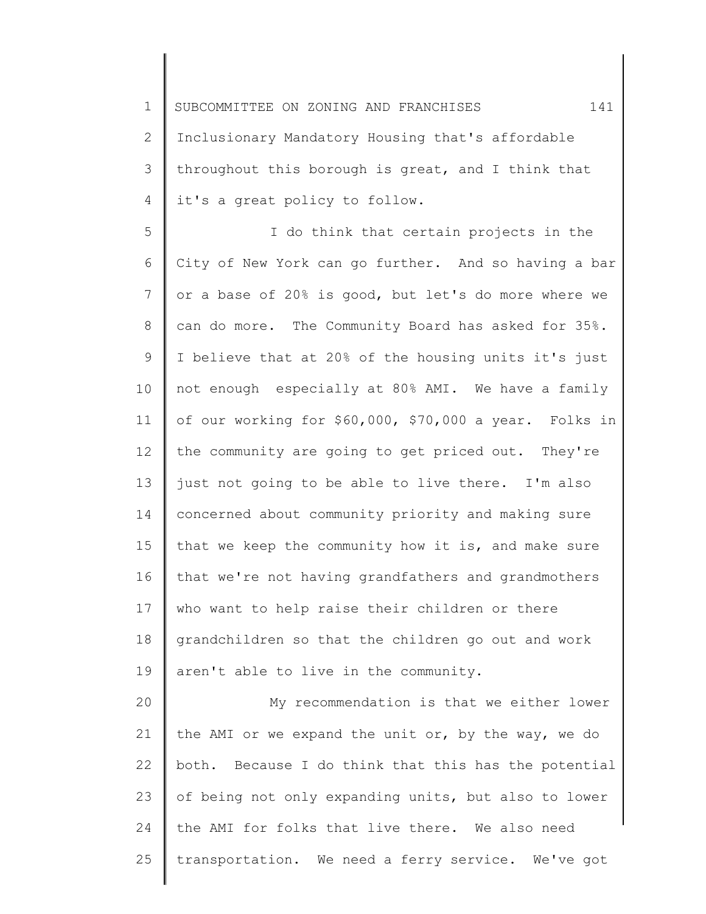Inclusionary Mandatory Housing that's affordable throughout this borough is great, and I think that it's a great policy to follow.

I do think that certain projects in the City of New York can go further. And so having a bar or a base of 20% is good, but let's do more where we can do more. The Community Board has asked for 35%. I believe that at 20% of the housing units it's just not enough especially at 80% AMI. We have a family of our working for $60,000, $70,000 a year. Folks in the community are going to get priced out. They're just not going to be able to live there. I'm also concerned about community priority and making sure that we keep the community how it is, and make sure that we're not having grandfathers and grandmothers who want to help raise their children or there grandchildren so that the children go out and work aren't able to live in the community.

My recommendation is that we either lower the AMI or we expand the unit or, by the way, we do both. Because I do think that this has the potential of being not only expanding units, but also to lower the AMI for folks that live there. We also need transportation. We need a ferry service. We've got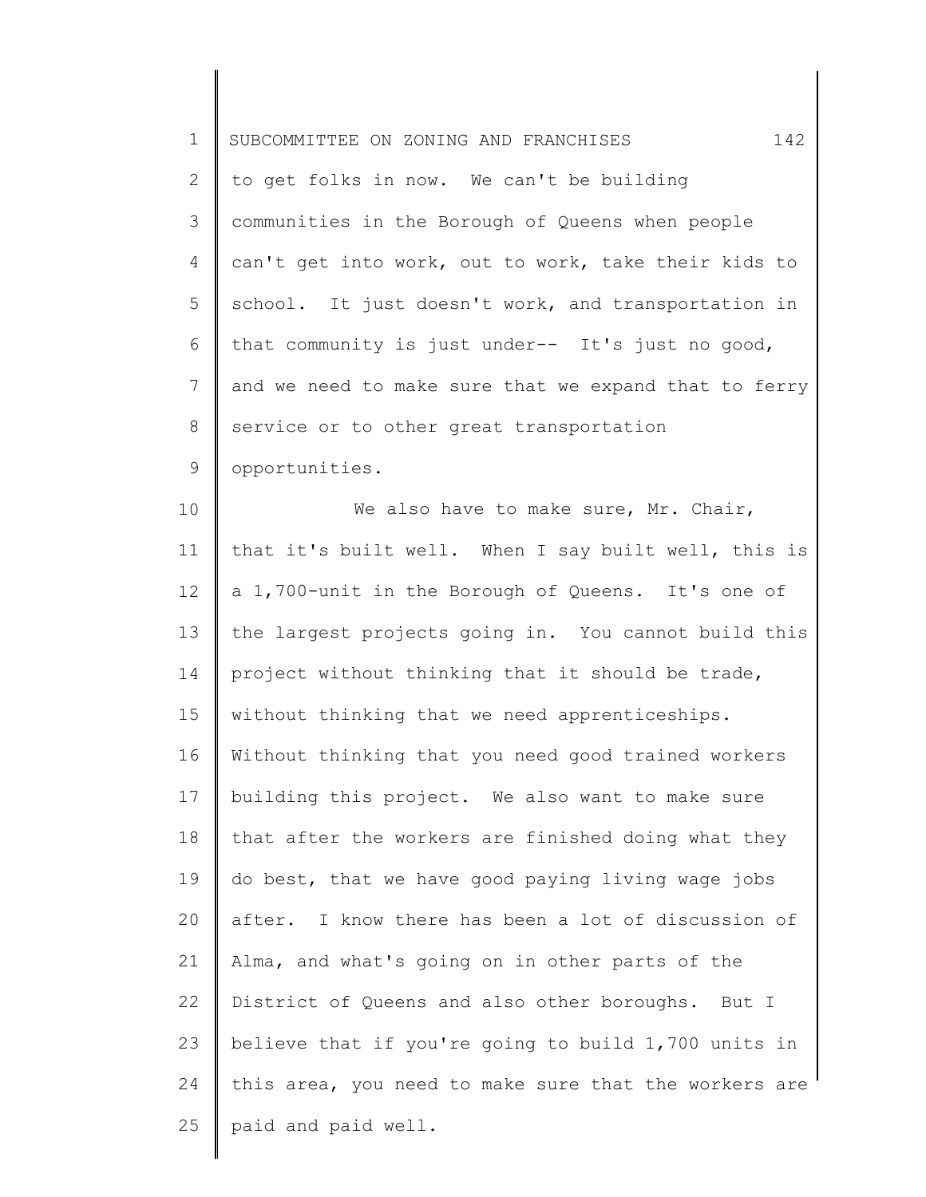to get folks in now. We can't be building communities in the Borough of Queens when people can't get into work, out to work, take their kids to school. It just doesn't work, and transportation in that community is just under-- It's just no good, and we need to make sure that we expand that to ferry service or to other great transportation opportunities.

We also have to make sure, Mr. Chair, that it's built well. When I say built well, this is a 1,700-unit in the Borough of Queens. It's one of the largest projects going in. You cannot build this project without thinking that it should be trade, without thinking that we need apprenticeships. Without thinking that you need good trained workers building this project. We also want to make sure that after the workers are finished doing what they do best, that we have good paying living wage jobs after. I know there has been a lot of discussion of Alma, and what's going on in other parts of the District of Queens and also other boroughs. But I believe that if you're going to build 1,700 units in this area, you need to make sure that the workers are paid and paid well.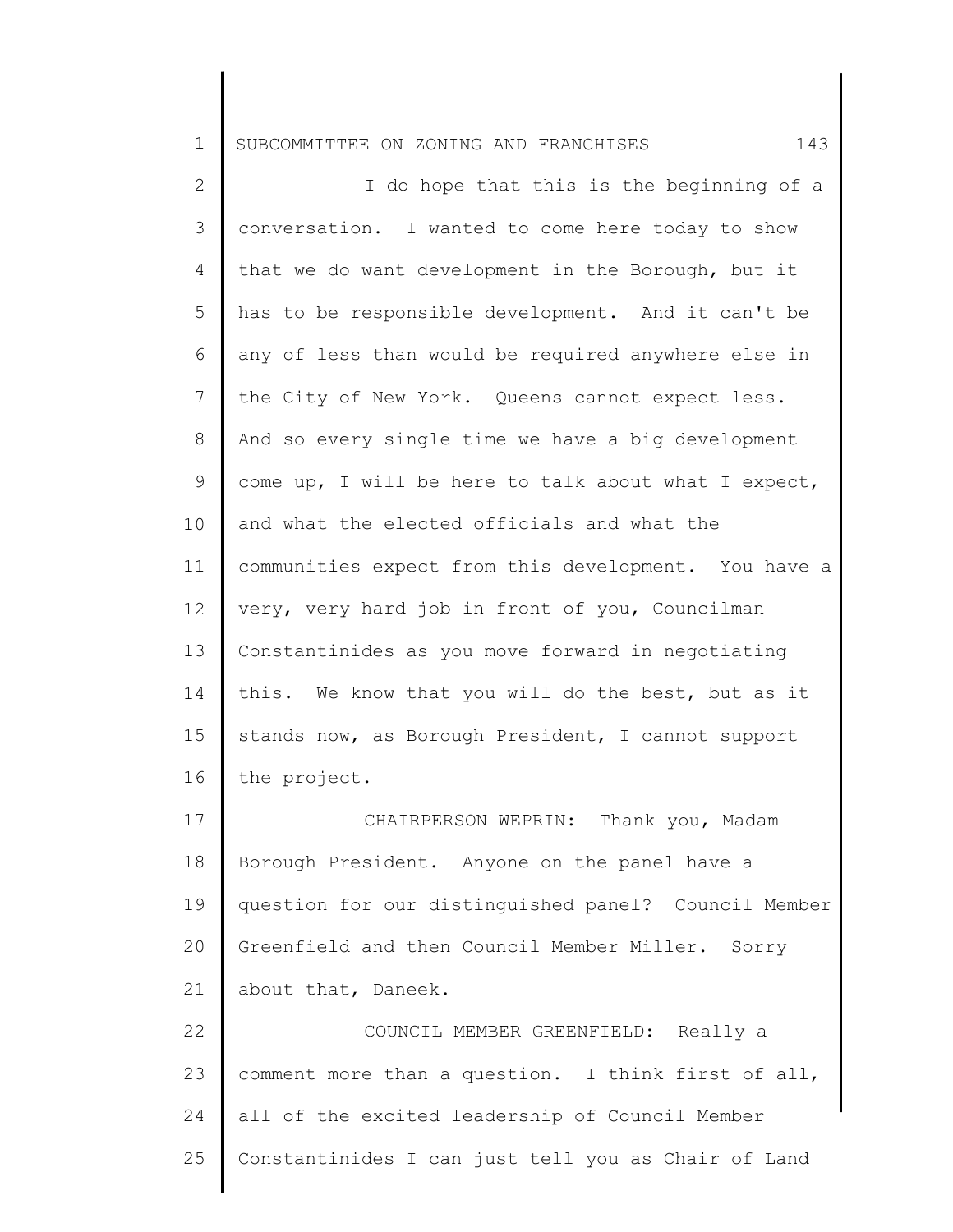I do hope that this is the beginning of a conversation. I wanted to come here today to show that we do want development in the Borough, but it has to be responsible development. And it can't be any of less than would be required anywhere else in the City of New York. Queens cannot expect less. And so every single time we have a big development come up, I will be here to talk about what I expect, and what the elected officials and what the communities expect from this development. You have a very, very hard job in front of you, Councilman Constantinides as you move forward in negotiating this. We know that you will do the best, but as it stands now, as Borough President, I cannot support the project.

CHAIRPERSON WEPRIN: Thank you, Madam Borough President. Anyone on the panel have a question for our distinguished panel? Council Member Greenfield and then Council Member Miller. Sorry about that, Daneek.

COUNCIL MEMBER GREENFIELD: Really a comment more than a question. I think first of all, all of the excited leadership of Council Member Constantinides I can just tell you as Chair of Land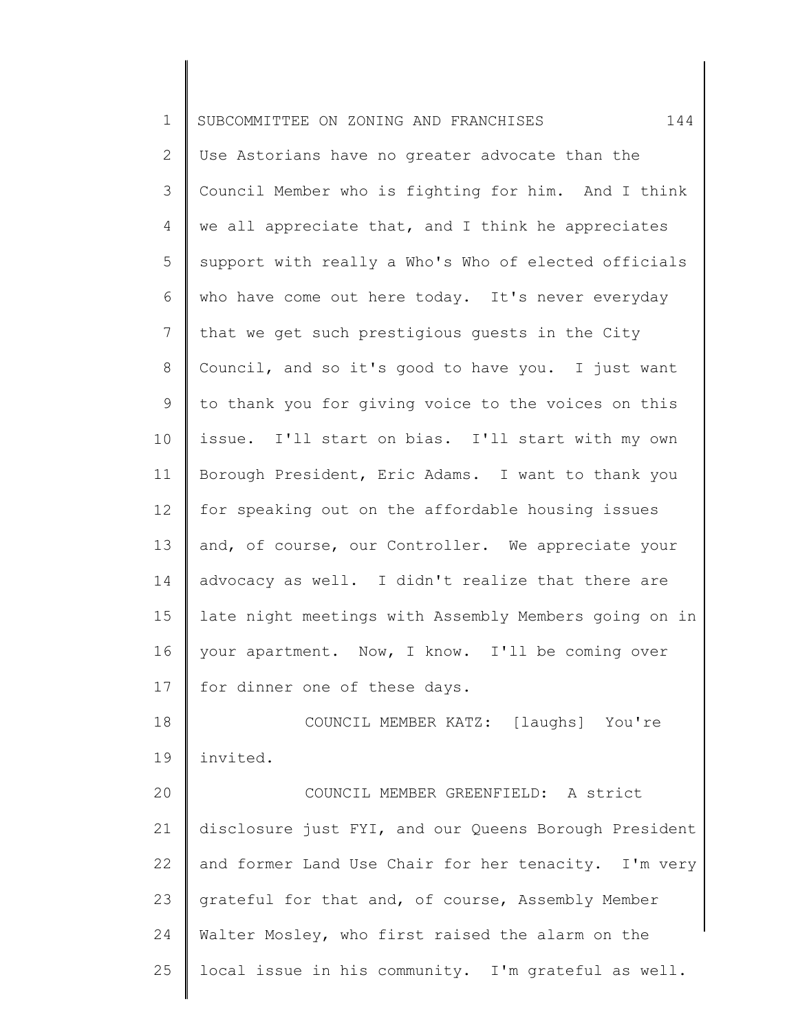Use Astorians have no greater advocate than the Council Member who is fighting for him. And I think we all appreciate that, and I think he appreciates support with really a Who's Who of elected officials who have come out here today. It's never everyday that we get such prestigious guests in the City Council, and so it's good to have you. I just want to thank you for giving voice to the voices on this issue. I'll start on bias. I'll start with my own Borough President, Eric Adams. I want to thank you for speaking out on the affordable housing issues and, of course, our Controller. We appreciate your advocacy as well. I didn't realize that there are late night meetings with Assembly Members going on in your apartment. Now, I know. I'll be coming over for dinner one of these days.

COUNCIL MEMBER KATZ: [laughs] You're invited.

COUNCIL MEMBER GREENFIELD: A strict disclosure just FYI, and our Queens Borough President and former Land Use Chair for her tenacity. I'm very grateful for that and, of course, Assembly Member Walter Mosley, who first raised the alarm on the local issue in his community. I'm grateful as well.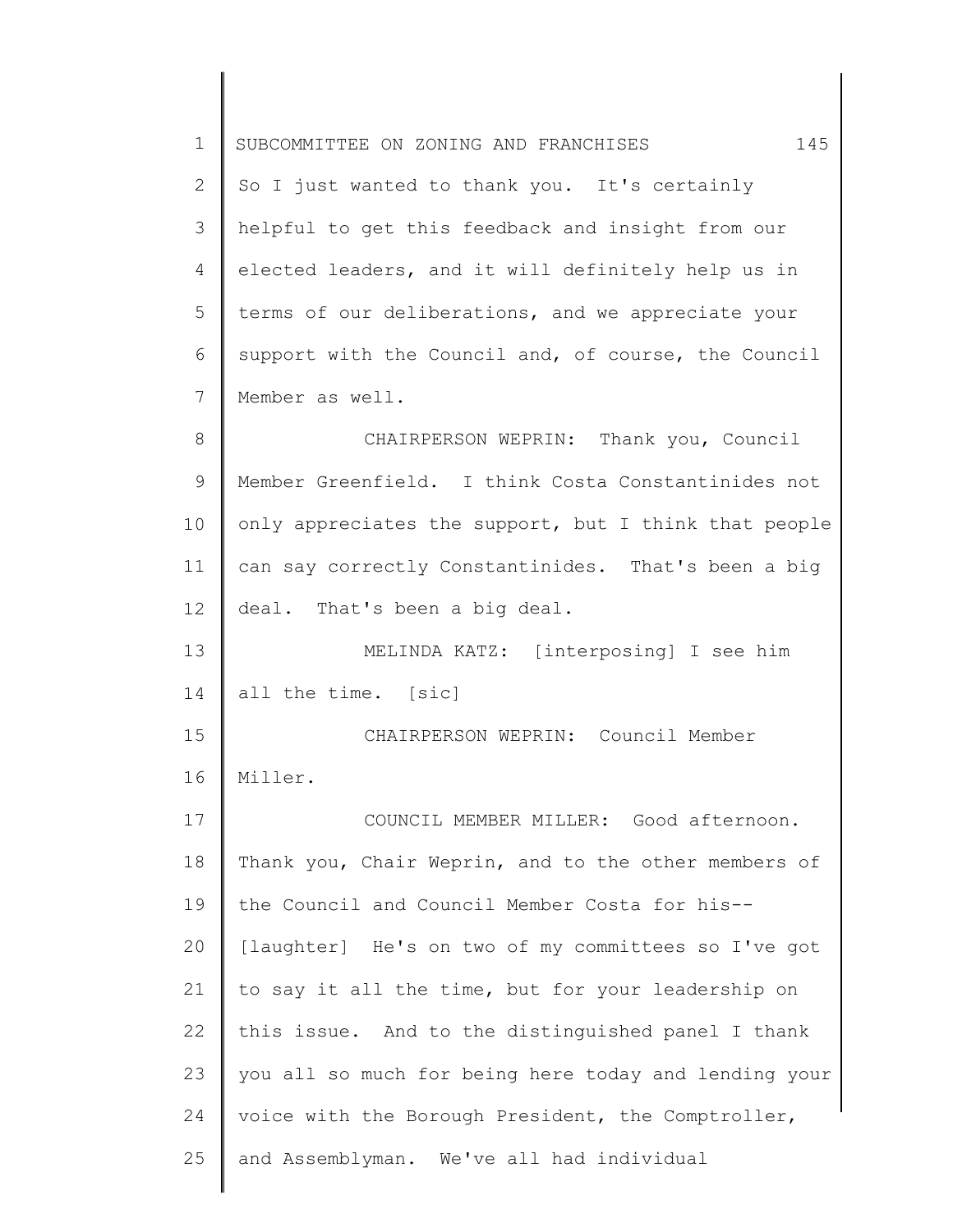So I just wanted to thank you. It's certainly helpful to get this feedback and insight from our elected leaders, and it will definitely help us in terms of our deliberations, and we appreciate your support with the Council and, of course, the Council Member as well.

CHAIRPERSON WEPRIN: Thank you, Council Member Greenfield. I think Costa Constantinides not only appreciates the support, but I think that people can say correctly Constantinides. That's been a big deal. That's been a big deal.

MELINDA KATZ: [interposing] I see him all the time. [sic]

CHAIRPERSON WEPRIN: Council Member Miller.

COUNCIL MEMBER MILLER: Good afternoon. Thank you, Chair Weprin, and to the other members of the Council and Council Member Costa for his-- [laughter] He's on two of my committees so I've got to say it all the time, but for your leadership on this issue. And to the distinguished panel I thank you all so much for being here today and lending your voice with the Borough President, the Comptroller, and Assemblyman. We've all had individual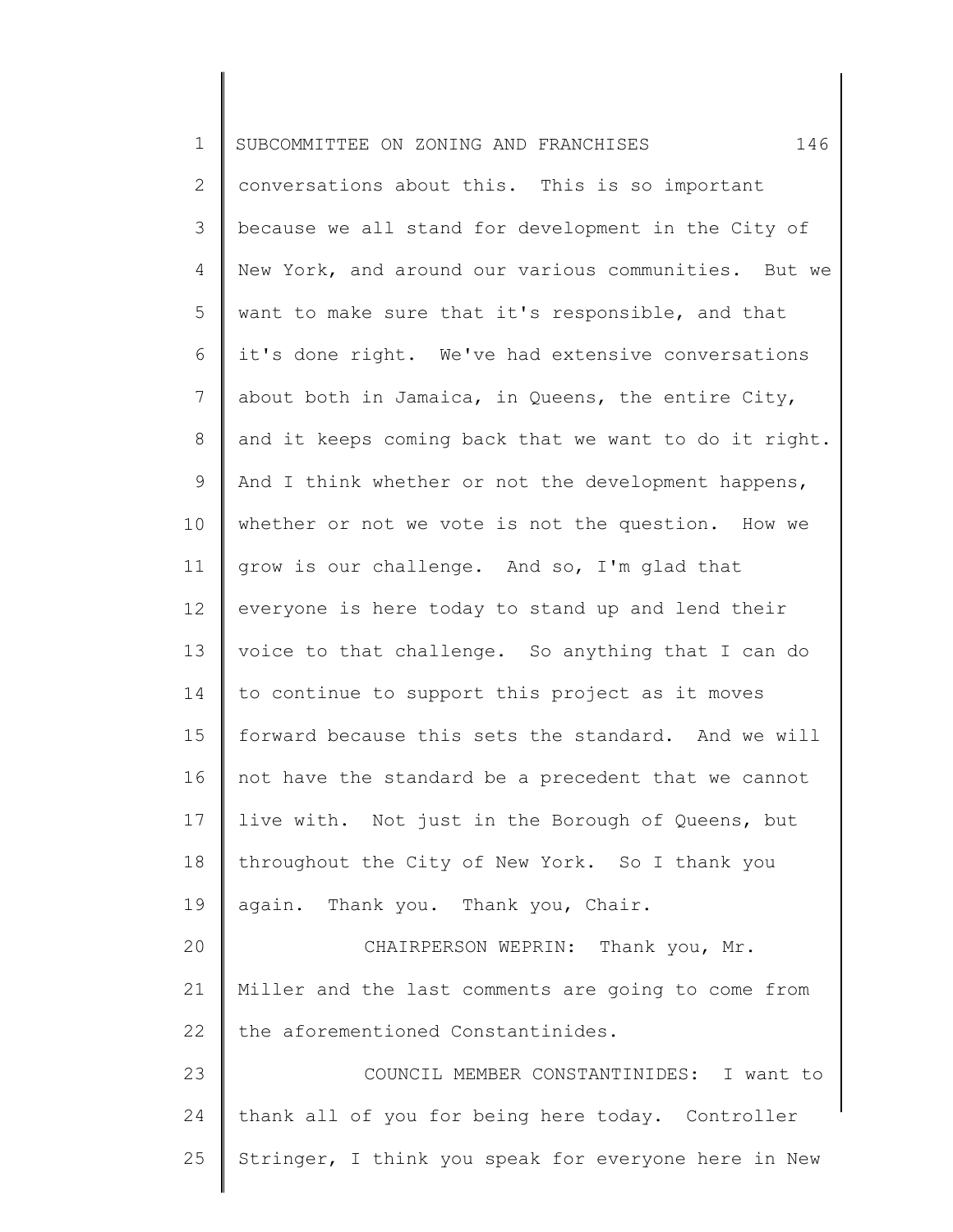conversations about this. This is so important because we all stand for development in the City of New York, and around our various communities. But we want to make sure that it's responsible, and that it's done right. We've had extensive conversations about both in Jamaica, in Queens, the entire City, and it keeps coming back that we want to do it right. And I think whether or not the development happens, whether or not we vote is not the question. How we grow is our challenge. And so, I'm glad that everyone is here today to stand up and lend their voice to that challenge. So anything that I can do to continue to support this project as it moves forward because this sets the standard. And we will not have the standard be a precedent that we cannot live with. Not just in the Borough of Queens, but throughout the City of New York. So I thank you again. Thank you. Thank you, Chair.

CHAIRPERSON WEPRIN: Thank you, Mr. Miller and the last comments are going to come from the aforementioned Constantinides.

COUNCIL MEMBER CONSTANTINIDES: I want to thank all of you for being here today. Controller Stringer, I think you speak for everyone here in New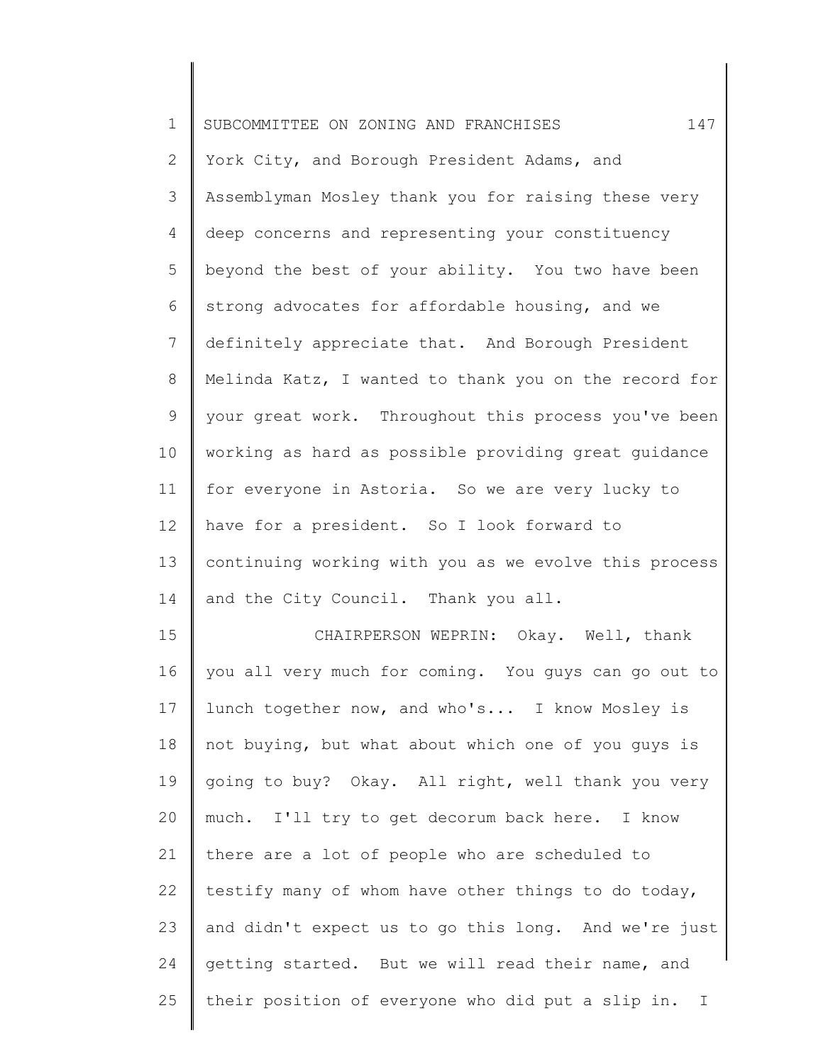York City, and Borough President Adams, and Assemblyman Mosley thank you for raising these very deep concerns and representing your constituency beyond the best of your ability. You two have been strong advocates for affordable housing, and we definitely appreciate that. And Borough President Melinda Katz, I wanted to thank you on the record for your great work. Throughout this process you've been working as hard as possible providing great guidance for everyone in Astoria. So we are very lucky to have for a president. So I look forward to continuing working with you as we evolve this process and the City Council. Thank you all.

CHAIRPERSON WEPRIN: Okay. Well, thank you all very much for coming. You guys can go out to lunch together now, and who's... I know Mosley is not buying, but what about which one of you guys is going to buy? Okay. All right, well thank you very much. I'll try to get decorum back here. I know there are a lot of people who are scheduled to testify many of whom have other things to do today, and didn't expect us to go this long. And we're just getting started. But we will read their name, and their position of everyone who did put a slip in. I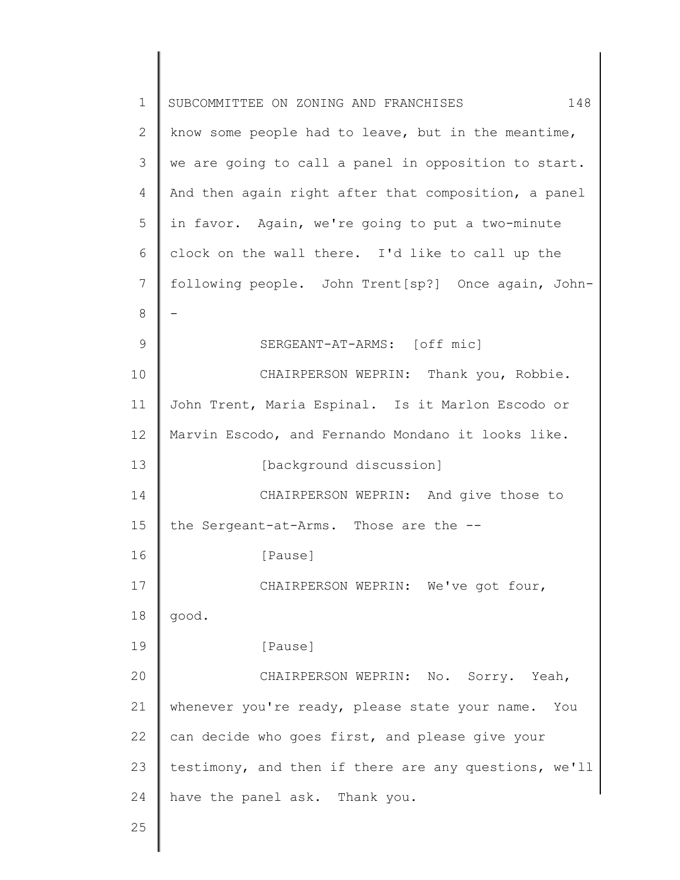know some people had to leave, but in the meantime, we are going to call a panel in opposition to start. And then again right after that composition, a panel in favor. Again, we're going to put a two-minute clock on the wall there. I'd like to call up the following people. John Trent[sp?] Once again, John--

SERGEANT-AT-ARMS: [off mic]

CHAIRPERSON WEPRIN: Thank you, Robbie. John Trent, Maria Espinal. Is it Marlon Escodo or Marvin Escodo, and Fernando Mondano it looks like.

[background discussion]

CHAIRPERSON WEPRIN: And give those to the Sergeant-at-Arms. Those are the --

[Pause]

CHAIRPERSON WEPRIN: We've got four, good.

[Pause]

CHAIRPERSON WEPRIN: No. Sorry. Yeah, whenever you're ready, please state your name. You can decide who goes first, and please give your testimony, and then if there are any questions, we'll have the panel ask. Thank you.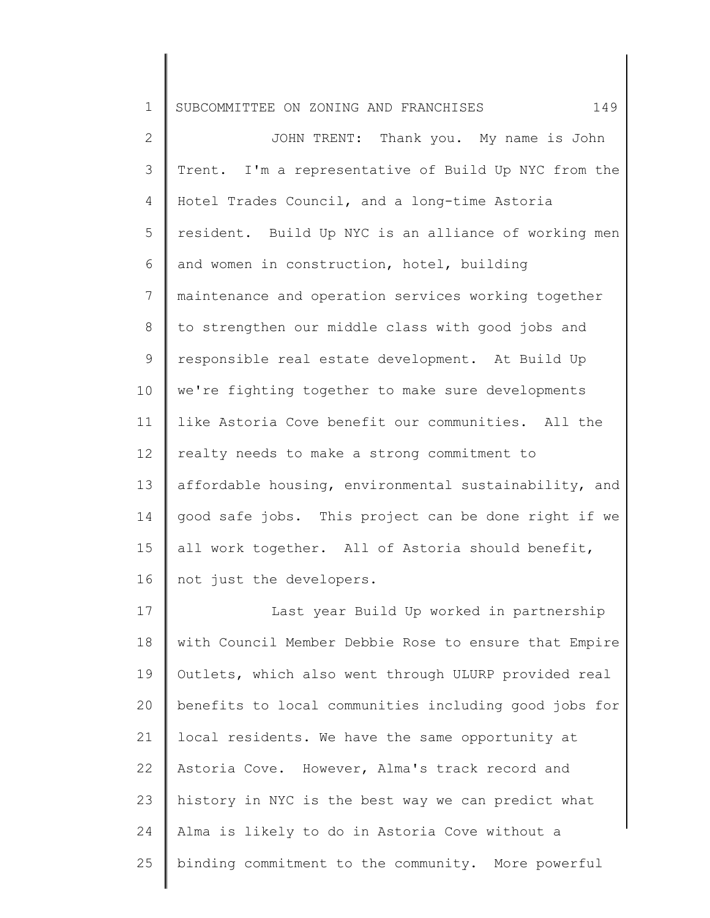JOHN TRENT: Thank you. My name is John Trent. I'm a representative of Build Up NYC from the Hotel Trades Council, and a long-time Astoria resident. Build Up NYC is an alliance of working men and women in construction, hotel, building maintenance and operation services working together to strengthen our middle class with good jobs and responsible real estate development. At Build Up we're fighting together to make sure developments like Astoria Cove benefit our communities. All the realty needs to make a strong commitment to affordable housing, environmental sustainability, and good safe jobs. This project can be done right if we all work together. All of Astoria should benefit, not just the developers.

Last year Build Up worked in partnership with Council Member Debbie Rose to ensure that Empire Outlets, which also went through ULURP provided real benefits to local communities including good jobs for local residents. We have the same opportunity at Astoria Cove. However, Alma's track record and history in NYC is the best way we can predict what Alma is likely to do in Astoria Cove without a binding commitment to the community. More powerful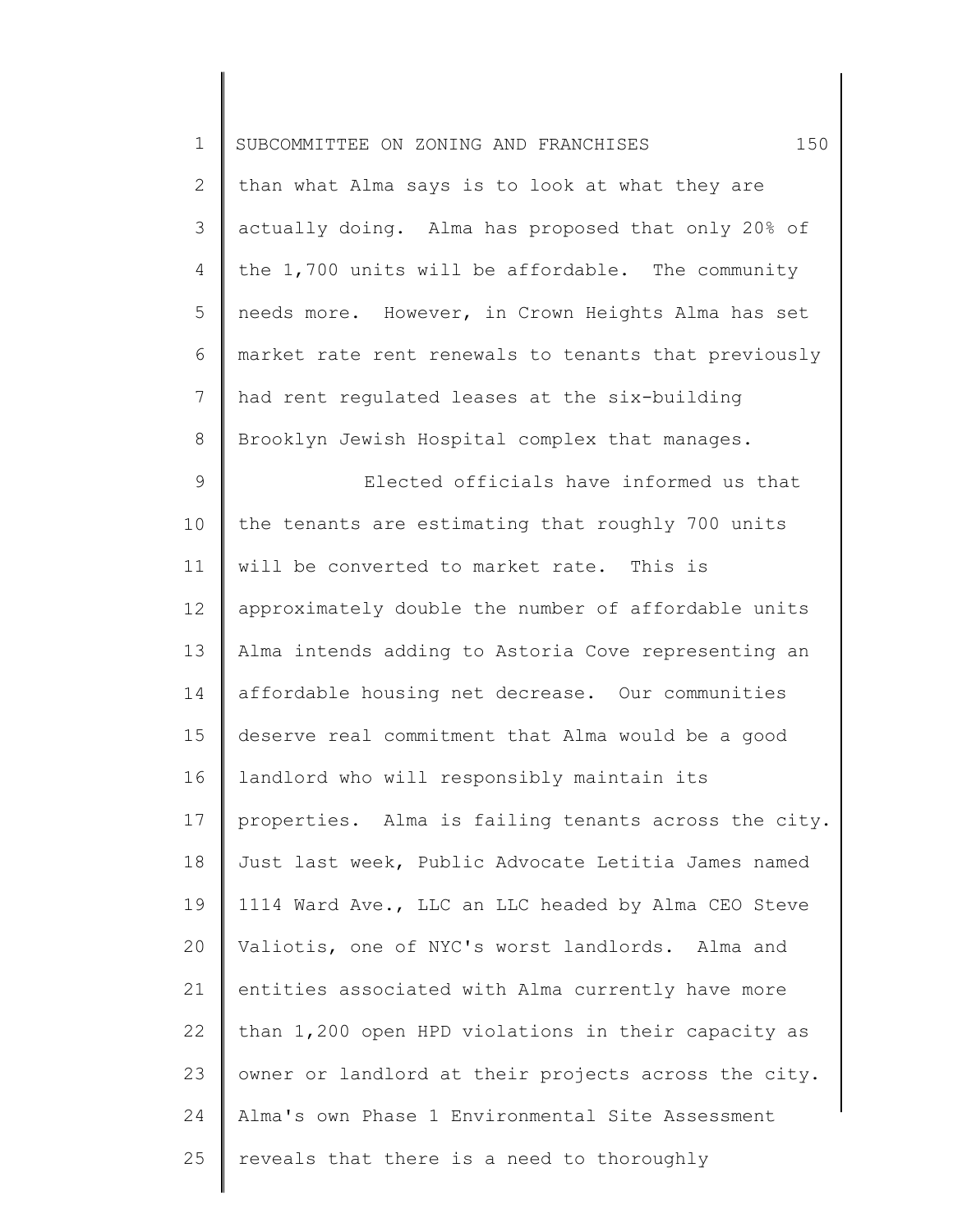than what Alma says is to look at what they are actually doing. Alma has proposed that only 20% of the 1,700 units will be affordable. The community needs more. However, in Crown Heights Alma has set market rate rent renewals to tenants that previously had rent regulated leases at the six-building Brooklyn Jewish Hospital complex that manages.

Elected officials have informed us that the tenants are estimating that roughly 700 units will be converted to market rate. This is approximately double the number of affordable units Alma intends adding to Astoria Cove representing an affordable housing net decrease. Our communities deserve real commitment that Alma would be a good landlord who will responsibly maintain its properties. Alma is failing tenants across the city. Just last week, Public Advocate Letitia James named 1114 Ward Ave., LLC an LLC headed by Alma CEO Steve Valiotis, one of NYC's worst landlords. Alma and entities associated with Alma currently have more than 1,200 open HPD violations in their capacity as owner or landlord at their projects across the city. Alma's own Phase 1 Environmental Site Assessment reveals that there is a need to thoroughly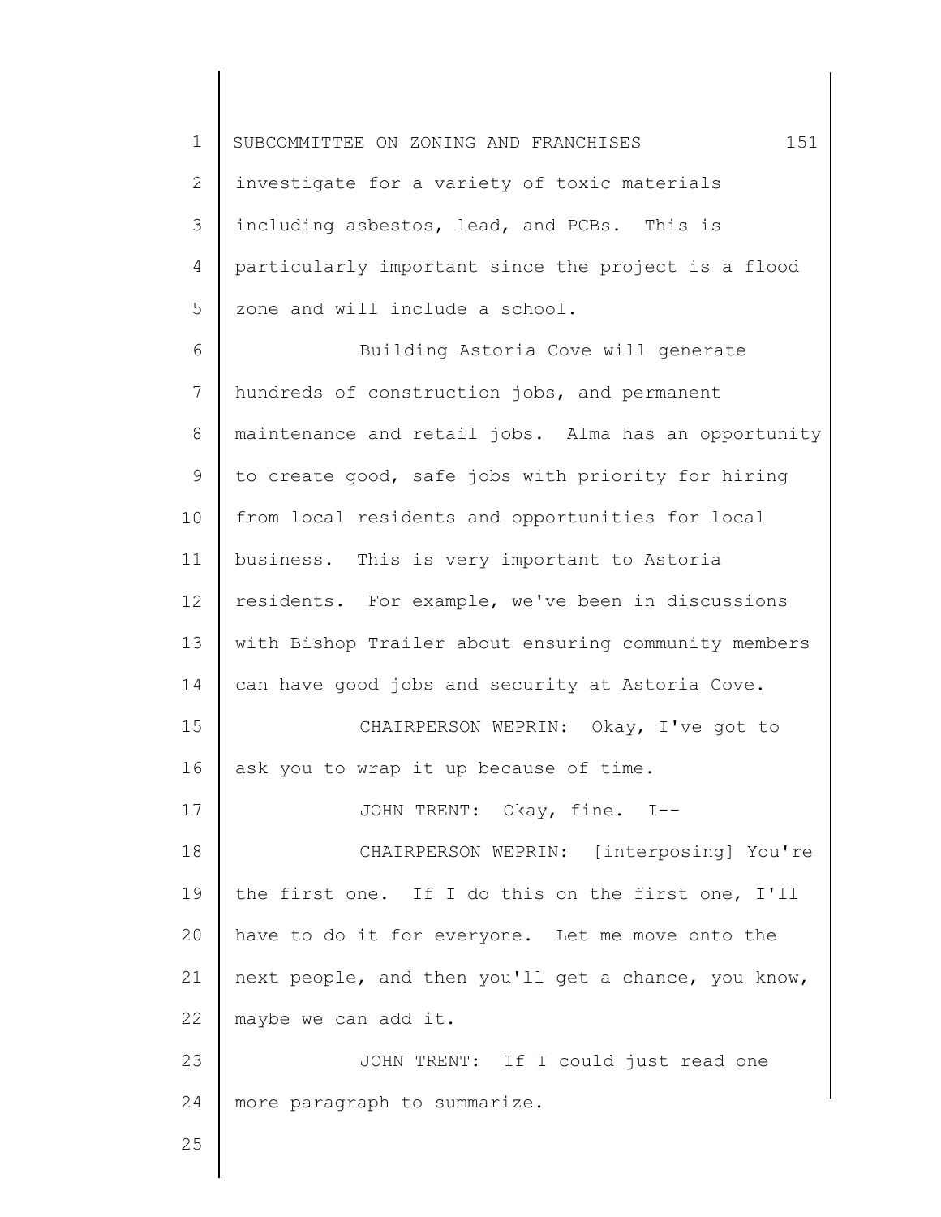investigate for a variety of toxic materials including asbestos, lead, and PCBs. This is particularly important since the project is a flood zone and will include a school.

Building Astoria Cove will generate hundreds of construction jobs, and permanent maintenance and retail jobs. Alma has an opportunity to create good, safe jobs with priority for hiring from local residents and opportunities for local business. This is very important to Astoria residents. For example, we've been in discussions with Bishop Trailer about ensuring community members can have good jobs and security at Astoria Cove.

CHAIRPERSON WEPRIN: Okay, I've got to ask you to wrap it up because of time.

JOHN TRENT: Okay, fine. I--

CHAIRPERSON WEPRIN: [interposing] You're the first one. If I do this on the first one, I'll have to do it for everyone. Let me move onto the next people, and then you'll get a chance, you know, maybe we can add it.

JOHN TRENT: If I could just read one more paragraph to summarize.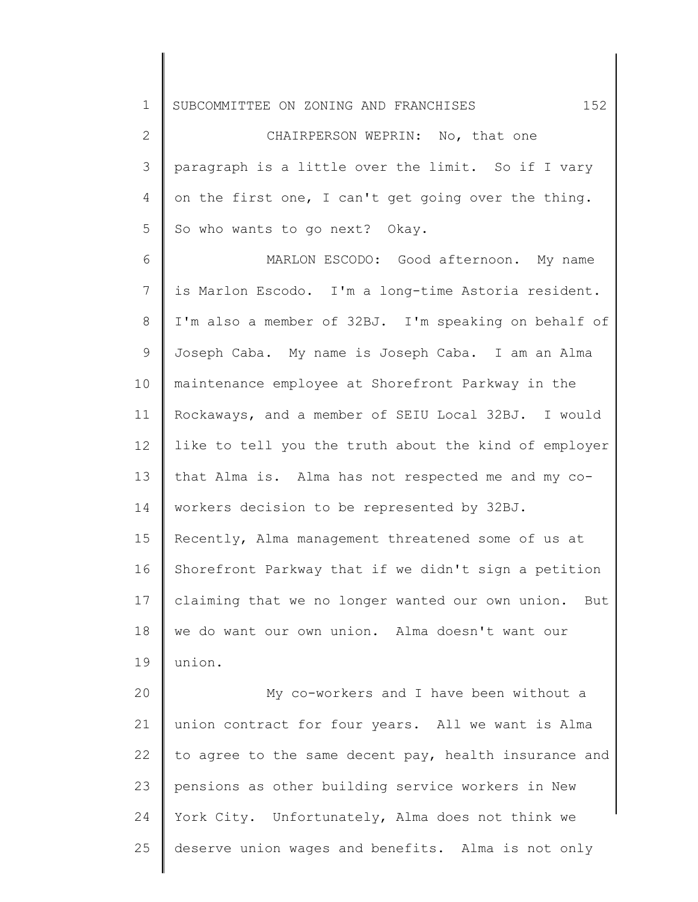CHAIRPERSON WEPRIN: No, that one paragraph is a little over the limit. So if I vary on the first one, I can't get going over the thing. So who wants to go next? Okay.

MARLON ESCODO: Good afternoon. My name is Marlon Escodo. I'm a long-time Astoria resident. I'm also a member of 32BJ. I'm speaking on behalf of Joseph Caba. My name is Joseph Caba. I am an Alma maintenance employee at Shorefront Parkway in the Rockaways, and a member of SEIU Local 32BJ. I would like to tell you the truth about the kind of employer that Alma is. Alma has not respected me and my co-workers decision to be represented by 32BJ. Recently, Alma management threatened some of us at Shorefront Parkway that if we didn't sign a petition claiming that we no longer wanted our own union. But we do want our own union. Alma doesn't want our union.

My co-workers and I have been without a union contract for four years. All we want is Alma to agree to the same decent pay, health insurance and pensions as other building service workers in New York City. Unfortunately, Alma does not think we deserve union wages and benefits. Alma is not only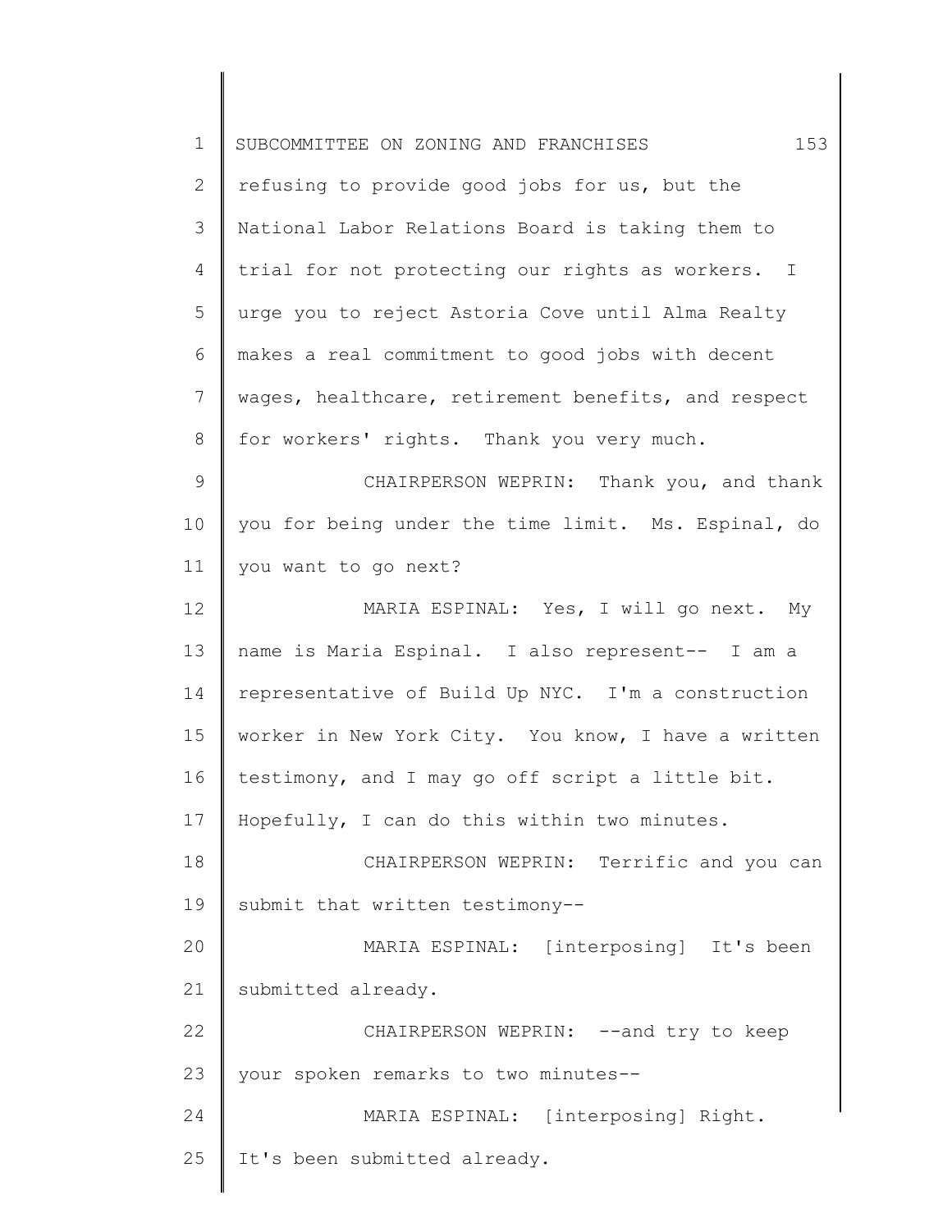refusing to provide good jobs for us, but the National Labor Relations Board is taking them to trial for not protecting our rights as workers. I urge you to reject Astoria Cove until Alma Realty makes a real commitment to good jobs with decent wages, healthcare, retirement benefits, and respect for workers' rights. Thank you very much.

CHAIRPERSON WEPRIN: Thank you, and thank you for being under the time limit. Ms. Espinal, do you want to go next?

MARIA ESPINAL: Yes, I will go next. My name is Maria Espinal. I also represent-- I am a representative of Build Up NYC. I'm a construction worker in New York City. You know, I have a written testimony, and I may go off script a little bit. Hopefully, I can do this within two minutes.

CHAIRPERSON WEPRIN: Terrific and you can submit that written testimony--

MARIA ESPINAL: [interposing] It's been submitted already.

CHAIRPERSON WEPRIN: --and try to keep your spoken remarks to two minutes--

MARIA ESPINAL: [interposing] Right. It's been submitted already.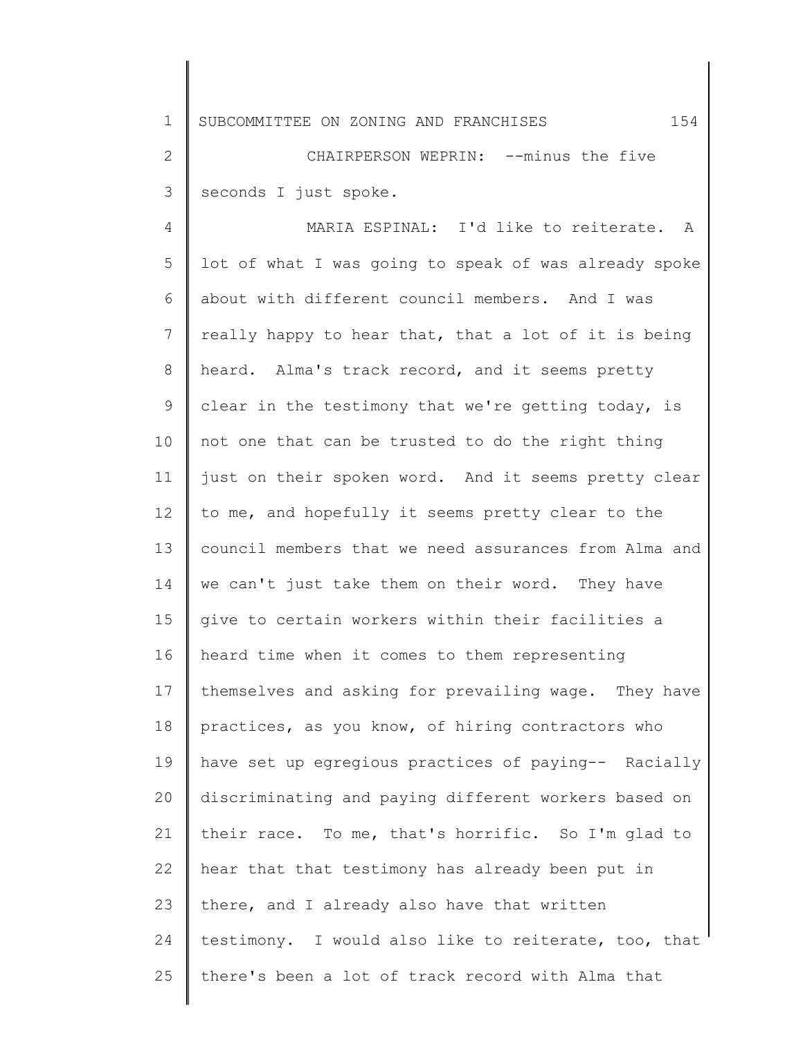CHAIRPERSON WEPRIN: --minus the five seconds I just spoke.

MARIA ESPINAL: I'd like to reiterate. A lot of what I was going to speak of was already spoke about with different council members. And I was really happy to hear that, that a lot of it is being heard. Alma's track record, and it seems pretty clear in the testimony that we're getting today, is not one that can be trusted to do the right thing just on their spoken word. And it seems pretty clear to me, and hopefully it seems pretty clear to the council members that we need assurances from Alma and we can't just take them on their word. They have give to certain workers within their facilities a heard time when it comes to them representing themselves and asking for prevailing wage. They have practices, as you know, of hiring contractors who have set up egregious practices of paying-- Racially discriminating and paying different workers based on their race. To me, that's horrific. So I'm glad to hear that that testimony has already been put in there, and I already also have that written testimony. I would also like to reiterate, too, that there's been a lot of track record with Alma that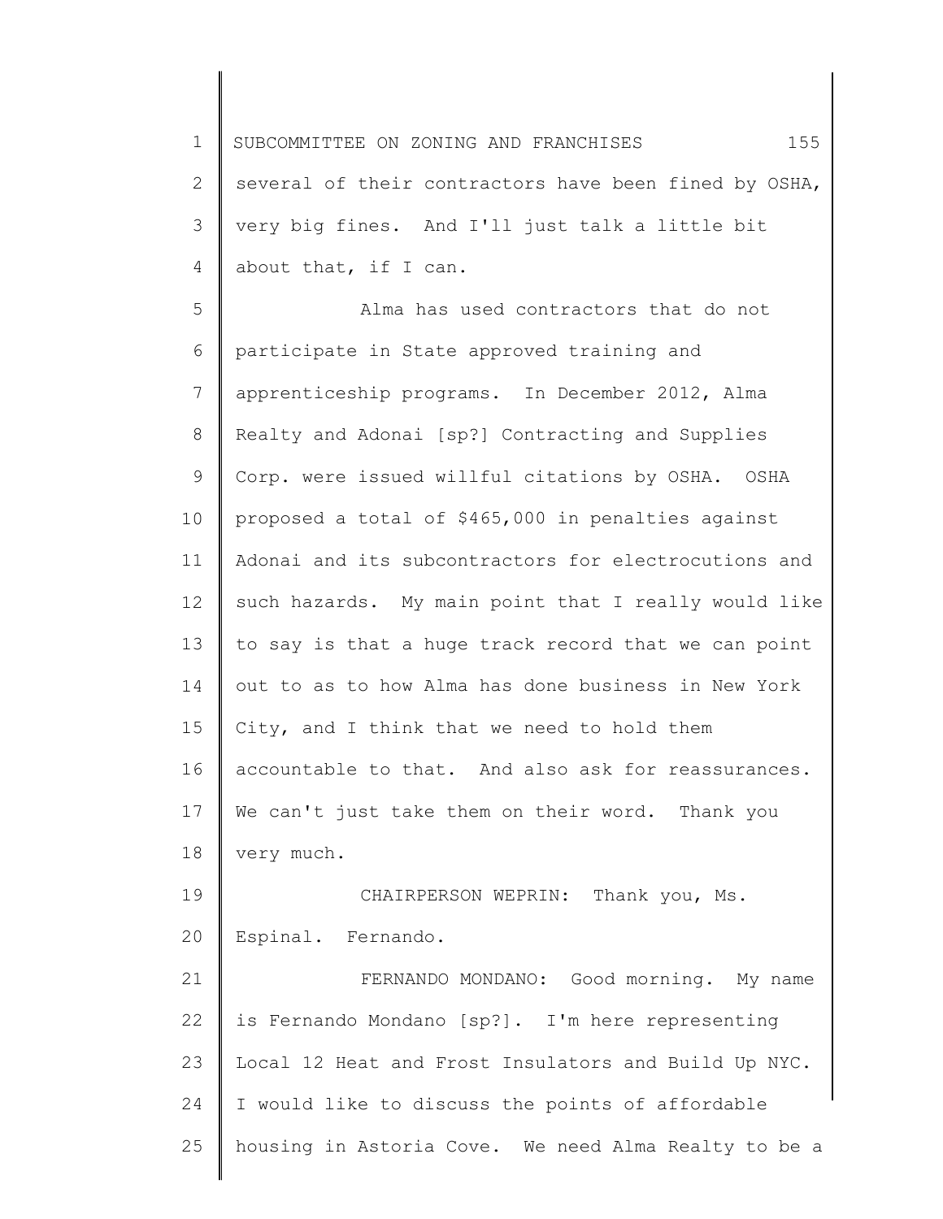several of their contractors have been fined by OSHA, very big fines. And I'll just talk a little bit about that, if I can.

Alma has used contractors that do not participate in State approved training and apprenticeship programs. In December 2012, Alma Realty and Adonai [sp?] Contracting and Supplies Corp. were issued willful citations by OSHA. OSHA proposed a total of $465,000 in penalties against Adonai and its subcontractors for electrocutions and such hazards. My main point that I really would like to say is that a huge track record that we can point out to as to how Alma has done business in New York City, and I think that we need to hold them accountable to that. And also ask for reassurances. We can't just take them on their word. Thank you very much.

CHAIRPERSON WEPRIN: Thank you, Ms. Espinal. Fernando.

FERNANDO MONDANO: Good morning. My name is Fernando Mondano [sp?]. I'm here representing Local 12 Heat and Frost Insulators and Build Up NYC. I would like to discuss the points of affordable housing in Astoria Cove. We need Alma Realty to be a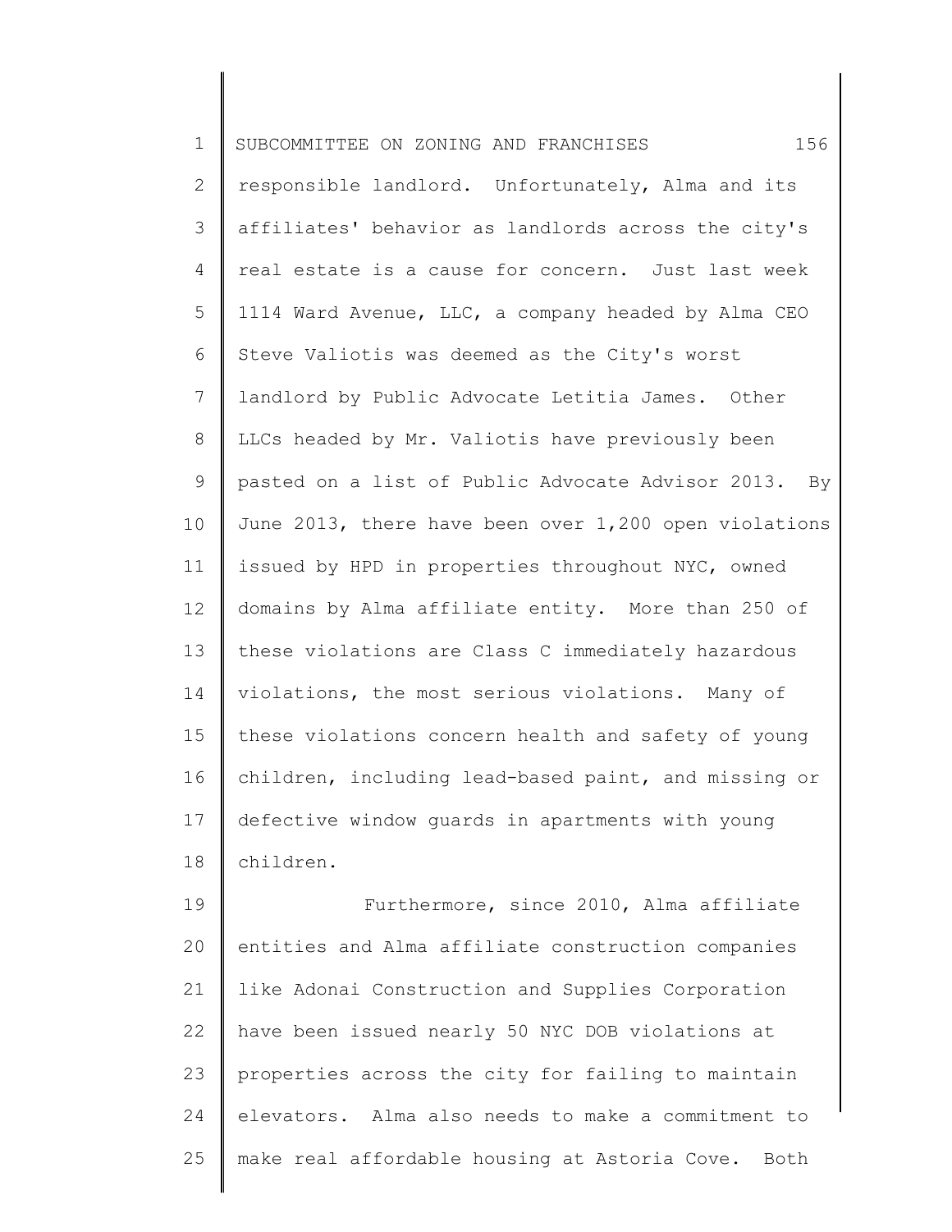responsible landlord. Unfortunately, Alma and its affiliates' behavior as landlords across the city's real estate is a cause for concern. Just last week 1114 Ward Avenue, LLC, a company headed by Alma CEO Steve Valiotis was deemed as the City's worst landlord by Public Advocate Letitia James. Other LLCs headed by Mr. Valiotis have previously been pasted on a list of Public Advocate Advisor 2013. By June 2013, there have been over 1,200 open violations issued by HPD in properties throughout NYC, owned domains by Alma affiliate entity. More than 250 of these violations are Class C immediately hazardous violations, the most serious violations. Many of these violations concern health and safety of young children, including lead-based paint, and missing or defective window guards in apartments with young children.

Furthermore, since 2010, Alma affiliate entities and Alma affiliate construction companies like Adonai Construction and Supplies Corporation have been issued nearly 50 NYC DOB violations at properties across the city for failing to maintain elevators. Alma also needs to make a commitment to make real affordable housing at Astoria Cove. Both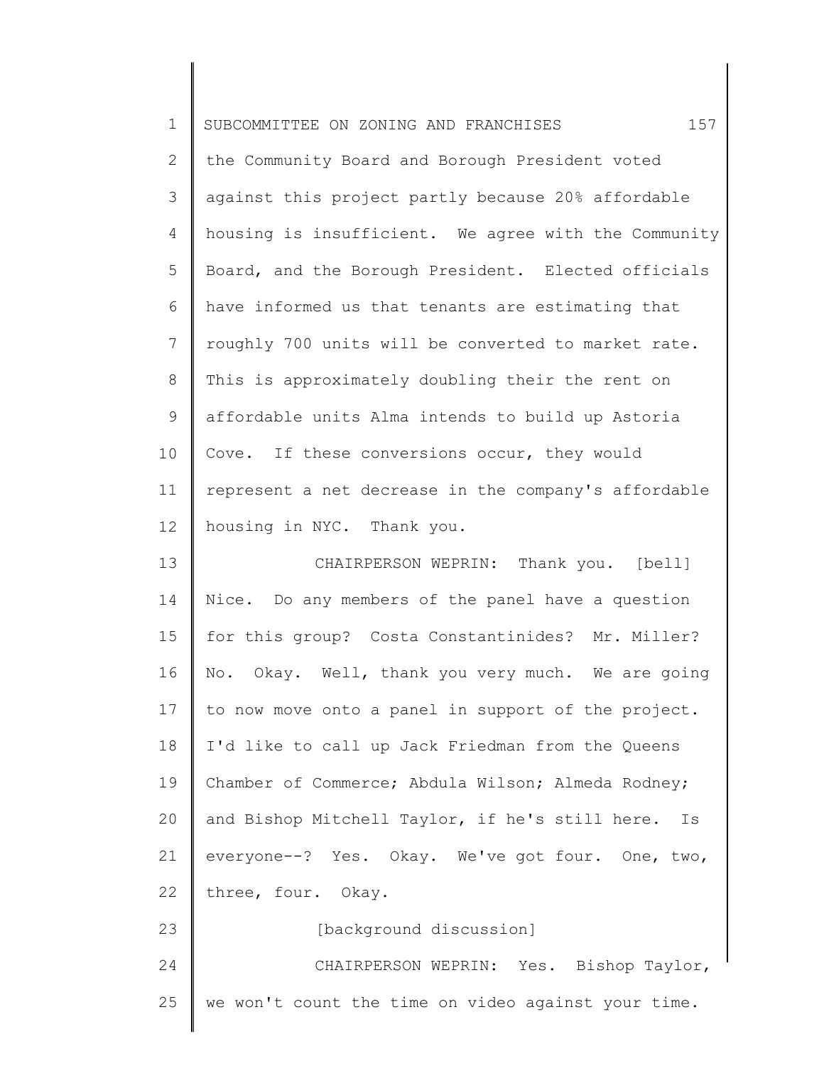the Community Board and Borough President voted against this project partly because 20% affordable housing is insufficient. We agree with the Community Board, and the Borough President. Elected officials have informed us that tenants are estimating that roughly 700 units will be converted to market rate. This is approximately doubling their the rent on affordable units Alma intends to build up Astoria Cove. If these conversions occur, they would represent a net decrease in the company's affordable housing in NYC. Thank you.

CHAIRPERSON WEPRIN: Thank you. [bell] Nice. Do any members of the panel have a question for this group? Costa Constantinides? Mr. Miller? No. Okay. Well, thank you very much. We are going to now move onto a panel in support of the project. I'd like to call up Jack Friedman from the Queens Chamber of Commerce; Abdula Wilson; Almeda Rodney; and Bishop Mitchell Taylor, if he's still here. Is everyone--? Yes. Okay. We've got four. One, two, three, four. Okay.

[background discussion]

CHAIRPERSON WEPRIN: Yes. Bishop Taylor, we won't count the time on video against your time.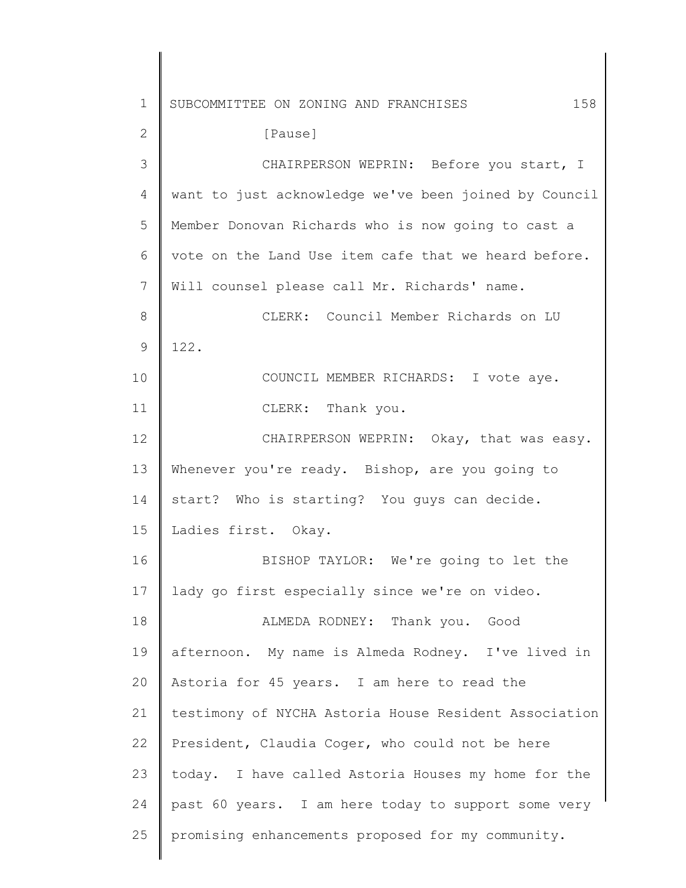[Pause]

CHAIRPERSON WEPRIN: Before you start, I want to just acknowledge we've been joined by Council Member Donovan Richards who is now going to cast a vote on the Land Use item cafe that we heard before. Will counsel please call Mr. Richards' name.

CLERK: Council Member Richards on LU 122.

COUNCIL MEMBER RICHARDS: I vote aye.

CLERK: Thank you.

CHAIRPERSON WEPRIN: Okay, that was easy. Whenever you're ready. Bishop, are you going to start? Who is starting? You guys can decide. Ladies first. Okay.

BISHOP TAYLOR: We're going to let the lady go first especially since we're on video.

ALMEDA RODNEY: Thank you. Good afternoon. My name is Almeda Rodney. I've lived in Astoria for 45 years. I am here to read the testimony of NYCHA Astoria House Resident Association President, Claudia Coger, who could not be here today. I have called Astoria Houses my home for the past 60 years. I am here today to support some very promising enhancements proposed for my community.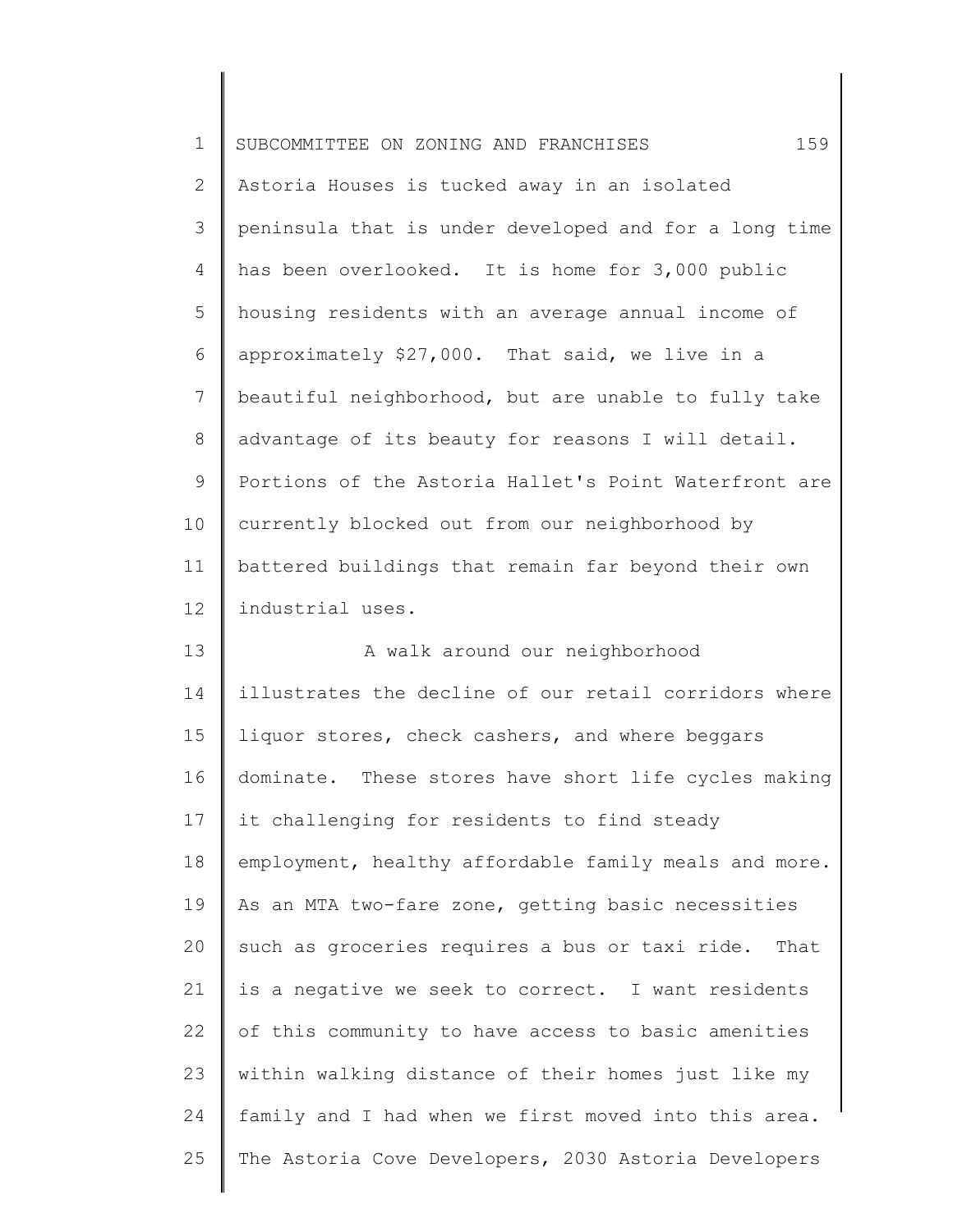Astoria Houses is tucked away in an isolated peninsula that is under developed and for a long time has been overlooked. It is home for 3,000 public housing residents with an average annual income of approximately $27,000. That said, we live in a beautiful neighborhood, but are unable to fully take advantage of its beauty for reasons I will detail. Portions of the Astoria Hallet's Point Waterfront are currently blocked out from our neighborhood by battered buildings that remain far beyond their own industrial uses.

A walk around our neighborhood illustrates the decline of our retail corridors where liquor stores, check cashers, and where beggars dominate. These stores have short life cycles making it challenging for residents to find steady employment, healthy affordable family meals and more. As an MTA two-fare zone, getting basic necessities such as groceries requires a bus or taxi ride. That is a negative we seek to correct. I want residents of this community to have access to basic amenities within walking distance of their homes just like my family and I had when we first moved into this area. The Astoria Cove Developers, 2030 Astoria Developers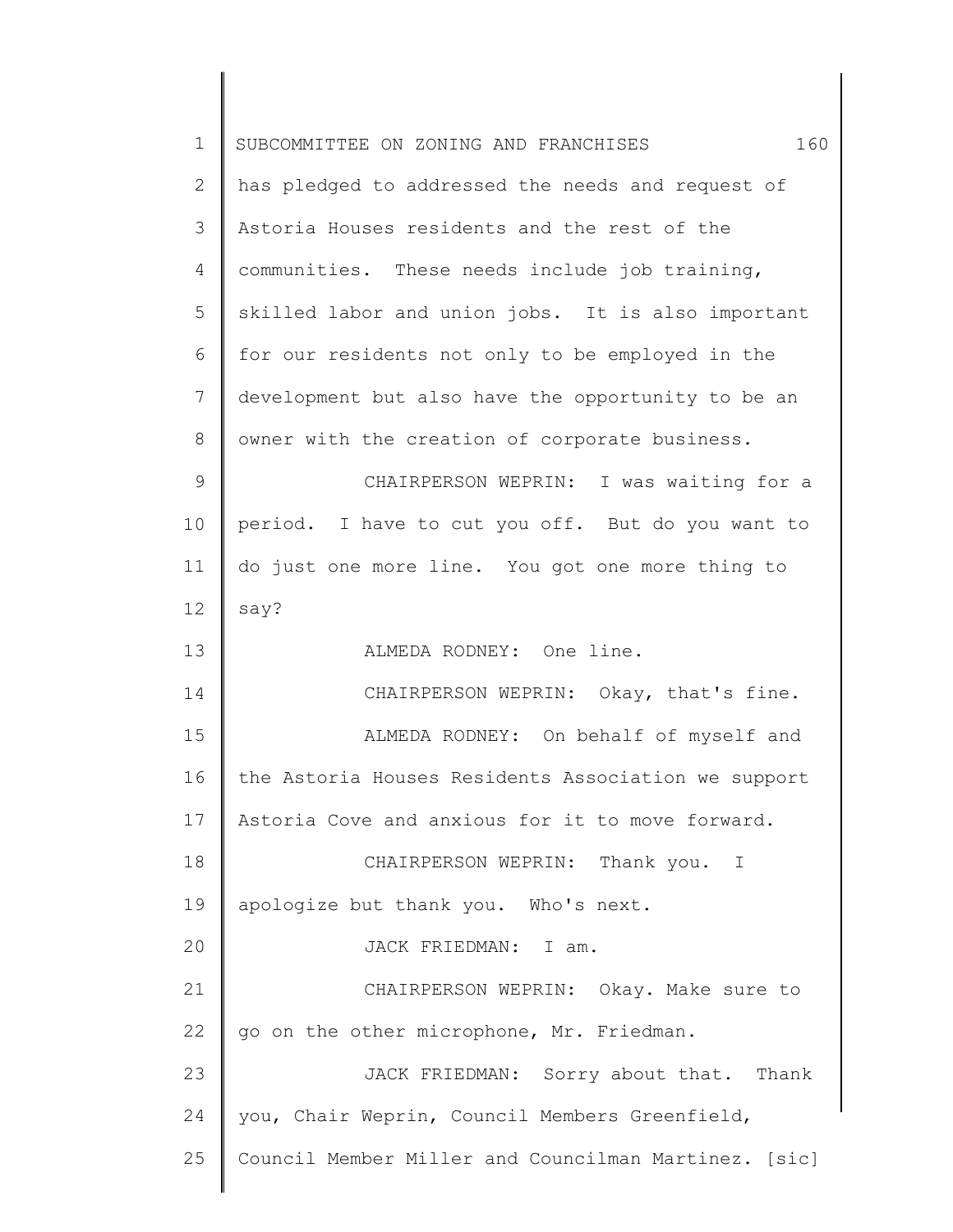has pledged to addressed the needs and request of Astoria Houses residents and the rest of the communities. These needs include job training, skilled labor and union jobs. It is also important for our residents not only to be employed in the development but also have the opportunity to be an owner with the creation of corporate business.

CHAIRPERSON WEPRIN: I was waiting for a period. I have to cut you off. But do you want to do just one more line. You got one more thing to say?

ALMEDA RODNEY: One line.

CHAIRPERSON WEPRIN: Okay, that's fine.

ALMEDA RODNEY: On behalf of myself and the Astoria Houses Residents Association we support Astoria Cove and anxious for it to move forward.

CHAIRPERSON WEPRIN: Thank you. I apologize but thank you. Who's next.

JACK FRIEDMAN: I am.

CHAIRPERSON WEPRIN: Okay. Make sure to go on the other microphone, Mr. Friedman.

JACK FRIEDMAN: Sorry about that. Thank you, Chair Weprin, Council Members Greenfield, Council Member Miller and Councilman Martinez. [sic]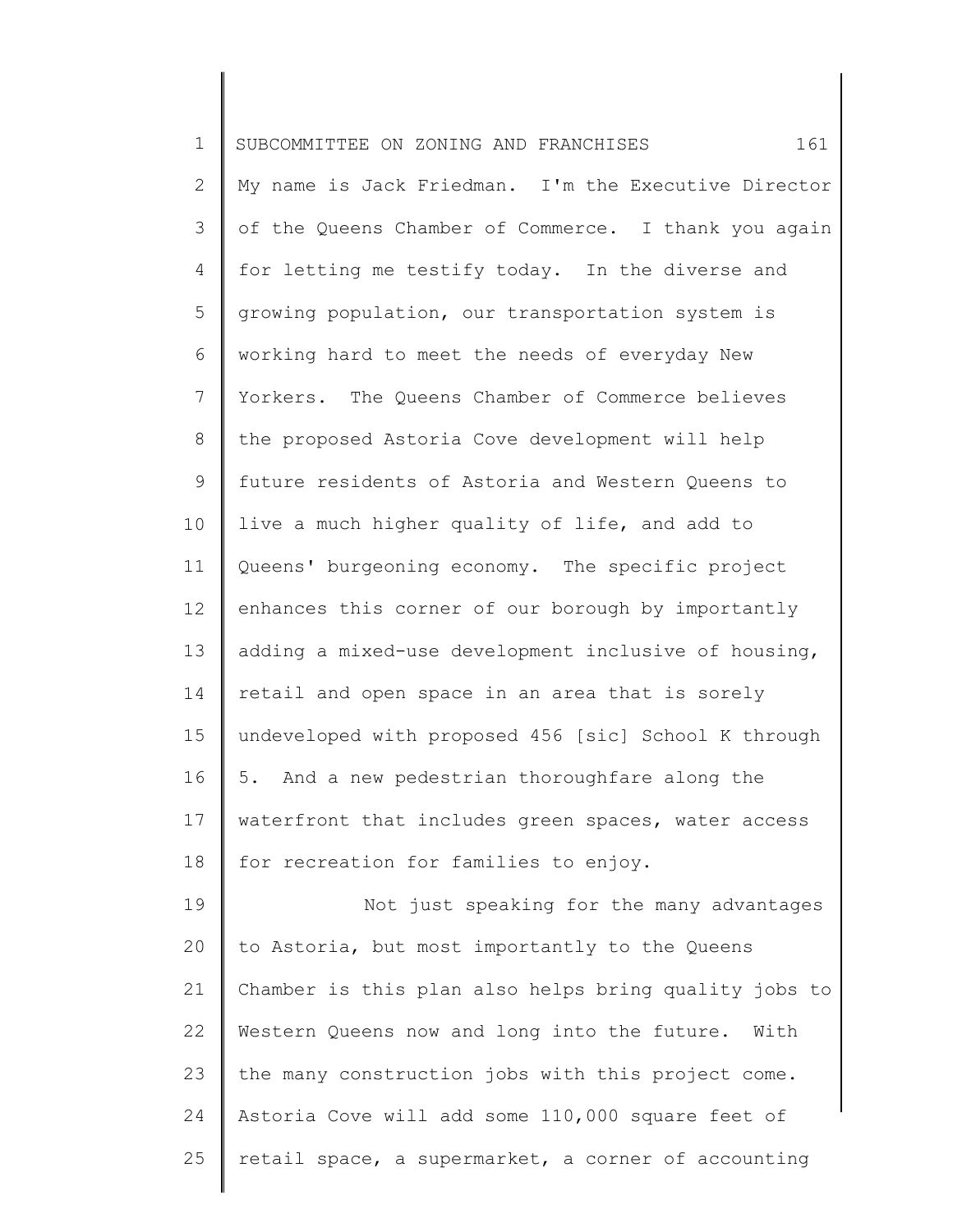My name is Jack Friedman. I'm the Executive Director of the Queens Chamber of Commerce. I thank you again for letting me testify today. In the diverse and growing population, our transportation system is working hard to meet the needs of everyday New Yorkers. The Queens Chamber of Commerce believes the proposed Astoria Cove development will help future residents of Astoria and Western Queens to live a much higher quality of life, and add to Queens' burgeoning economy. The specific project enhances this corner of our borough by importantly adding a mixed-use development inclusive of housing, retail and open space in an area that is sorely undeveloped with proposed 456 [sic] School K through 5. And a new pedestrian thoroughfare along the waterfront that includes green spaces, water access for recreation for families to enjoy.

Not just speaking for the many advantages to Astoria, but most importantly to the Queens Chamber is this plan also helps bring quality jobs to Western Queens now and long into the future. With the many construction jobs with this project come. Astoria Cove will add some 110,000 square feet of retail space, a supermarket, a corner of accounting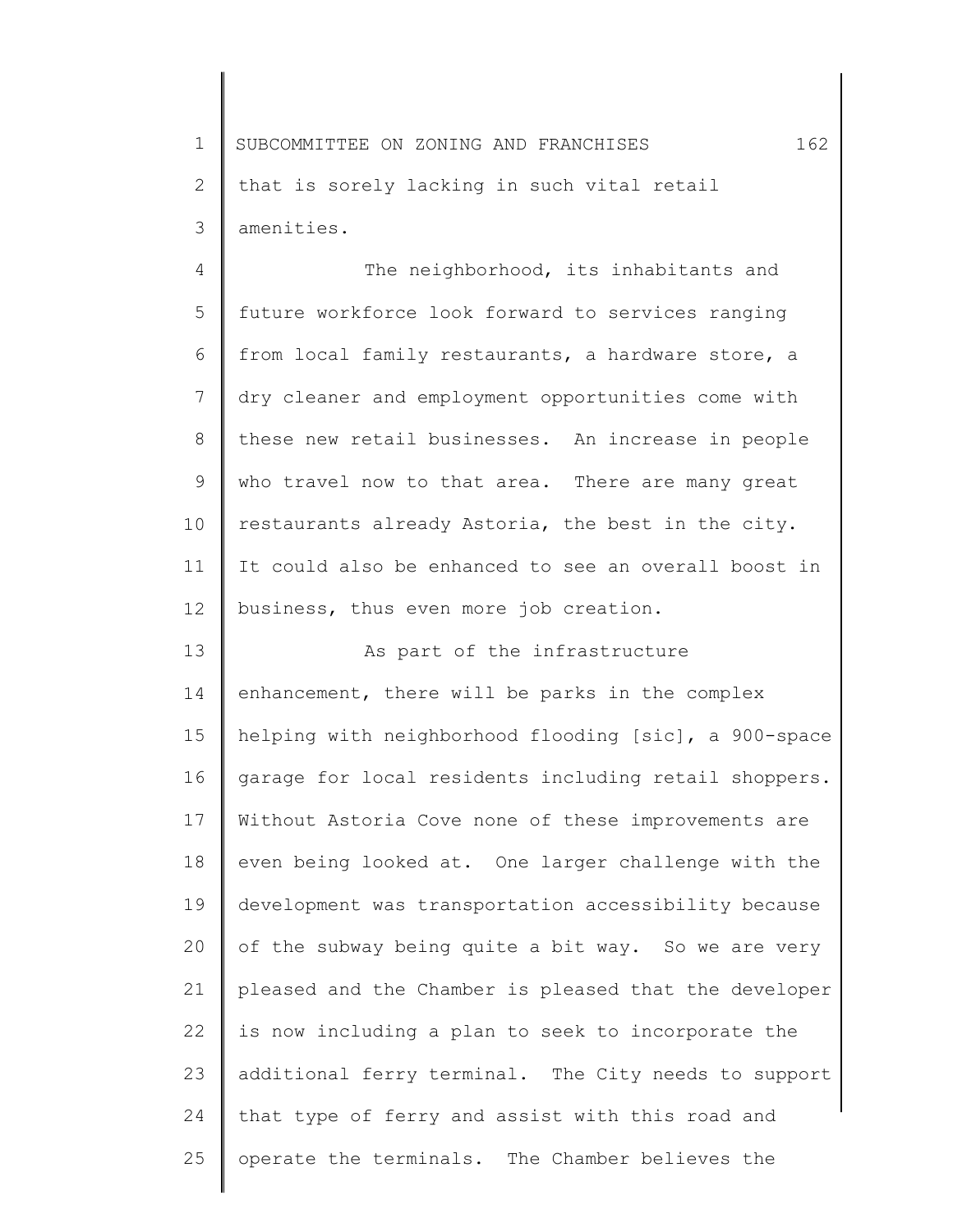that is sorely lacking in such vital retail amenities.

The neighborhood, its inhabitants and future workforce look forward to services ranging from local family restaurants, a hardware store, a dry cleaner and employment opportunities come with these new retail businesses. An increase in people who travel now to that area. There are many great restaurants already Astoria, the best in the city. It could also be enhanced to see an overall boost in business, thus even more job creation.

As part of the infrastructure enhancement, there will be parks in the complex helping with neighborhood flooding [sic], a 900-space garage for local residents including retail shoppers. Without Astoria Cove none of these improvements are even being looked at. One larger challenge with the development was transportation accessibility because of the subway being quite a bit way. So we are very pleased and the Chamber is pleased that the developer is now including a plan to seek to incorporate the additional ferry terminal. The City needs to support that type of ferry and assist with this road and operate the terminals. The Chamber believes the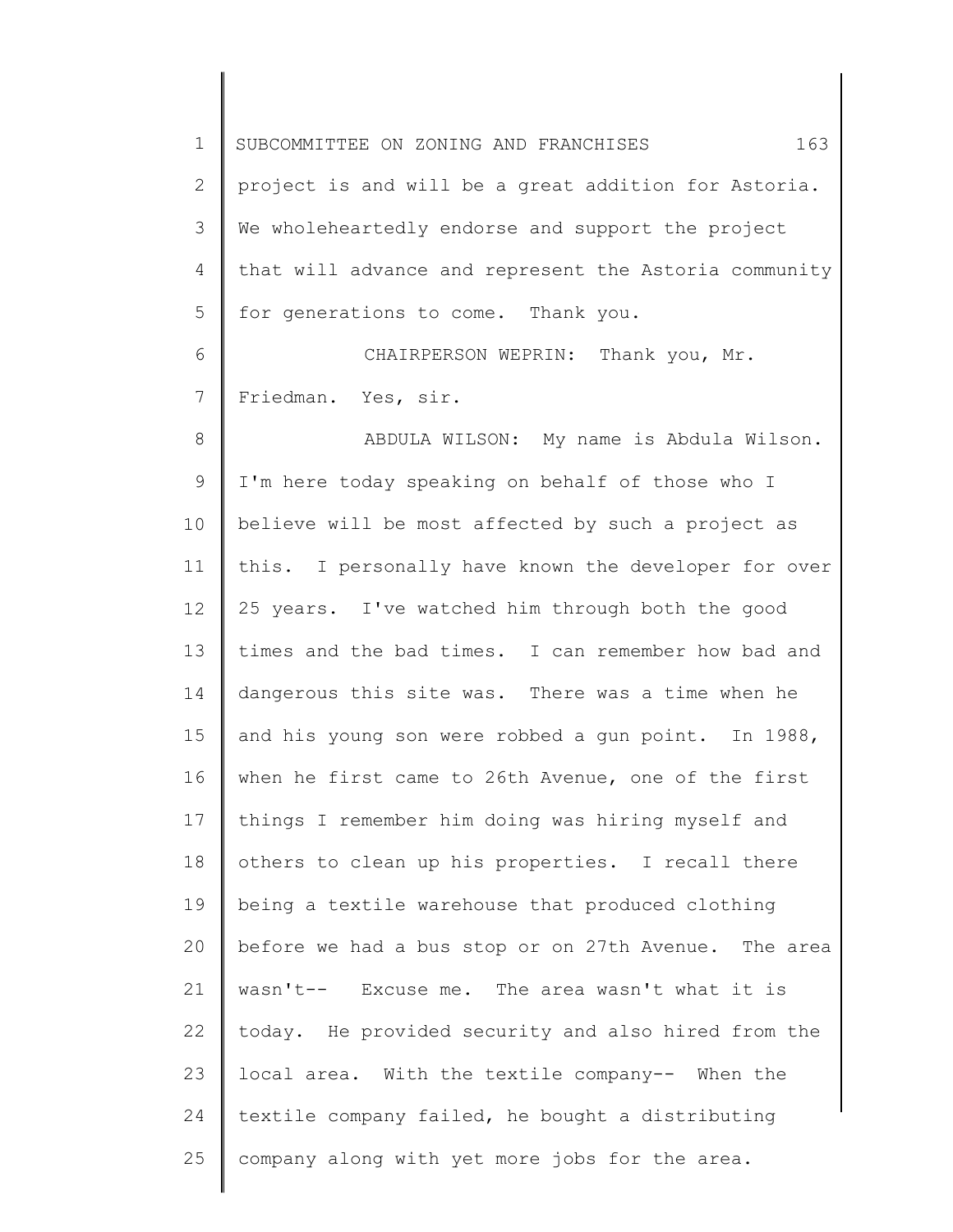project is and will be a great addition for Astoria. We wholeheartedly endorse and support the project that will advance and represent the Astoria community for generations to come. Thank you.

CHAIRPERSON WEPRIN: Thank you, Mr. Friedman. Yes, sir.

ABDULA WILSON: My name is Abdula Wilson. I'm here today speaking on behalf of those who I believe will be most affected by such a project as this. I personally have known the developer for over 25 years. I've watched him through both the good times and the bad times. I can remember how bad and dangerous this site was. There was a time when he and his young son were robbed a gun point. In 1988, when he first came to 26th Avenue, one of the first things I remember him doing was hiring myself and others to clean up his properties. I recall there being a textile warehouse that produced clothing before we had a bus stop or on 27th Avenue. The area wasn't-- Excuse me. The area wasn't what it is today. He provided security and also hired from the local area. With the textile company-- When the textile company failed, he bought a distributing company along with yet more jobs for the area.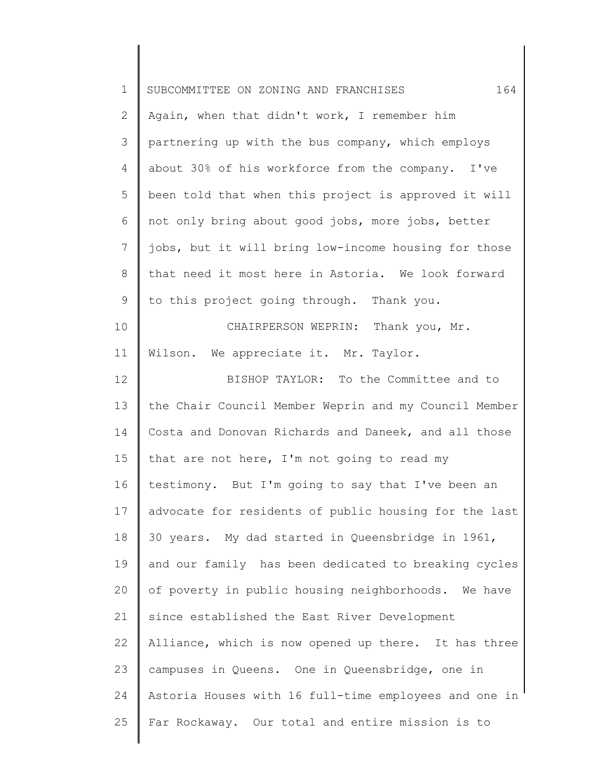Again, when that didn't work, I remember him partnering up with the bus company, which employs about 30% of his workforce from the company. I've been told that when this project is approved it will not only bring about good jobs, more jobs, better jobs, but it will bring low-income housing for those that need it most here in Astoria. We look forward to this project going through. Thank you.

CHAIRPERSON WEPRIN: Thank you, Mr. Wilson. We appreciate it. Mr. Taylor.

BISHOP TAYLOR: To the Committee and to the Chair Council Member Weprin and my Council Member Costa and Donovan Richards and Daneek, and all those that are not here, I'm not going to read my testimony. But I'm going to say that I've been an advocate for residents of public housing for the last 30 years. My dad started in Queensbridge in 1961, and our family has been dedicated to breaking cycles of poverty in public housing neighborhoods. We have since established the East River Development Alliance, which is now opened up there. It has three campuses in Queens. One in Queensbridge, one in Astoria Houses with 16 full-time employees and one in Far Rockaway. Our total and entire mission is to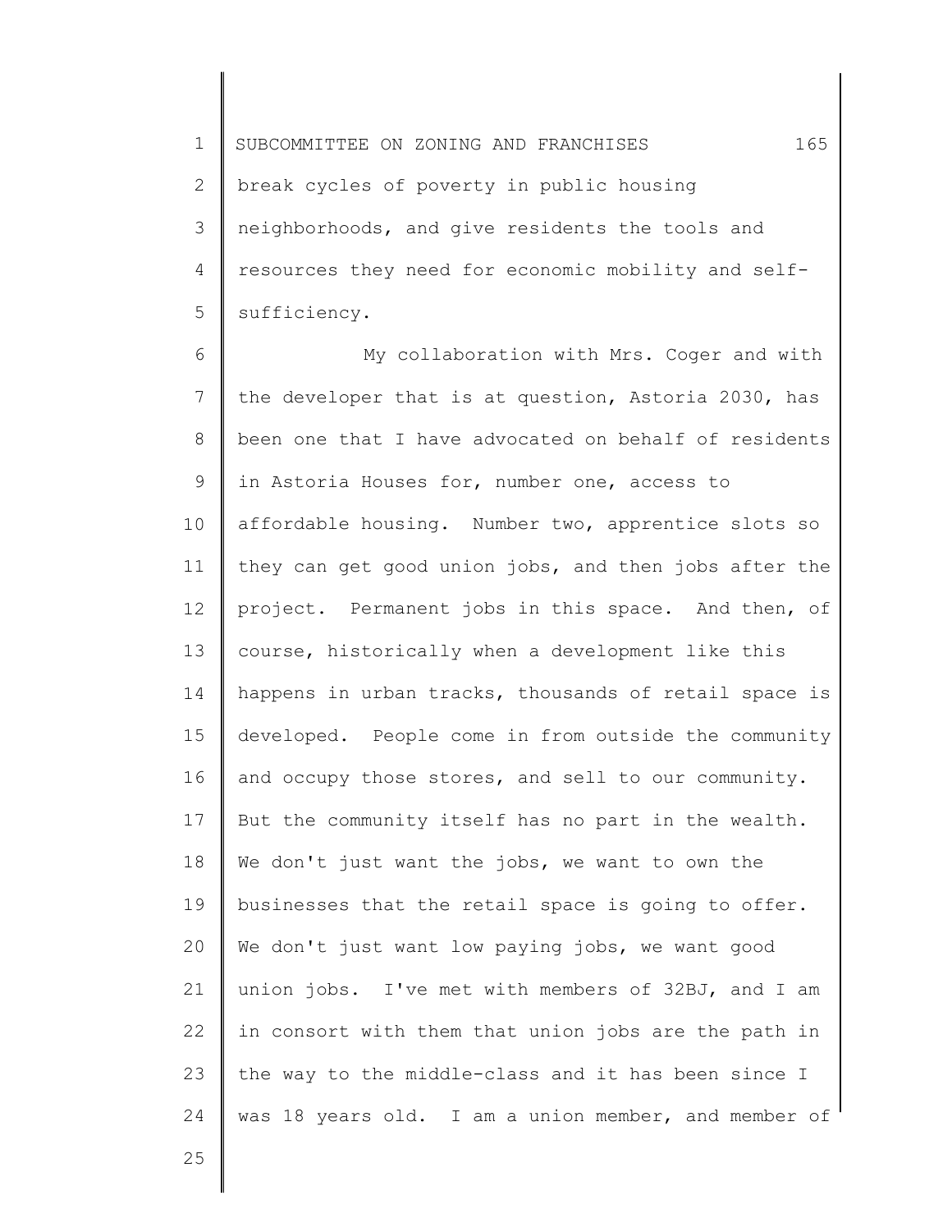break cycles of poverty in public housing neighborhoods, and give residents the tools and resources they need for economic mobility and self-sufficiency.

My collaboration with Mrs. Coger and with the developer that is at question, Astoria 2030, has been one that I have advocated on behalf of residents in Astoria Houses for, number one, access to affordable housing. Number two, apprentice slots so they can get good union jobs, and then jobs after the project. Permanent jobs in this space. And then, of course, historically when a development like this happens in urban tracks, thousands of retail space is developed. People come in from outside the community and occupy those stores, and sell to our community. But the community itself has no part in the wealth. We don't just want the jobs, we want to own the businesses that the retail space is going to offer. We don't just want low paying jobs, we want good union jobs. I've met with members of 32BJ, and I am in consort with them that union jobs are the path in the way to the middle-class and it has been since I was 18 years old. I am a union member, and member of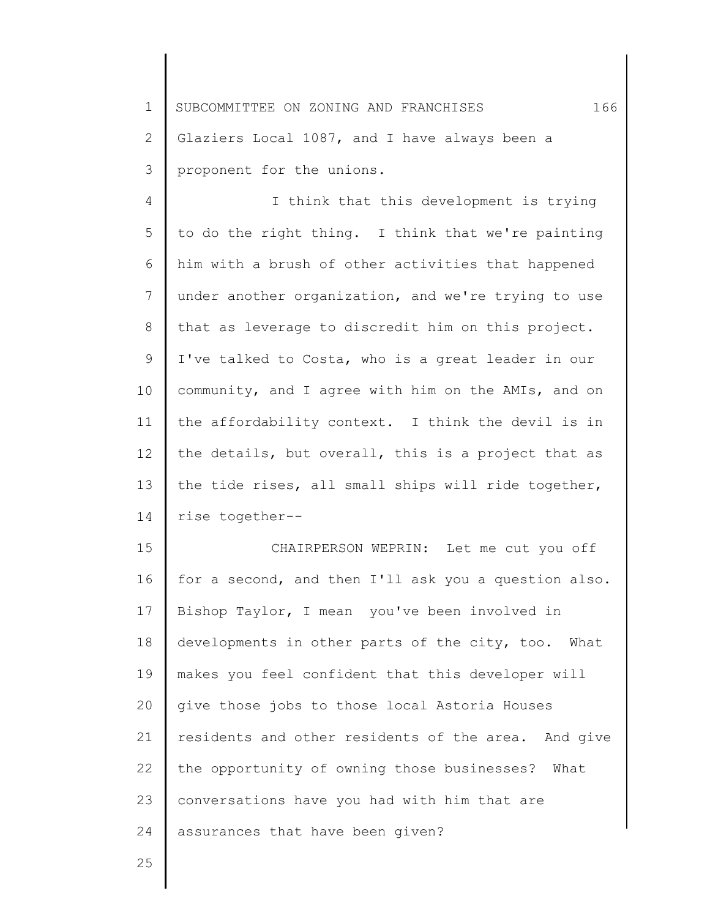Glaziers Local 1087, and I have always been a proponent for the unions.

I think that this development is trying to do the right thing. I think that we're painting him with a brush of other activities that happened under another organization, and we're trying to use that as leverage to discredit him on this project. I've talked to Costa, who is a great leader in our community, and I agree with him on the AMIs, and on the affordability context. I think the devil is in the details, but overall, this is a project that as the tide rises, all small ships will ride together, rise together--

CHAIRPERSON WEPRIN: Let me cut you off for a second, and then I'll ask you a question also. Bishop Taylor, I mean you've been involved in developments in other parts of the city, too. What makes you feel confident that this developer will give those jobs to those local Astoria Houses residents and other residents of the area. And give the opportunity of owning those businesses? What conversations have you had with him that are assurances that have been given?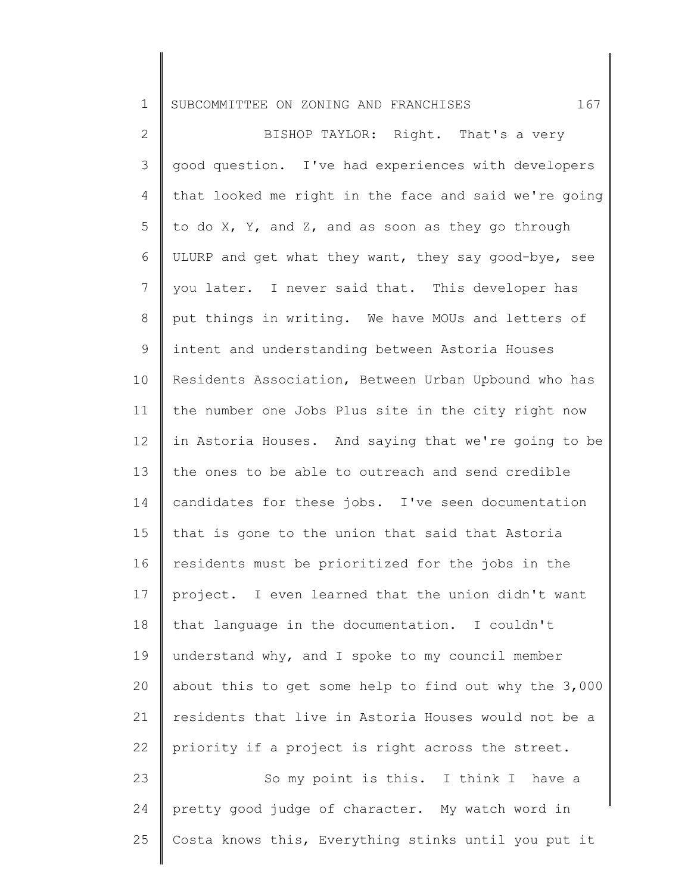BISHOP TAYLOR: Right. That's a very good question. I've had experiences with developers that looked me right in the face and said we're going to do X, Y, and Z, and as soon as they go through ULURP and get what they want, they say good-bye, see you later. I never said that. This developer has put things in writing. We have MOUs and letters of intent and understanding between Astoria Houses Residents Association, Between Urban Upbound who has the number one Jobs Plus site in the city right now in Astoria Houses. And saying that we're going to be the ones to be able to outreach and send credible candidates for these jobs. I've seen documentation that is gone to the union that said that Astoria residents must be prioritized for the jobs in the project. I even learned that the union didn't want that language in the documentation. I couldn't understand why, and I spoke to my council member about this to get some help to find out why the 3,000 residents that live in Astoria Houses would not be a priority if a project is right across the street.

So my point is this. I think I have a pretty good judge of character. My watch word in Costa knows this, Everything stinks until you put it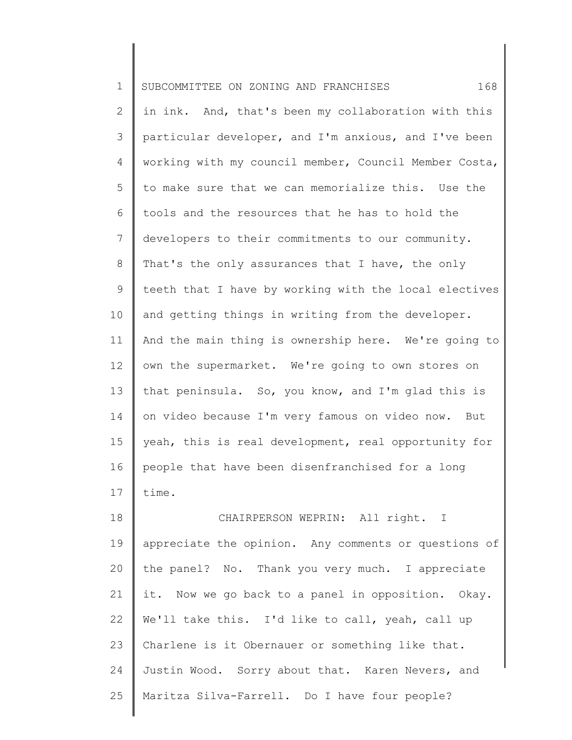in ink. And, that's been my collaboration with this particular developer, and I'm anxious, and I've been working with my council member, Council Member Costa, to make sure that we can memorialize this. Use the tools and the resources that he has to hold the developers to their commitments to our community. That's the only assurances that I have, the only teeth that I have by working with the local electives and getting things in writing from the developer. And the main thing is ownership here. We're going to own the supermarket. We're going to own stores on that peninsula. So, you know, and I'm glad this is on video because I'm very famous on video now. But yeah, this is real development, real opportunity for people that have been disenfranchised for a long time.

CHAIRPERSON WEPRIN: All right. I appreciate the opinion. Any comments or questions of the panel? No. Thank you very much. I appreciate it. Now we go back to a panel in opposition. Okay. We'll take this. I'd like to call, yeah, call up Charlene is it Obernauer or something like that. Justin Wood. Sorry about that. Karen Nevers, and Maritza Silva-Farrell. Do I have four people?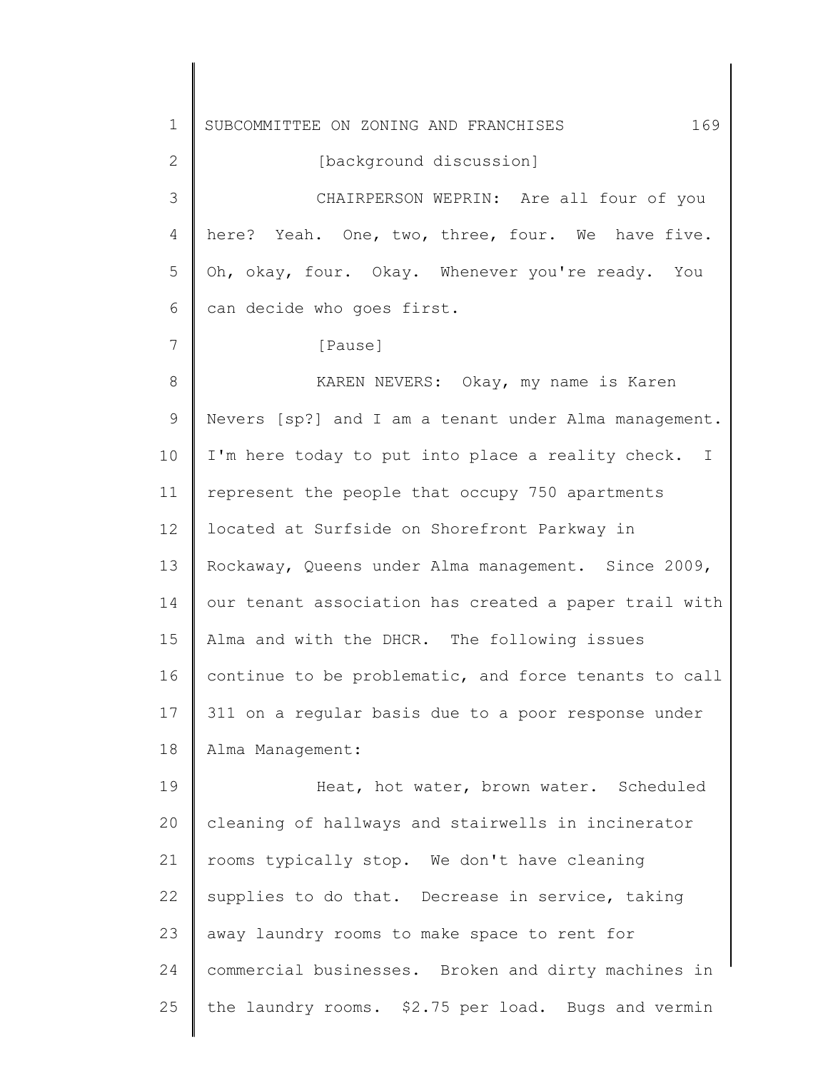[background discussion]

CHAIRPERSON WEPRIN: Are all four of you here? Yeah. One, two, three, four. We have five. Oh, okay, four. Okay. Whenever you're ready. You can decide who goes first.

[Pause]

KAREN NEVERS: Okay, my name is Karen Nevers [sp?] and I am a tenant under Alma management. I'm here today to put into place a reality check. I represent the people that occupy 750 apartments located at Surfside on Shorefront Parkway in Rockaway, Queens under Alma management. Since 2009, our tenant association has created a paper trail with Alma and with the DHCR. The following issues continue to be problematic, and force tenants to call 311 on a regular basis due to a poor response under Alma Management:

Heat, hot water, brown water. Scheduled cleaning of hallways and stairwells in incinerator rooms typically stop. We don't have cleaning supplies to do that. Decrease in service, taking away laundry rooms to make space to rent for commercial businesses. Broken and dirty machines in the laundry rooms. $2.75 per load. Bugs and vermin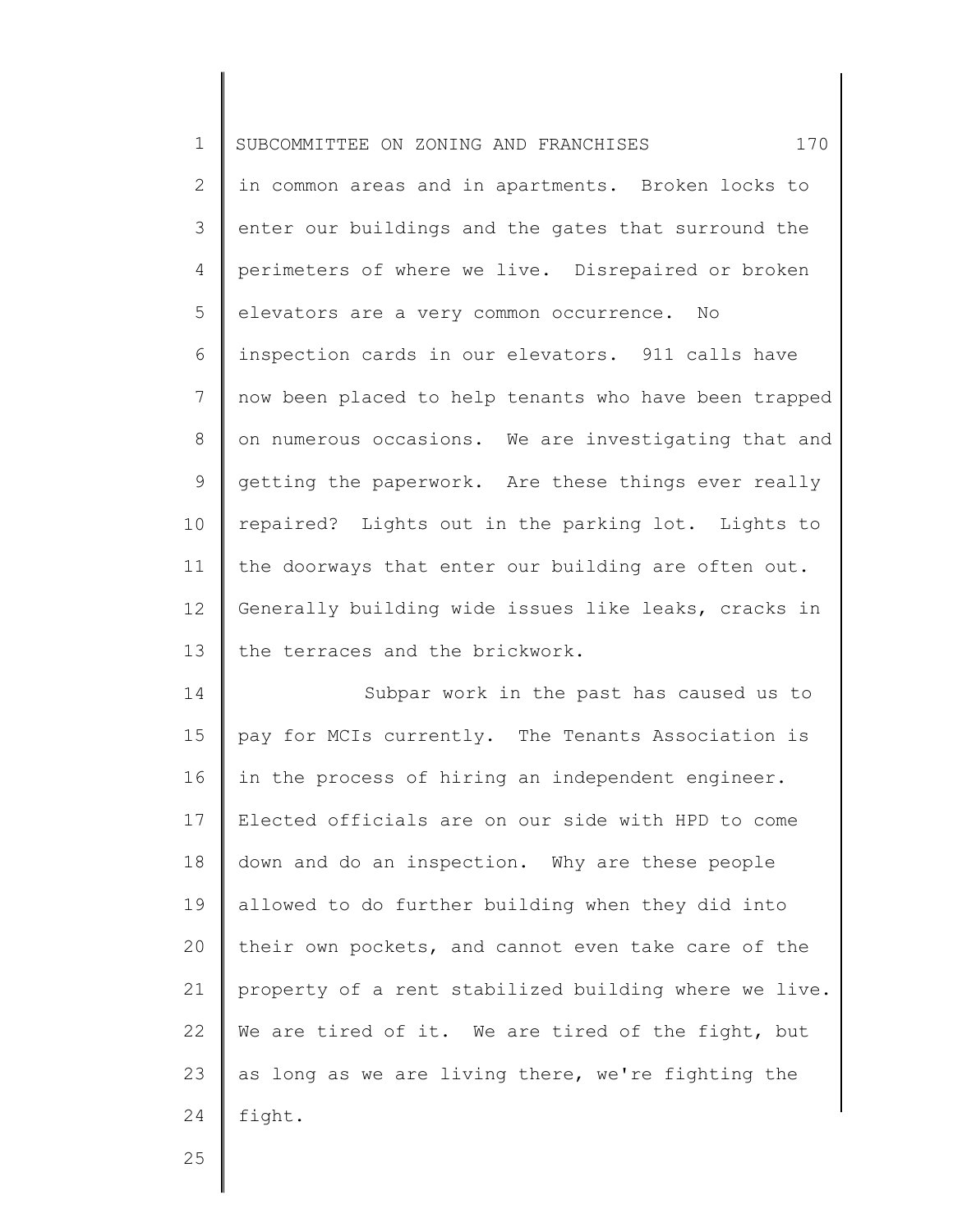in common areas and in apartments. Broken locks to enter our buildings and the gates that surround the perimeters of where we live. Disrepaired or broken elevators are a very common occurrence. No inspection cards in our elevators. 911 calls have now been placed to help tenants who have been trapped on numerous occasions. We are investigating that and getting the paperwork. Are these things ever really repaired? Lights out in the parking lot. Lights to the doorways that enter our building are often out. Generally building wide issues like leaks, cracks in the terraces and the brickwork.

Subpar work in the past has caused us to pay for MCIs currently. The Tenants Association is in the process of hiring an independent engineer. Elected officials are on our side with HPD to come down and do an inspection. Why are these people allowed to do further building when they did into their own pockets, and cannot even take care of the property of a rent stabilized building where we live. We are tired of it. We are tired of the fight, but as long as we are living there, we're fighting the fight.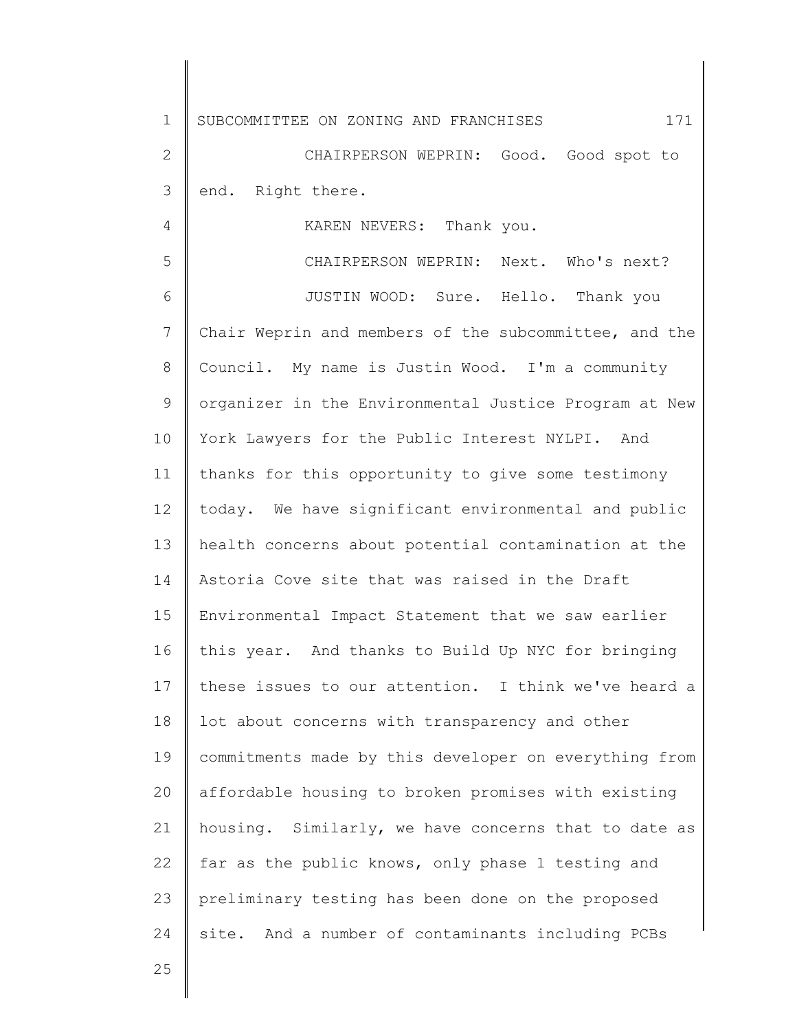CHAIRPERSON WEPRIN: Good. Good spot to end. Right there.

KAREN NEVERS: Thank you.

CHAIRPERSON WEPRIN: Next. Who's next?

JUSTIN WOOD: Sure. Hello. Thank you Chair Weprin and members of the subcommittee, and the Council. My name is Justin Wood. I'm a community organizer in the Environmental Justice Program at New York Lawyers for the Public Interest NYLPI. And thanks for this opportunity to give some testimony today. We have significant environmental and public health concerns about potential contamination at the Astoria Cove site that was raised in the Draft Environmental Impact Statement that we saw earlier this year. And thanks to Build Up NYC for bringing these issues to our attention. I think we've heard a lot about concerns with transparency and other commitments made by this developer on everything from affordable housing to broken promises with existing housing. Similarly, we have concerns that to date as far as the public knows, only phase 1 testing and preliminary testing has been done on the proposed site. And a number of contaminants including PCBs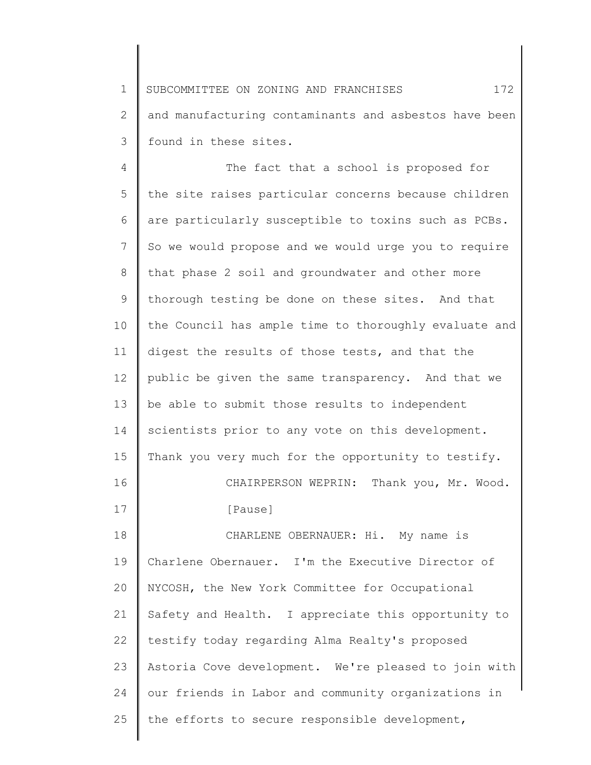and manufacturing contaminants and asbestos have been found in these sites.

The fact that a school is proposed for the site raises particular concerns because children are particularly susceptible to toxins such as PCBs. So we would propose and we would urge you to require that phase 2 soil and groundwater and other more thorough testing be done on these sites. And that the Council has ample time to thoroughly evaluate and digest the results of those tests, and that the public be given the same transparency. And that we be able to submit those results to independent scientists prior to any vote on this development. Thank you very much for the opportunity to testify.

CHAIRPERSON WEPRIN: Thank you, Mr. Wood.

[Pause]

CHARLENE OBERNAUER: Hi. My name is Charlene Obernauer. I'm the Executive Director of NYCOSH, the New York Committee for Occupational Safety and Health. I appreciate this opportunity to testify today regarding Alma Realty's proposed Astoria Cove development. We're pleased to join with our friends in Labor and community organizations in the efforts to secure responsible development,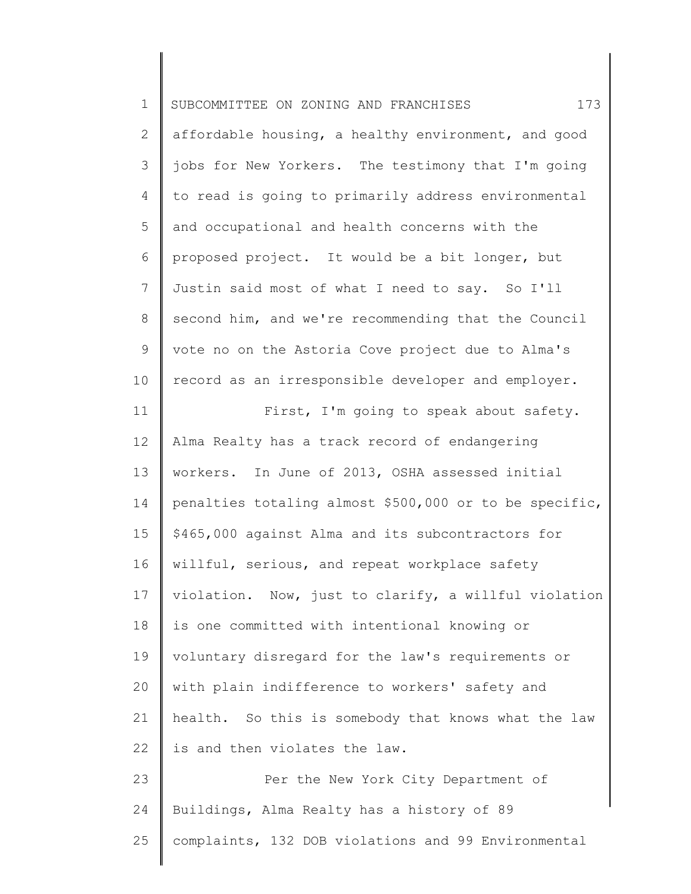affordable housing, a healthy environment, and good jobs for New Yorkers. The testimony that I'm going to read is going to primarily address environmental and occupational and health concerns with the proposed project. It would be a bit longer, but Justin said most of what I need to say. So I'll second him, and we're recommending that the Council vote no on the Astoria Cove project due to Alma's record as an irresponsible developer and employer.

First, I'm going to speak about safety. Alma Realty has a track record of endangering workers. In June of 2013, OSHA assessed initial penalties totaling almost $500,000 or to be specific, $465,000 against Alma and its subcontractors for willful, serious, and repeat workplace safety violation. Now, just to clarify, a willful violation is one committed with intentional knowing or voluntary disregard for the law's requirements or with plain indifference to workers' safety and health. So this is somebody that knows what the law is and then violates the law.

Per the New York City Department of Buildings, Alma Realty has a history of 89 complaints, 132 DOB violations and 99 Environmental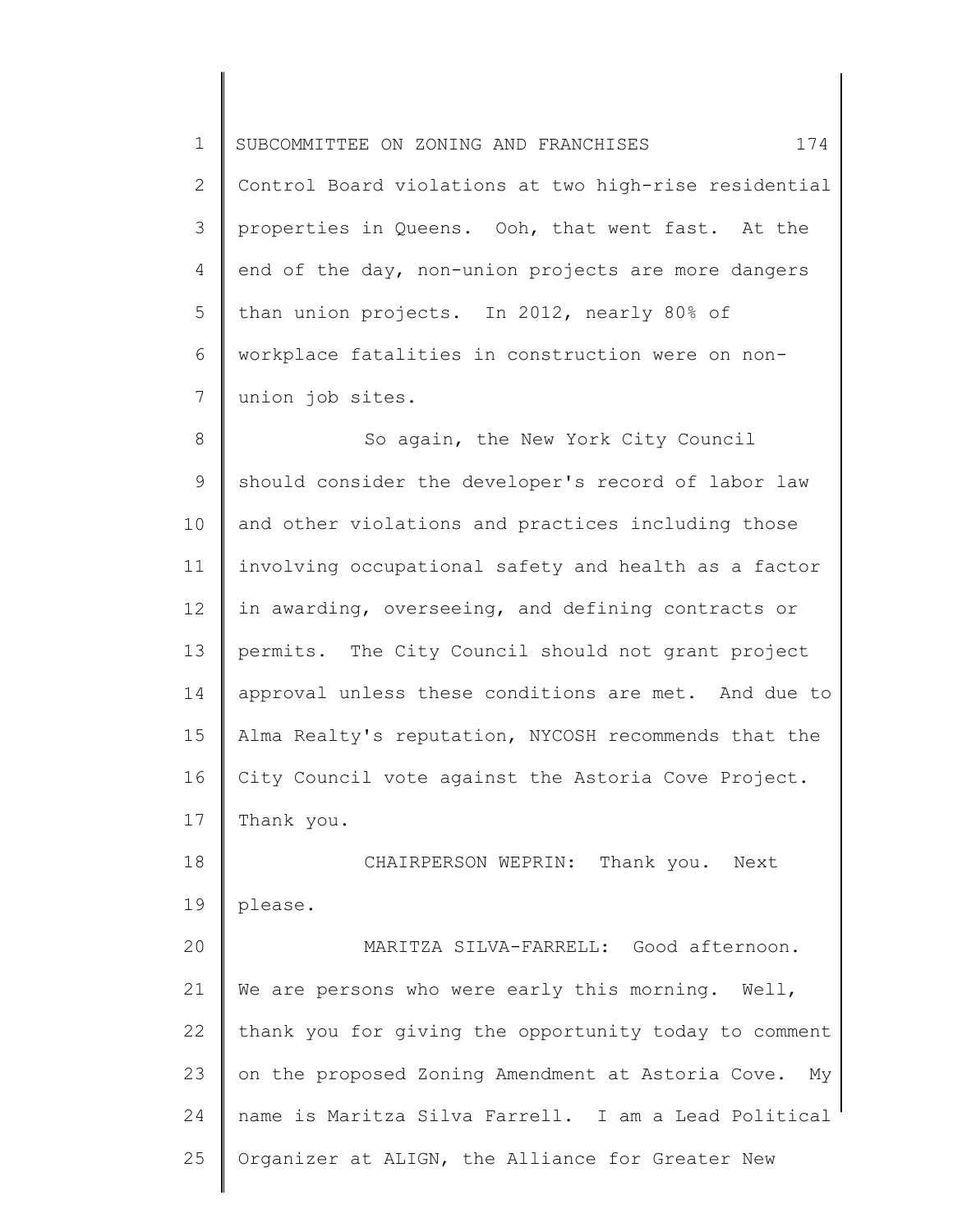Control Board violations at two high-rise residential properties in Queens. Ooh, that went fast. At the end of the day, non-union projects are more dangers than union projects. In 2012, nearly 80% of workplace fatalities in construction were on non-union job sites.

So again, the New York City Council should consider the developer's record of labor law and other violations and practices including those involving occupational safety and health as a factor in awarding, overseeing, and defining contracts or permits. The City Council should not grant project approval unless these conditions are met. And due to Alma Realty's reputation, NYCOSH recommends that the City Council vote against the Astoria Cove Project. Thank you.

CHAIRPERSON WEPRIN: Thank you. Next please.

MARITZA SILVA-FARRELL: Good afternoon. We are persons who were early this morning. Well, thank you for giving the opportunity today to comment on the proposed Zoning Amendment at Astoria Cove. My name is Maritza Silva Farrell. I am a Lead Political Organizer at ALIGN, the Alliance for Greater New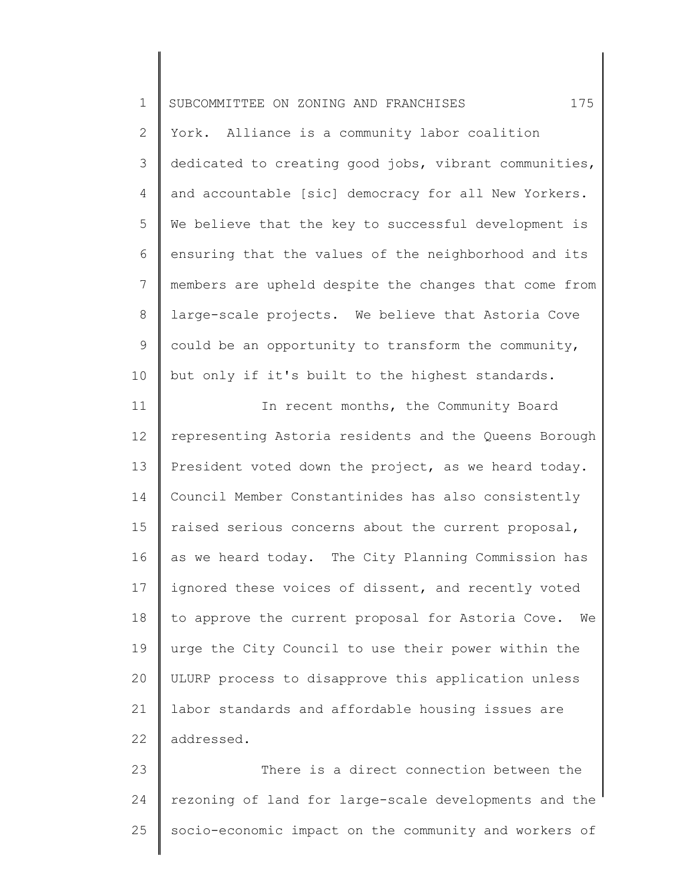York. Alliance is a community labor coalition dedicated to creating good jobs, vibrant communities, and accountable [sic] democracy for all New Yorkers. We believe that the key to successful development is ensuring that the values of the neighborhood and its members are upheld despite the changes that come from large-scale projects. We believe that Astoria Cove could be an opportunity to transform the community, but only if it's built to the highest standards.

In recent months, the Community Board representing Astoria residents and the Queens Borough President voted down the project, as we heard today. Council Member Constantinides has also consistently raised serious concerns about the current proposal, as we heard today. The City Planning Commission has ignored these voices of dissent, and recently voted to approve the current proposal for Astoria Cove. We urge the City Council to use their power within the ULURP process to disapprove this application unless labor standards and affordable housing issues are addressed.

There is a direct connection between the rezoning of land for large-scale developments and the socio-economic impact on the community and workers of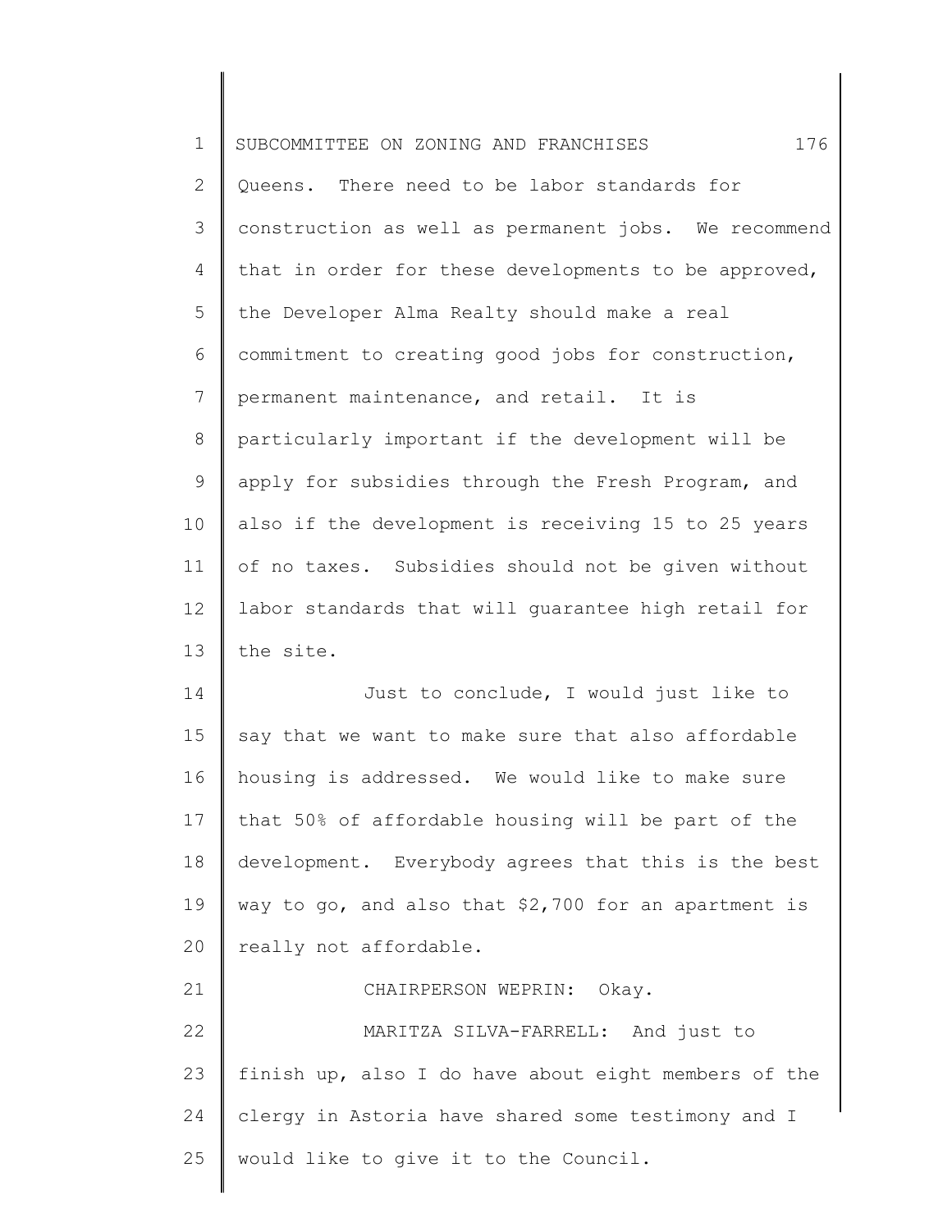Queens. There need to be labor standards for construction as well as permanent jobs. We recommend that in order for these developments to be approved, the Developer Alma Realty should make a real commitment to creating good jobs for construction, permanent maintenance, and retail. It is particularly important if the development will be apply for subsidies through the Fresh Program, and also if the development is receiving 15 to 25 years of no taxes. Subsidies should not be given without labor standards that will guarantee high retail for the site.

Just to conclude, I would just like to say that we want to make sure that also affordable housing is addressed. We would like to make sure that 50% of affordable housing will be part of the development. Everybody agrees that this is the best way to go, and also that $2,700 for an apartment is really not affordable.

CHAIRPERSON WEPRIN: Okay.

MARITZA SILVA-FARRELL: And just to finish up, also I do have about eight members of the clergy in Astoria have shared some testimony and I would like to give it to the Council.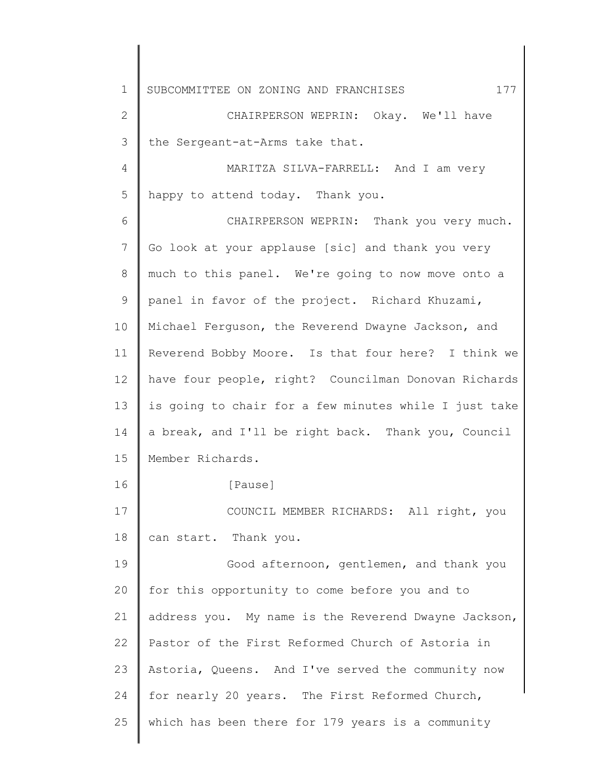CHAIRPERSON WEPRIN: Okay. We'll have the Sergeant-at-Arms take that.

MARITZA SILVA-FARRELL: And I am very happy to attend today. Thank you.

CHAIRPERSON WEPRIN: Thank you very much. Go look at your applause [sic] and thank you very much to this panel. We're going to now move onto a panel in favor of the project. Richard Khuzami, Michael Ferguson, the Reverend Dwayne Jackson, and Reverend Bobby Moore. Is that four here? I think we have four people, right? Councilman Donovan Richards is going to chair for a few minutes while I just take a break, and I'll be right back. Thank you, Council Member Richards.

[Pause]

COUNCIL MEMBER RICHARDS: All right, you can start. Thank you.

Good afternoon, gentlemen, and thank you for this opportunity to come before you and to address you. My name is the Reverend Dwayne Jackson, Pastor of the First Reformed Church of Astoria in Astoria, Queens. And I've served the community now for nearly 20 years. The First Reformed Church, which has been there for 179 years is a community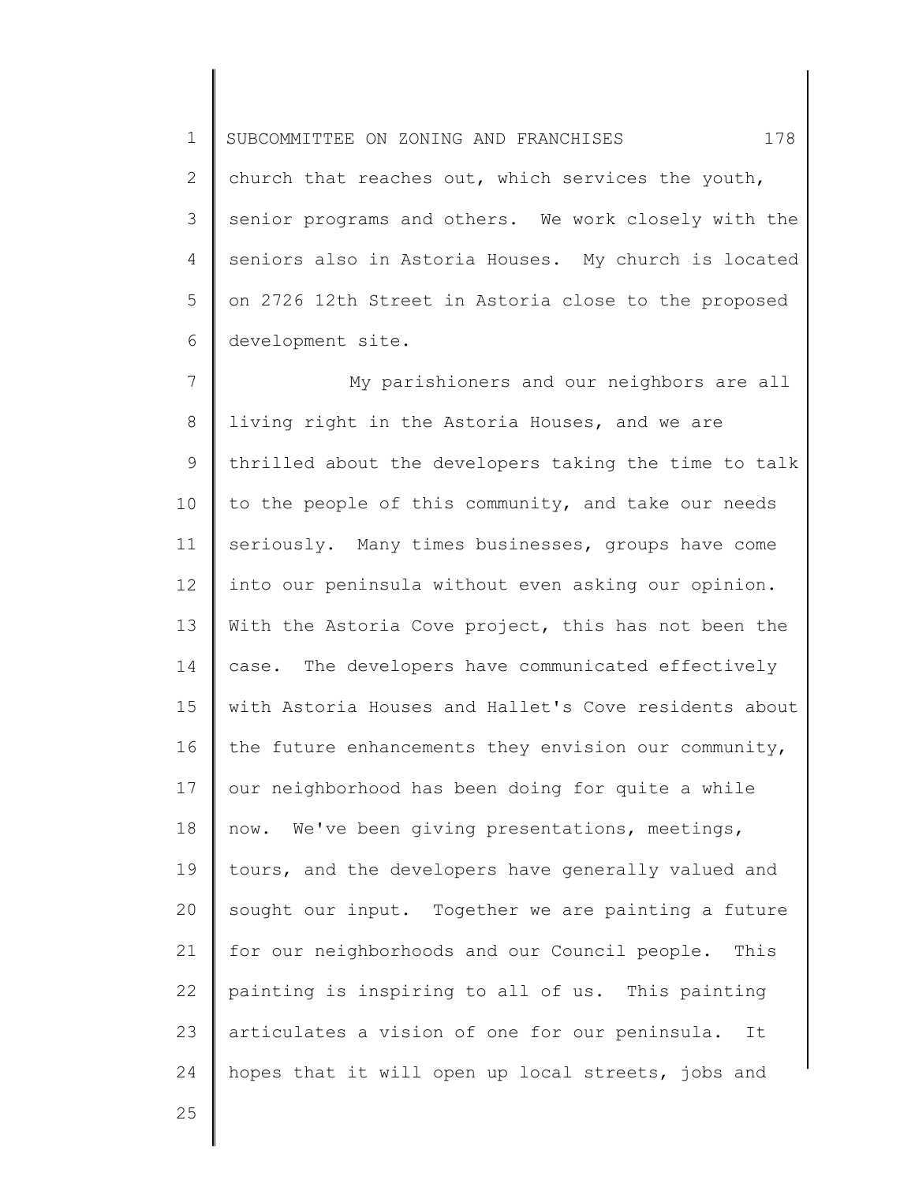church that reaches out, which services the youth, senior programs and others. We work closely with the seniors also in Astoria Houses. My church is located on 2726 12th Street in Astoria close to the proposed development site.

My parishioners and our neighbors are all living right in the Astoria Houses, and we are thrilled about the developers taking the time to talk to the people of this community, and take our needs seriously. Many times businesses, groups have come into our peninsula without even asking our opinion. With the Astoria Cove project, this has not been the case. The developers have communicated effectively with Astoria Houses and Hallet's Cove residents about the future enhancements they envision our community, our neighborhood has been doing for quite a while now. We've been giving presentations, meetings, tours, and the developers have generally valued and sought our input. Together we are painting a future for our neighborhoods and our Council people. This painting is inspiring to all of us. This painting articulates a vision of one for our peninsula. It hopes that it will open up local streets, jobs and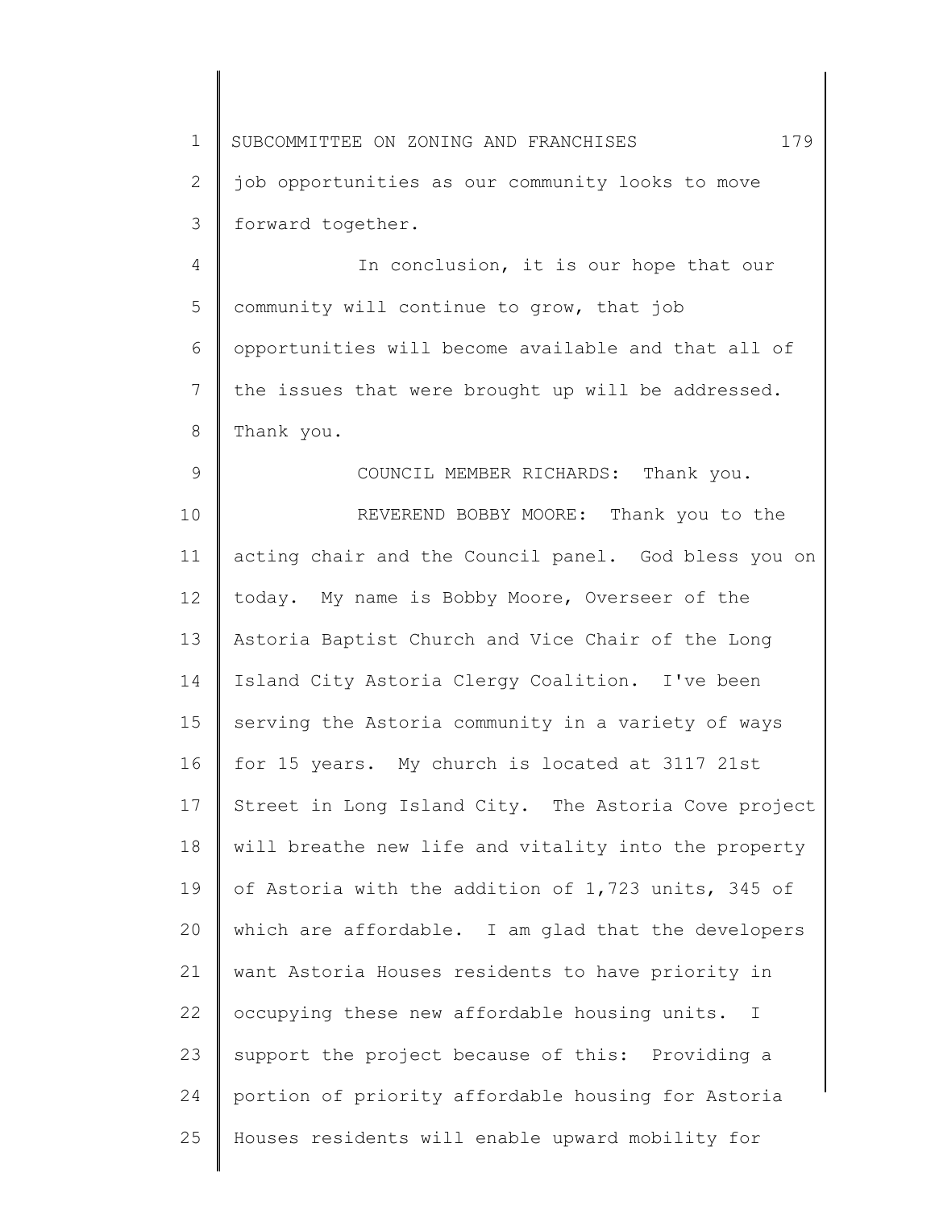job opportunities as our community looks to move forward together.

In conclusion, it is our hope that our community will continue to grow, that job opportunities will become available and that all of the issues that were brought up will be addressed. Thank you.

COUNCIL MEMBER RICHARDS: Thank you.

REVEREND BOBBY MOORE: Thank you to the acting chair and the Council panel. God bless you on today. My name is Bobby Moore, Overseer of the Astoria Baptist Church and Vice Chair of the Long Island City Astoria Clergy Coalition. I've been serving the Astoria community in a variety of ways for 15 years. My church is located at 3117 21st Street in Long Island City. The Astoria Cove project will breathe new life and vitality into the property of Astoria with the addition of 1,723 units, 345 of which are affordable. I am glad that the developers want Astoria Houses residents to have priority in occupying these new affordable housing units. I support the project because of this: Providing a portion of priority affordable housing for Astoria Houses residents will enable upward mobility for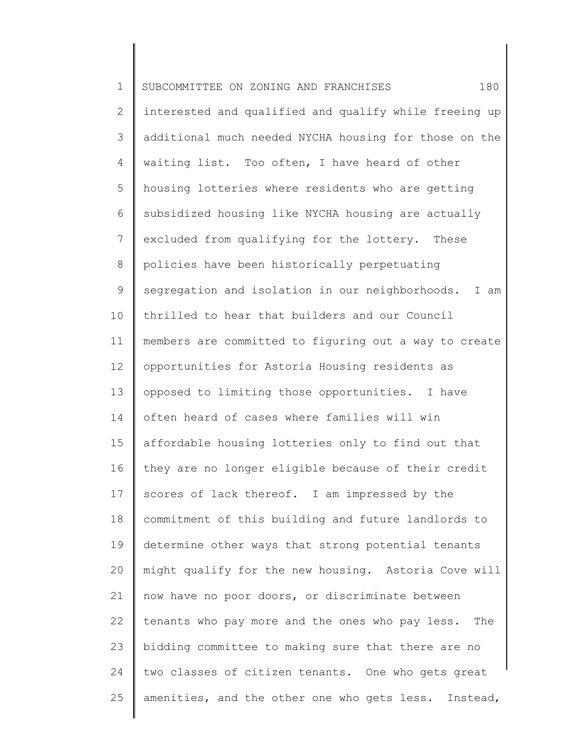interested and qualified and qualify while freeing up additional much needed NYCHA housing for those on the waiting list. Too often, I have heard of other housing lotteries where residents who are getting subsidized housing like NYCHA housing are actually excluded from qualifying for the lottery. These policies have been historically perpetuating segregation and isolation in our neighborhoods. I am thrilled to hear that builders and our Council members are committed to figuring out a way to create opportunities for Astoria Housing residents as opposed to limiting those opportunities. I have often heard of cases where families will win affordable housing lotteries only to find out that they are no longer eligible because of their credit scores of lack thereof. I am impressed by the commitment of this building and future landlords to determine other ways that strong potential tenants might qualify for the new housing. Astoria Cove will now have no poor doors, or discriminate between tenants who pay more and the ones who pay less. The bidding committee to making sure that there are no two classes of citizen tenants. One who gets great amenities, and the other one who gets less. Instead,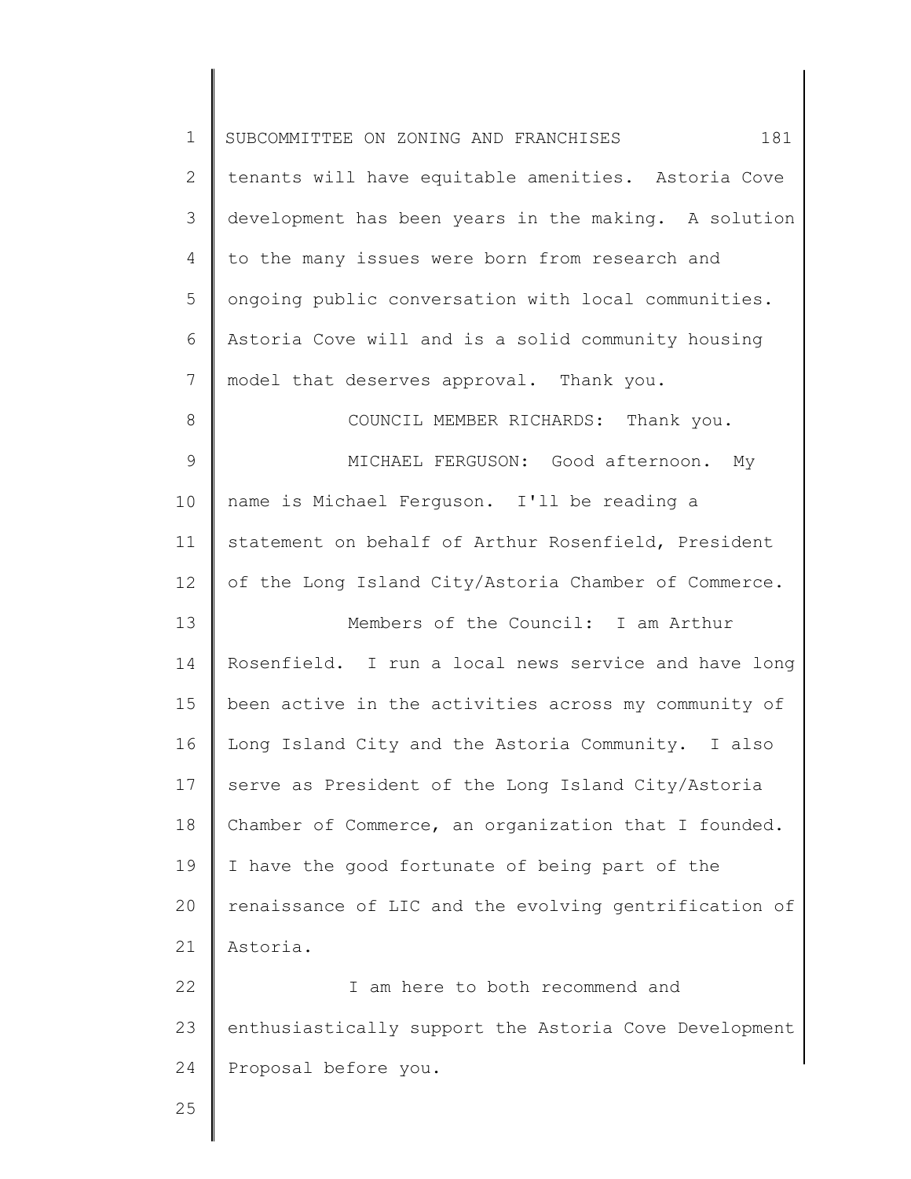tenants will have equitable amenities. Astoria Cove development has been years in the making. A solution to the many issues were born from research and ongoing public conversation with local communities. Astoria Cove will and is a solid community housing model that deserves approval. Thank you.

COUNCIL MEMBER RICHARDS: Thank you.

MICHAEL FERGUSON: Good afternoon. My name is Michael Ferguson. I'll be reading a statement on behalf of Arthur Rosenfield, President of the Long Island City/Astoria Chamber of Commerce.

Members of the Council: I am Arthur Rosenfield. I run a local news service and have long been active in the activities across my community of Long Island City and the Astoria Community. I also serve as President of the Long Island City/Astoria Chamber of Commerce, an organization that I founded. I have the good fortunate of being part of the renaissance of LIC and the evolving gentrification of Astoria.

I am here to both recommend and enthusiastically support the Astoria Cove Development Proposal before you.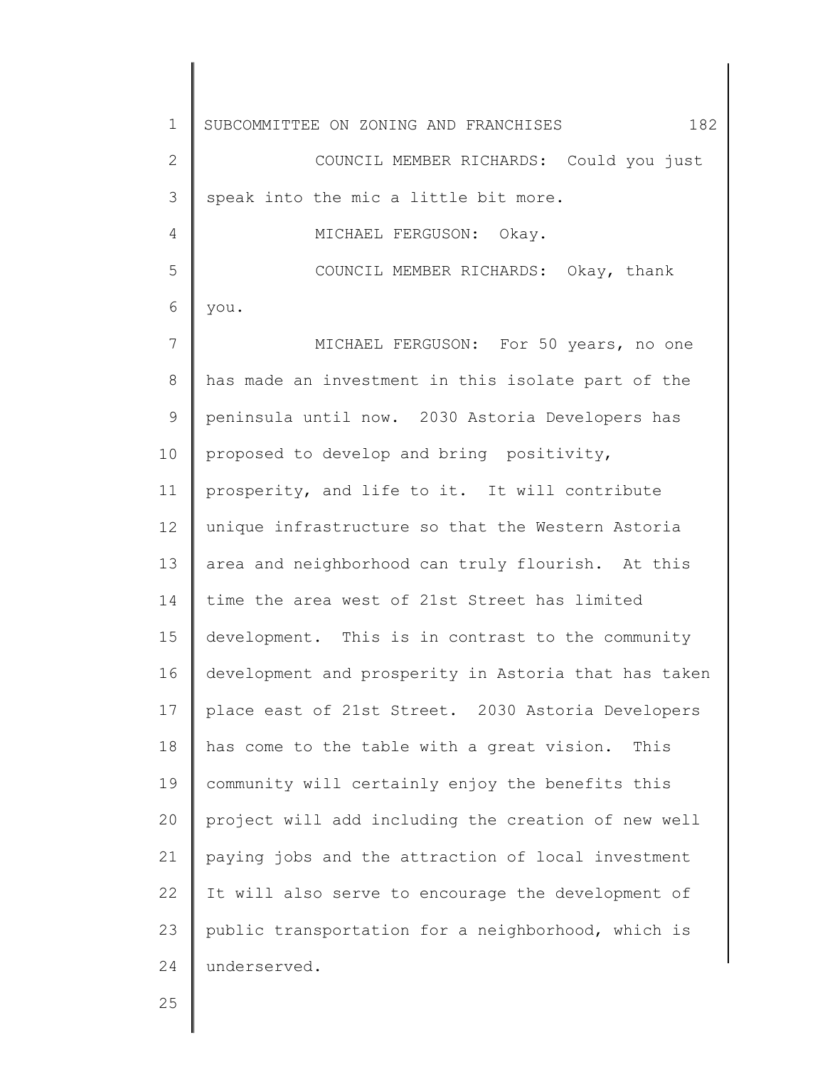COUNCIL MEMBER RICHARDS: Could you just speak into the mic a little bit more.

MICHAEL FERGUSON: Okay.

COUNCIL MEMBER RICHARDS: Okay, thank you.

MICHAEL FERGUSON: For 50 years, no one has made an investment in this isolate part of the peninsula until now. 2030 Astoria Developers has proposed to develop and bring positivity, prosperity, and life to it. It will contribute unique infrastructure so that the Western Astoria area and neighborhood can truly flourish. At this time the area west of 21st Street has limited development. This is in contrast to the community development and prosperity in Astoria that has taken place east of 21st Street. 2030 Astoria Developers has come to the table with a great vision. This community will certainly enjoy the benefits this project will add including the creation of new well paying jobs and the attraction of local investment It will also serve to encourage the development of public transportation for a neighborhood, which is underserved.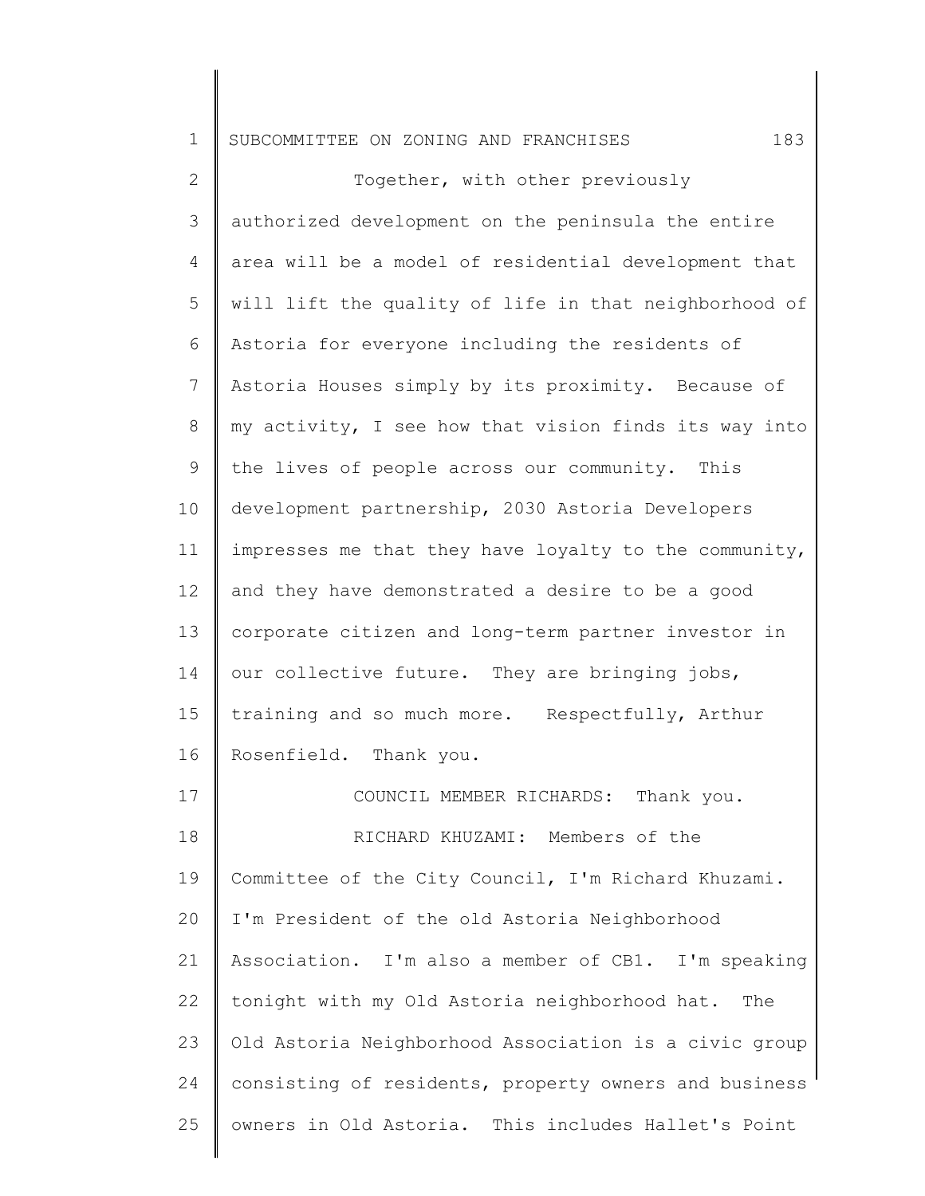Together, with other previously authorized development on the peninsula the entire area will be a model of residential development that will lift the quality of life in that neighborhood of Astoria for everyone including the residents of Astoria Houses simply by its proximity. Because of my activity, I see how that vision finds its way into the lives of people across our community. This development partnership, 2030 Astoria Developers impresses me that they have loyalty to the community, and they have demonstrated a desire to be a good corporate citizen and long-term partner investor in our collective future. They are bringing jobs, training and so much more. Respectfully, Arthur Rosenfield. Thank you.

COUNCIL MEMBER RICHARDS: Thank you.

RICHARD KHUZAMI: Members of the Committee of the City Council, I'm Richard Khuzami. I'm President of the old Astoria Neighborhood Association. I'm also a member of CB1. I'm speaking tonight with my Old Astoria neighborhood hat. The Old Astoria Neighborhood Association is a civic group consisting of residents, property owners and business owners in Old Astoria. This includes Hallet's Point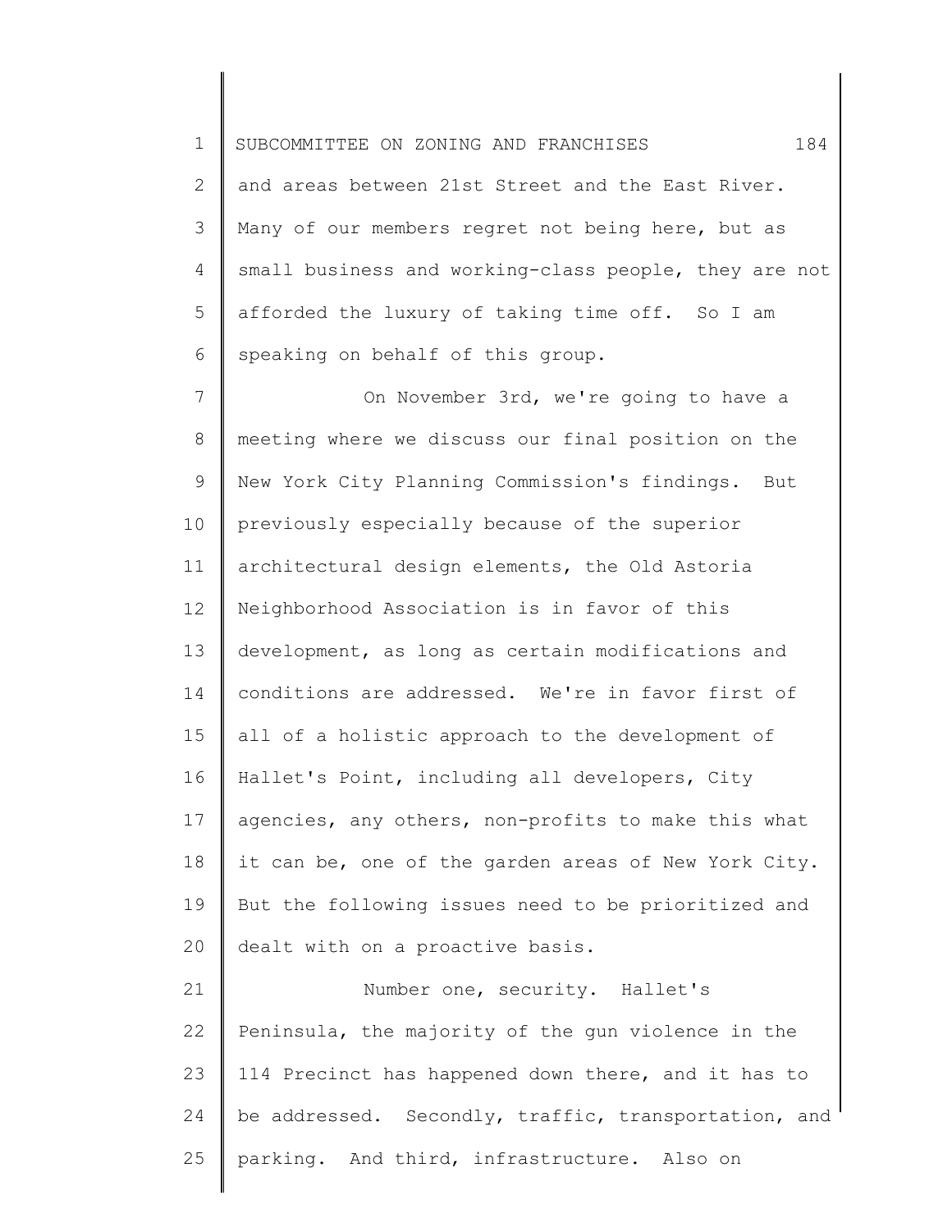and areas between 21st Street and the East River. Many of our members regret not being here, but as small business and working-class people, they are not afforded the luxury of taking time off. So I am speaking on behalf of this group.

On November 3rd, we're going to have a meeting where we discuss our final position on the New York City Planning Commission's findings. But previously especially because of the superior architectural design elements, the Old Astoria Neighborhood Association is in favor of this development, as long as certain modifications and conditions are addressed. We're in favor first of all of a holistic approach to the development of Hallet's Point, including all developers, City agencies, any others, non-profits to make this what it can be, one of the garden areas of New York City. But the following issues need to be prioritized and dealt with on a proactive basis.

Number one, security. Hallet's Peninsula, the majority of the gun violence in the 114 Precinct has happened down there, and it has to be addressed. Secondly, traffic, transportation, and parking. And third, infrastructure. Also on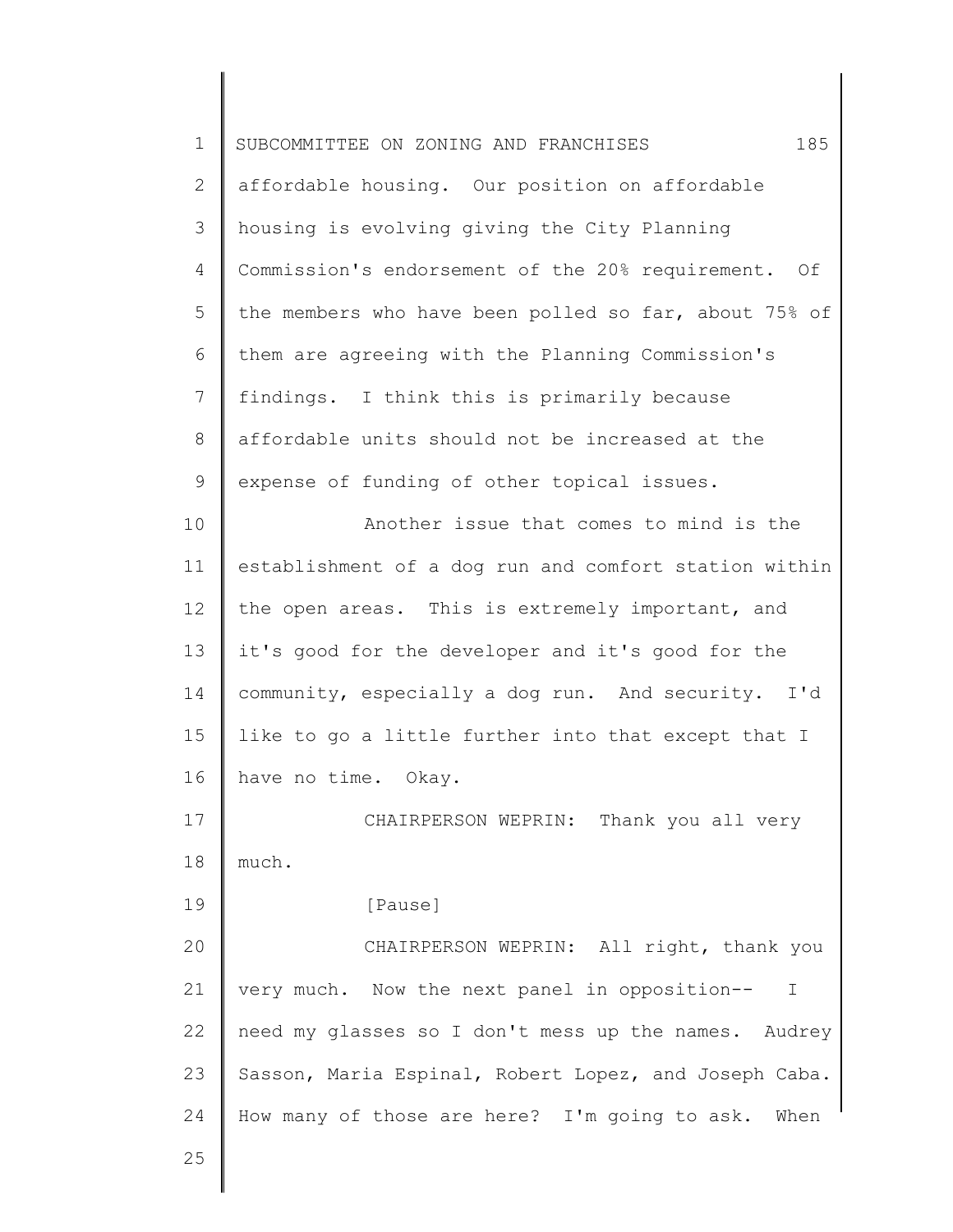affordable housing. Our position on affordable housing is evolving giving the City Planning Commission's endorsement of the 20% requirement. Of the members who have been polled so far, about 75% of them are agreeing with the Planning Commission's findings. I think this is primarily because affordable units should not be increased at the expense of funding of other topical issues.

Another issue that comes to mind is the establishment of a dog run and comfort station within the open areas. This is extremely important, and it's good for the developer and it's good for the community, especially a dog run. And security. I'd like to go a little further into that except that I have no time. Okay.

CHAIRPERSON WEPRIN: Thank you all very much.

[Pause]

CHAIRPERSON WEPRIN: All right, thank you very much. Now the next panel in opposition-- I need my glasses so I don't mess up the names. Audrey Sasson, Maria Espinal, Robert Lopez, and Joseph Caba. How many of those are here? I'm going to ask. When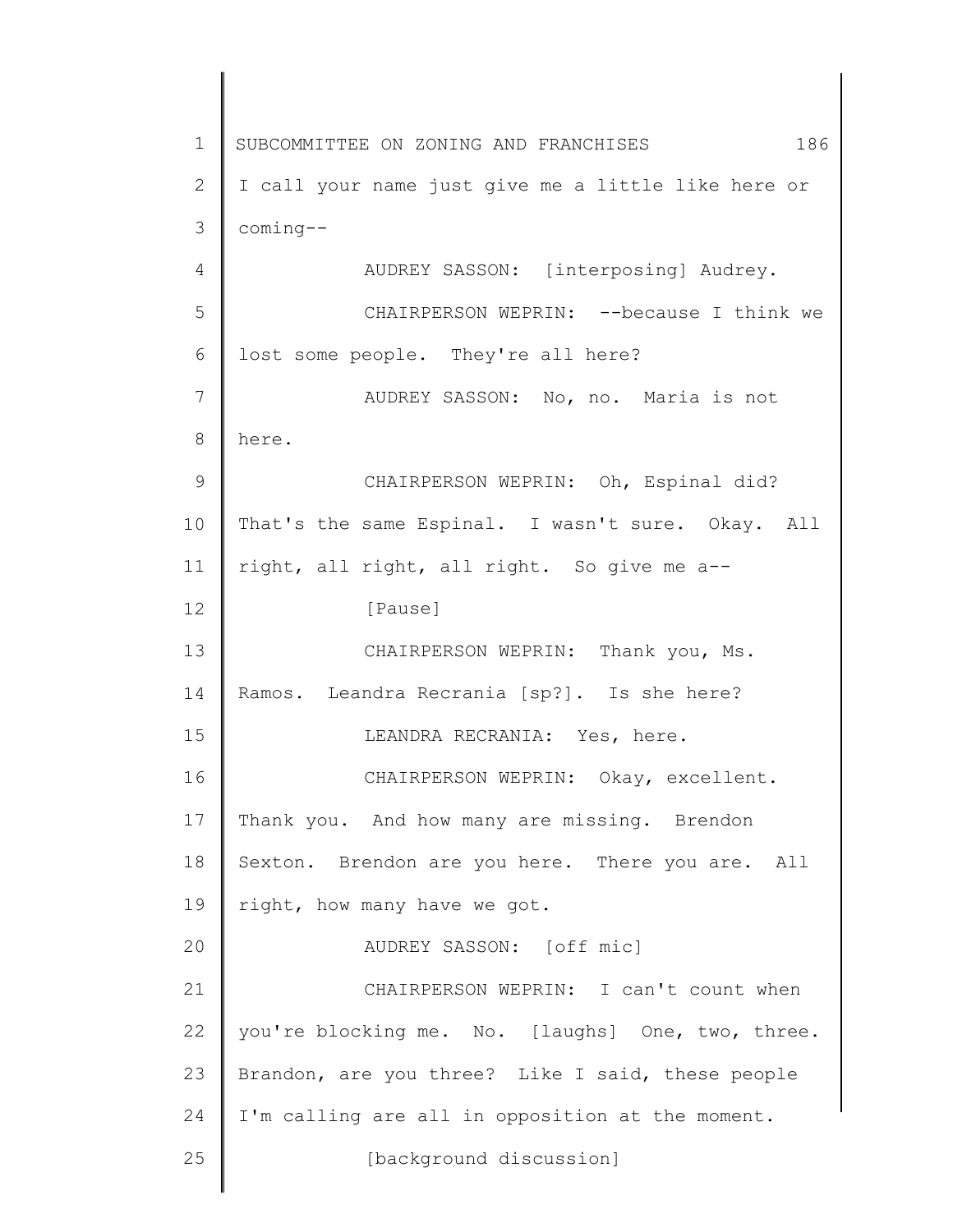I call your name just give me a little like here or coming--

AUDREY SASSON: [interposing] Audrey.

CHAIRPERSON WEPRIN: --because I think we lost some people. They're all here?

AUDREY SASSON: No, no. Maria is not here.

CHAIRPERSON WEPRIN: Oh, Espinal did? That's the same Espinal. I wasn't sure. Okay. All right, all right, all right. So give me a--

[Pause]

CHAIRPERSON WEPRIN: Thank you, Ms. Ramos. Leandra Recrania [sp?]. Is she here?

LEANDRA RECRANIA: Yes, here.

CHAIRPERSON WEPRIN: Okay, excellent. Thank you. And how many are missing. Brendon Sexton. Brendon are you here. There you are. All right, how many have we got.

AUDREY SASSON: [off mic]

CHAIRPERSON WEPRIN: I can't count when you're blocking me. No. [laughs] One, two, three. Brandon, are you three? Like I said, these people I'm calling are all in opposition at the moment.

[background discussion]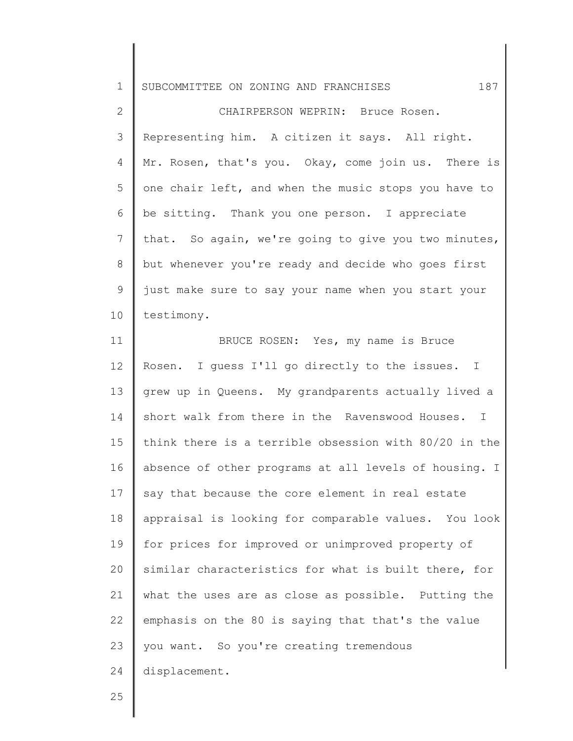CHAIRPERSON WEPRIN: Bruce Rosen. Representing him. A citizen it says. All right. Mr. Rosen, that's you. Okay, come join us. There is one chair left, and when the music stops you have to be sitting. Thank you one person. I appreciate that. So again, we're going to give you two minutes, but whenever you're ready and decide who goes first just make sure to say your name when you start your testimony.

BRUCE ROSEN: Yes, my name is Bruce Rosen. I guess I'll go directly to the issues. I grew up in Queens. My grandparents actually lived a short walk from there in the Ravenswood Houses. I think there is a terrible obsession with 80/20 in the absence of other programs at all levels of housing. I say that because the core element in real estate appraisal is looking for comparable values. You look for prices for improved or unimproved property of similar characteristics for what is built there, for what the uses are as close as possible. Putting the emphasis on the 80 is saying that that's the value you want. So you're creating tremendous displacement.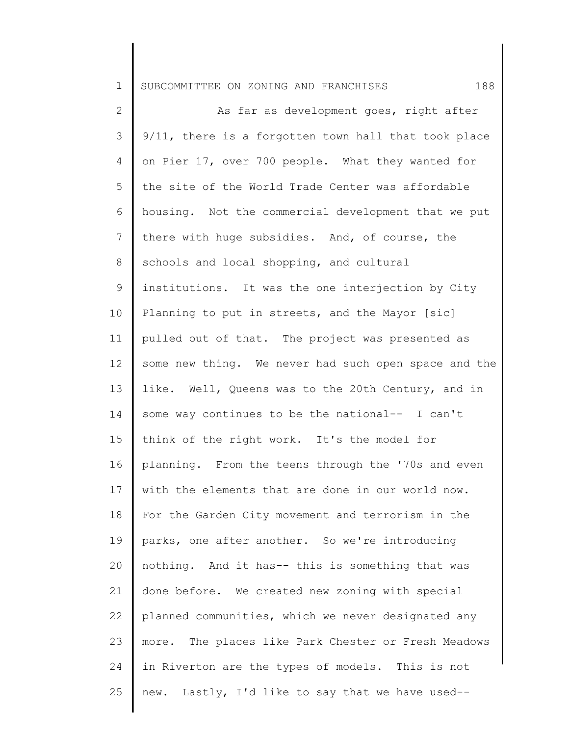As far as development goes, right after 9/11, there is a forgotten town hall that took place on Pier 17, over 700 people. What they wanted for the site of the World Trade Center was affordable housing. Not the commercial development that we put there with huge subsidies. And, of course, the schools and local shopping, and cultural institutions. It was the one interjection by City Planning to put in streets, and the Mayor [sic] pulled out of that. The project was presented as some new thing. We never had such open space and the like. Well, Queens was to the 20th Century, and in some way continues to be the national-- I can't think of the right work. It's the model for planning. From the teens through the '70s and even with the elements that are done in our world now. For the Garden City movement and terrorism in the parks, one after another. So we're introducing nothing. And it has-- this is something that was done before. We created new zoning with special planned communities, which we never designated any more. The places like Park Chester or Fresh Meadows in Riverton are the types of models. This is not new. Lastly, I'd like to say that we have used--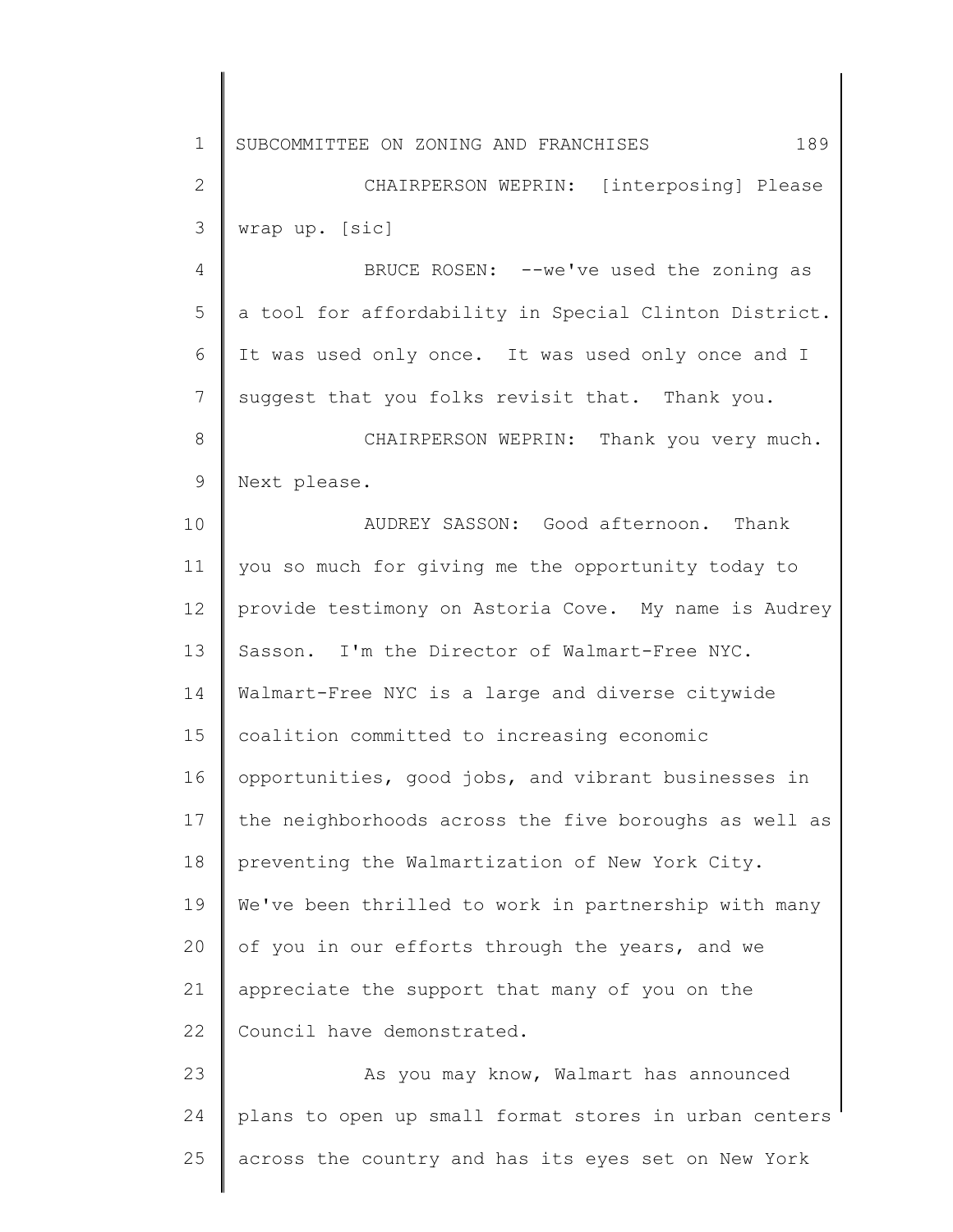CHAIRPERSON WEPRIN: [interposing] Please wrap up. [sic]

BRUCE ROSEN: --we've used the zoning as a tool for affordability in Special Clinton District. It was used only once. It was used only once and I suggest that you folks revisit that. Thank you.

CHAIRPERSON WEPRIN: Thank you very much. Next please.

AUDREY SASSON: Good afternoon. Thank you so much for giving me the opportunity today to provide testimony on Astoria Cove. My name is Audrey Sasson. I'm the Director of Walmart-Free NYC. Walmart-Free NYC is a large and diverse citywide coalition committed to increasing economic opportunities, good jobs, and vibrant businesses in the neighborhoods across the five boroughs as well as preventing the Walmartization of New York City. We've been thrilled to work in partnership with many of you in our efforts through the years, and we appreciate the support that many of you on the Council have demonstrated.

As you may know, Walmart has announced plans to open up small format stores in urban centers across the country and has its eyes set on New York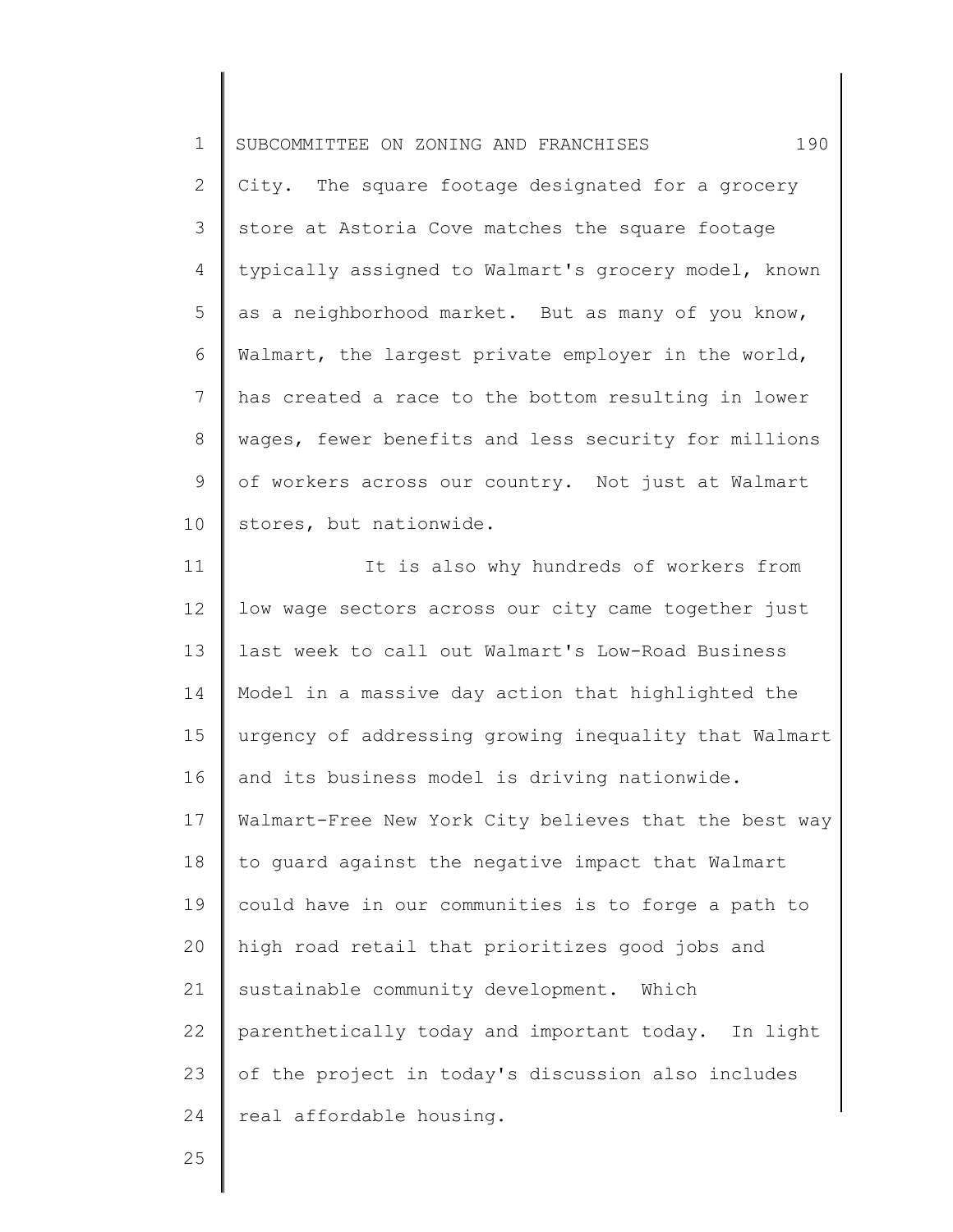City. The square footage designated for a grocery store at Astoria Cove matches the square footage typically assigned to Walmart's grocery model, known as a neighborhood market. But as many of you know, Walmart, the largest private employer in the world, has created a race to the bottom resulting in lower wages, fewer benefits and less security for millions of workers across our country. Not just at Walmart stores, but nationwide.

It is also why hundreds of workers from low wage sectors across our city came together just last week to call out Walmart's Low-Road Business Model in a massive day action that highlighted the urgency of addressing growing inequality that Walmart and its business model is driving nationwide. Walmart-Free New York City believes that the best way to guard against the negative impact that Walmart could have in our communities is to forge a path to high road retail that prioritizes good jobs and sustainable community development. Which parenthetically today and important today. In light of the project in today's discussion also includes real affordable housing.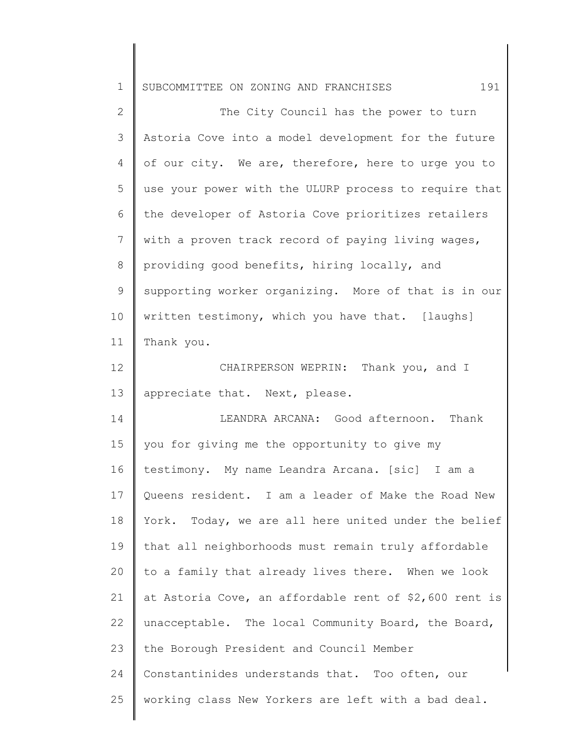The City Council has the power to turn Astoria Cove into a model development for the future of our city. We are, therefore, here to urge you to use your power with the ULURP process to require that the developer of Astoria Cove prioritizes retailers with a proven track record of paying living wages, providing good benefits, hiring locally, and supporting worker organizing. More of that is in our written testimony, which you have that. [laughs] Thank you.

CHAIRPERSON WEPRIN: Thank you, and I appreciate that. Next, please.

LEANDRA ARCANA: Good afternoon. Thank you for giving me the opportunity to give my testimony. My name Leandra Arcana. [sic] I am a Queens resident. I am a leader of Make the Road New York. Today, we are all here united under the belief that all neighborhoods must remain truly affordable to a family that already lives there. When we look at Astoria Cove, an affordable rent of $2,600 rent is unacceptable. The local Community Board, the Board, the Borough President and Council Member Constantinides understands that. Too often, our working class New Yorkers are left with a bad deal.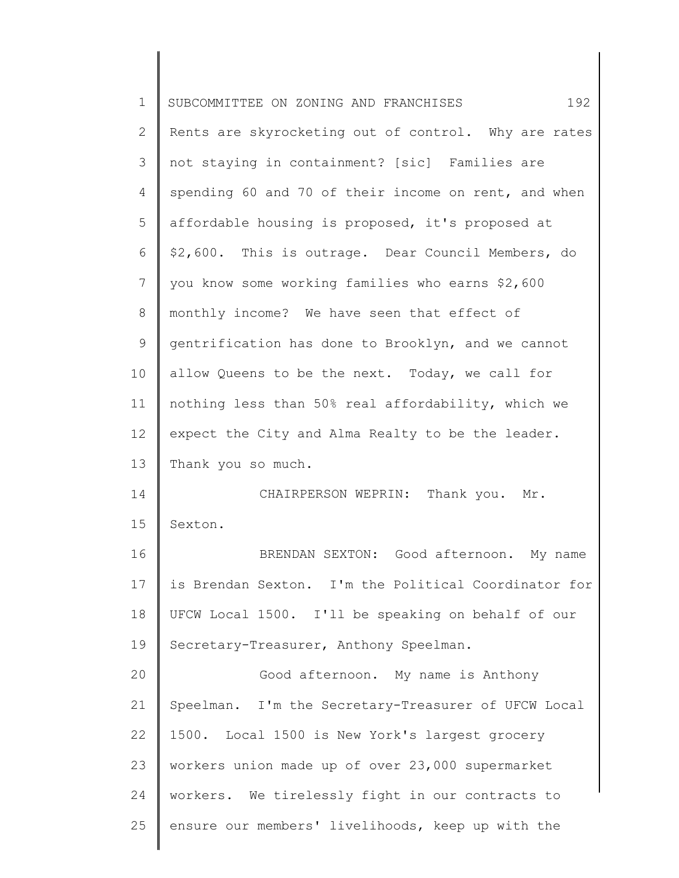Rents are skyrocketing out of control. Why are rates not staying in containment? [sic] Families are spending 60 and 70 of their income on rent, and when affordable housing is proposed, it's proposed at $2,600. This is outrage. Dear Council Members, do you know some working families who earns $2,600 monthly income? We have seen that effect of gentrification has done to Brooklyn, and we cannot allow Queens to be the next. Today, we call for nothing less than 50% real affordability, which we expect the City and Alma Realty to be the leader. Thank you so much.

CHAIRPERSON WEPRIN: Thank you. Mr. Sexton.

BRENDAN SEXTON: Good afternoon. My name is Brendan Sexton. I'm the Political Coordinator for UFCW Local 1500. I'll be speaking on behalf of our Secretary-Treasurer, Anthony Speelman.

Good afternoon. My name is Anthony Speelman. I'm the Secretary-Treasurer of UFCW Local 1500. Local 1500 is New York's largest grocery workers union made up of over 23,000 supermarket workers. We tirelessly fight in our contracts to ensure our members' livelihoods, keep up with the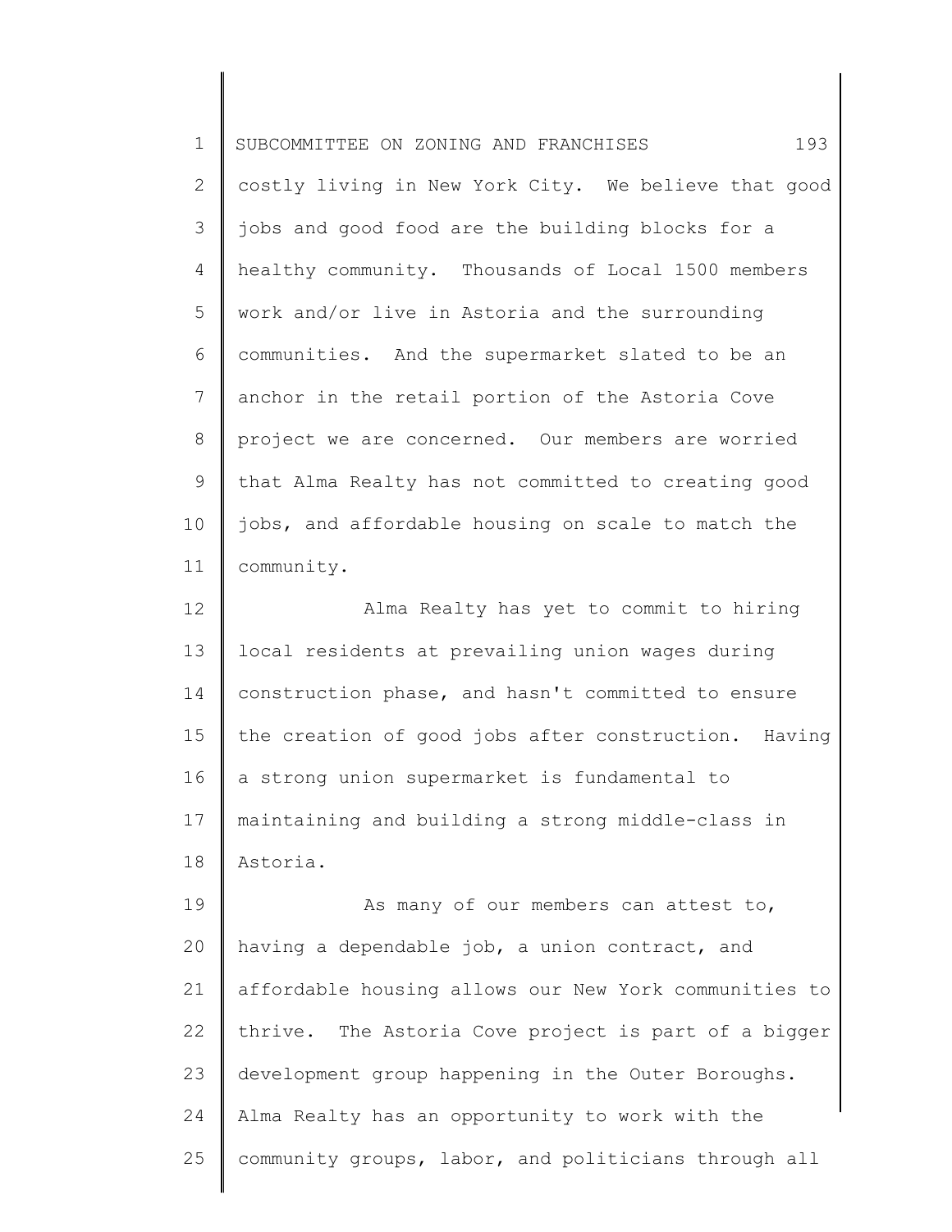costly living in New York City. We believe that good jobs and good food are the building blocks for a healthy community. Thousands of Local 1500 members work and/or live in Astoria and the surrounding communities. And the supermarket slated to be an anchor in the retail portion of the Astoria Cove project we are concerned. Our members are worried that Alma Realty has not committed to creating good jobs, and affordable housing on scale to match the community.

Alma Realty has yet to commit to hiring local residents at prevailing union wages during construction phase, and hasn't committed to ensure the creation of good jobs after construction. Having a strong union supermarket is fundamental to maintaining and building a strong middle-class in Astoria.

As many of our members can attest to, having a dependable job, a union contract, and affordable housing allows our New York communities to thrive. The Astoria Cove project is part of a bigger development group happening in the Outer Boroughs. Alma Realty has an opportunity to work with the community groups, labor, and politicians through all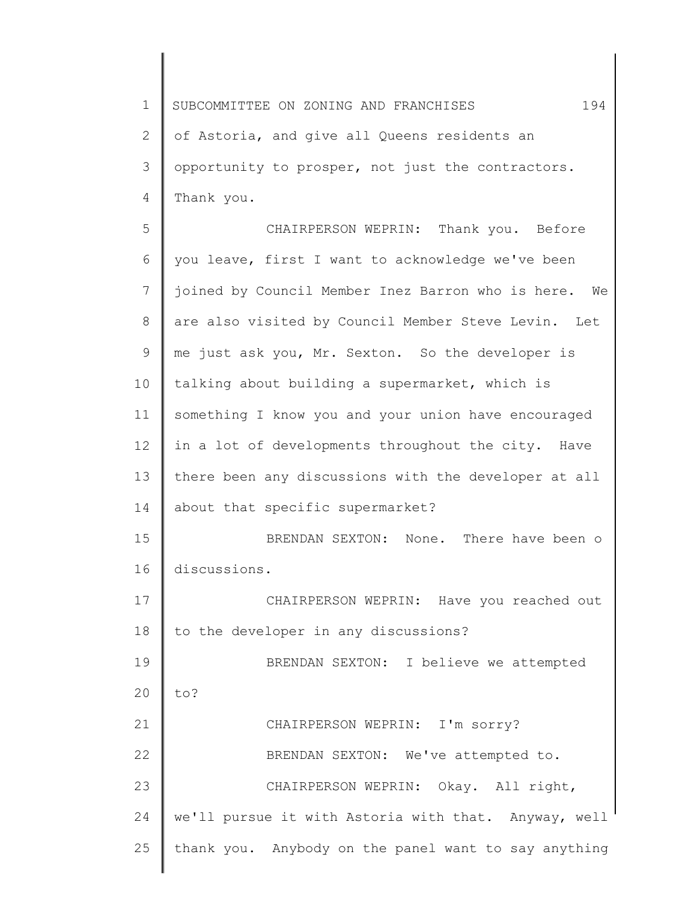of Astoria, and give all Queens residents an opportunity to prosper, not just the contractors. Thank you.

CHAIRPERSON WEPRIN: Thank you. Before you leave, first I want to acknowledge we've been joined by Council Member Inez Barron who is here. We are also visited by Council Member Steve Levin. Let me just ask you, Mr. Sexton. So the developer is talking about building a supermarket, which is something I know you and your union have encouraged in a lot of developments throughout the city. Have there been any discussions with the developer at all about that specific supermarket?

BRENDAN SEXTON: None. There have been o discussions.

CHAIRPERSON WEPRIN: Have you reached out to the developer in any discussions?

BRENDAN SEXTON: I believe we attempted to?

CHAIRPERSON WEPRIN: I'm sorry?

BRENDAN SEXTON: We've attempted to.

CHAIRPERSON WEPRIN: Okay. All right, we'll pursue it with Astoria with that. Anyway, well thank you. Anybody on the panel want to say anything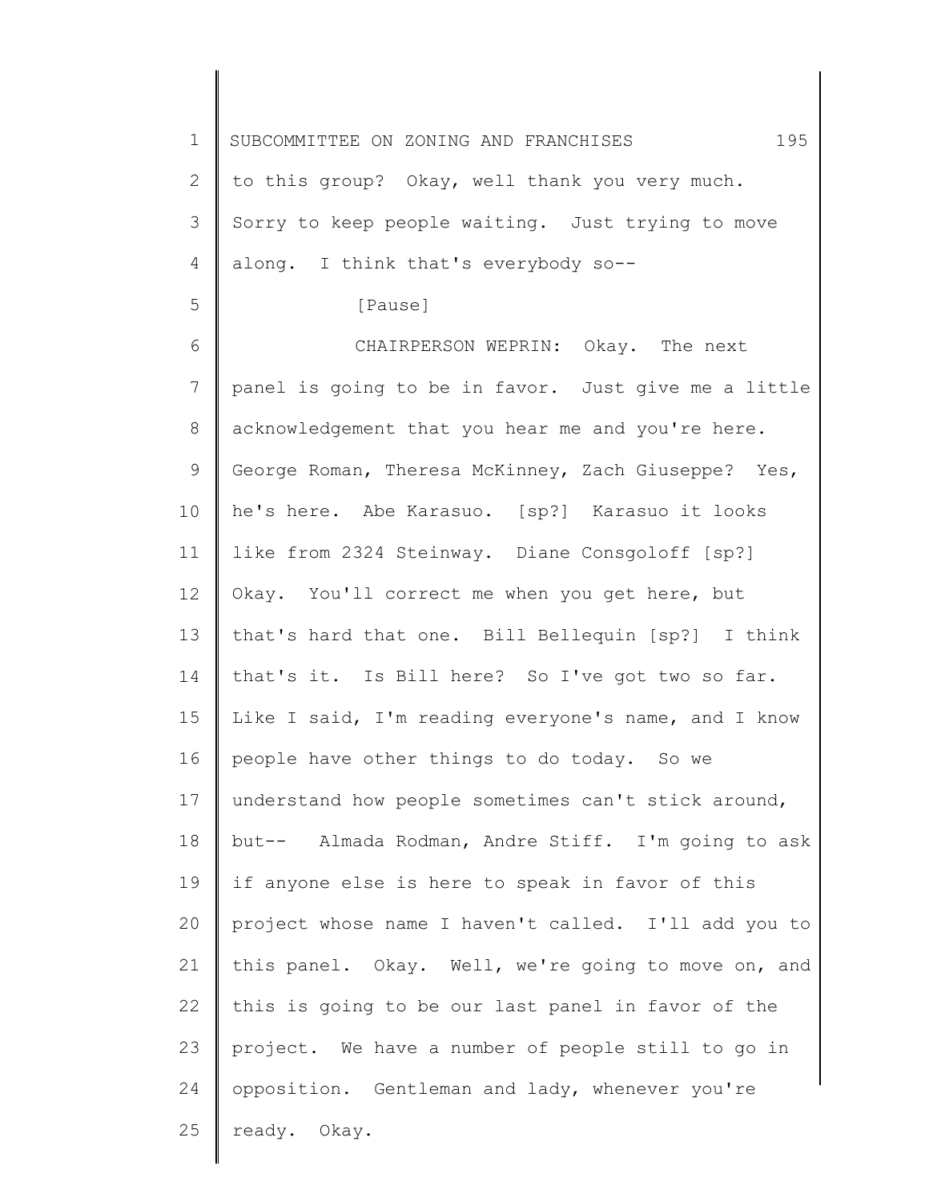to this group? Okay, well thank you very much. Sorry to keep people waiting. Just trying to move along. I think that's everybody so--

[Pause]

CHAIRPERSON WEPRIN: Okay. The next panel is going to be in favor. Just give me a little acknowledgement that you hear me and you're here. George Roman, Theresa McKinney, Zach Giuseppe? Yes, he's here. Abe Karasuo. [sp?] Karasuo it looks like from 2324 Steinway. Diane Consgoloff [sp?] Okay. You'll correct me when you get here, but that's hard that one. Bill Bellequin [sp?] I think that's it. Is Bill here? So I've got two so far. Like I said, I'm reading everyone's name, and I know people have other things to do today. So we understand how people sometimes can't stick around, but-- Almada Rodman, Andre Stiff. I'm going to ask if anyone else is here to speak in favor of this project whose name I haven't called. I'll add you to this panel. Okay. Well, we're going to move on, and this is going to be our last panel in favor of the project. We have a number of people still to go in opposition. Gentleman and lady, whenever you're ready. Okay.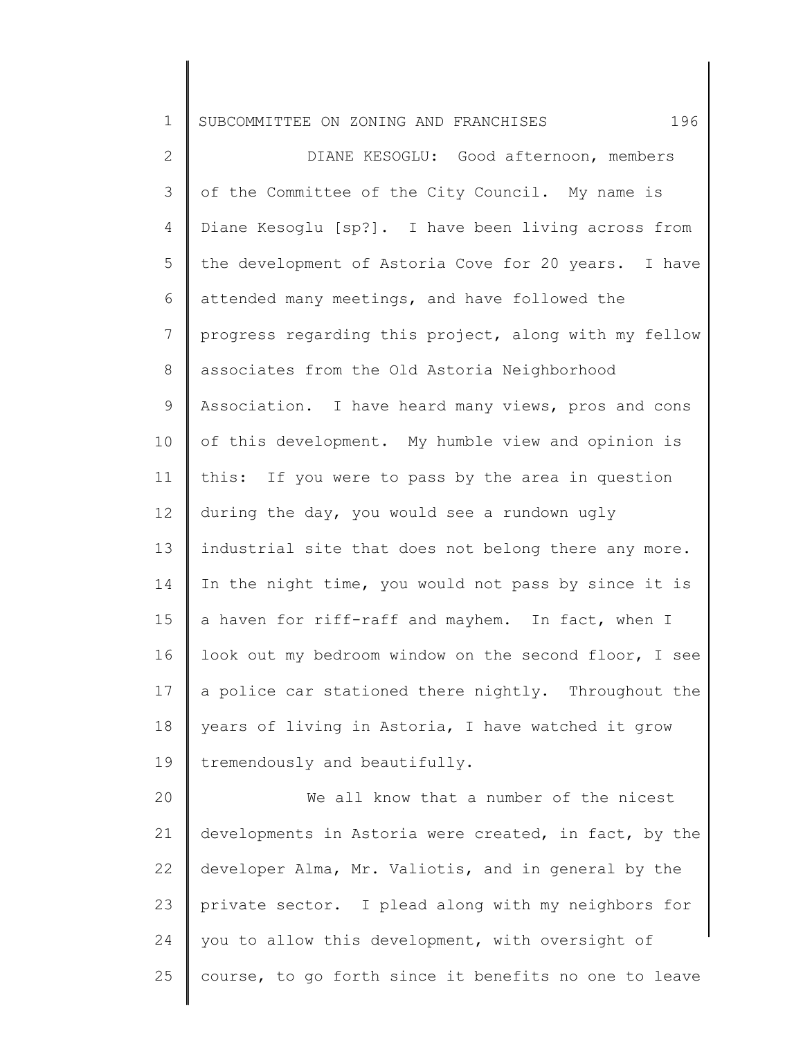DIANE KESOGLU: Good afternoon, members of the Committee of the City Council. My name is Diane Kesoglu [sp?]. I have been living across from the development of Astoria Cove for 20 years. I have attended many meetings, and have followed the progress regarding this project, along with my fellow associates from the Old Astoria Neighborhood Association. I have heard many views, pros and cons of this development. My humble view and opinion is this: If you were to pass by the area in question during the day, you would see a rundown ugly industrial site that does not belong there any more. In the night time, you would not pass by since it is a haven for riff-raff and mayhem. In fact, when I look out my bedroom window on the second floor, I see a police car stationed there nightly. Throughout the years of living in Astoria, I have watched it grow tremendously and beautifully.

We all know that a number of the nicest developments in Astoria were created, in fact, by the developer Alma, Mr. Valiotis, and in general by the private sector. I plead along with my neighbors for you to allow this development, with oversight of course, to go forth since it benefits no one to leave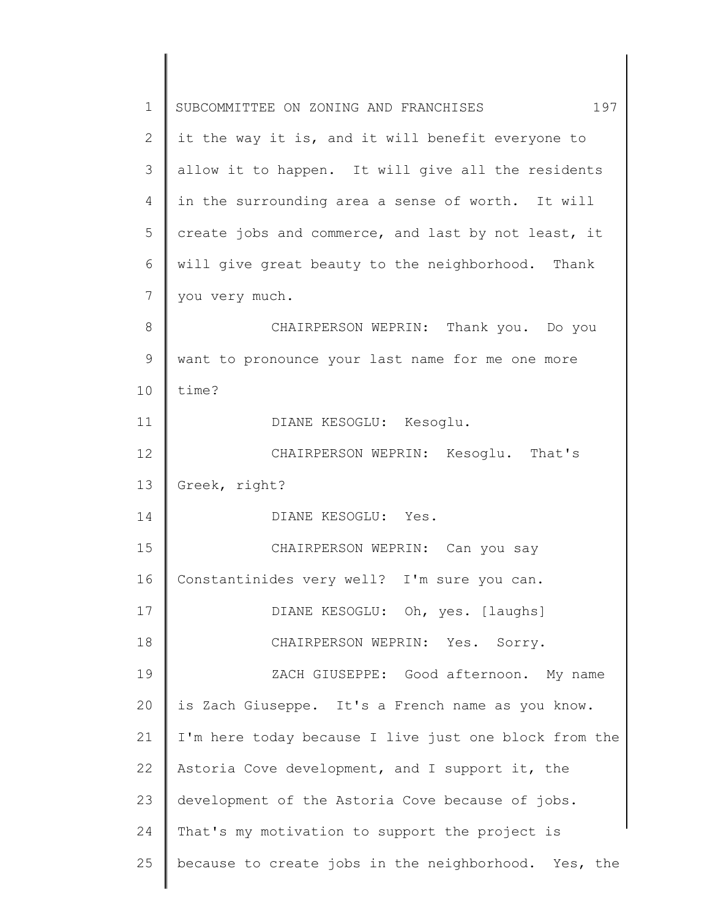it the way it is, and it will benefit everyone to allow it to happen. It will give all the residents in the surrounding area a sense of worth. It will create jobs and commerce, and last by not least, it will give great beauty to the neighborhood. Thank you very much.

CHAIRPERSON WEPRIN: Thank you. Do you want to pronounce your last name for me one more time?

DIANE KESOGLU: Kesoglu.

CHAIRPERSON WEPRIN: Kesoglu. That's Greek, right?

DIANE KESOGLU: Yes.

CHAIRPERSON WEPRIN: Can you say Constantinides very well? I'm sure you can.

DIANE KESOGLU: Oh, yes. [laughs]

CHAIRPERSON WEPRIN: Yes. Sorry.

ZACH GIUSEPPE: Good afternoon. My name is Zach Giuseppe. It's a French name as you know. I'm here today because I live just one block from the Astoria Cove development, and I support it, the development of the Astoria Cove because of jobs. That's my motivation to support the project is because to create jobs in the neighborhood. Yes, the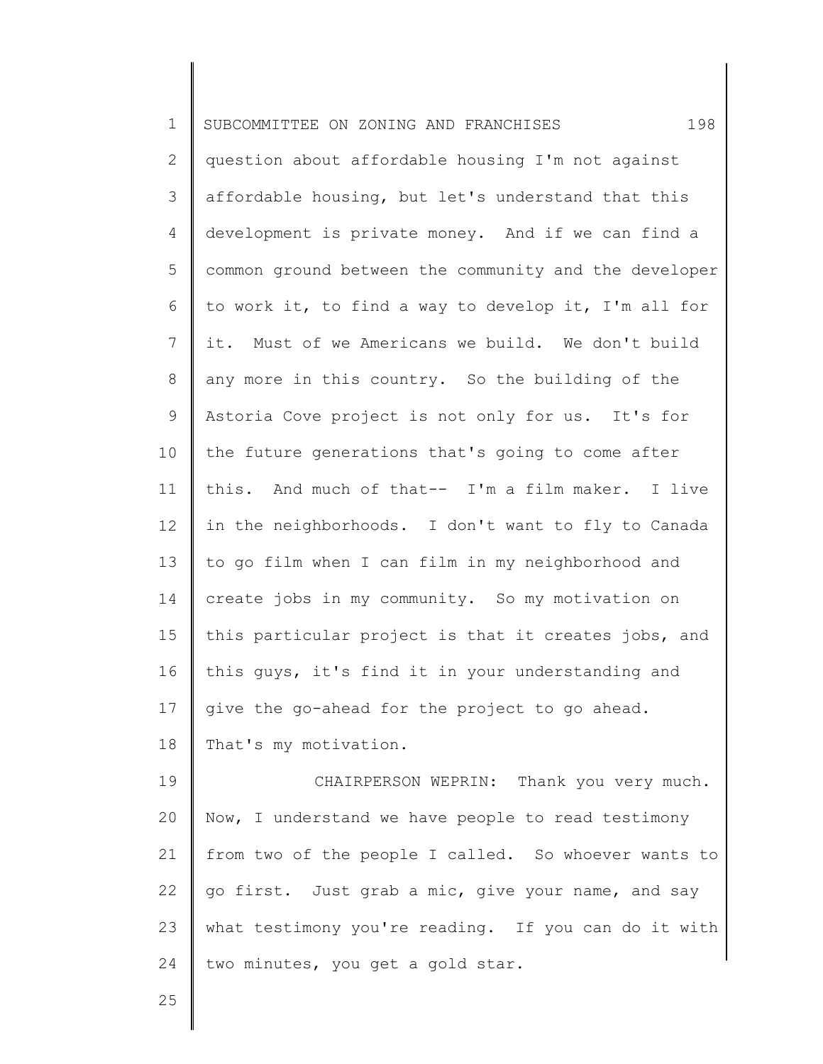question about affordable housing I'm not against affordable housing, but let's understand that this development is private money. And if we can find a common ground between the community and the developer to work it, to find a way to develop it, I'm all for it. Must of we Americans we build. We don't build any more in this country. So the building of the Astoria Cove project is not only for us. It's for the future generations that's going to come after this. And much of that-- I'm a film maker. I live in the neighborhoods. I don't want to fly to Canada to go film when I can film in my neighborhood and create jobs in my community. So my motivation on this particular project is that it creates jobs, and this guys, it's find it in your understanding and give the go-ahead for the project to go ahead. That's my motivation.

CHAIRPERSON WEPRIN: Thank you very much. Now, I understand we have people to read testimony from two of the people I called. So whoever wants to go first. Just grab a mic, give your name, and say what testimony you're reading. If you can do it with two minutes, you get a gold star.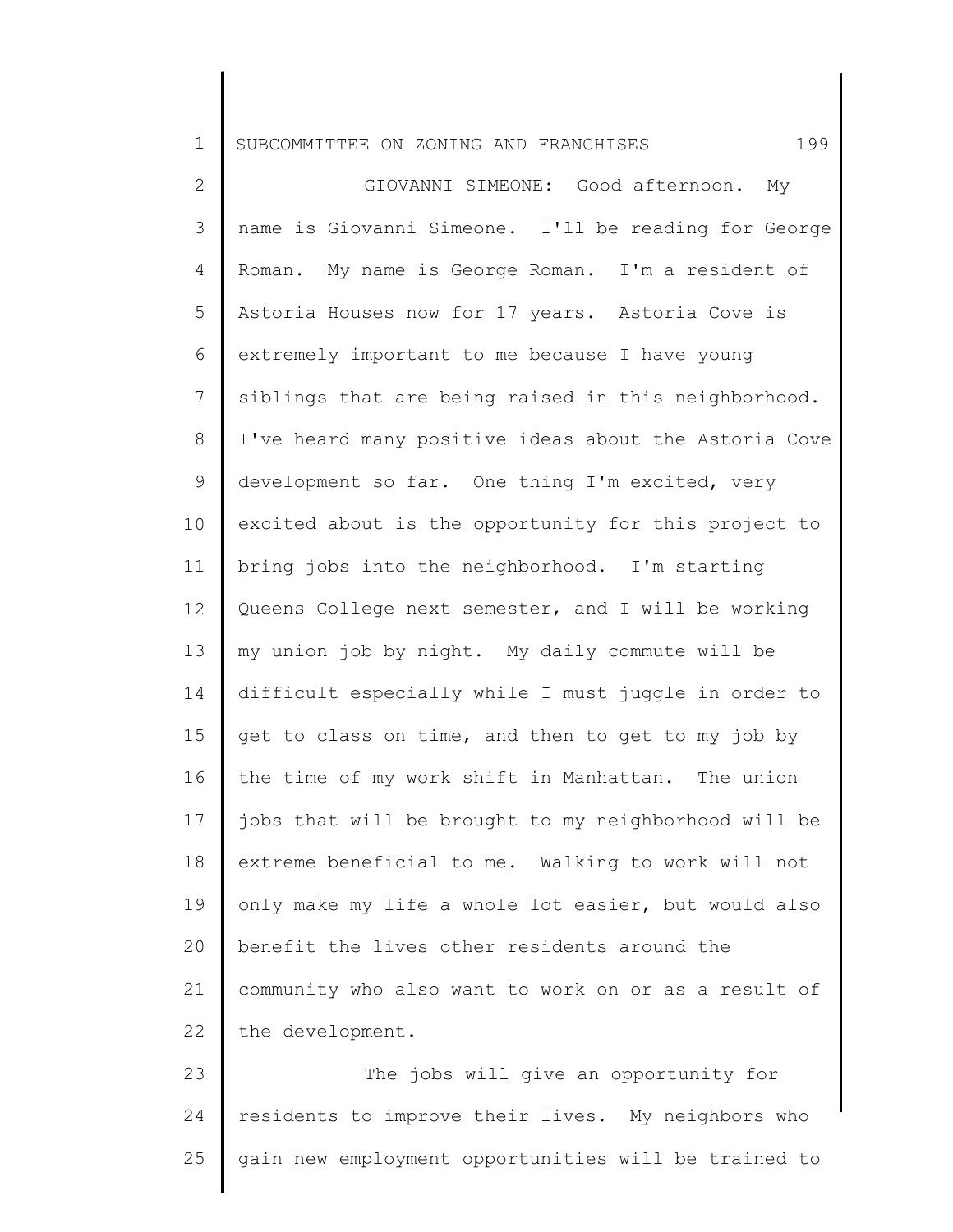GIOVANNI SIMEONE: Good afternoon. My name is Giovanni Simeone. I'll be reading for George Roman. My name is George Roman. I'm a resident of Astoria Houses now for 17 years. Astoria Cove is extremely important to me because I have young siblings that are being raised in this neighborhood. I've heard many positive ideas about the Astoria Cove development so far. One thing I'm excited, very excited about is the opportunity for this project to bring jobs into the neighborhood. I'm starting Queens College next semester, and I will be working my union job by night. My daily commute will be difficult especially while I must juggle in order to get to class on time, and then to get to my job by the time of my work shift in Manhattan. The union jobs that will be brought to my neighborhood will be extreme beneficial to me. Walking to work will not only make my life a whole lot easier, but would also benefit the lives other residents around the community who also want to work on or as a result of the development.

The jobs will give an opportunity for residents to improve their lives. My neighbors who gain new employment opportunities will be trained to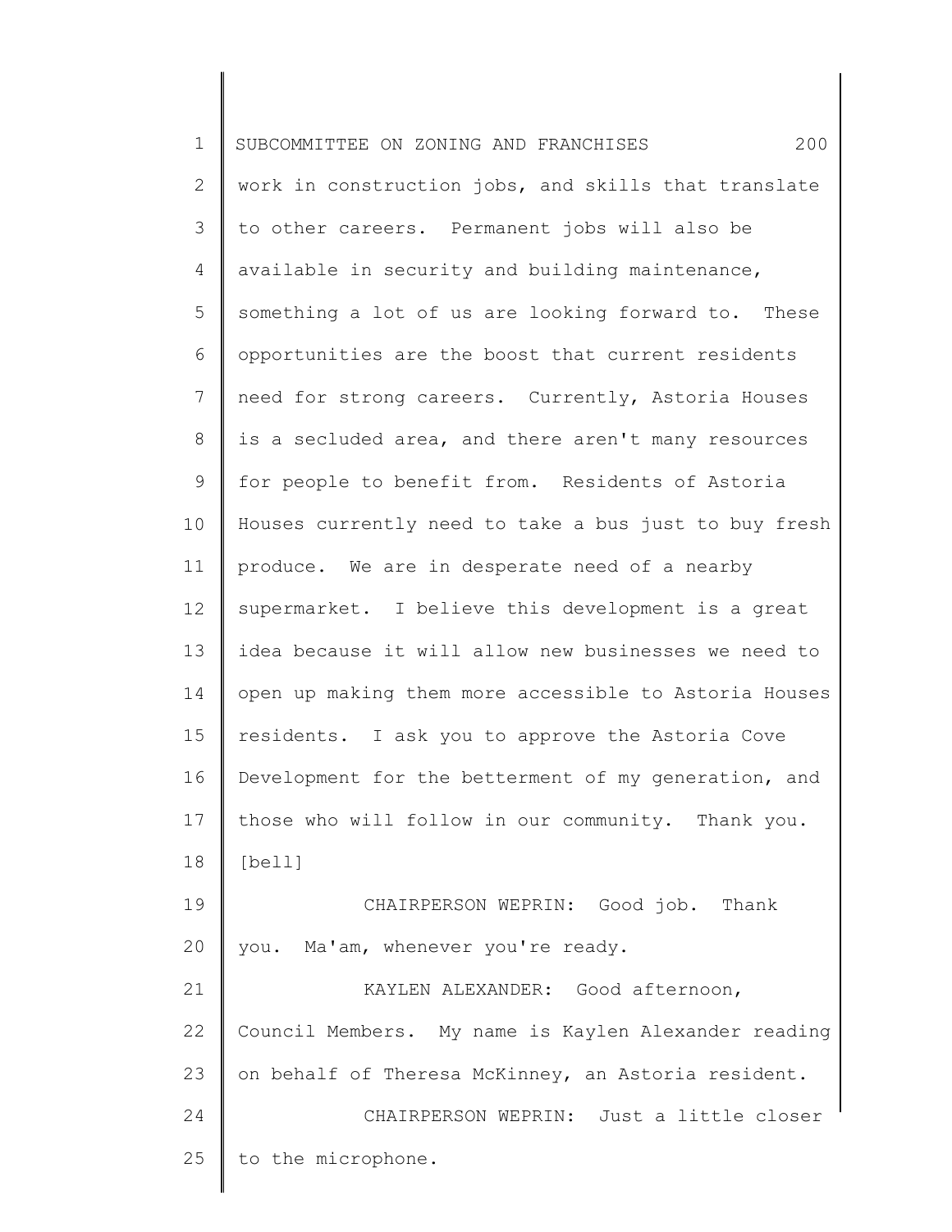work in construction jobs, and skills that translate to other careers. Permanent jobs will also be available in security and building maintenance, something a lot of us are looking forward to. These opportunities are the boost that current residents need for strong careers. Currently, Astoria Houses is a secluded area, and there aren't many resources for people to benefit from. Residents of Astoria Houses currently need to take a bus just to buy fresh produce. We are in desperate need of a nearby supermarket. I believe this development is a great idea because it will allow new businesses we need to open up making them more accessible to Astoria Houses residents. I ask you to approve the Astoria Cove Development for the betterment of my generation, and those who will follow in our community. Thank you. [bell]

CHAIRPERSON WEPRIN: Good job. Thank you. Ma'am, whenever you're ready.

KAYLEN ALEXANDER: Good afternoon, Council Members. My name is Kaylen Alexander reading on behalf of Theresa McKinney, an Astoria resident.

CHAIRPERSON WEPRIN: Just a little closer to the microphone.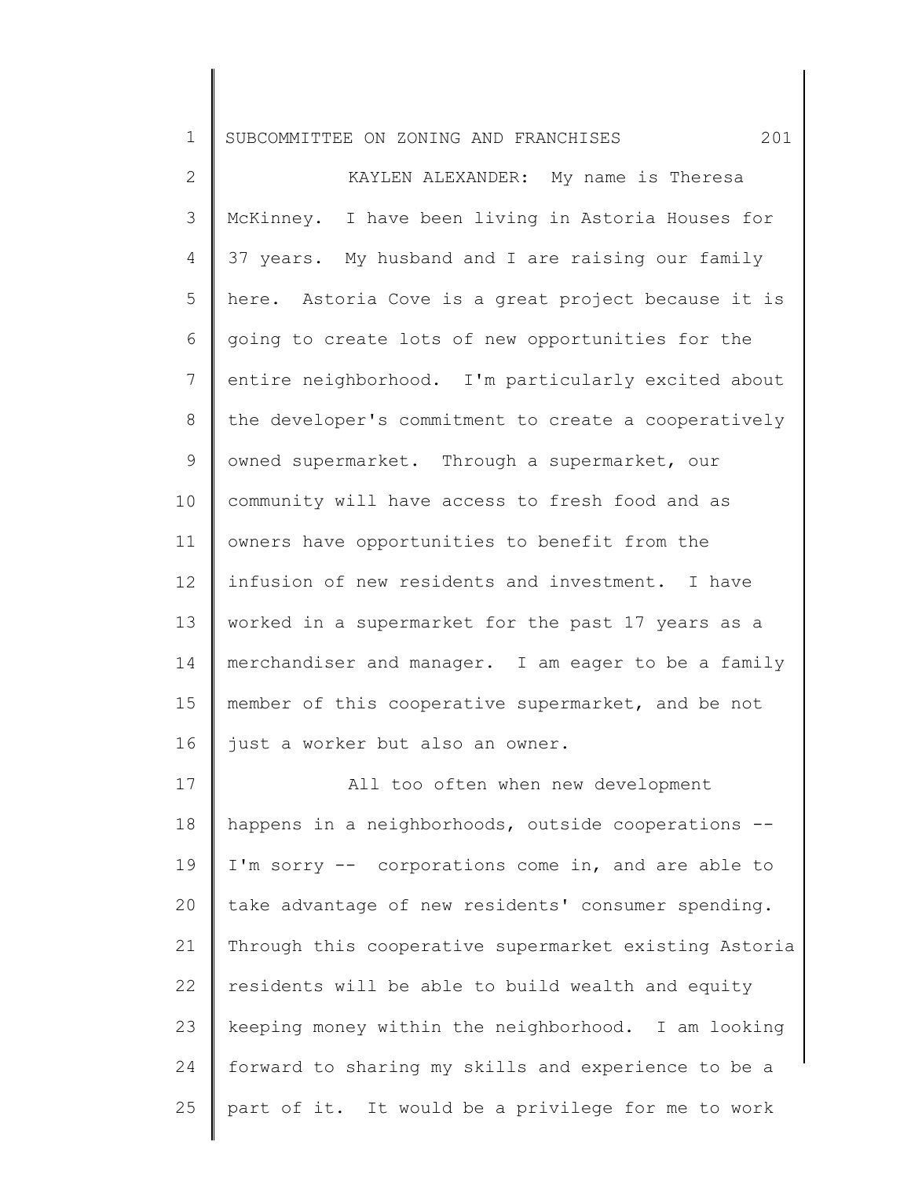KAYLEN ALEXANDER: My name is Theresa McKinney. I have been living in Astoria Houses for 37 years. My husband and I are raising our family here. Astoria Cove is a great project because it is going to create lots of new opportunities for the entire neighborhood. I'm particularly excited about the developer's commitment to create a cooperatively owned supermarket. Through a supermarket, our community will have access to fresh food and as owners have opportunities to benefit from the infusion of new residents and investment. I have worked in a supermarket for the past 17 years as a merchandiser and manager. I am eager to be a family member of this cooperative supermarket, and be not just a worker but also an owner.

All too often when new development happens in a neighborhoods, outside cooperations -- I'm sorry -- corporations come in, and are able to take advantage of new residents' consumer spending. Through this cooperative supermarket existing Astoria residents will be able to build wealth and equity keeping money within the neighborhood. I am looking forward to sharing my skills and experience to be a part of it. It would be a privilege for me to work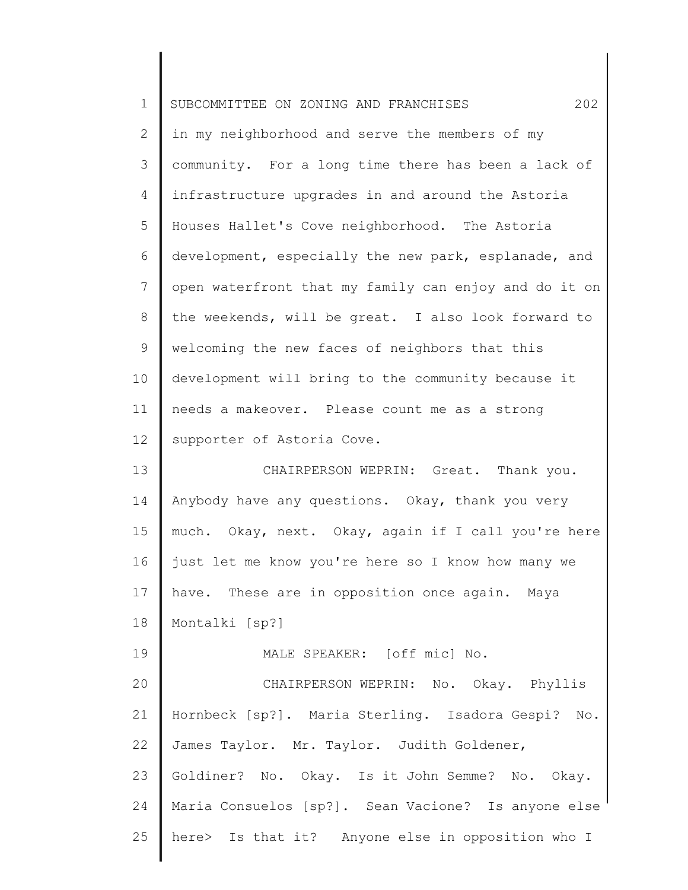in my neighborhood and serve the members of my community. For a long time there has been a lack of infrastructure upgrades in and around the Astoria Houses Hallet's Cove neighborhood. The Astoria development, especially the new park, esplanade, and open waterfront that my family can enjoy and do it on the weekends, will be great. I also look forward to welcoming the new faces of neighbors that this development will bring to the community because it needs a makeover. Please count me as a strong supporter of Astoria Cove.

CHAIRPERSON WEPRIN: Great. Thank you. Anybody have any questions. Okay, thank you very much. Okay, next. Okay, again if I call you're here just let me know you're here so I know how many we have. These are in opposition once again. Maya Montalki [sp?]

MALE SPEAKER: [off mic] No.

CHAIRPERSON WEPRIN: No. Okay. Phyllis Hornbeck [sp?]. Maria Sterling. Isadora Gespi? No. James Taylor. Mr. Taylor. Judith Goldener, Goldiner? No. Okay. Is it John Semme? No. Okay. Maria Consuelos [sp?]. Sean Vacione? Is anyone else here> Is that it? Anyone else in opposition who I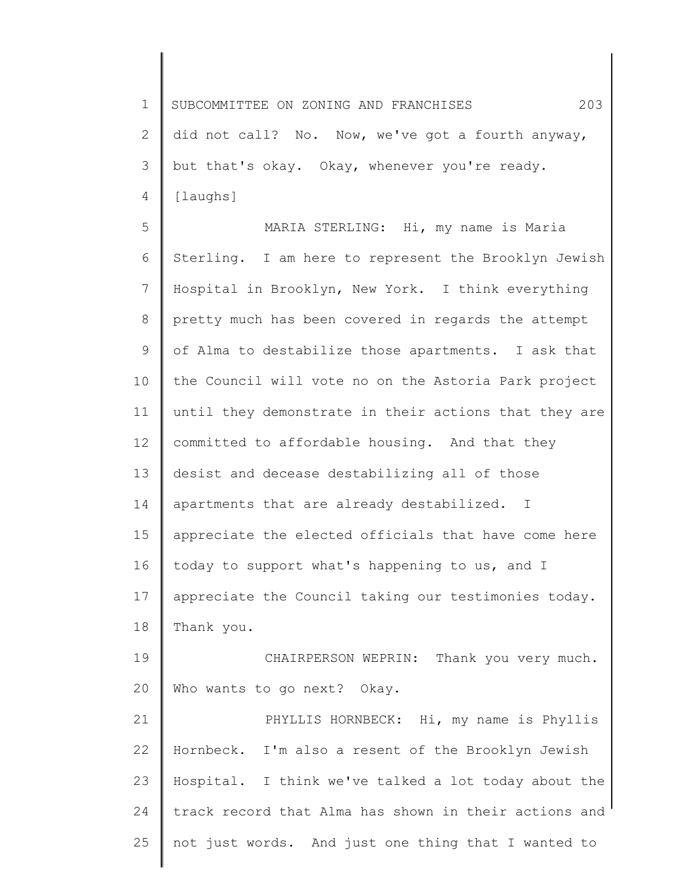did not call? No. Now, we've got a fourth anyway, but that's okay. Okay, whenever you're ready. [laughs]

MARIA STERLING: Hi, my name is Maria Sterling. I am here to represent the Brooklyn Jewish Hospital in Brooklyn, New York. I think everything pretty much has been covered in regards the attempt of Alma to destabilize those apartments. I ask that the Council will vote no on the Astoria Park project until they demonstrate in their actions that they are committed to affordable housing. And that they desist and decease destabilizing all of those apartments that are already destabilized. I appreciate the elected officials that have come here today to support what's happening to us, and I appreciate the Council taking our testimonies today. Thank you.

CHAIRPERSON WEPRIN: Thank you very much. Who wants to go next? Okay.

PHYLLIS HORNBECK: Hi, my name is Phyllis Hornbeck. I'm also a resent of the Brooklyn Jewish Hospital. I think we've talked a lot today about the track record that Alma has shown in their actions and not just words. And just one thing that I wanted to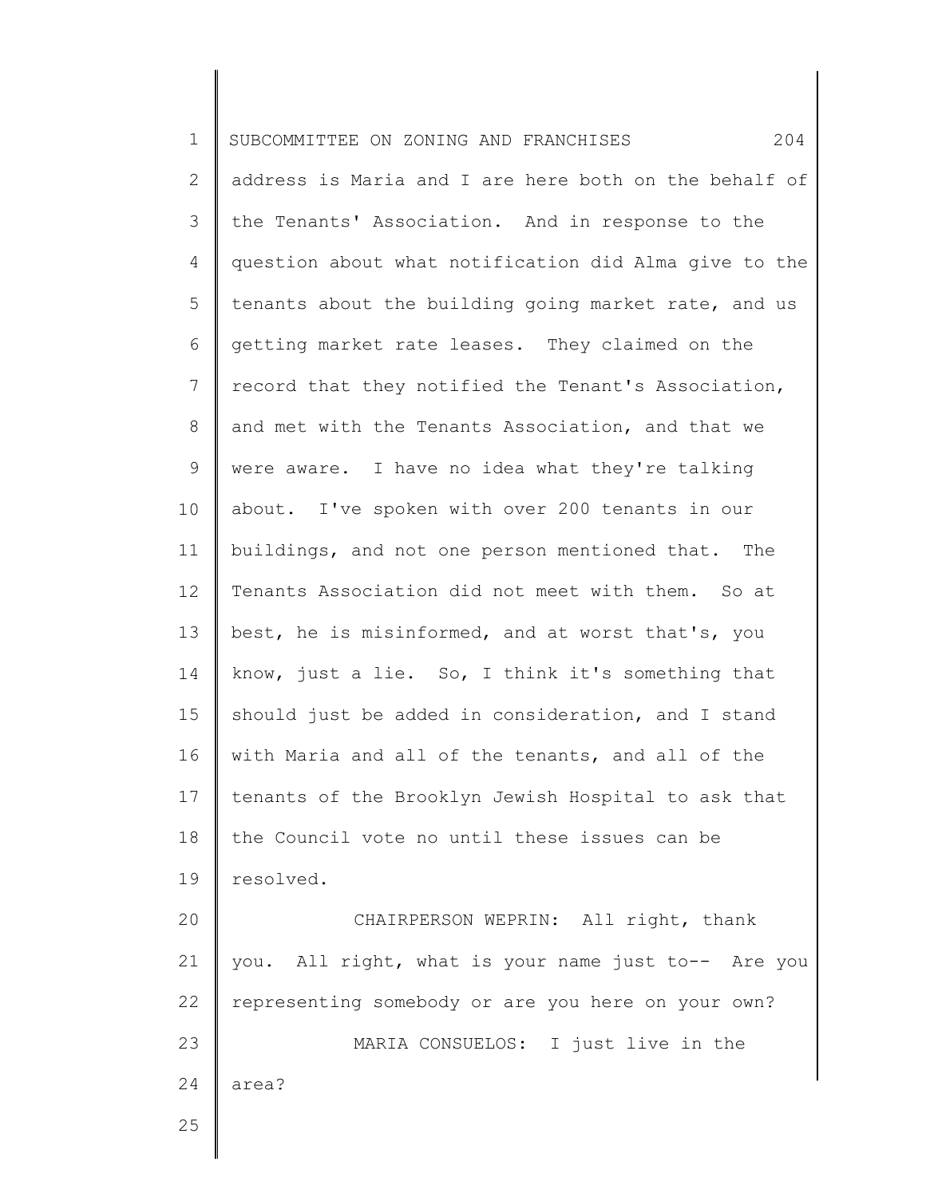address is Maria and I are here both on the behalf of the Tenants' Association. And in response to the question about what notification did Alma give to the tenants about the building going market rate, and us getting market rate leases. They claimed on the record that they notified the Tenant's Association, and met with the Tenants Association, and that we were aware. I have no idea what they're talking about. I've spoken with over 200 tenants in our buildings, and not one person mentioned that. The Tenants Association did not meet with them. So at best, he is misinformed, and at worst that's, you know, just a lie. So, I think it's something that should just be added in consideration, and I stand with Maria and all of the tenants, and all of the tenants of the Brooklyn Jewish Hospital to ask that the Council vote no until these issues can be resolved.

CHAIRPERSON WEPRIN: All right, thank you. All right, what is your name just to-- Are you representing somebody or are you here on your own?

MARIA CONSUELOS: I just live in the area?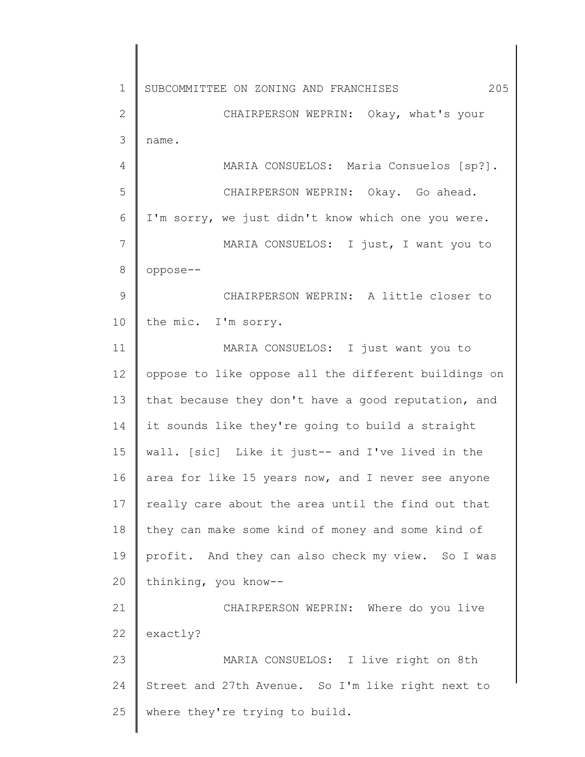CHAIRPERSON WEPRIN: Okay, what's your name.

MARIA CONSUELOS: Maria Consuelos [sp?].

CHAIRPERSON WEPRIN: Okay. Go ahead. I'm sorry, we just didn't know which one you were.

MARIA CONSUELOS: I just, I want you to oppose--

CHAIRPERSON WEPRIN: A little closer to the mic. I'm sorry.

MARIA CONSUELOS: I just want you to oppose to like oppose all the different buildings on that because they don't have a good reputation, and it sounds like they're going to build a straight wall. [sic] Like it just-- and I've lived in the area for like 15 years now, and I never see anyone really care about the area until the find out that they can make some kind of money and some kind of profit. And they can also check my view. So I was thinking, you know--

CHAIRPERSON WEPRIN: Where do you live exactly?

MARIA CONSUELOS: I live right on 8th Street and 27th Avenue. So I'm like right next to where they're trying to build.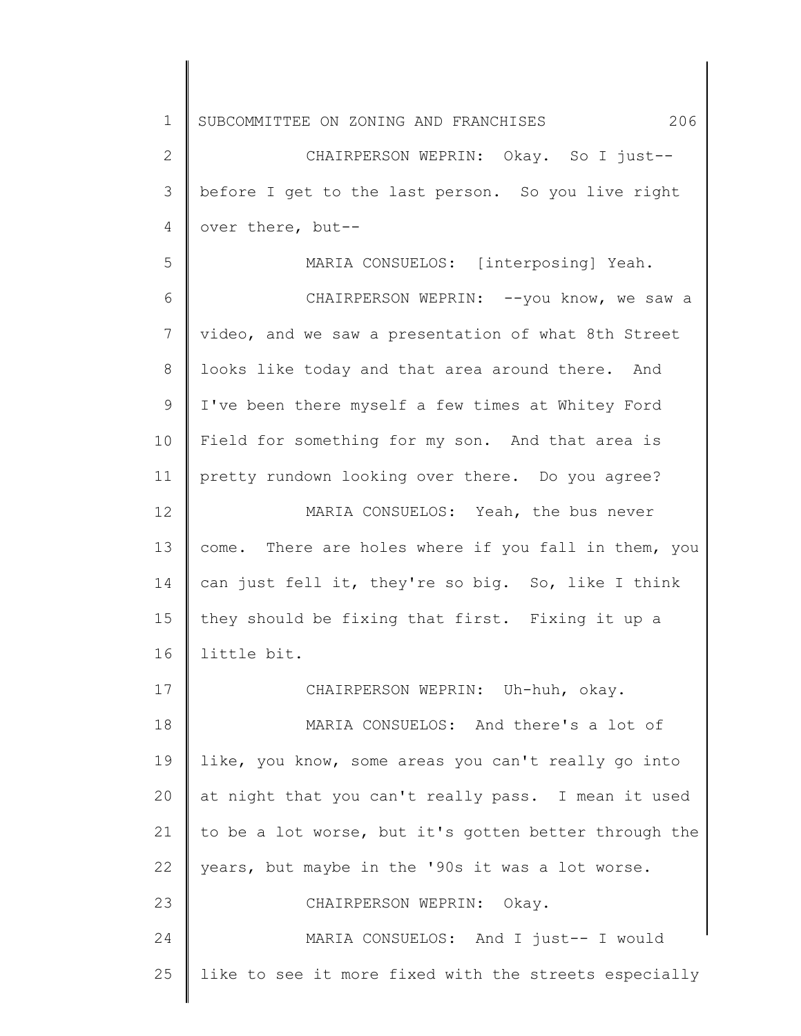CHAIRPERSON WEPRIN: Okay. So I just-- before I get to the last person. So you live right over there, but--

MARIA CONSUELOS: [interposing] Yeah.

CHAIRPERSON WEPRIN: --you know, we saw a video, and we saw a presentation of what 8th Street looks like today and that area around there. And I've been there myself a few times at Whitey Ford Field for something for my son. And that area is pretty rundown looking over there. Do you agree?

MARIA CONSUELOS: Yeah, the bus never come. There are holes where if you fall in them, you can just fell it, they're so big. So, like I think they should be fixing that first. Fixing it up a little bit.

CHAIRPERSON WEPRIN: Uh-huh, okay.

MARIA CONSUELOS: And there's a lot of like, you know, some areas you can't really go into at night that you can't really pass. I mean it used to be a lot worse, but it's gotten better through the years, but maybe in the '90s it was a lot worse.

CHAIRPERSON WEPRIN: Okay.

MARIA CONSUELOS: And I just-- I would like to see it more fixed with the streets especially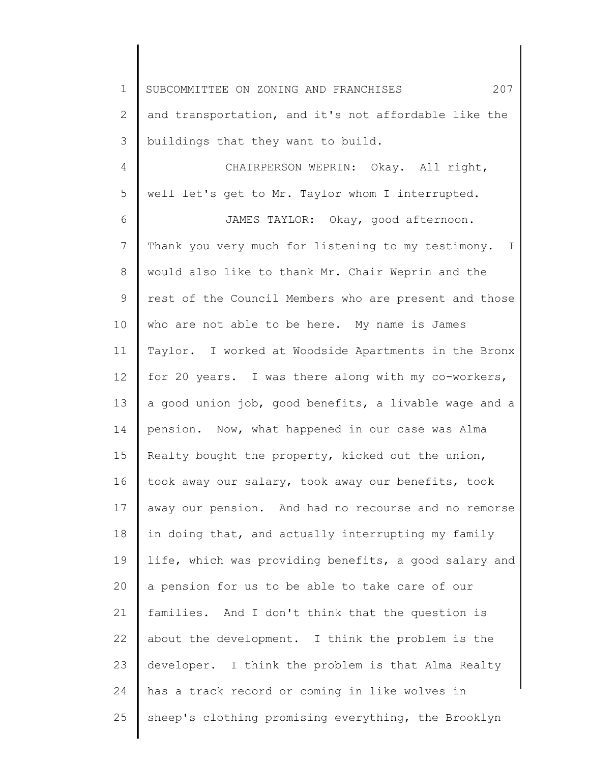and transportation, and it's not affordable like the buildings that they want to build.

CHAIRPERSON WEPRIN: Okay. All right, well let's get to Mr. Taylor whom I interrupted.

JAMES TAYLOR: Okay, good afternoon. Thank you very much for listening to my testimony. I would also like to thank Mr. Chair Weprin and the rest of the Council Members who are present and those who are not able to be here. My name is James Taylor. I worked at Woodside Apartments in the Bronx for 20 years. I was there along with my co-workers, a good union job, good benefits, a livable wage and a pension. Now, what happened in our case was Alma Realty bought the property, kicked out the union, took away our salary, took away our benefits, took away our pension. And had no recourse and no remorse in doing that, and actually interrupting my family life, which was providing benefits, a good salary and a pension for us to be able to take care of our families. And I don't think that the question is about the development. I think the problem is the developer. I think the problem is that Alma Realty has a track record or coming in like wolves in sheep's clothing promising everything, the Brooklyn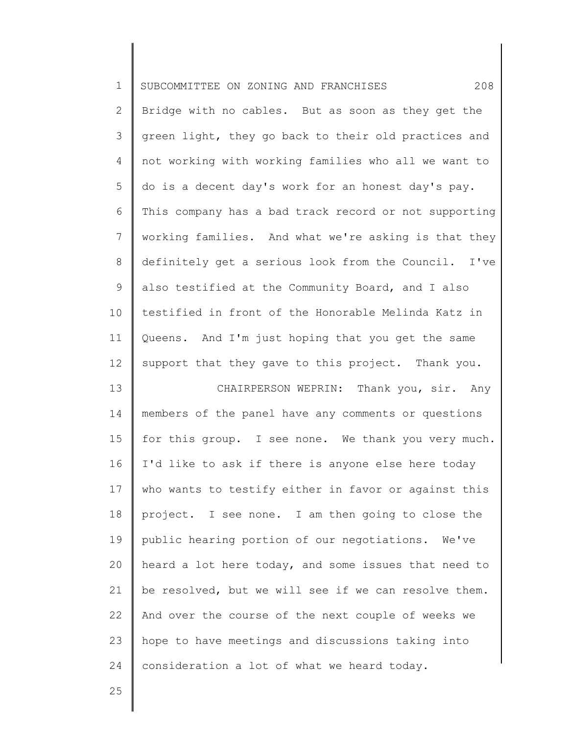Bridge with no cables. But as soon as they get the green light, they go back to their old practices and not working with working families who all we want to do is a decent day's work for an honest day's pay. This company has a bad track record or not supporting working families. And what we're asking is that they definitely get a serious look from the Council. I've also testified at the Community Board, and I also testified in front of the Honorable Melinda Katz in Queens. And I'm just hoping that you get the same support that they gave to this project. Thank you.

CHAIRPERSON WEPRIN: Thank you, sir. Any members of the panel have any comments or questions for this group. I see none. We thank you very much. I'd like to ask if there is anyone else here today who wants to testify either in favor or against this project. I see none. I am then going to close the public hearing portion of our negotiations. We've heard a lot here today, and some issues that need to be resolved, but we will see if we can resolve them. And over the course of the next couple of weeks we hope to have meetings and discussions taking into consideration a lot of what we heard today.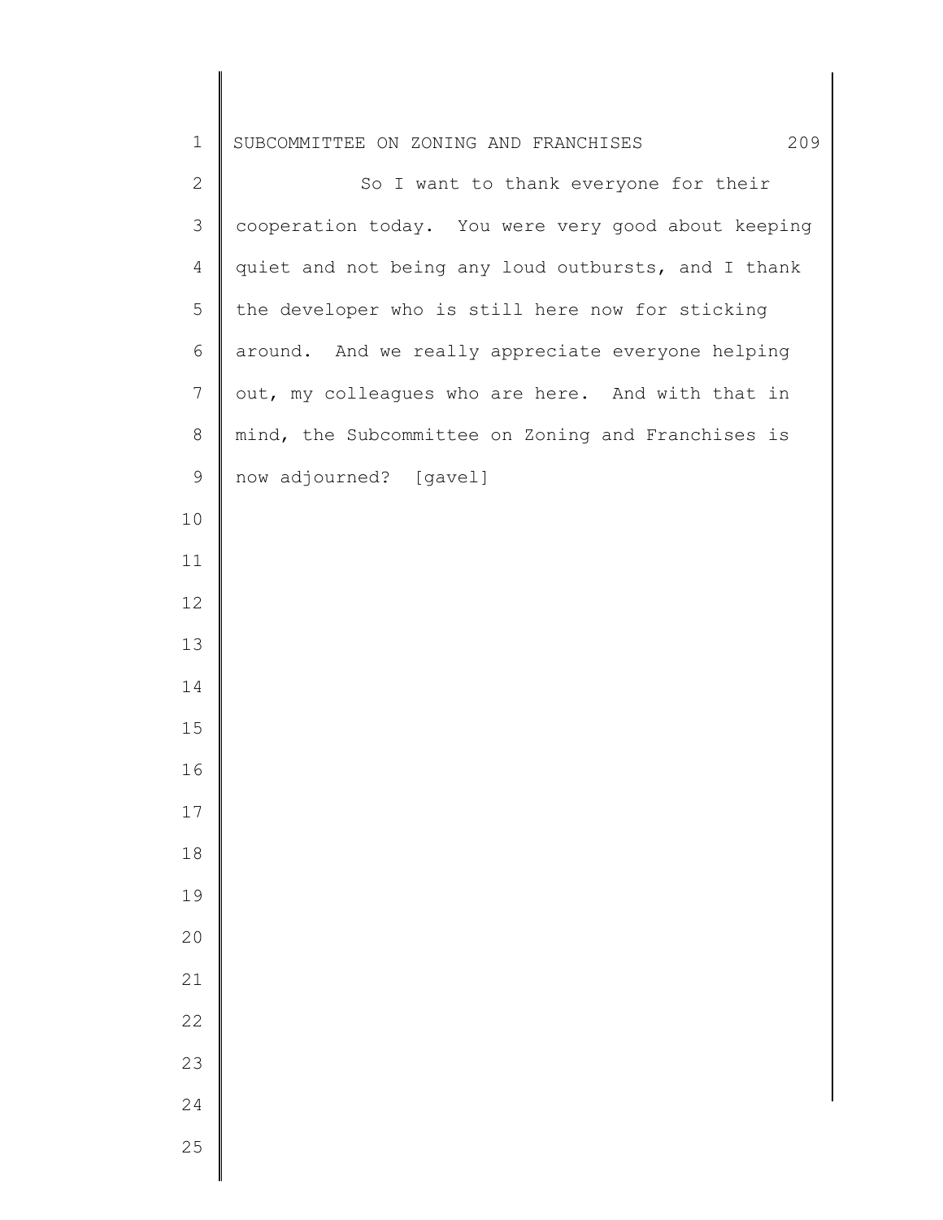So I want to thank everyone for their cooperation today. You were very good about keeping quiet and not being any loud outbursts, and I thank the developer who is still here now for sticking around. And we really appreciate everyone helping out, my colleagues who are here. And with that in mind, the Subcommittee on Zoning and Franchises is now adjourned? [gavel]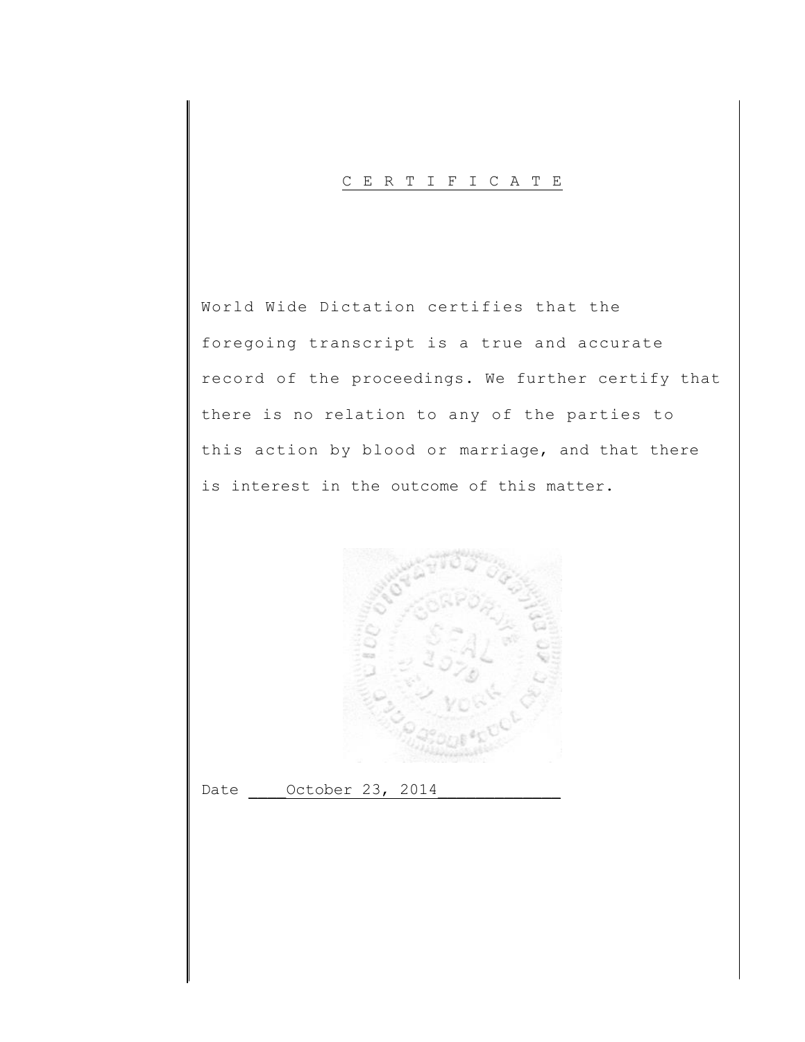# C E R T I F I C A T E

World Wide Dictation certifies that the foregoing transcript is a true and accurate record of the proceedings. We further certify that there is no relation to any of the parties to this action by blood or marriage, and that there is interest in the outcome of this matter.

Date ____October 23, 2014____________